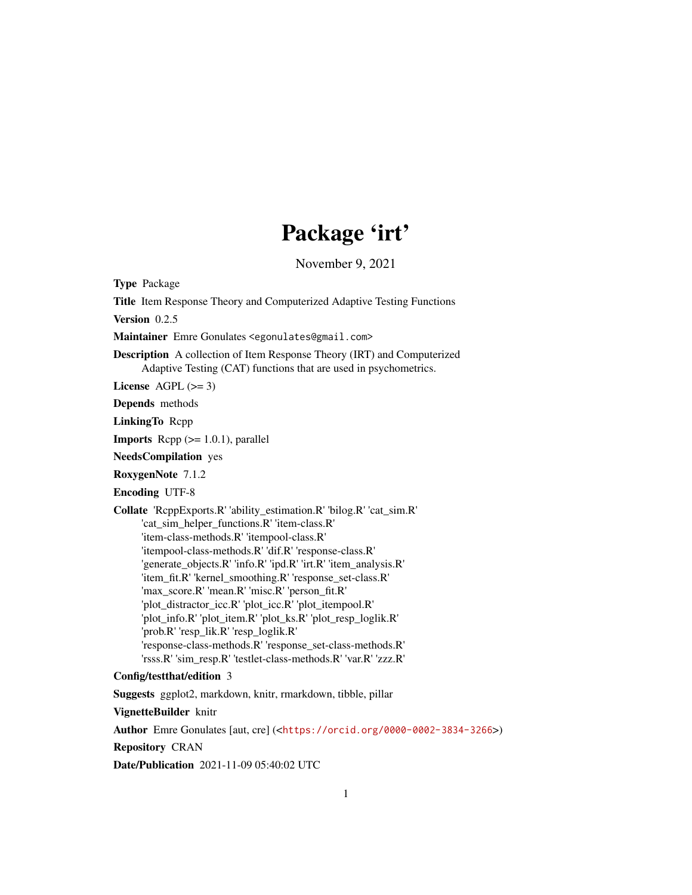# Package 'irt'

November 9, 2021

**Type** Package

**Title** Item Response Theory and Computerized Adaptive Testing Functions

**Version** 0.2.5

**Maintainer** Emre Gonulates <egonulates@gmail.com>

**Description** A collection of Item Response Theory (IRT) and Computerized Adaptive Testing (CAT) functions that are used in psychometrics.

**License** AGPL (>= 3)

**Depends** methods

**LinkingTo** Rcpp

**Imports** Rcpp (>= 1.0.1), parallel

**NeedsCompilation** yes

**RoxygenNote** 7.1.2

**Encoding** UTF-8

**Collate** 'RcppExports.R' 'ability_estimation.R' 'bilog.R' 'cat_sim.R' 'cat_sim_helper_functions.R' 'item-class.R' 'item-class-methods.R' 'itempool-class.R' 'itempool-class-methods.R' 'dif.R' 'response-class.R' 'generate_objects.R' 'info.R' 'ipd.R' 'irt.R' 'item_analysis.R' 'item_fit.R' 'kernel_smoothing.R' 'response_set-class.R' 'max_score.R' 'mean.R' 'misc.R' 'person_fit.R' 'plot_distractor_icc.R' 'plot_icc.R' 'plot_itempool.R' 'plot_info.R' 'plot_item.R' 'plot_ks.R' 'plot_resp_loglik.R' 'prob.R' 'resp_lik.R' 'resp_loglik.R' 'response-class-methods.R' 'response_set-class-methods.R' 'rsss.R' 'sim_resp.R' 'testlet-class-methods.R' 'var.R' 'zzz.R'

**Config/testthat/edition** 3

**Suggests** ggplot2, markdown, knitr, rmarkdown, tibble, pillar

**VignetteBuilder** knitr

**Author** Emre Gonulates [aut, cre] (<https://orcid.org/0000-0002-3834-3266>)

**Repository** CRAN

**Date/Publication** 2021-11-09 05:40:02 UTC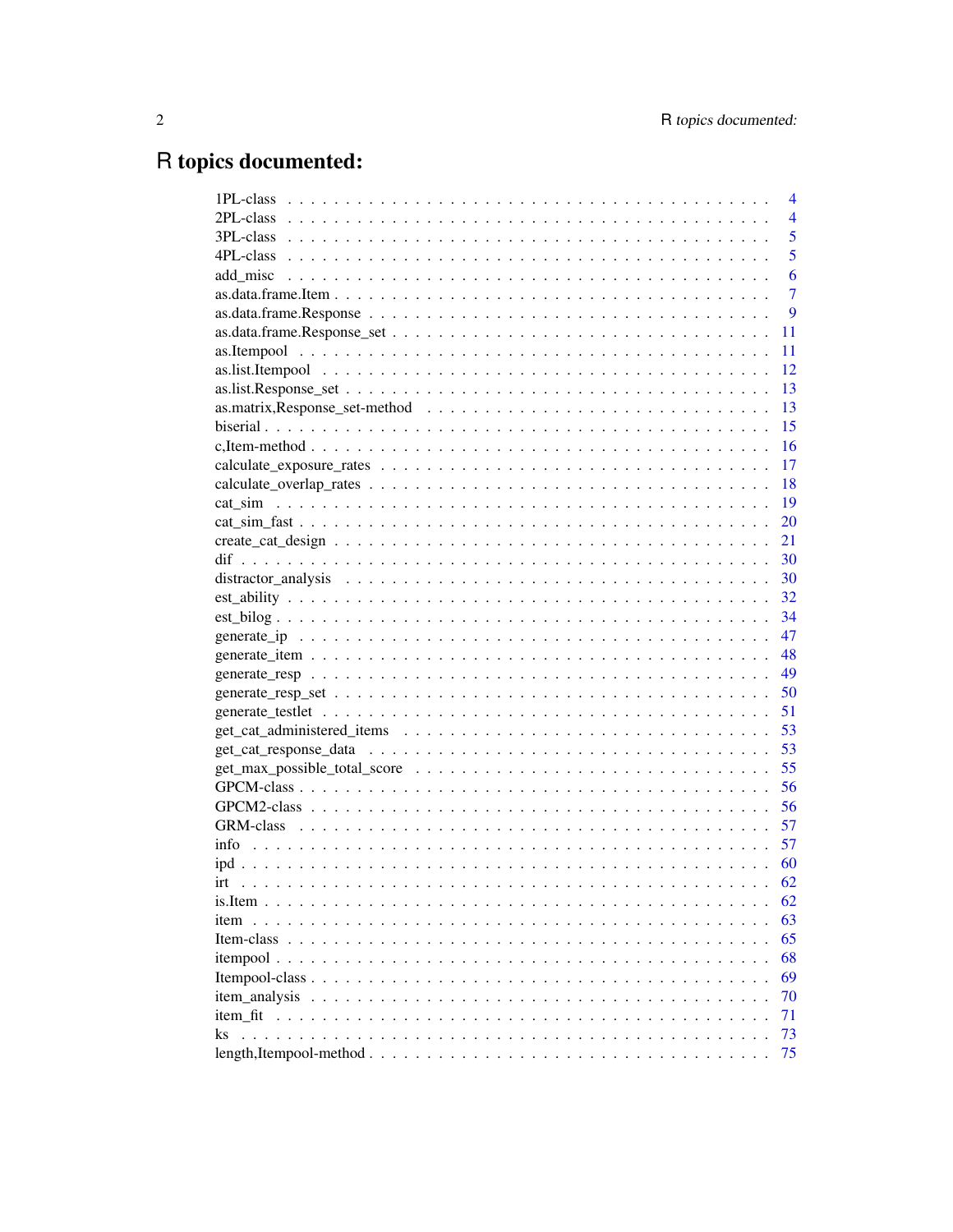# R topics documented:

| | |
|---|---|
| 1PL-class | 4 |
| 2PL-class | 4 |
| 3PL-class | 5 |
| 4PL-class | 5 |
| add_misc | 6 |
| as.data.frame.Item | 7 |
| as.data.frame.Response | 9 |
| as.data.frame.Response_set | 11 |
| as.Itempool | 11 |
| as.list.Itempool | 12 |
| as.list.Response_set | 13 |
| as.matrix,Response_set-method | 13 |
| biserial | 15 |
| c,Item-method | 16 |
| calculate_exposure_rates | 17 |
| calculate_overlap_rates | 18 |
| cat_sim | 19 |
| cat_sim_fast | 20 |
| create_cat_design | 21 |
| dif | 30 |
| distractor_analysis | 30 |
| est_ability | 32 |
| est_bilog | 34 |
| generate_ip | 47 |
| generate_item | 48 |
| generate_resp | 49 |
| generate_resp_set | 50 |
| generate_testlet | 51 |
| get_cat_administered_items | 53 |
| get_cat_response_data | 53 |
| get_max_possible_total_score | 55 |
| GPCM-class | 56 |
| GPCM2-class | 56 |
| GRM-class | 57 |
| info | 57 |
| ipd | 60 |
| irt | 62 |
| is.Item | 62 |
| item | 63 |
| Item-class | 65 |
| itempool | 68 |
| Itempool-class | 69 |
| item_analysis | 70 |
| item_fit | 71 |
| ks | 73 |
| length,Itempool-method | 75 |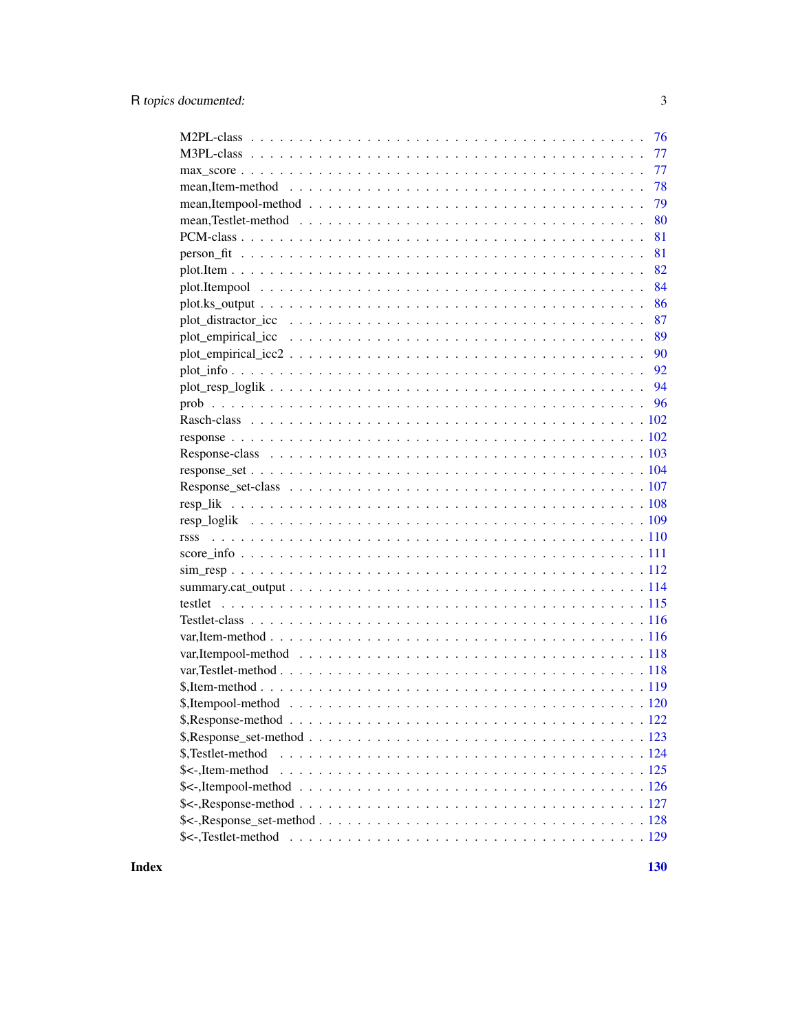| | |
|---|---|
| M2PL-class | 76 |
| M3PL-class | 77 |
| max_score | 77 |
| mean,Item-method | 78 |
| mean,Itempool-method | 79 |
| mean,Testlet-method | 80 |
| PCM-class | 81 |
| person_fit | 81 |
| plot.Item | 82 |
| plot.Itempool | 84 |
| plot.ks_output | 86 |
| plot_distractor_icc | 87 |
| plot_empirical_icc | 89 |
| plot_empirical_icc2 | 90 |
| plot_info | 92 |
| plot_resp_loglik | 94 |
| prob | 96 |
| Rasch-class | 102 |
| response | 102 |
| Response-class | 103 |
| response_set | 104 |
| Response_set-class | 107 |
| resp_lik | 108 |
| resp_loglik | 109 |
| rsss | 110 |
| score_info | 111 |
| sim_resp | 112 |
| summary.cat_output | 114 |
| testlet | 115 |
| Testlet-class | 116 |
| var,Item-method | 116 |
| var,Itempool-method | 118 |
| var,Testlet-method | 118 |
| $,Item-method | 119 |
| $,Itempool-method | 120 |
| $,Response-method | 122 |
| $,Response_set-method | 123 |
| $,Testlet-method | 124 |
| $<-,Item-method | 125 |
| $<-,Itempool-method | 126 |
| $<-,Response-method | 127 |
| $<-,Response_set-method | 128 |
| $<-,Testlet-method | 129 |

**Index** **130**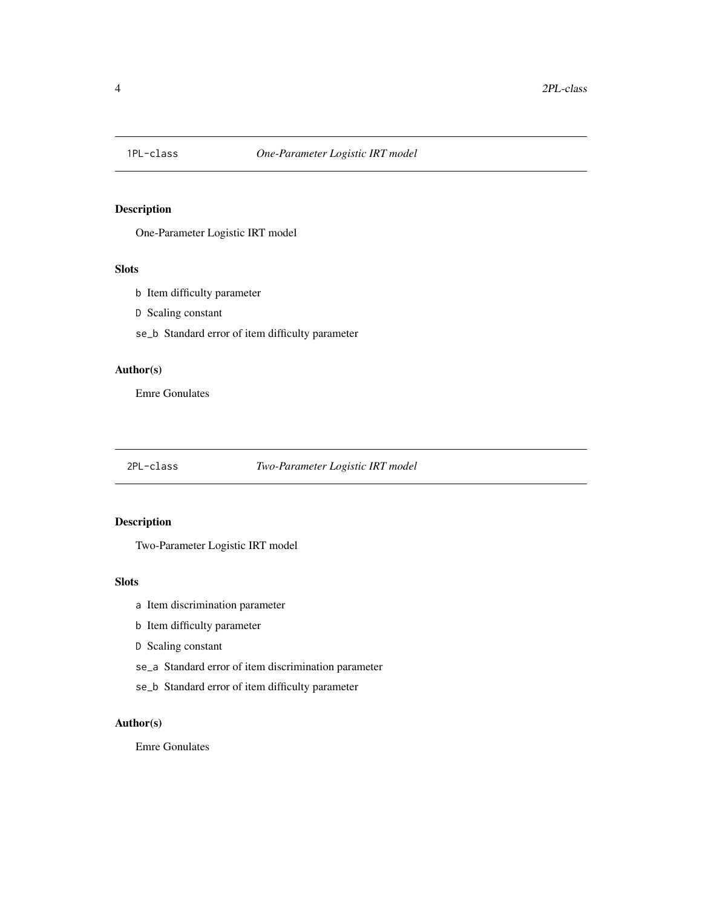## `1PL-class` *One-Parameter Logistic IRT model*

### Description

One-Parameter Logistic IRT model

### Slots

- `b` Item difficulty parameter
- `D` Scaling constant
- `se_b` Standard error of item difficulty parameter

### Author(s)

Emre Gonulates

## `2PL-class` *Two-Parameter Logistic IRT model*

### Description

Two-Parameter Logistic IRT model

### Slots

- `a` Item discrimination parameter
- `b` Item difficulty parameter
- `D` Scaling constant
- `se_a` Standard error of item discrimination parameter
- `se_b` Standard error of item difficulty parameter

### Author(s)

Emre Gonulates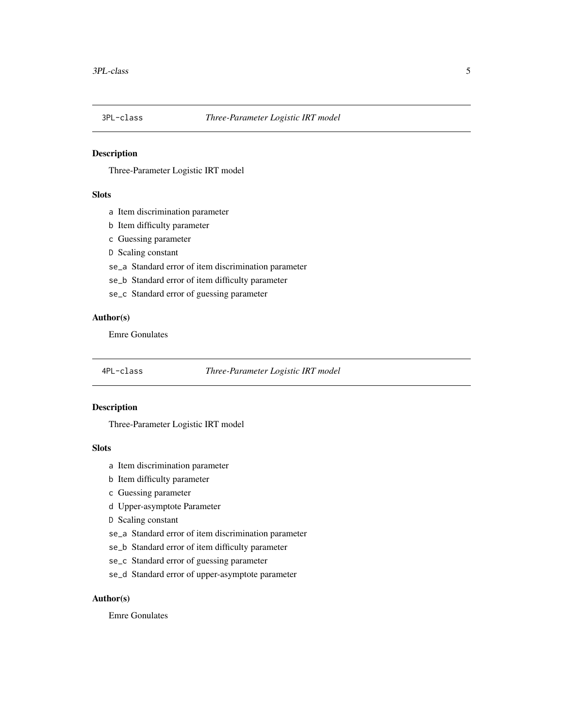## 3PL-class *Three-Parameter Logistic IRT model*

### Description

Three-Parameter Logistic IRT model

### Slots

- `a` Item discrimination parameter
- `b` Item difficulty parameter
- `c` Guessing parameter
- `D` Scaling constant
- `se_a` Standard error of item discrimination parameter
- `se_b` Standard error of item difficulty parameter
- `se_c` Standard error of guessing parameter

### Author(s)

Emre Gonulates

## 4PL-class *Three-Parameter Logistic IRT model*

### Description

Three-Parameter Logistic IRT model

### Slots

- `a` Item discrimination parameter
- `b` Item difficulty parameter
- `c` Guessing parameter
- `d` Upper-asymptote Parameter
- `D` Scaling constant
- `se_a` Standard error of item discrimination parameter
- `se_b` Standard error of item difficulty parameter
- `se_c` Standard error of guessing parameter
- `se_d` Standard error of upper-asymptote parameter

### Author(s)

Emre Gonulates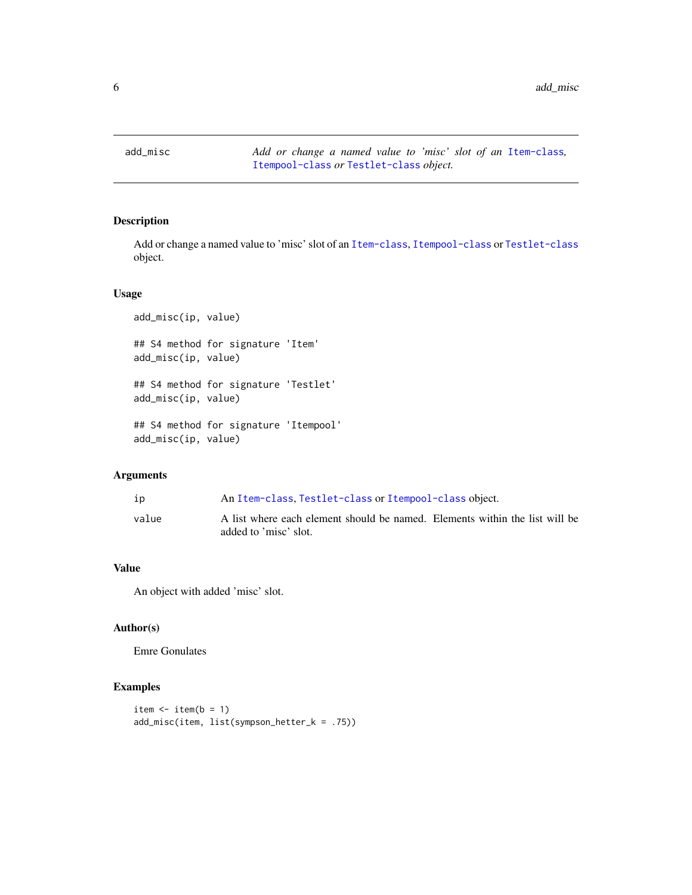add_misc — *Add or change a named value to 'misc' slot of an Item-class, Itempool-class or Testlet-class object.*

## Description

Add or change a named value to 'misc' slot of an Item-class, Itempool-class or Testlet-class object.

## Usage

```
add_misc(ip, value)

## S4 method for signature 'Item'
add_misc(ip, value)

## S4 method for signature 'Testlet'
add_misc(ip, value)

## S4 method for signature 'Itempool'
add_misc(ip, value)
```

## Arguments

| | |
|---|---|
| ip | An Item-class, Testlet-class or Itempool-class object. |
| value | A list where each element should be named. Elements within the list will be added to 'misc' slot. |

## Value

An object with added 'misc' slot.

## Author(s)

Emre Gonulates

## Examples

```
item <- item(b = 1)
add_misc(item, list(sympson_hetter_k = .75))
```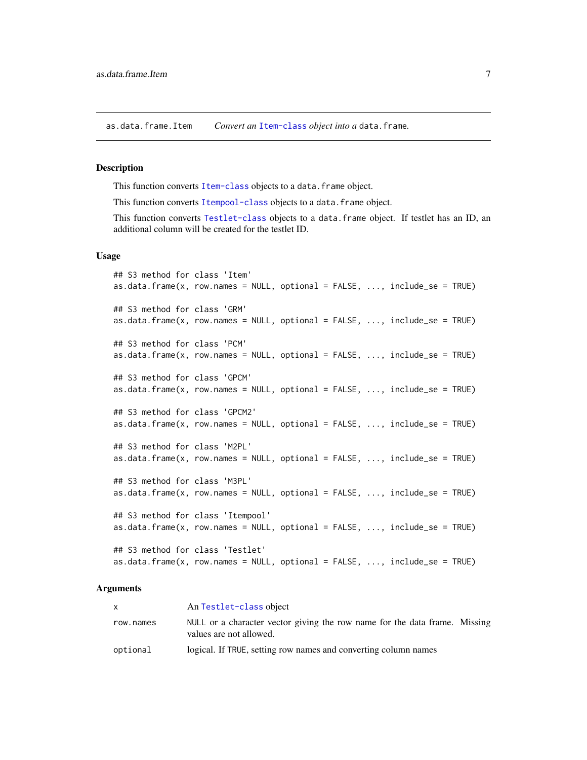as.data.frame.Item *Convert an* Item-class *object into a* data.frame.

## Description

This function converts Item-class objects to a data.frame object.

This function converts Itempool-class objects to a data.frame object.

This function converts Testlet-class objects to a data.frame object. If testlet has an ID, an additional column will be created for the testlet ID.

## Usage

```
## S3 method for class 'Item'
as.data.frame(x, row.names = NULL, optional = FALSE, ..., include_se = TRUE)

## S3 method for class 'GRM'
as.data.frame(x, row.names = NULL, optional = FALSE, ..., include_se = TRUE)

## S3 method for class 'PCM'
as.data.frame(x, row.names = NULL, optional = FALSE, ..., include_se = TRUE)

## S3 method for class 'GPCM'
as.data.frame(x, row.names = NULL, optional = FALSE, ..., include_se = TRUE)

## S3 method for class 'GPCM2'
as.data.frame(x, row.names = NULL, optional = FALSE, ..., include_se = TRUE)

## S3 method for class 'M2PL'
as.data.frame(x, row.names = NULL, optional = FALSE, ..., include_se = TRUE)

## S3 method for class 'M3PL'
as.data.frame(x, row.names = NULL, optional = FALSE, ..., include_se = TRUE)

## S3 method for class 'Itempool'
as.data.frame(x, row.names = NULL, optional = FALSE, ..., include_se = TRUE)

## S3 method for class 'Testlet'
as.data.frame(x, row.names = NULL, optional = FALSE, ..., include_se = TRUE)
```

## Arguments

| | |
|---|---|
| x | An Testlet-class object |
| row.names | NULL or a character vector giving the row name for the data frame. Missing values are not allowed. |
| optional | logical. If TRUE, setting row names and converting column names |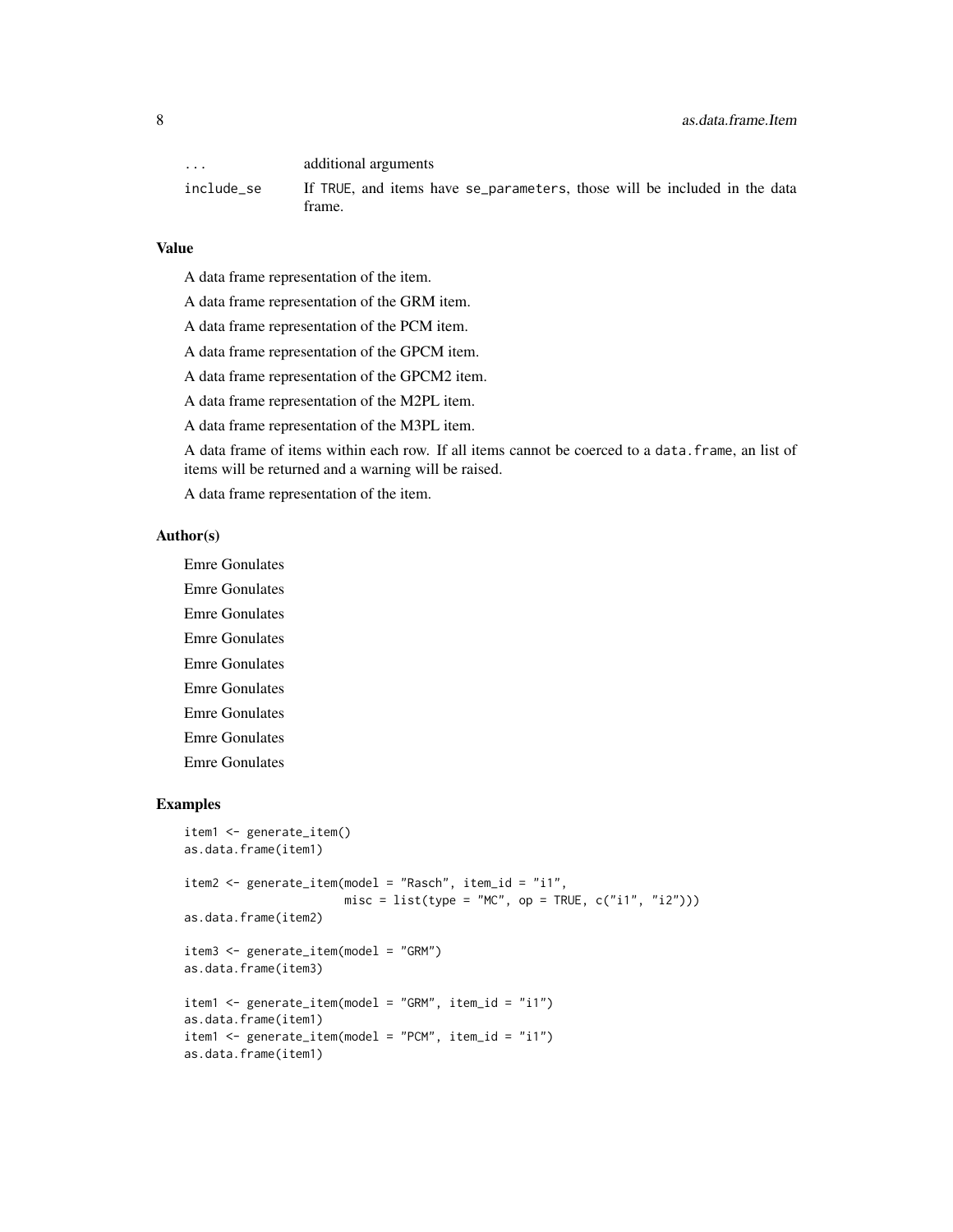| | |
|---|---|
| ... | additional arguments |
| include_se | If TRUE, and items have se_parameters, those will be included in the data frame. |

### Value

A data frame representation of the item.

A data frame representation of the GRM item.

A data frame representation of the PCM item.

A data frame representation of the GPCM item.

A data frame representation of the GPCM2 item.

A data frame representation of the M2PL item.

A data frame representation of the M3PL item.

A data frame of items within each row. If all items cannot be coerced to a data.frame, an list of items will be returned and a warning will be raised.

A data frame representation of the item.

### Author(s)

Emre Gonulates

Emre Gonulates

Emre Gonulates

Emre Gonulates

Emre Gonulates

Emre Gonulates

Emre Gonulates

Emre Gonulates

Emre Gonulates

### Examples

```
item1 <- generate_item()
as.data.frame(item1)

item2 <- generate_item(model = "Rasch", item_id = "i1",
                       misc = list(type = "MC", op = TRUE, c("i1", "i2")))
as.data.frame(item2)

item3 <- generate_item(model = "GRM")
as.data.frame(item3)

item1 <- generate_item(model = "GRM", item_id = "i1")
as.data.frame(item1)
item1 <- generate_item(model = "PCM", item_id = "i1")
as.data.frame(item1)
```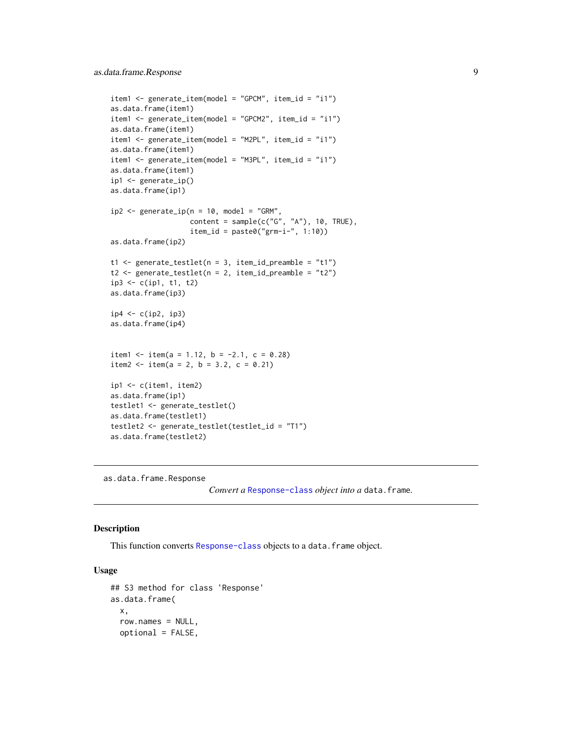```
item1 <- generate_item(model = "GPCM", item_id = "i1")
as.data.frame(item1)
item1 <- generate_item(model = "GPCM2", item_id = "i1")
as.data.frame(item1)
item1 <- generate_item(model = "M2PL", item_id = "i1")
as.data.frame(item1)
item1 <- generate_item(model = "M3PL", item_id = "i1")
as.data.frame(item1)
ip1 <- generate_ip()
as.data.frame(ip1)

ip2 <- generate_ip(n = 10, model = "GRM",
                   content = sample(c("G", "A"), 10, TRUE),
                   item_id = paste0("grm-i-", 1:10))
as.data.frame(ip2)

t1 <- generate_testlet(n = 3, item_id_preamble = "t1")
t2 <- generate_testlet(n = 2, item_id_preamble = "t2")
ip3 <- c(ip1, t1, t2)
as.data.frame(ip3)

ip4 <- c(ip2, ip3)
as.data.frame(ip4)


item1 <- item(a = 1.12, b = -2.1, c = 0.28)
item2 <- item(a = 2, b = 3.2, c = 0.21)

ip1 <- c(item1, item2)
as.data.frame(ip1)
testlet1 <- generate_testlet()
as.data.frame(testlet1)
testlet2 <- generate_testlet(testlet_id = "T1")
as.data.frame(testlet2)
```

---

`as.data.frame.Response` *Convert a* `Response-class` *object into a* `data.frame`.

---

### Description

This function converts `Response-class` objects to a `data.frame` object.

### Usage

```
## S3 method for class 'Response'
as.data.frame(
  x,
  row.names = NULL,
  optional = FALSE,
```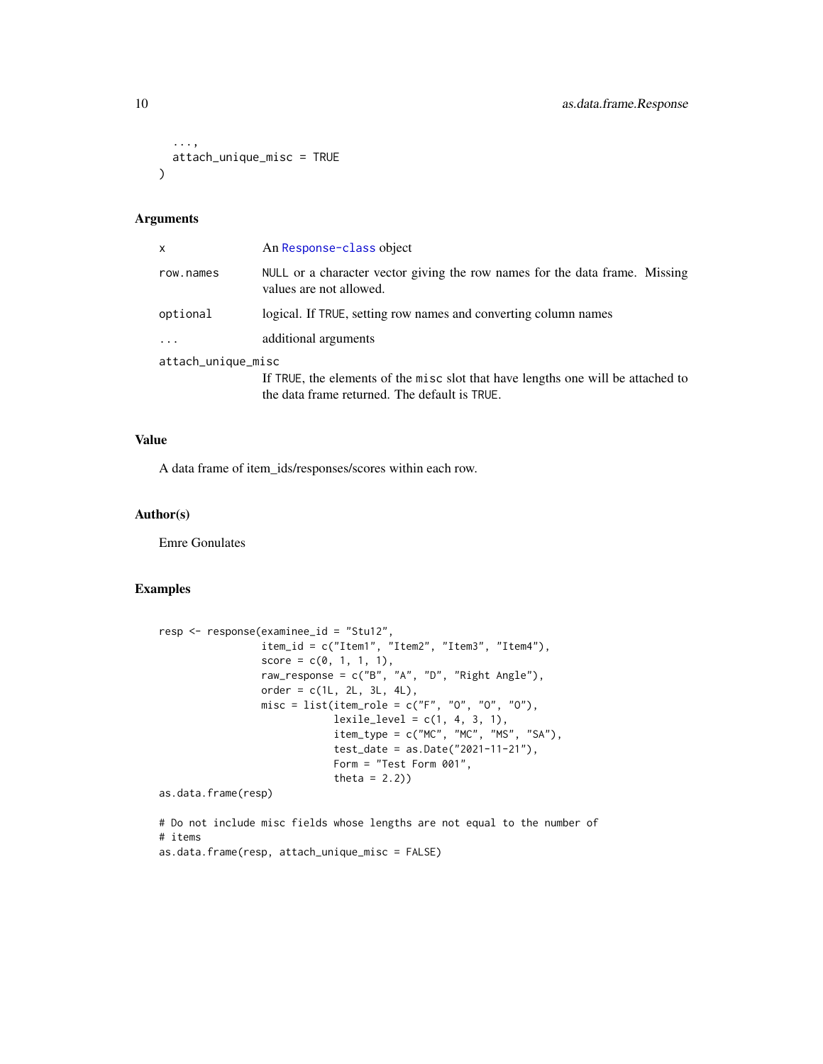```
  ...,
  attach_unique_misc = TRUE
)
```

## Arguments

| | |
|---|---|
| x | An Response-class object |
| row.names | NULL or a character vector giving the row names for the data frame. Missing values are not allowed. |
| optional | logical. If TRUE, setting row names and converting column names |
| ... | additional arguments |
| attach_unique_misc | If TRUE, the elements of the misc slot that have lengths one will be attached to the data frame returned. The default is TRUE. |

## Value

A data frame of item_ids/responses/scores within each row.

## Author(s)

Emre Gonulates

## Examples

```
resp <- response(examinee_id = "Stu12",
                 item_id = c("Item1", "Item2", "Item3", "Item4"),
                 score = c(0, 1, 1, 1),
                 raw_response = c("B", "A", "D", "Right Angle"),
                 order = c(1L, 2L, 3L, 4L),
                 misc = list(item_role = c("F", "O", "O", "O"),
                             lexile_level = c(1, 4, 3, 1),
                             item_type = c("MC", "MC", "MS", "SA"),
                             test_date = as.Date("2021-11-21"),
                             Form = "Test Form 001",
                             theta = 2.2))
as.data.frame(resp)

# Do not include misc fields whose lengths are not equal to the number of
# items
as.data.frame(resp, attach_unique_misc = FALSE)
```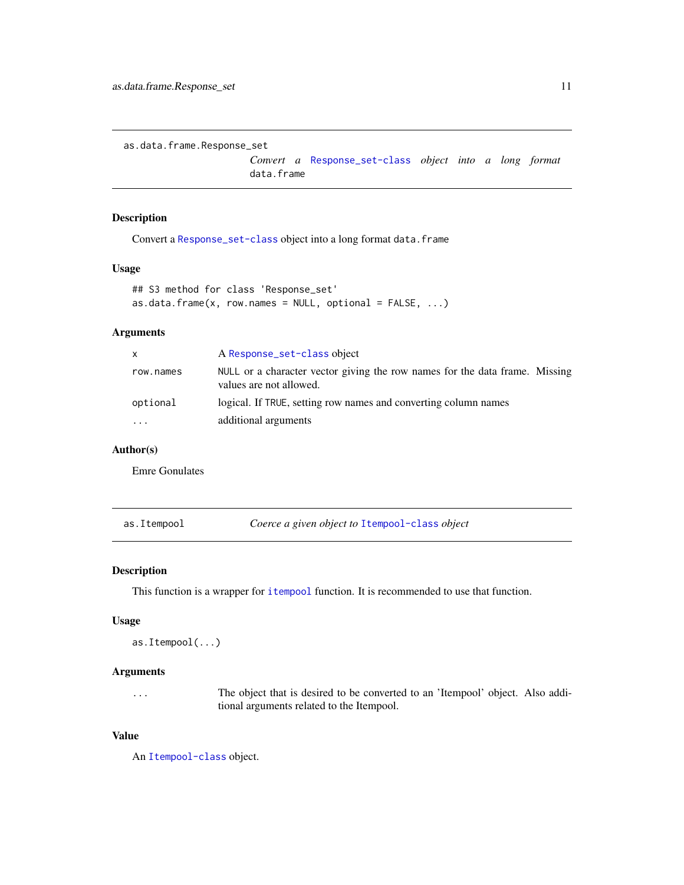## as.data.frame.Response_set

*Convert a Response_set-class object into a long format data.frame*

### Description

Convert a Response_set-class object into a long format `data.frame`

### Usage

```
## S3 method for class 'Response_set'
as.data.frame(x, row.names = NULL, optional = FALSE, ...)
```

### Arguments

| | |
|---|---|
| `x` | A Response_set-class object |
| `row.names` | `NULL` or a character vector giving the row names for the data frame. Missing values are not allowed. |
| `optional` | logical. If `TRUE`, setting row names and converting column names |
| `...` | additional arguments |

### Author(s)

Emre Gonulates

## as.Itempool

*Coerce a given object to Itempool-class object*

### Description

This function is a wrapper for `itempool` function. It is recommended to use that function.

### Usage

```
as.Itempool(...)
```

### Arguments

| | |
|---|---|
| `...` | The object that is desired to be converted to an 'Itempool' object. Also additional arguments related to the Itempool. |

### Value

An Itempool-class object.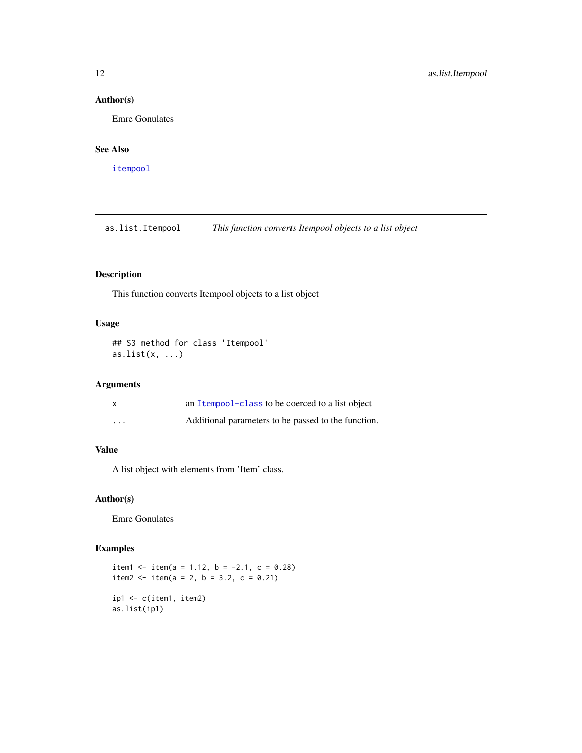## Author(s)

Emre Gonulates

## See Also

itempool

---

# as.list.Itempool — *This function converts Itempool objects to a list object*

## Description

This function converts Itempool objects to a list object

## Usage

```
## S3 method for class 'Itempool'
as.list(x, ...)
```

## Arguments

| | |
|---|---|
| x | an Itempool-class to be coerced to a list object |
| ... | Additional parameters to be passed to the function. |

## Value

A list object with elements from 'Item' class.

## Author(s)

Emre Gonulates

## Examples

```
item1 <- item(a = 1.12, b = -2.1, c = 0.28)
item2 <- item(a = 2, b = 3.2, c = 0.21)

ip1 <- c(item1, item2)
as.list(ip1)
```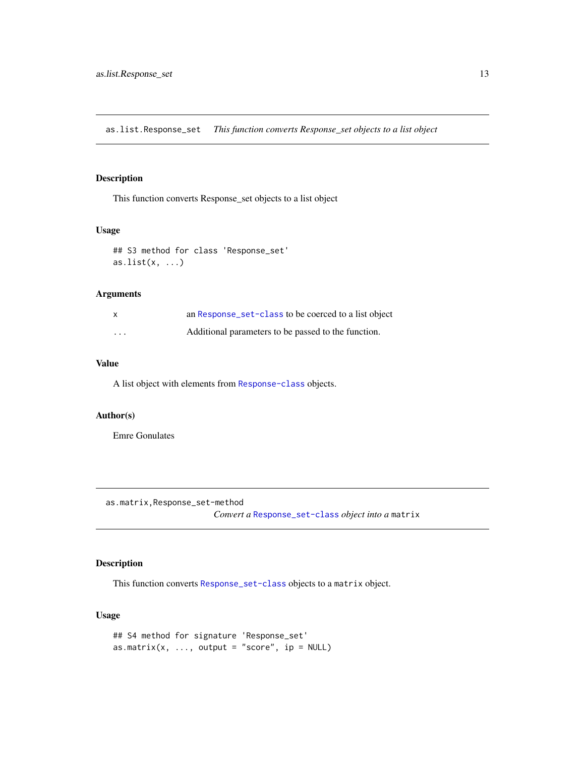## as.list.Response_set    *This function converts Response_set objects to a list object*

### Description

This function converts Response_set objects to a list object

### Usage

```
## S3 method for class 'Response_set'
as.list(x, ...)
```

### Arguments

| | |
|---|---|
| x | an Response_set-class to be coerced to a list object |
| ... | Additional parameters to be passed to the function. |

### Value

A list object with elements from Response-class objects.

### Author(s)

Emre Gonulates

## as.matrix,Response_set-method    *Convert a Response_set-class object into a matrix*

### Description

This function converts Response_set-class objects to a matrix object.

### Usage

```
## S4 method for signature 'Response_set'
as.matrix(x, ..., output = "score", ip = NULL)
```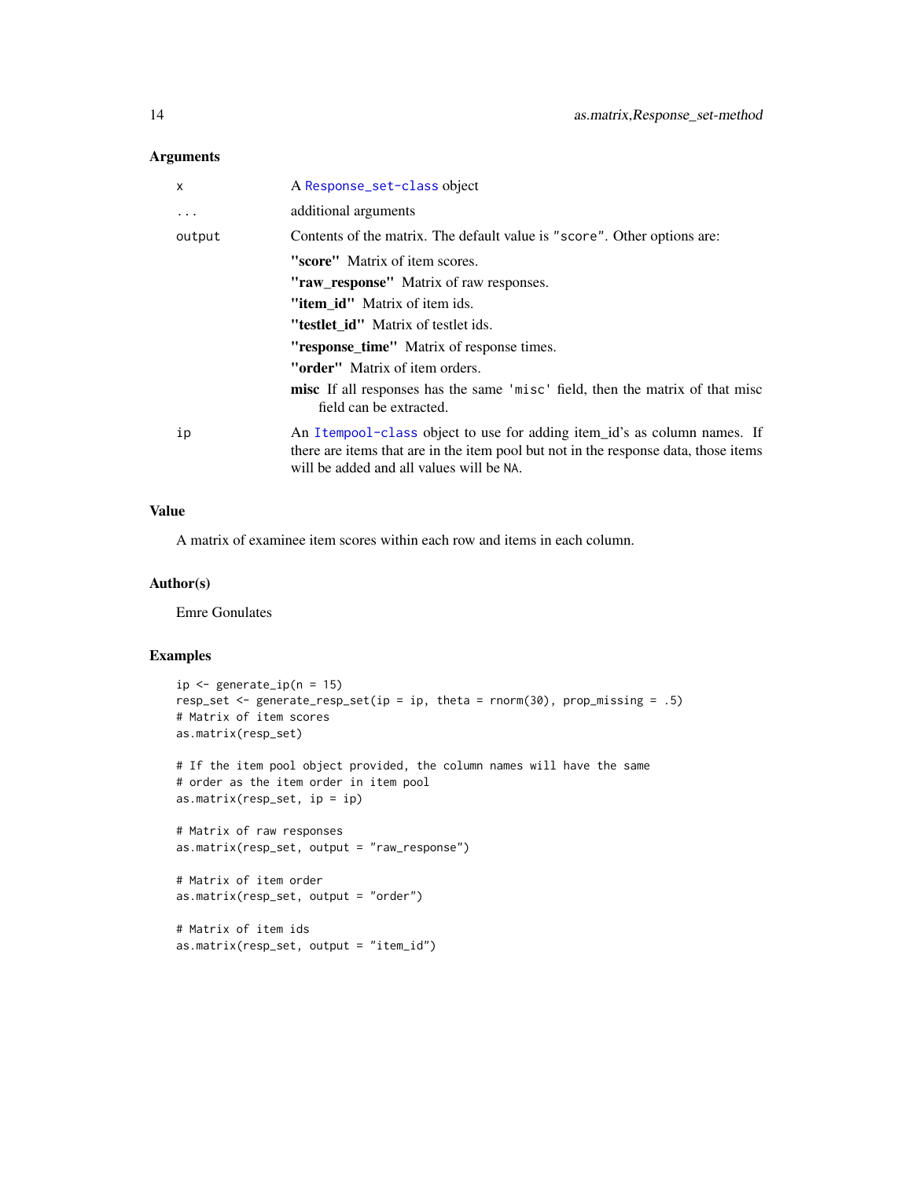### Arguments

| | |
|---|---|
| `x` | A `Response_set-class` object |
| `...` | additional arguments |
| `output` | Contents of the matrix. The default value is `"score"`. Other options are:<br>**"score"** Matrix of item scores.<br>**"raw_response"** Matrix of raw responses.<br>**"item_id"** Matrix of item ids.<br>**"testlet_id"** Matrix of testlet ids.<br>**"response_time"** Matrix of response times.<br>**"order"** Matrix of item orders.<br>**misc** If all responses has the same `'misc'` field, then the matrix of that misc field can be extracted. |
| `ip` | An `Itempool-class` object to use for adding item_id's as column names. If there are items that are in the item pool but not in the response data, those items will be added and all values will be `NA`. |

### Value

A matrix of examinee item scores within each row and items in each column.

### Author(s)

Emre Gonulates

### Examples

```
ip <- generate_ip(n = 15)
resp_set <- generate_resp_set(ip = ip, theta = rnorm(30), prop_missing = .5)
# Matrix of item scores
as.matrix(resp_set)

# If the item pool object provided, the column names will have the same
# order as the item order in item pool
as.matrix(resp_set, ip = ip)

# Matrix of raw responses
as.matrix(resp_set, output = "raw_response")

# Matrix of item order
as.matrix(resp_set, output = "order")

# Matrix of item ids
as.matrix(resp_set, output = "item_id")
```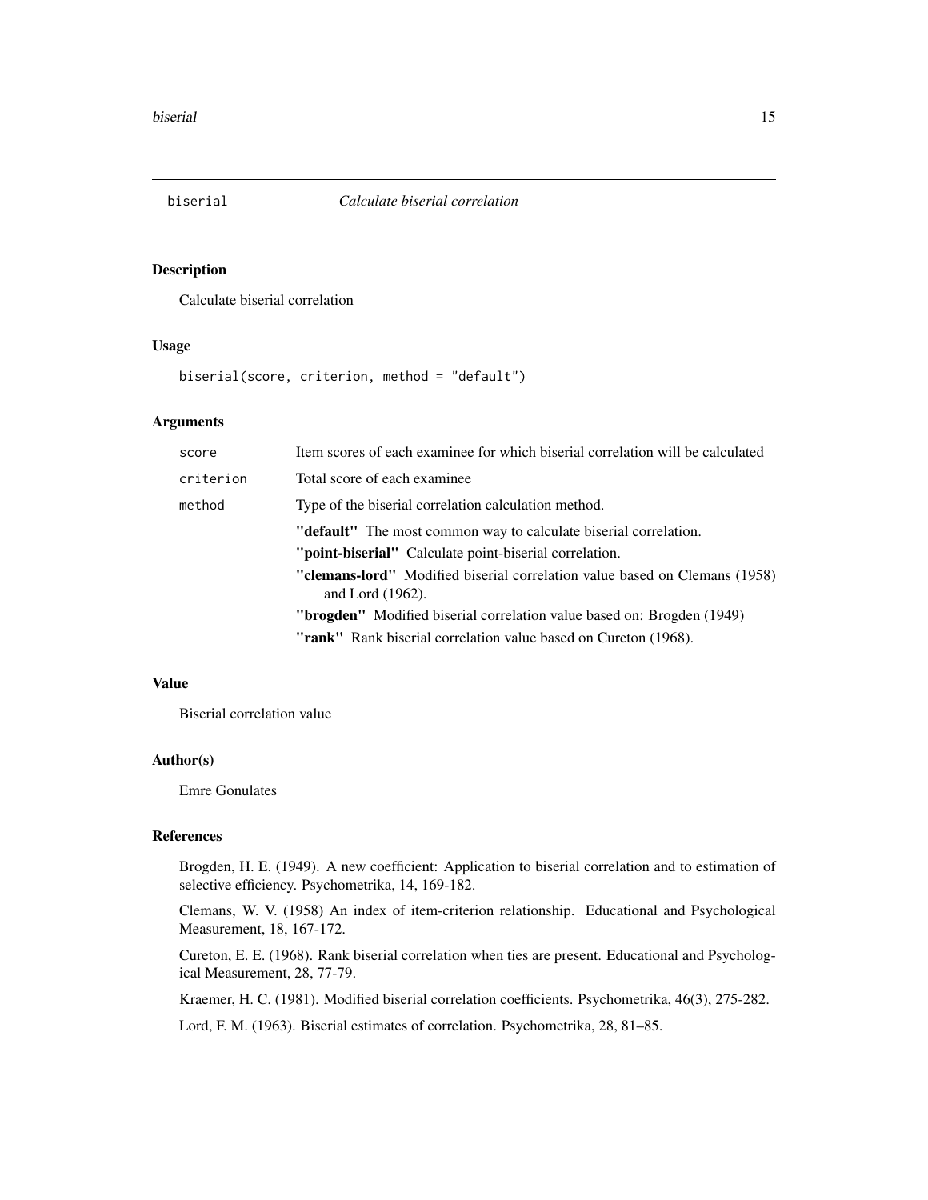# biserial — *Calculate biserial correlation*

## Description

Calculate biserial correlation

## Usage

```
biserial(score, criterion, method = "default")
```

## Arguments

| | |
|---|---|
| score | Item scores of each examinee for which biserial correlation will be calculated |
| criterion | Total score of each examinee |
| method | Type of the biserial correlation calculation method.<br>**"default"** The most common way to calculate biserial correlation.<br>**"point-biserial"** Calculate point-biserial correlation.<br>**"clemans-lord"** Modified biserial correlation value based on Clemans (1958) and Lord (1962).<br>**"brogden"** Modified biserial correlation value based on: Brogden (1949)<br>**"rank"** Rank biserial correlation value based on Cureton (1968). |

## Value

Biserial correlation value

## Author(s)

Emre Gonulates

## References

Brogden, H. E. (1949). A new coefficient: Application to biserial correlation and to estimation of selective efficiency. Psychometrika, 14, 169-182.

Clemans, W. V. (1958) An index of item-criterion relationship. Educational and Psychological Measurement, 18, 167-172.

Cureton, E. E. (1968). Rank biserial correlation when ties are present. Educational and Psychological Measurement, 28, 77-79.

Kraemer, H. C. (1981). Modified biserial correlation coefficients. Psychometrika, 46(3), 275-282.

Lord, F. M. (1963). Biserial estimates of correlation. Psychometrika, 28, 81–85.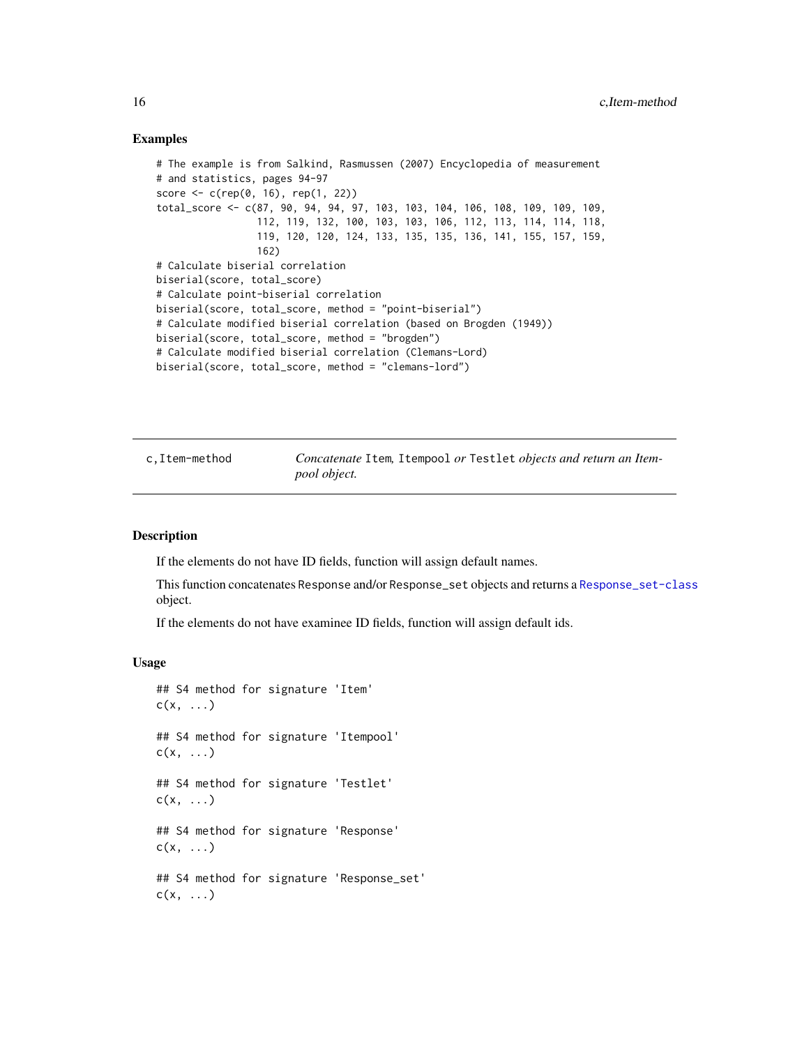### Examples

```
# The example is from Salkind, Rasmussen (2007) Encyclopedia of measurement
# and statistics, pages 94-97
score <- c(rep(0, 16), rep(1, 22))
total_score <- c(87, 90, 94, 94, 97, 103, 103, 104, 106, 108, 109, 109, 109,
                 112, 119, 132, 100, 103, 103, 106, 112, 113, 114, 114, 118,
                 119, 120, 120, 124, 133, 135, 135, 136, 141, 155, 157, 159,
                 162)
# Calculate biserial correlation
biserial(score, total_score)
# Calculate point-biserial correlation
biserial(score, total_score, method = "point-biserial")
# Calculate modified biserial correlation (based on Brogden (1949))
biserial(score, total_score, method = "brogden")
# Calculate modified biserial correlation (Clemans-Lord)
biserial(score, total_score, method = "clemans-lord")
```

---

## c,Item-method — *Concatenate* `Item`*,* `Itempool` *or* `Testlet` *objects and return an Itempool object.*

---

### Description

If the elements do not have ID fields, function will assign default names.

This function concatenates `Response` and/or `Response_set` objects and returns a `Response_set-class` object.

If the elements do not have examinee ID fields, function will assign default ids.

### Usage

```
## S4 method for signature 'Item'
c(x, ...)

## S4 method for signature 'Itempool'
c(x, ...)

## S4 method for signature 'Testlet'
c(x, ...)

## S4 method for signature 'Response'
c(x, ...)

## S4 method for signature 'Response_set'
c(x, ...)
```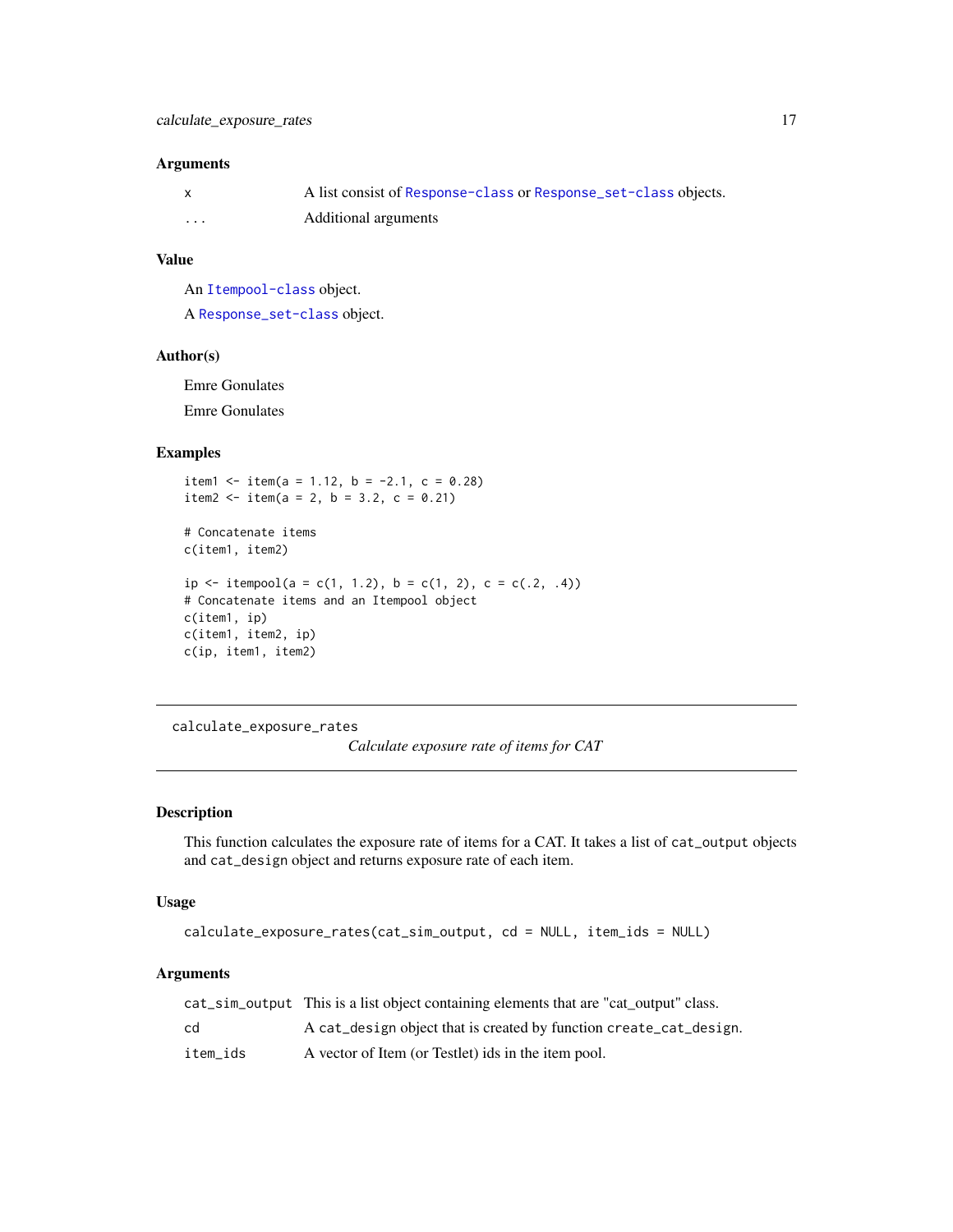### Arguments

| | |
|---|---|
| x | A list consist of Response-class or Response_set-class objects. |
| ... | Additional arguments |

### Value

An Itempool-class object.

A Response_set-class object.

### Author(s)

Emre Gonulates

Emre Gonulates

### Examples

```
item1 <- item(a = 1.12, b = -2.1, c = 0.28)
item2 <- item(a = 2, b = 3.2, c = 0.21)

# Concatenate items
c(item1, item2)

ip <- itempool(a = c(1, 1.2), b = c(1, 2), c = c(.2, .4))
# Concatenate items and an Itempool object
c(item1, ip)
c(item1, item2, ip)
c(ip, item1, item2)
```

---

## calculate_exposure_rates

*Calculate exposure rate of items for CAT*

---

### Description

This function calculates the exposure rate of items for a CAT. It takes a list of cat_output objects and cat_design object and returns exposure rate of each item.

### Usage

```
calculate_exposure_rates(cat_sim_output, cd = NULL, item_ids = NULL)
```

### Arguments

| | |
|---|---|
| cat_sim_output | This is a list object containing elements that are "cat_output" class. |
| cd | A cat_design object that is created by function create_cat_design. |
| item_ids | A vector of Item (or Testlet) ids in the item pool. |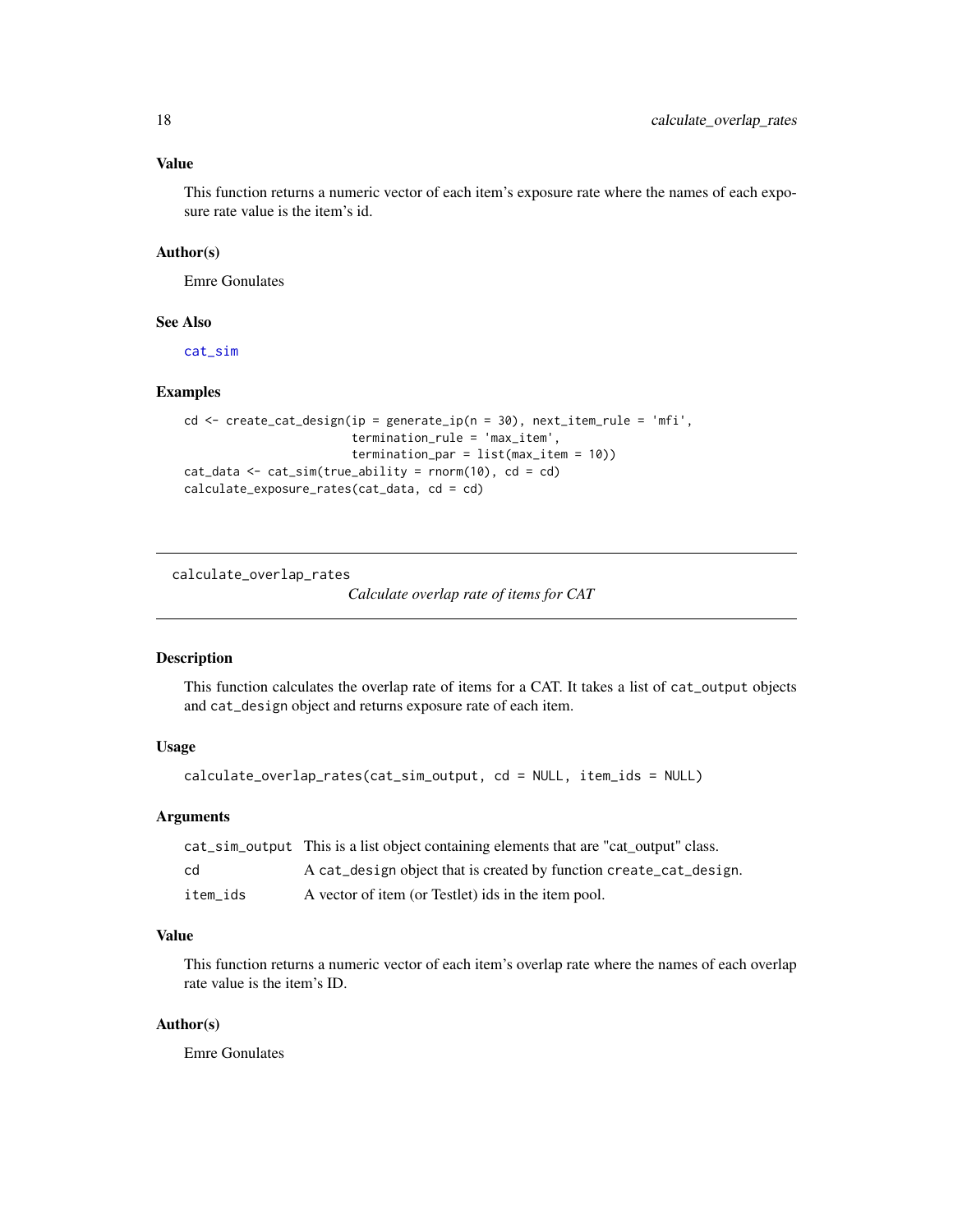### Value

This function returns a numeric vector of each item's exposure rate where the names of each exposure rate value is the item's id.

### Author(s)

Emre Gonulates

### See Also

cat_sim

### Examples

```
cd <- create_cat_design(ip = generate_ip(n = 30), next_item_rule = 'mfi',
                        termination_rule = 'max_item',
                        termination_par = list(max_item = 10))
cat_data <- cat_sim(true_ability = rnorm(10), cd = cd)
calculate_exposure_rates(cat_data, cd = cd)
```

---

## calculate_overlap_rates

*Calculate overlap rate of items for CAT*

### Description

This function calculates the overlap rate of items for a CAT. It takes a list of `cat_output` objects and `cat_design` object and returns exposure rate of each item.

### Usage

```
calculate_overlap_rates(cat_sim_output, cd = NULL, item_ids = NULL)
```

### Arguments

| | |
|---|---|
| cat_sim_output | This is a list object containing elements that are "cat_output" class. |
| cd | A `cat_design` object that is created by function `create_cat_design`. |
| item_ids | A vector of item (or Testlet) ids in the item pool. |

### Value

This function returns a numeric vector of each item's overlap rate where the names of each overlap rate value is the item's ID.

### Author(s)

Emre Gonulates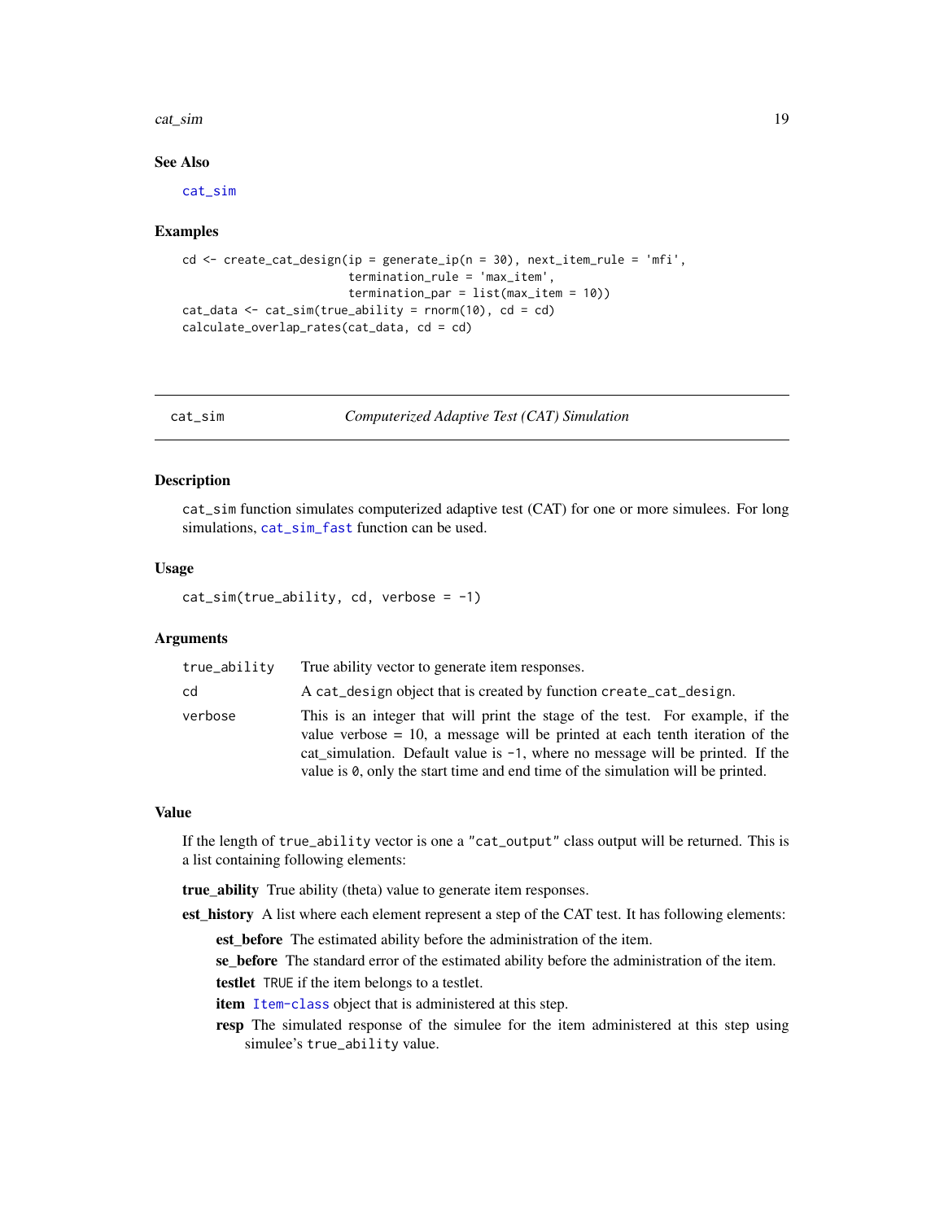## See Also

cat_sim

## Examples

```
cd <- create_cat_design(ip = generate_ip(n = 30), next_item_rule = 'mfi',
                        termination_rule = 'max_item',
                        termination_par = list(max_item = 10))
cat_data <- cat_sim(true_ability = rnorm(10), cd = cd)
calculate_overlap_rates(cat_data, cd = cd)
```

---

# cat_sim — *Computerized Adaptive Test (CAT) Simulation*

## Description

cat_sim function simulates computerized adaptive test (CAT) for one or more simulees. For long simulations, cat_sim_fast function can be used.

## Usage

```
cat_sim(true_ability, cd, verbose = -1)
```

## Arguments

| | |
|---|---|
| true_ability | True ability vector to generate item responses. |
| cd | A cat_design object that is created by function create_cat_design. |
| verbose | This is an integer that will print the stage of the test. For example, if the value verbose = 10, a message will be printed at each tenth iteration of the cat_simulation. Default value is -1, where no message will be printed. If the value is 0, only the start time and end time of the simulation will be printed. |

## Value

If the length of true_ability vector is one a "cat_output" class output will be returned. This is a list containing following elements:

**true_ability** True ability (theta) value to generate item responses.

**est_history** A list where each element represent a step of the CAT test. It has following elements:

- **est_before** The estimated ability before the administration of the item.
- **se_before** The standard error of the estimated ability before the administration of the item.
- **testlet** TRUE if the item belongs to a testlet.
- **item** Item-class object that is administered at this step.
- **resp** The simulated response of the simulee for the item administered at this step using simulee's true_ability value.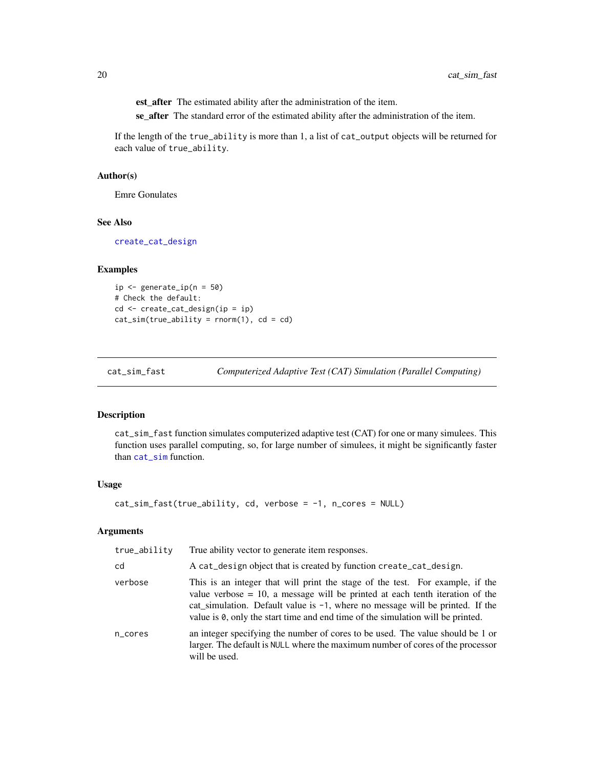**est_after** The estimated ability after the administration of the item.

**se_after** The standard error of the estimated ability after the administration of the item.

If the length of the `true_ability` is more than 1, a list of `cat_output` objects will be returned for each value of `true_ability`.

### Author(s)

Emre Gonulates

### See Also

`create_cat_design`

### Examples

```
ip <- generate_ip(n = 50)
# Check the default:
cd <- create_cat_design(ip = ip)
cat_sim(true_ability = rnorm(1), cd = cd)
```

---

## cat_sim_fast *Computerized Adaptive Test (CAT) Simulation (Parallel Computing)*

---

### Description

`cat_sim_fast` function simulates computerized adaptive test (CAT) for one or many simulees. This function uses parallel computing, so, for large number of simulees, it might be significantly faster than `cat_sim` function.

### Usage

```
cat_sim_fast(true_ability, cd, verbose = -1, n_cores = NULL)
```

### Arguments

| | |
|---|---|
| `true_ability` | True ability vector to generate item responses. |
| `cd` | A `cat_design` object that is created by function `create_cat_design`. |
| `verbose` | This is an integer that will print the stage of the test. For example, if the value verbose = 10, a message will be printed at each tenth iteration of the cat_simulation. Default value is `-1`, where no message will be printed. If the value is `0`, only the start time and end time of the simulation will be printed. |
| `n_cores` | an integer specifying the number of cores to be used. The value should be 1 or larger. The default is `NULL` where the maximum number of cores of the processor will be used. |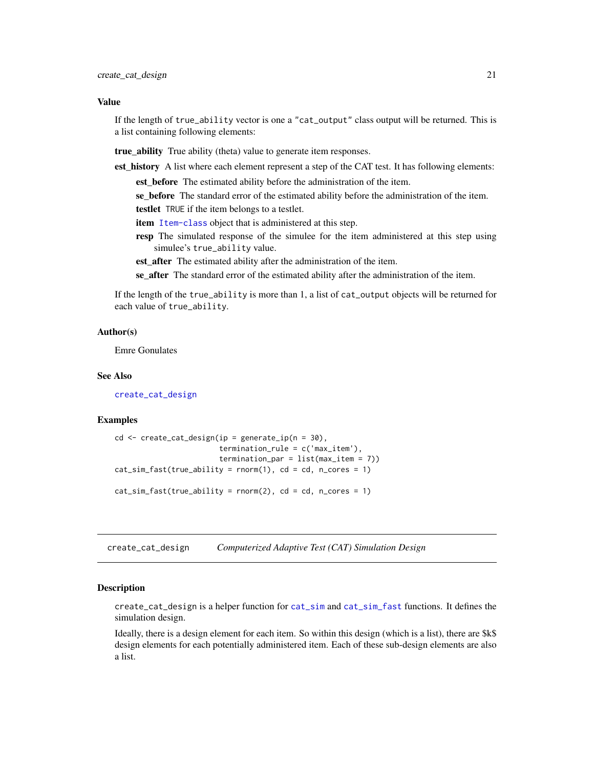### Value

If the length of `true_ability` vector is one a `"cat_output"` class output will be returned. This is a list containing following elements:

**true_ability** True ability (theta) value to generate item responses.

**est_history** A list where each element represent a step of the CAT test. It has following elements:

- **est_before** The estimated ability before the administration of the item.
- **se_before** The standard error of the estimated ability before the administration of the item.
- **testlet** `TRUE` if the item belongs to a testlet.
- **item** `Item-class` object that is administered at this step.
- **resp** The simulated response of the simulee for the item administered at this step using simulee's `true_ability` value.
- **est_after** The estimated ability after the administration of the item.
- **se_after** The standard error of the estimated ability after the administration of the item.

If the length of the `true_ability` is more than 1, a list of `cat_output` objects will be returned for each value of `true_ability`.

### Author(s)

Emre Gonulates

### See Also

`create_cat_design`

### Examples

```
cd <- create_cat_design(ip = generate_ip(n = 30),
                        termination_rule = c('max_item'),
                        termination_par = list(max_item = 7))
cat_sim_fast(true_ability = rnorm(1), cd = cd, n_cores = 1)

cat_sim_fast(true_ability = rnorm(2), cd = cd, n_cores = 1)
```

---

## create_cat_design    *Computerized Adaptive Test (CAT) Simulation Design*

### Description

`create_cat_design` is a helper function for `cat_sim` and `cat_sim_fast` functions. It defines the simulation design.

Ideally, there is a design element for each item. So within this design (which is a list), there are $k$ design elements for each potentially administered item. Each of these sub-design elements are also a list.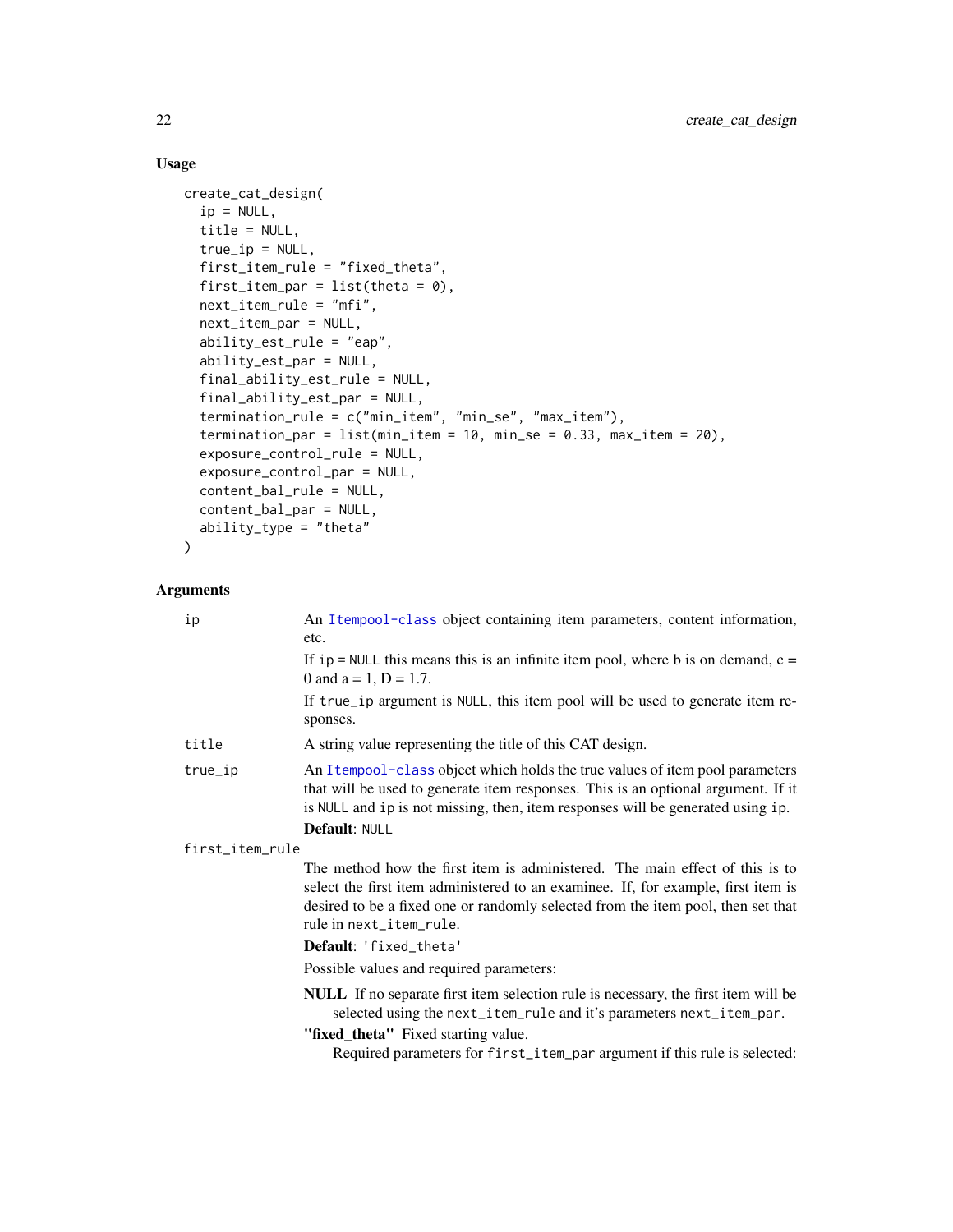### Usage

```
create_cat_design(
  ip = NULL,
  title = NULL,
  true_ip = NULL,
  first_item_rule = "fixed_theta",
  first_item_par = list(theta = 0),
  next_item_rule = "mfi",
  next_item_par = NULL,
  ability_est_rule = "eap",
  ability_est_par = NULL,
  final_ability_est_rule = NULL,
  final_ability_est_par = NULL,
  termination_rule = c("min_item", "min_se", "max_item"),
  termination_par = list(min_item = 10, min_se = 0.33, max_item = 20),
  exposure_control_rule = NULL,
  exposure_control_par = NULL,
  content_bal_rule = NULL,
  content_bal_par = NULL,
  ability_type = "theta"
)
```

### Arguments

`ip` — An `Itempool-class` object containing item parameters, content information, etc.

If `ip = NULL` this means this is an infinite item pool, where b is on demand, c = 0 and a = 1, D = 1.7.

If `true_ip` argument is `NULL`, this item pool will be used to generate item responses.

`title` — A string value representing the title of this CAT design.

`true_ip` — An `Itempool-class` object which holds the true values of item pool parameters that will be used to generate item responses. This is an optional argument. If it is `NULL` and `ip` is not missing, then, item responses will be generated using `ip`.

**Default**: `NULL`

`first_item_rule` — The method how the first item is administered. The main effect of this is to select the first item administered to an examinee. If, for example, first item is desired to be a fixed one or randomly selected from the item pool, then set that rule in `next_item_rule`.

**Default**: `'fixed_theta'`

Possible values and required parameters:

**NULL** If no separate first item selection rule is necessary, the first item will be selected using the `next_item_rule` and it's parameters `next_item_par`.

**"fixed_theta"** Fixed starting value.
Required parameters for `first_item_par` argument if this rule is selected: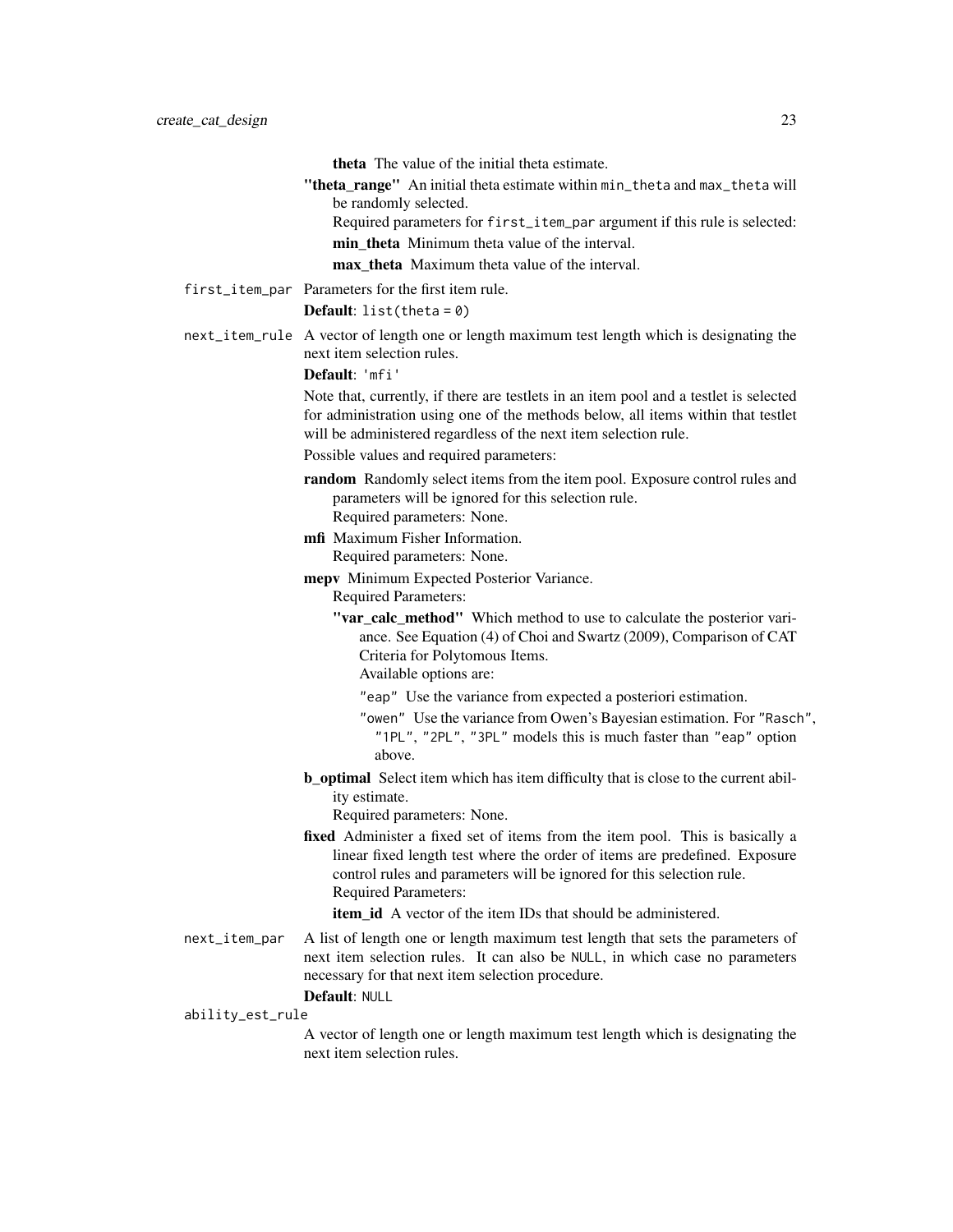**theta** The value of the initial theta estimate.

**"theta_range"** An initial theta estimate within `min_theta` and `max_theta` will be randomly selected.

Required parameters for `first_item_par` argument if this rule is selected:

**min_theta** Minimum theta value of the interval.

**max_theta** Maximum theta value of the interval.

`first_item_par` Parameters for the first item rule.

**Default**: `list(theta = 0)`

`next_item_rule` A vector of length one or length maximum test length which is designating the next item selection rules.

**Default**: `'mfi'`

Note that, currently, if there are testlets in an item pool and a testlet is selected for administration using one of the methods below, all items within that testlet will be administered regardless of the next item selection rule.

Possible values and required parameters:

**random** Randomly select items from the item pool. Exposure control rules and parameters will be ignored for this selection rule.
Required parameters: None.

**mfi** Maximum Fisher Information.
Required parameters: None.

**mepv** Minimum Expected Posterior Variance.
Required Parameters:

**"var_calc_method"** Which method to use to calculate the posterior variance. See Equation (4) of Choi and Swartz (2009), Comparison of CAT Criteria for Polytomous Items.
Available options are:

`"eap"` Use the variance from expected a posteriori estimation.

`"owen"` Use the variance from Owen's Bayesian estimation. For `"Rasch"`, `"1PL"`, `"2PL"`, `"3PL"` models this is much faster than `"eap"` option above.

**b_optimal** Select item which has item difficulty that is close to the current ability estimate.
Required parameters: None.

**fixed** Administer a fixed set of items from the item pool. This is basically a linear fixed length test where the order of items are predefined. Exposure control rules and parameters will be ignored for this selection rule.
Required Parameters:

**item_id** A vector of the item IDs that should be administered.

`next_item_par` A list of length one or length maximum test length that sets the parameters of next item selection rules. It can also be `NULL`, in which case no parameters necessary for that next item selection procedure.

**Default**: `NULL`

`ability_est_rule`

A vector of length one or length maximum test length which is designating the next item selection rules.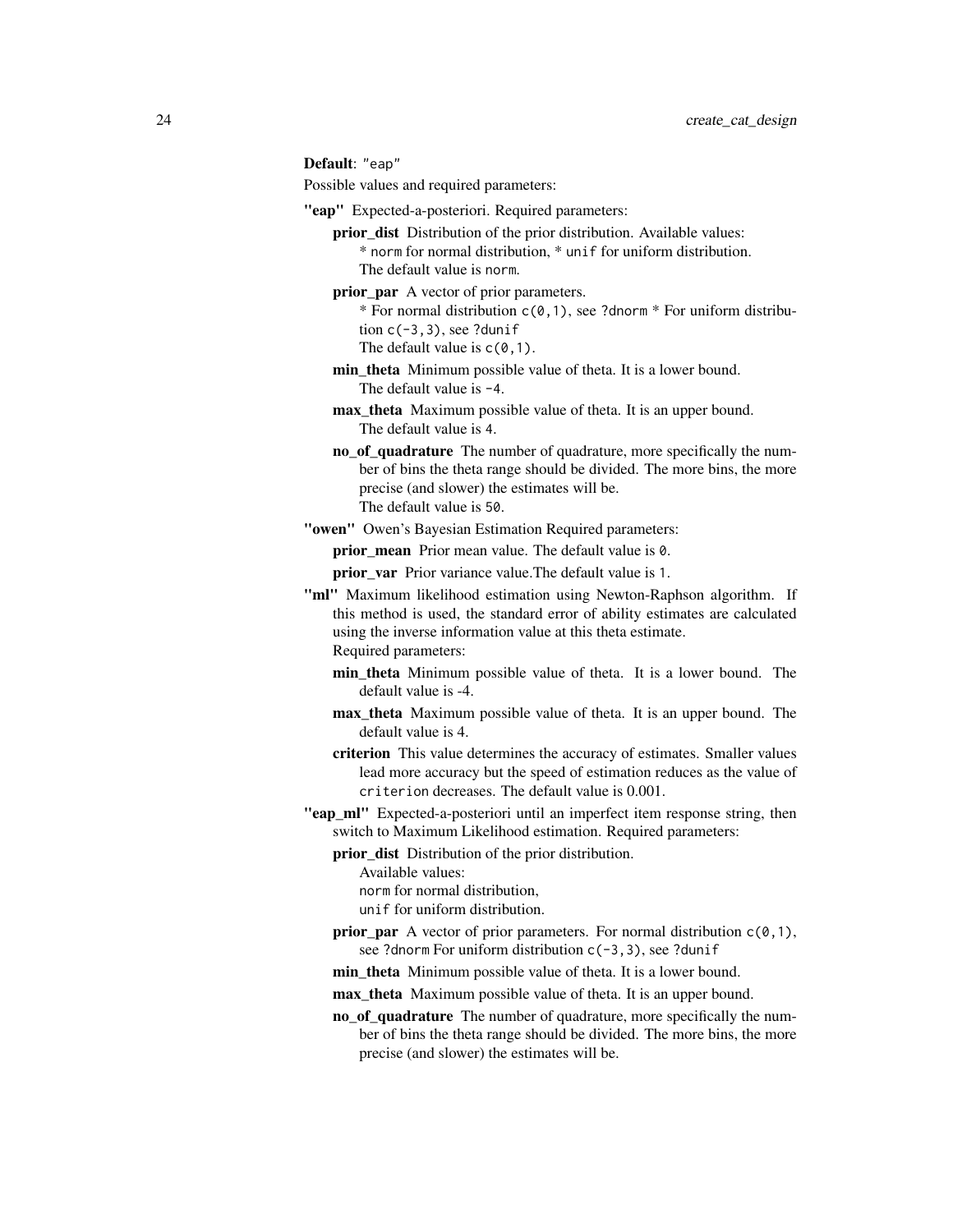**Default**: `"eap"`

Possible values and required parameters:

**"eap"** Expected-a-posteriori. Required parameters:

- **prior_dist** Distribution of the prior distribution. Available values: * `norm` for normal distribution, * `unif` for uniform distribution. The default value is `norm`.
- **prior_par** A vector of prior parameters. * For normal distribution `c(0,1)`, see `?dnorm` * For uniform distribution `c(-3,3)`, see `?dunif` The default value is `c(0,1)`.
- **min_theta** Minimum possible value of theta. It is a lower bound. The default value is `-4`.
- **max_theta** Maximum possible value of theta. It is an upper bound. The default value is `4`.
- **no_of_quadrature** The number of quadrature, more specifically the number of bins the theta range should be divided. The more bins, the more precise (and slower) the estimates will be. The default value is `50`.

**"owen"** Owen's Bayesian Estimation Required parameters:

- **prior_mean** Prior mean value. The default value is `0`.
- **prior_var** Prior variance value.The default value is `1`.

**"ml"** Maximum likelihood estimation using Newton-Raphson algorithm. If this method is used, the standard error of ability estimates are calculated using the inverse information value at this theta estimate. Required parameters:

- **min_theta** Minimum possible value of theta. It is a lower bound. The default value is -4.
- **max_theta** Maximum possible value of theta. It is an upper bound. The default value is 4.
- **criterion** This value determines the accuracy of estimates. Smaller values lead more accuracy but the speed of estimation reduces as the value of `criterion` decreases. The default value is 0.001.

**"eap_ml"** Expected-a-posteriori until an imperfect item response string, then switch to Maximum Likelihood estimation. Required parameters:

- **prior_dist** Distribution of the prior distribution. Available values: `norm` for normal distribution, `unif` for uniform distribution.
- **prior_par** A vector of prior parameters. For normal distribution `c(0,1)`, see `?dnorm` For uniform distribution `c(-3,3)`, see `?dunif`
- **min_theta** Minimum possible value of theta. It is a lower bound.
- **max_theta** Maximum possible value of theta. It is an upper bound.
- **no_of_quadrature** The number of quadrature, more specifically the number of bins the theta range should be divided. The more bins, the more precise (and slower) the estimates will be.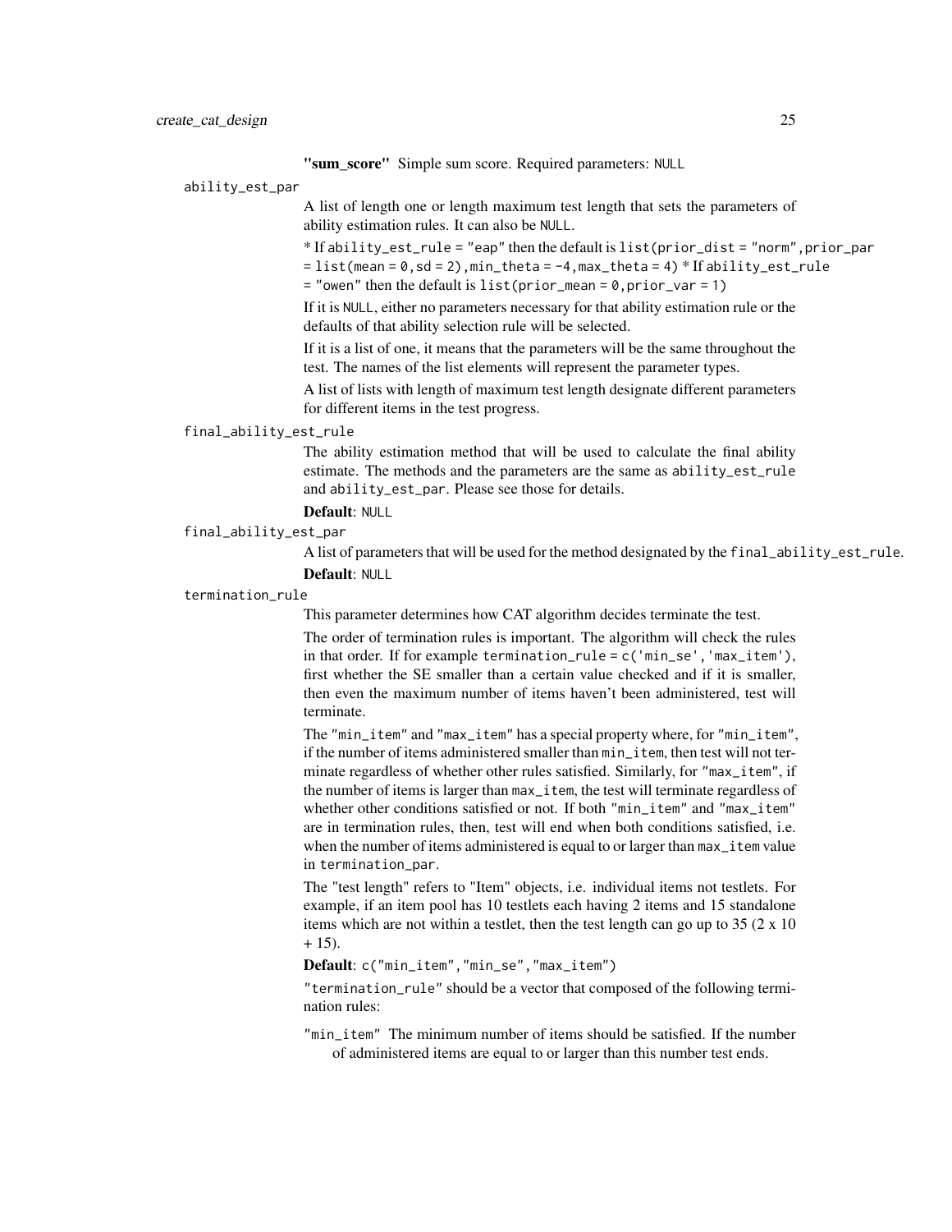**"sum_score"** Simple sum score. Required parameters: `NULL`

`ability_est_par`

A list of length one or length maximum test length that sets the parameters of ability estimation rules. It can also be `NULL`.

* If `ability_est_rule = "eap"` then the default is `list(prior_dist = "norm",prior_par = list(mean = 0,sd = 2),min_theta = -4,max_theta = 4)` * If `ability_est_rule = "owen"` then the default is `list(prior_mean = 0,prior_var = 1)`

If it is `NULL`, either no parameters necessary for that ability estimation rule or the defaults of that ability selection rule will be selected.

If it is a list of one, it means that the parameters will be the same throughout the test. The names of the list elements will represent the parameter types.

A list of lists with length of maximum test length designate different parameters for different items in the test progress.

`final_ability_est_rule`

The ability estimation method that will be used to calculate the final ability estimate. The methods and the parameters are the same as `ability_est_rule` and `ability_est_par`. Please see those for details.

**Default**: `NULL`

`final_ability_est_par`

A list of parameters that will be used for the method designated by the `final_ability_est_rule`.

**Default**: `NULL`

`termination_rule`

This parameter determines how CAT algorithm decides terminate the test.

The order of termination rules is important. The algorithm will check the rules in that order. If for example `termination_rule = c('min_se','max_item')`, first whether the SE smaller than a certain value checked and if it is smaller, then even the maximum number of items haven't been administered, test will terminate.

The `"min_item"` and `"max_item"` has a special property where, for `"min_item"`, if the number of items administered smaller than `min_item`, then test will not terminate regardless of whether other rules satisfied. Similarly, for `"max_item"`, if the number of items is larger than `max_item`, the test will terminate regardless of whether other conditions satisfied or not. If both `"min_item"` and `"max_item"` are in termination rules, then, test will end when both conditions satisfied, i.e. when the number of items administered is equal to or larger than `max_item` value in `termination_par`.

The "test length" refers to "Item" objects, i.e. individual items not testlets. For example, if an item pool has 10 testlets each having 2 items and 15 standalone items which are not within a testlet, then the test length can go up to 35 (2 x 10 + 15).

**Default**: `c("min_item","min_se","max_item")`

`"termination_rule"` should be a vector that composed of the following termination rules:

`"min_item"` The minimum number of items should be satisfied. If the number of administered items are equal to or larger than this number test ends.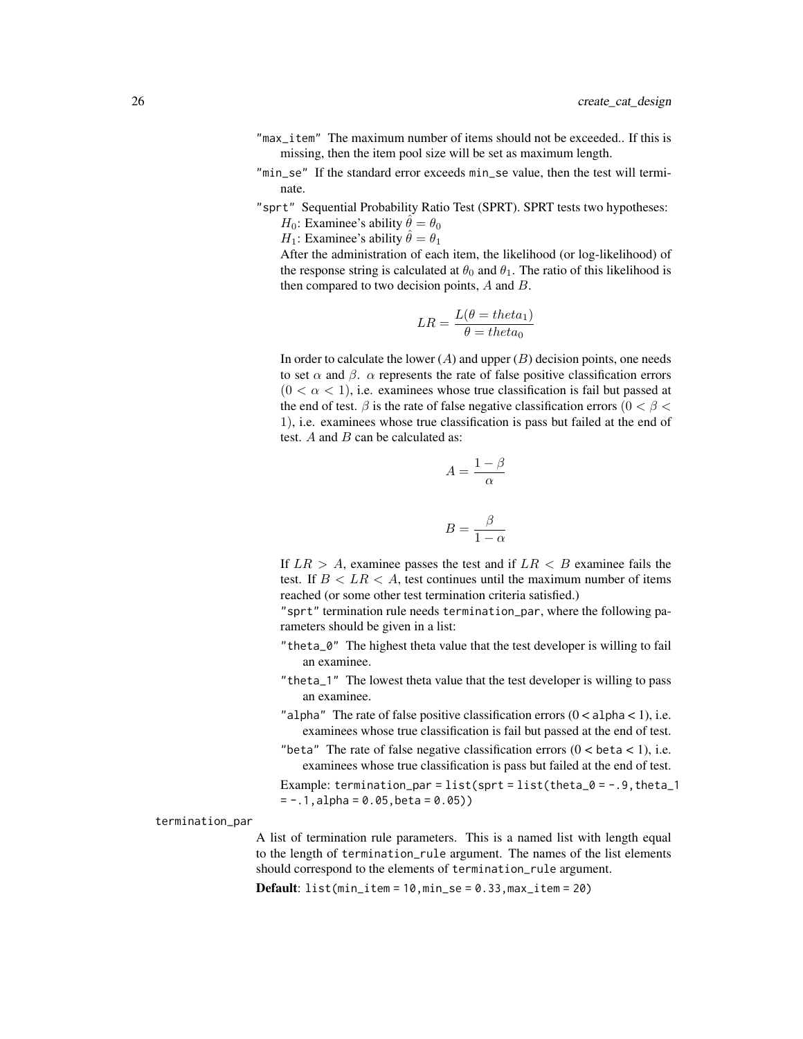"max_item" The maximum number of items should not be exceeded.. If this is missing, then the item pool size will be set as maximum length.

"min_se" If the standard error exceeds min_se value, then the test will terminate.

"sprt" Sequential Probability Ratio Test (SPRT). SPRT tests two hypotheses:

$H_0$: Examinee's ability $\hat{\theta} = \theta_0$

$H_1$: Examinee's ability $\hat{\theta} = \theta_1$

After the administration of each item, the likelihood (or log-likelihood) of the response string is calculated at $\theta_0$ and $\theta_1$. The ratio of this likelihood is then compared to two decision points, $A$ and $B$.

$$LR = \frac{L(\theta = theta_1)}{\theta = theta_0}$$

In order to calculate the lower ($A$) and upper ($B$) decision points, one needs to set $\alpha$ and $\beta$. $\alpha$ represents the rate of false positive classification errors ($0 < \alpha < 1$), i.e. examinees whose true classification is fail but passed at the end of test. $\beta$ is the rate of false negative classification errors ($0 < \beta < 1$), i.e. examinees whose true classification is pass but failed at the end of test. $A$ and $B$ can be calculated as:

$$A = \frac{1 - \beta}{\alpha}$$

$$B = \frac{\beta}{1 - \alpha}$$

If $LR > A$, examinee passes the test and if $LR < B$ examinee fails the test. If $B < LR < A$, test continues until the maximum number of items reached (or some other test termination criteria satisfied.)

"sprt" termination rule needs termination_par, where the following parameters should be given in a list:

- "theta_0" The highest theta value that the test developer is willing to fail an examinee.
- "theta_1" The lowest theta value that the test developer is willing to pass an examinee.
- "alpha" The rate of false positive classification errors (0 < alpha < 1), i.e. examinees whose true classification is fail but passed at the end of test.
- "beta" The rate of false negative classification errors (0 < beta < 1), i.e. examinees whose true classification is pass but failed at the end of test.

Example: `termination_par = list(sprt = list(theta_0 = -.9, theta_1 = -.1, alpha = 0.05, beta = 0.05))`

termination_par

A list of termination rule parameters. This is a named list with length equal to the length of termination_rule argument. The names of the list elements should correspond to the elements of termination_rule argument.

**Default**: `list(min_item = 10, min_se = 0.33, max_item = 20)`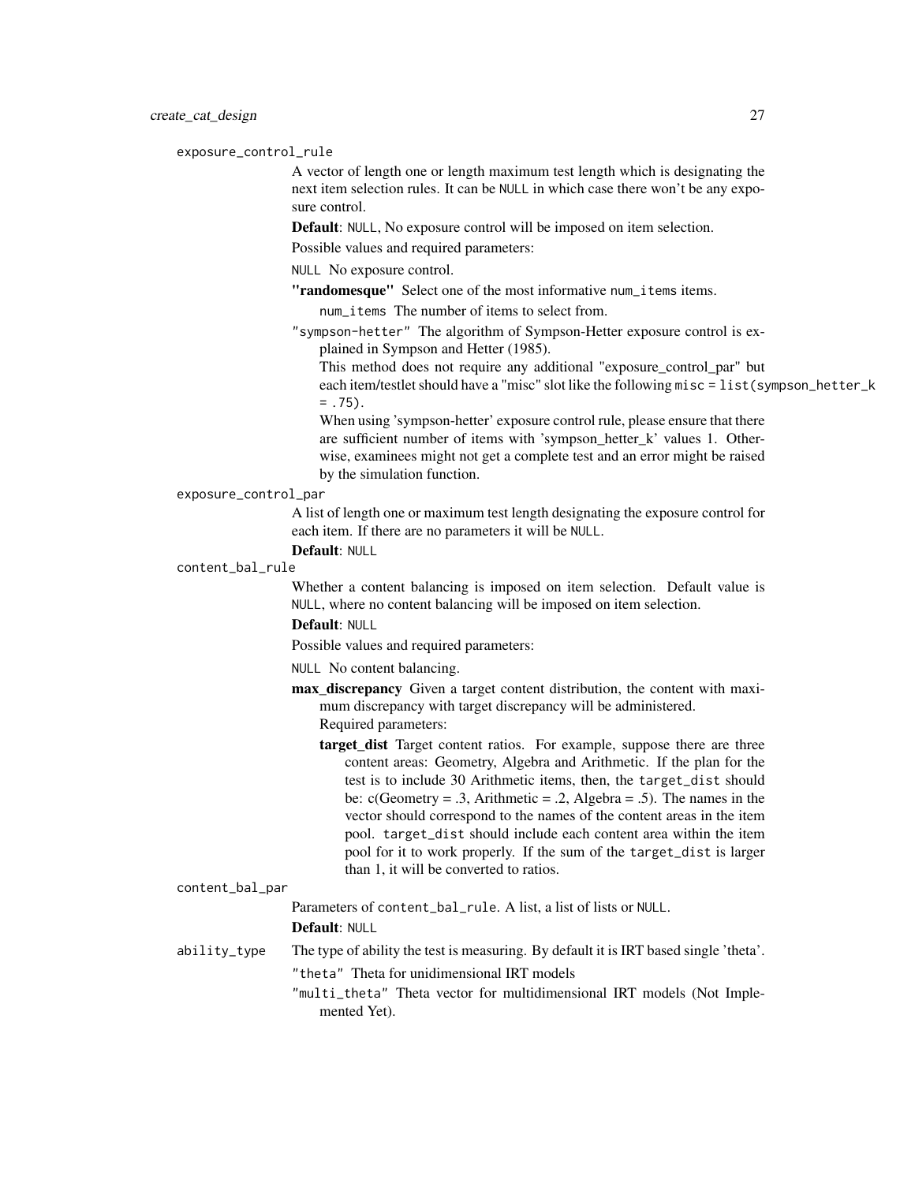`exposure_control_rule`

A vector of length one or length maximum test length which is designating the next item selection rules. It can be `NULL` in which case there won't be any exposure control.

**Default**: `NULL`, No exposure control will be imposed on item selection.

Possible values and required parameters:

- `NULL` No exposure control.
- **"randomesque"** Select one of the most informative `num_items` items.
  - `num_items` The number of items to select from.
- `"sympson-hetter"` The algorithm of Sympson-Hetter exposure control is explained in Sympson and Hetter (1985).

  This method does not require any additional "exposure_control_par" but each item/testlet should have a "misc" slot like the following `misc = list(sympson_hetter_k = .75)`.

  When using 'sympson-hetter' exposure control rule, please ensure that there are sufficient number of items with 'sympson_hetter_k' values 1. Otherwise, examinees might not get a complete test and an error might be raised by the simulation function.

`exposure_control_par`

A list of length one or maximum test length designating the exposure control for each item. If there are no parameters it will be `NULL`.

**Default**: `NULL`

`content_bal_rule`

Whether a content balancing is imposed on item selection. Default value is `NULL`, where no content balancing will be imposed on item selection.

**Default**: `NULL`

Possible values and required parameters:

- `NULL` No content balancing.
- **max_discrepancy** Given a target content distribution, the content with maximum discrepancy with target discrepancy will be administered.

  Required parameters:
  - **target_dist** Target content ratios. For example, suppose there are three content areas: Geometry, Algebra and Arithmetic. If the plan for the test is to include 30 Arithmetic items, then, the `target_dist` should be: c(Geometry = .3, Arithmetic = .2, Algebra = .5). The names in the vector should correspond to the names of the content areas in the item pool. `target_dist` should include each content area within the item pool for it to work properly. If the sum of the `target_dist` is larger than 1, it will be converted to ratios.

`content_bal_par`

Parameters of `content_bal_rule`. A list, a list of lists or `NULL`.

**Default**: `NULL`

`ability_type`

The type of ability the test is measuring. By default it is IRT based single 'theta'.

- `"theta"` Theta for unidimensional IRT models
- `"multi_theta"` Theta vector for multidimensional IRT models (Not Implemented Yet).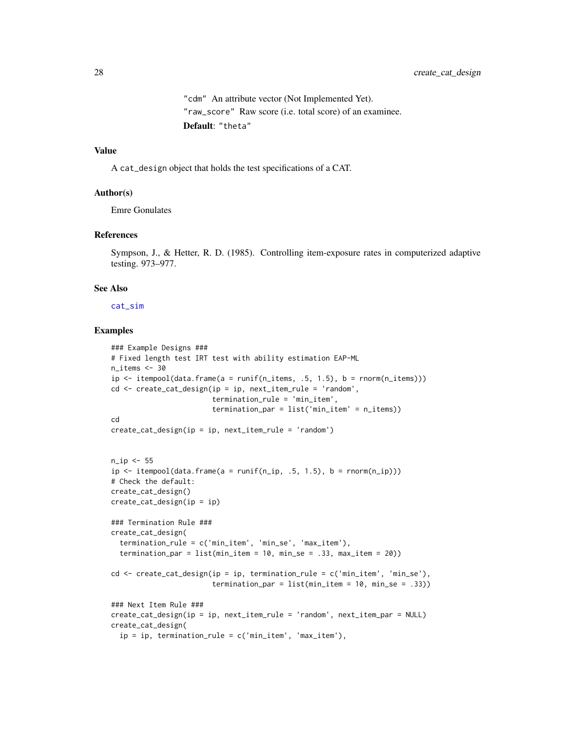"cdm" An attribute vector (Not Implemented Yet).

"raw_score" Raw score (i.e. total score) of an examinee.

**Default**: "theta"

## Value

A cat_design object that holds the test specifications of a CAT.

## Author(s)

Emre Gonulates

## References

Sympson, J., & Hetter, R. D. (1985). Controlling item-exposure rates in computerized adaptive testing. 973–977.

## See Also

cat_sim

## Examples

```
### Example Designs ###
# Fixed length test IRT test with ability estimation EAP-ML
n_items <- 30
ip <- itempool(data.frame(a = runif(n_items, .5, 1.5), b = rnorm(n_items)))
cd <- create_cat_design(ip = ip, next_item_rule = 'random',
                        termination_rule = 'min_item',
                        termination_par = list('min_item' = n_items))
cd
create_cat_design(ip = ip, next_item_rule = 'random')


n_ip <- 55
ip <- itempool(data.frame(a = runif(n_ip, .5, 1.5), b = rnorm(n_ip)))
# Check the default:
create_cat_design()
create_cat_design(ip = ip)

### Termination Rule ###
create_cat_design(
  termination_rule = c('min_item', 'min_se', 'max_item'),
  termination_par = list(min_item = 10, min_se = .33, max_item = 20))

cd <- create_cat_design(ip = ip, termination_rule = c('min_item', 'min_se'),
                        termination_par = list(min_item = 10, min_se = .33))

### Next Item Rule ###
create_cat_design(ip = ip, next_item_rule = 'random', next_item_par = NULL)
create_cat_design(
  ip = ip, termination_rule = c('min_item', 'max_item'),
```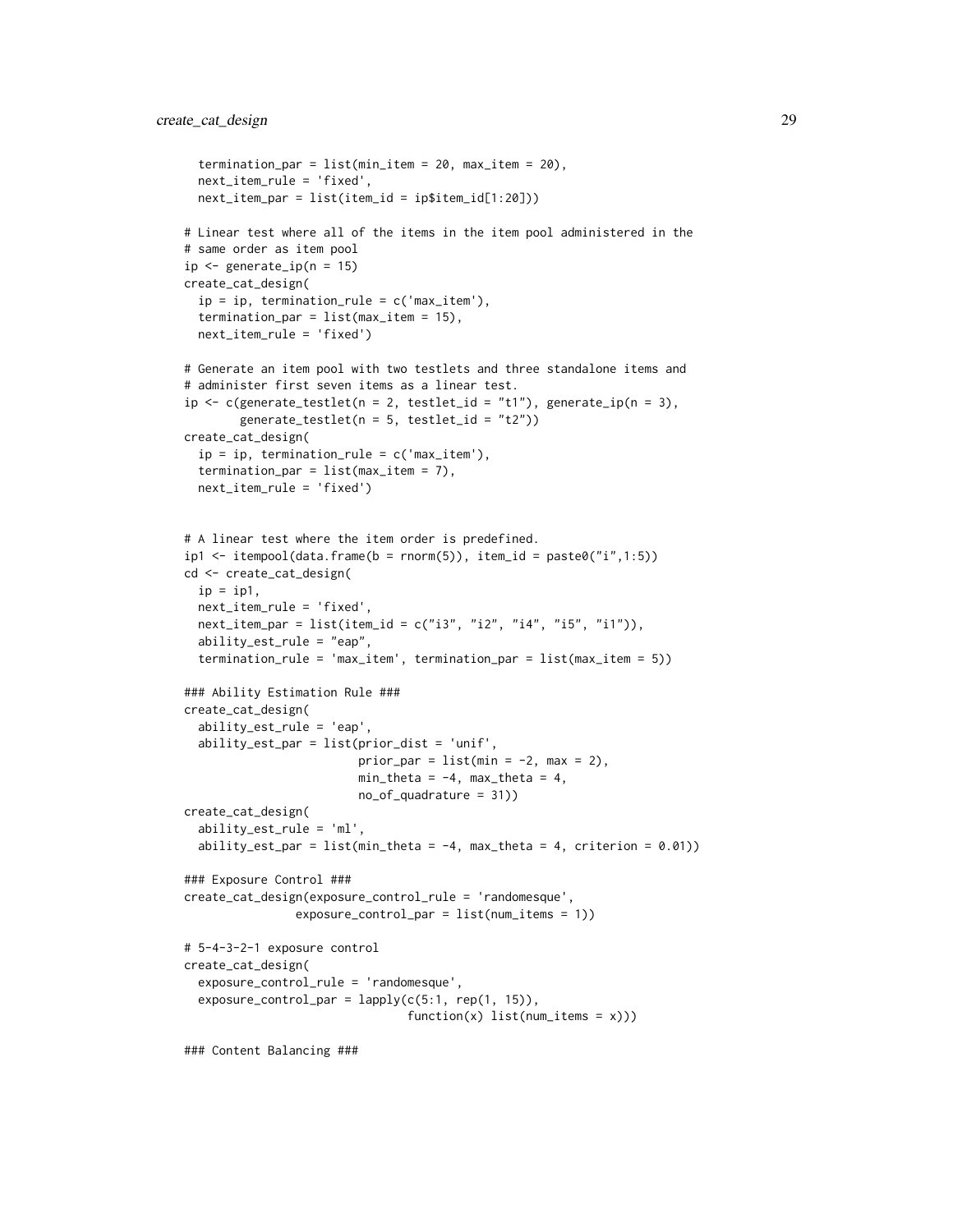```
  termination_par = list(min_item = 20, max_item = 20),
  next_item_rule = 'fixed',
  next_item_par = list(item_id = ip$item_id[1:20]))

# Linear test where all of the items in the item pool administered in the
# same order as item pool
ip <- generate_ip(n = 15)
create_cat_design(
  ip = ip, termination_rule = c('max_item'),
  termination_par = list(max_item = 15),
  next_item_rule = 'fixed')

# Generate an item pool with two testlets and three standalone items and
# administer first seven items as a linear test.
ip <- c(generate_testlet(n = 2, testlet_id = "t1"), generate_ip(n = 3),
        generate_testlet(n = 5, testlet_id = "t2"))
create_cat_design(
  ip = ip, termination_rule = c('max_item'),
  termination_par = list(max_item = 7),
  next_item_rule = 'fixed')


# A linear test where the item order is predefined.
ip1 <- itempool(data.frame(b = rnorm(5)), item_id = paste0("i",1:5))
cd <- create_cat_design(
  ip = ip1,
  next_item_rule = 'fixed',
  next_item_par = list(item_id = c("i3", "i2", "i4", "i5", "i1")),
  ability_est_rule = "eap",
  termination_rule = 'max_item', termination_par = list(max_item = 5))

### Ability Estimation Rule ###
create_cat_design(
  ability_est_rule = 'eap',
  ability_est_par = list(prior_dist = 'unif',
                         prior_par = list(min = -2, max = 2),
                         min_theta = -4, max_theta = 4,
                         no_of_quadrature = 31))
create_cat_design(
  ability_est_rule = 'ml',
  ability_est_par = list(min_theta = -4, max_theta = 4, criterion = 0.01))

### Exposure Control ###
create_cat_design(exposure_control_rule = 'randomesque',
                exposure_control_par = list(num_items = 1))

# 5-4-3-2-1 exposure control
create_cat_design(
  exposure_control_rule = 'randomesque',
  exposure_control_par = lapply(c(5:1, rep(1, 15)),
                                function(x) list(num_items = x)))

### Content Balancing ###
```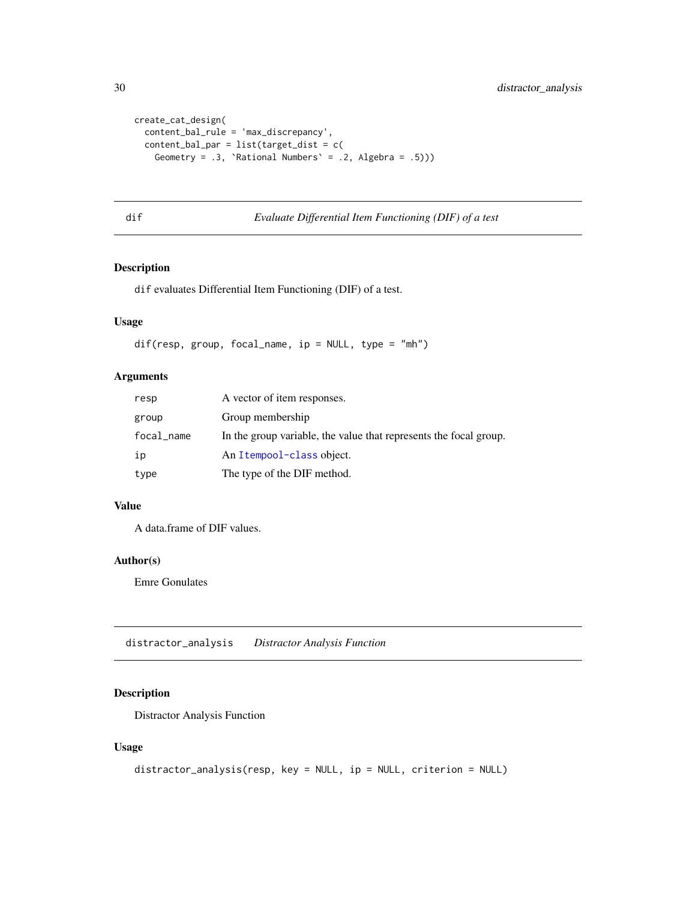```
create_cat_design(
  content_bal_rule = 'max_discrepancy',
  content_bal_par = list(target_dist = c(
    Geometry = .3, `Rational Numbers` = .2, Algebra = .5)))
```

## dif — *Evaluate Differential Item Functioning (DIF) of a test*

### Description

dif evaluates Differential Item Functioning (DIF) of a test.

### Usage

```
dif(resp, group, focal_name, ip = NULL, type = "mh")
```

### Arguments

| | |
|---|---|
| resp | A vector of item responses. |
| group | Group membership |
| focal_name | In the group variable, the value that represents the focal group. |
| ip | An Itempool-class object. |
| type | The type of the DIF method. |

### Value

A data.frame of DIF values.

### Author(s)

Emre Gonulates

## distractor_analysis — *Distractor Analysis Function*

### Description

Distractor Analysis Function

### Usage

```
distractor_analysis(resp, key = NULL, ip = NULL, criterion = NULL)
```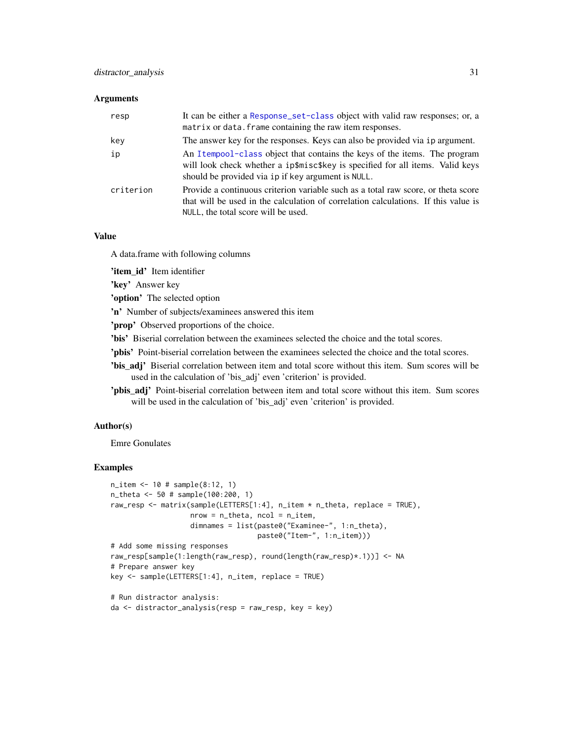### Arguments

| | |
|---|---|
| `resp` | It can be either a `Response_set-class` object with valid raw responses; or, a `matrix` or `data.frame` containing the raw item responses. |
| `key` | The answer key for the responses. Keys can also be provided via `ip` argument. |
| `ip` | An `Itempool-class` object that contains the keys of the items. The program will look check whether a `ip$misc$key` is specified for all items. Valid keys should be provided via `ip` if `key` argument is `NULL`. |
| `criterion` | Provide a continuous criterion variable such as a total raw score, or theta score that will be used in the calculation of correlation calculations. If this value is `NULL`, the total score will be used. |

### Value

A data.frame with following columns

**'item_id'** Item identifier

**'key'** Answer key

**'option'** The selected option

**'n'** Number of subjects/examinees answered this item

**'prop'** Observed proportions of the choice.

**'bis'** Biserial correlation between the examinees selected the choice and the total scores.

**'pbis'** Point-biserial correlation between the examinees selected the choice and the total scores.

**'bis_adj'** Biserial correlation between item and total score without this item. Sum scores will be used in the calculation of 'bis_adj' even 'criterion' is provided.

**'pbis_adj'** Point-biserial correlation between item and total score without this item. Sum scores will be used in the calculation of 'bis_adj' even 'criterion' is provided.

### Author(s)

Emre Gonulates

### Examples

```
n_item <- 10 # sample(8:12, 1)
n_theta <- 50 # sample(100:200, 1)
raw_resp <- matrix(sample(LETTERS[1:4], n_item * n_theta, replace = TRUE),
                   nrow = n_theta, ncol = n_item,
                   dimnames = list(paste0("Examinee-", 1:n_theta),
                                   paste0("Item-", 1:n_item)))
# Add some missing responses
raw_resp[sample(1:length(raw_resp), round(length(raw_resp)*.1))] <- NA
# Prepare answer key
key <- sample(LETTERS[1:4], n_item, replace = TRUE)

# Run distractor analysis:
da <- distractor_analysis(resp = raw_resp, key = key)
```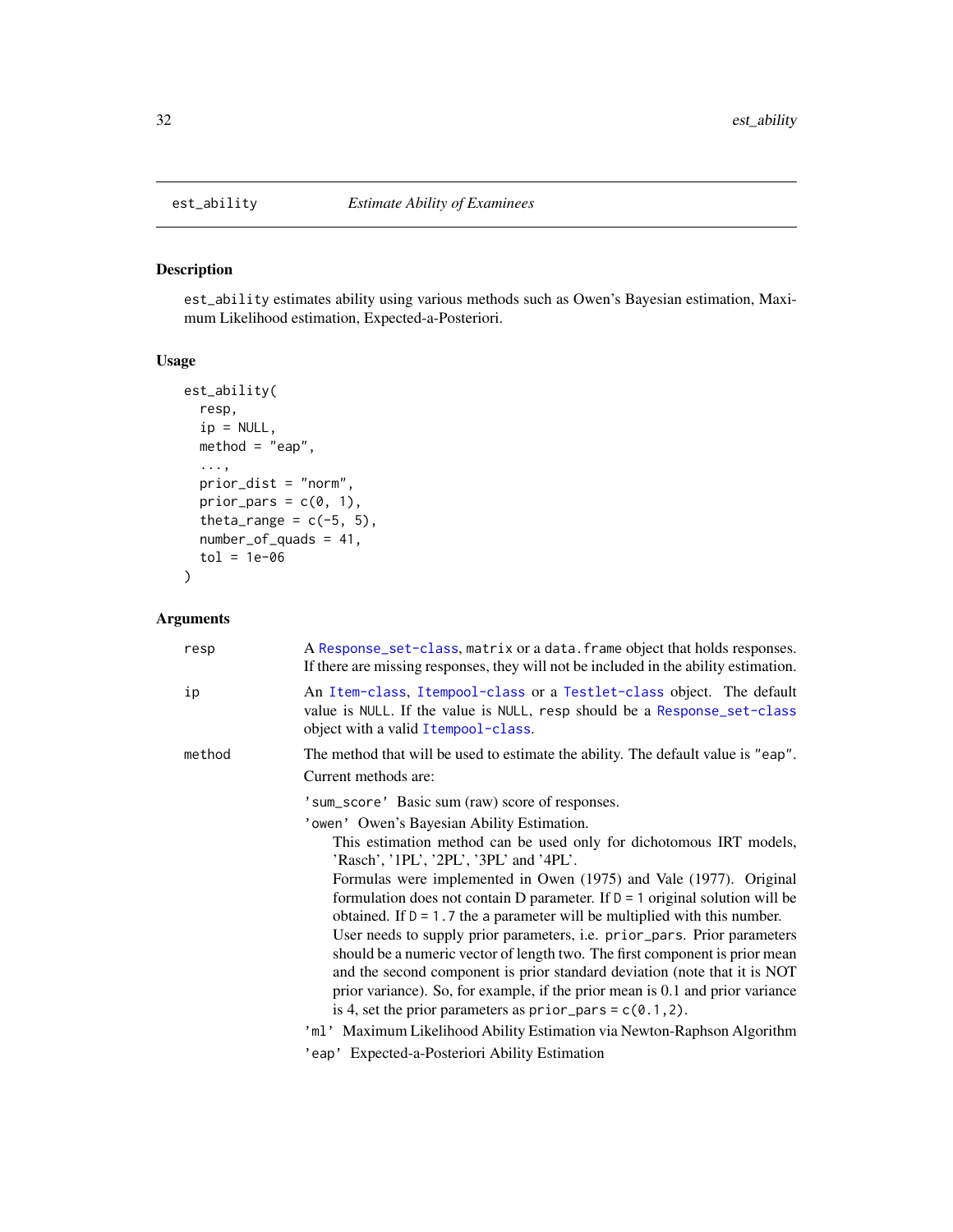# est_ability — *Estimate Ability of Examinees*

## Description

`est_ability` estimates ability using various methods such as Owen's Bayesian estimation, Maximum Likelihood estimation, Expected-a-Posteriori.

## Usage

```
est_ability(
  resp,
  ip = NULL,
  method = "eap",
  ...,
  prior_dist = "norm",
  prior_pars = c(0, 1),
  theta_range = c(-5, 5),
  number_of_quads = 41,
  tol = 1e-06
)
```

## Arguments

`resp` — A Response_set-class, `matrix` or a `data.frame` object that holds responses. If there are missing responses, they will not be included in the ability estimation.

`ip` — An Item-class, Itempool-class or a Testlet-class object. The default value is `NULL`. If the value is `NULL`, `resp` should be a Response_set-class object with a valid Itempool-class.

`method` — The method that will be used to estimate the ability. The default value is `"eap"`.

Current methods are:

- `'sum_score'` Basic sum (raw) score of responses.
- `'owen'` Owen's Bayesian Ability Estimation.
  This estimation method can be used only for dichotomous IRT models, 'Rasch', '1PL', '2PL', '3PL' and '4PL'.
  Formulas were implemented in Owen (1975) and Vale (1977). Original formulation does not contain D parameter. If `D = 1` original solution will be obtained. If `D = 1.7` the `a` parameter will be multiplied with this number.
  User needs to supply prior parameters, i.e. `prior_pars`. Prior parameters should be a numeric vector of length two. The first component is prior mean and the second component is prior standard deviation (note that it is NOT prior variance). So, for example, if the prior mean is 0.1 and prior variance is 4, set the prior parameters as `prior_pars = c(0.1,2)`.
- `'ml'` Maximum Likelihood Ability Estimation via Newton-Raphson Algorithm
- `'eap'` Expected-a-Posteriori Ability Estimation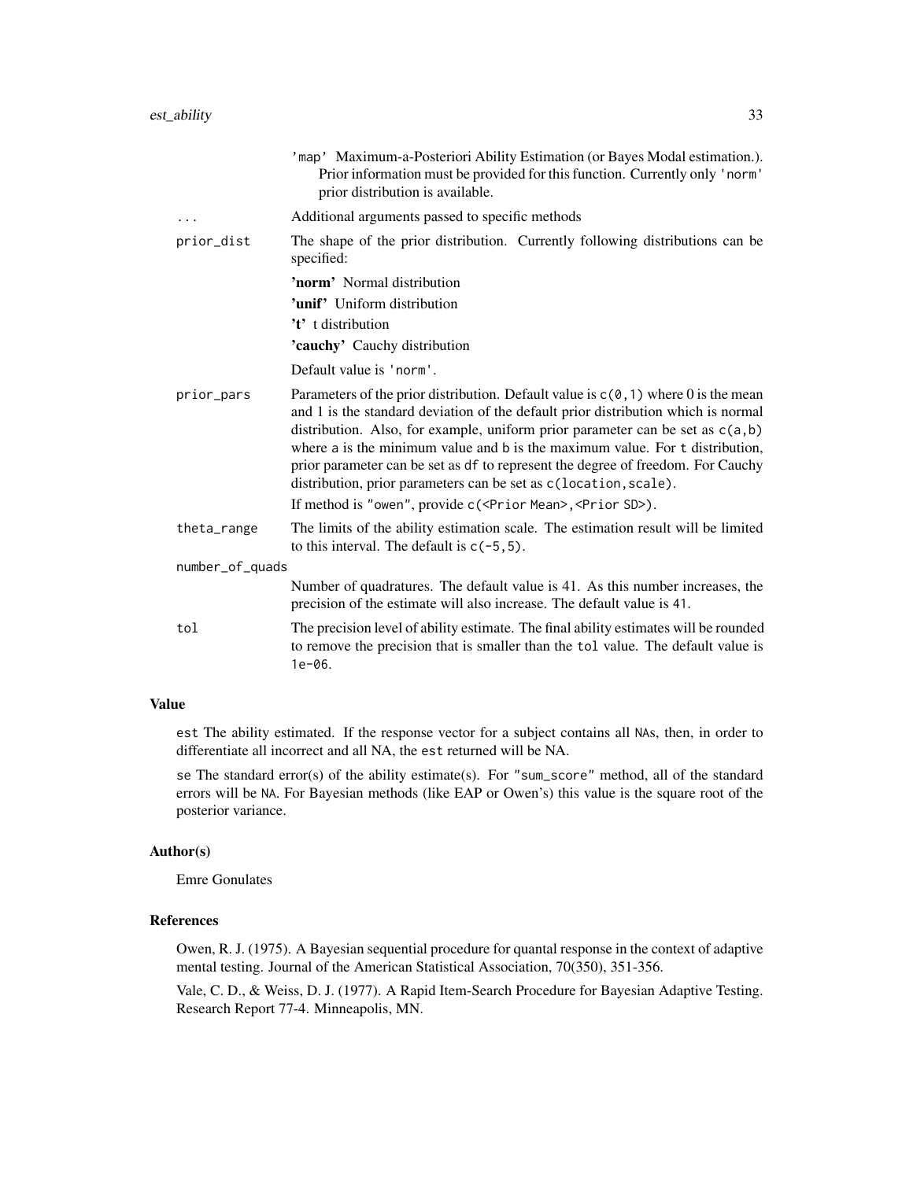'map' Maximum-a-Posteriori Ability Estimation (or Bayes Modal estimation.). Prior information must be provided for this function. Currently only 'norm' prior distribution is available.

`...` Additional arguments passed to specific methods

`prior_dist` The shape of the prior distribution. Currently following distributions can be specified:

- **'norm'** Normal distribution
- **'unif'** Uniform distribution
- **'t'** t distribution
- **'cauchy'** Cauchy distribution

Default value is 'norm'.

`prior_pars` Parameters of the prior distribution. Default value is `c(0,1)` where 0 is the mean and 1 is the standard deviation of the default prior distribution which is normal distribution. Also, for example, uniform prior parameter can be set as `c(a,b)` where a is the minimum value and b is the maximum value. For t distribution, prior parameter can be set as df to represent the degree of freedom. For Cauchy distribution, prior parameters can be set as `c(location,scale)`.

If method is "owen", provide `c(<Prior Mean>,<Prior SD>)`.

`theta_range` The limits of the ability estimation scale. The estimation result will be limited to this interval. The default is `c(-5,5)`.

`number_of_quads` Number of quadratures. The default value is 41. As this number increases, the precision of the estimate will also increase. The default value is 41.

`tol` The precision level of ability estimate. The final ability estimates will be rounded to remove the precision that is smaller than the tol value. The default value is 1e-06.

## Value

est The ability estimated. If the response vector for a subject contains all NAs, then, in order to differentiate all incorrect and all NA, the est returned will be NA.

se The standard error(s) of the ability estimate(s). For "sum_score" method, all of the standard errors will be NA. For Bayesian methods (like EAP or Owen's) this value is the square root of the posterior variance.

## Author(s)

Emre Gonulates

## References

Owen, R. J. (1975). A Bayesian sequential procedure for quantal response in the context of adaptive mental testing. Journal of the American Statistical Association, 70(350), 351-356.

Vale, C. D., & Weiss, D. J. (1977). A Rapid Item-Search Procedure for Bayesian Adaptive Testing. Research Report 77-4. Minneapolis, MN.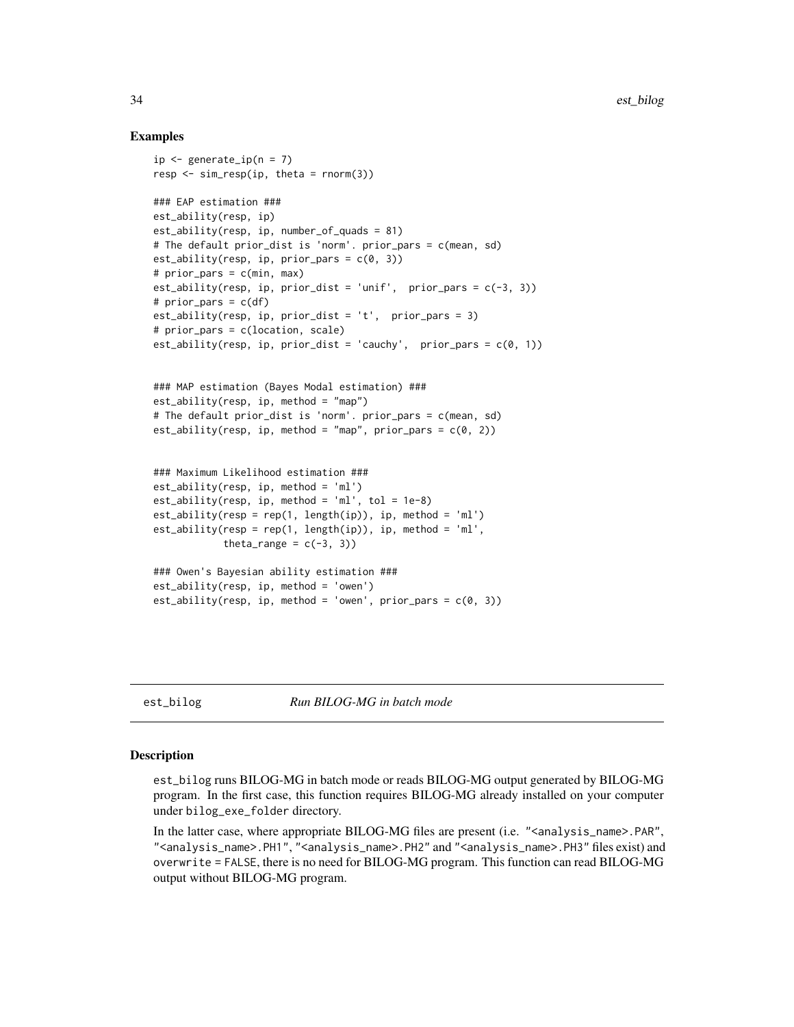## Examples

```
ip <- generate_ip(n = 7)
resp <- sim_resp(ip, theta = rnorm(3))

### EAP estimation ###
est_ability(resp, ip)
est_ability(resp, ip, number_of_quads = 81)
# The default prior_dist is 'norm'. prior_pars = c(mean, sd)
est_ability(resp, ip, prior_pars = c(0, 3))
# prior_pars = c(min, max)
est_ability(resp, ip, prior_dist = 'unif',  prior_pars = c(-3, 3))
# prior_pars = c(df)
est_ability(resp, ip, prior_dist = 't',  prior_pars = 3)
# prior_pars = c(location, scale)
est_ability(resp, ip, prior_dist = 'cauchy',  prior_pars = c(0, 1))


### MAP estimation (Bayes Modal estimation) ###
est_ability(resp, ip, method = "map")
# The default prior_dist is 'norm'. prior_pars = c(mean, sd)
est_ability(resp, ip, method = "map", prior_pars = c(0, 2))


### Maximum Likelihood estimation ###
est_ability(resp, ip, method = 'ml')
est_ability(resp, ip, method = 'ml', tol = 1e-8)
est_ability(resp = rep(1, length(ip)), ip, method = 'ml')
est_ability(resp = rep(1, length(ip)), ip, method = 'ml',
            theta_range = c(-3, 3))

### Owen's Bayesian ability estimation ###
est_ability(resp, ip, method = 'owen')
est_ability(resp, ip, method = 'owen', prior_pars = c(0, 3))
```

---

# est_bilog — *Run BILOG-MG in batch mode*

## Description

est_bilog runs BILOG-MG in batch mode or reads BILOG-MG output generated by BILOG-MG program. In the first case, this function requires BILOG-MG already installed on your computer under bilog_exe_folder directory.

In the latter case, where appropriate BILOG-MG files are present (i.e. "<analysis_name>.PAR", "<analysis_name>.PH1", "<analysis_name>.PH2" and "<analysis_name>.PH3" files exist) and overwrite = FALSE, there is no need for BILOG-MG program. This function can read BILOG-MG output without BILOG-MG program.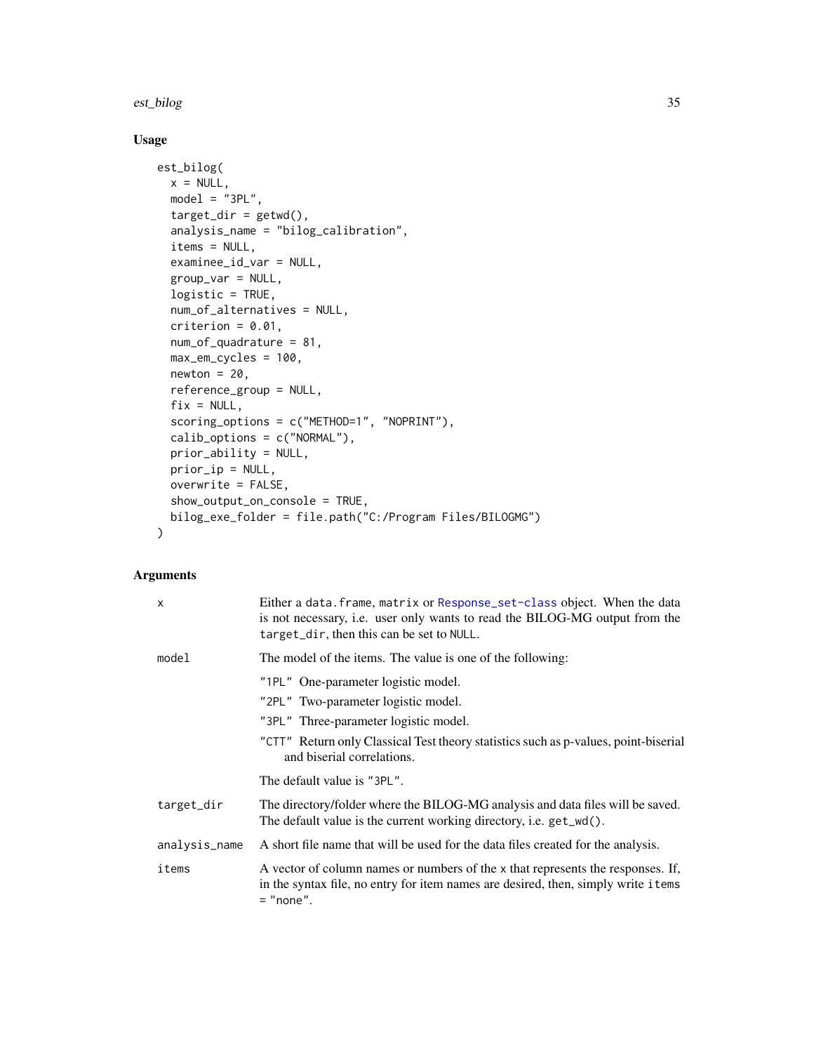## Usage

```
est_bilog(
  x = NULL,
  model = "3PL",
  target_dir = getwd(),
  analysis_name = "bilog_calibration",
  items = NULL,
  examinee_id_var = NULL,
  group_var = NULL,
  logistic = TRUE,
  num_of_alternatives = NULL,
  criterion = 0.01,
  num_of_quadrature = 81,
  max_em_cycles = 100,
  newton = 20,
  reference_group = NULL,
  fix = NULL,
  scoring_options = c("METHOD=1", "NOPRINT"),
  calib_options = c("NORMAL"),
  prior_ability = NULL,
  prior_ip = NULL,
  overwrite = FALSE,
  show_output_on_console = TRUE,
  bilog_exe_folder = file.path("C:/Program Files/BILOGMG")
)
```

## Arguments

| Argument | Description |
|---|---|
| `x` | Either a `data.frame`, `matrix` or `Response_set-class` object. When the data is not necessary, i.e. user only wants to read the BILOG-MG output from the `target_dir`, then this can be set to `NULL`. |
| `model` | The model of the items. The value is one of the following: <br> `"1PL"` One-parameter logistic model. <br> `"2PL"` Two-parameter logistic model. <br> `"3PL"` Three-parameter logistic model. <br> `"CTT"` Return only Classical Test theory statistics such as p-values, point-biserial and biserial correlations. <br> The default value is `"3PL"`. |
| `target_dir` | The directory/folder where the BILOG-MG analysis and data files will be saved. The default value is the current working directory, i.e. `get_wd()`. |
| `analysis_name` | A short file name that will be used for the data files created for the analysis. |
| `items` | A vector of column names or numbers of the `x` that represents the responses. If, in the syntax file, no entry for item names are desired, then, simply write `items = "none"`. |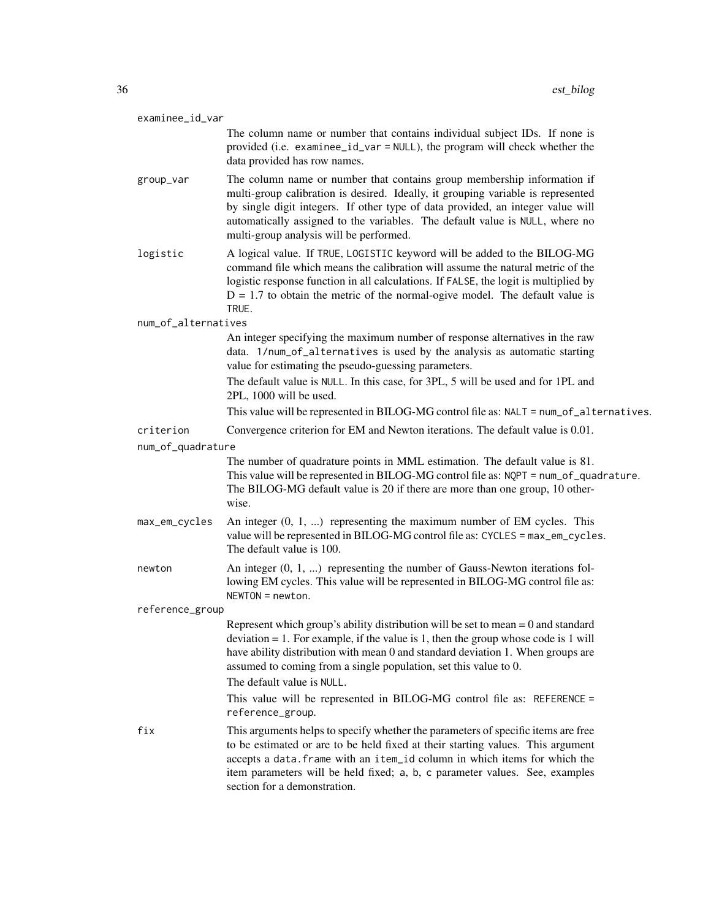examinee_id_var
: The column name or number that contains individual subject IDs. If none is provided (i.e. `examinee_id_var = NULL`), the program will check whether the data provided has row names.

group_var
: The column name or number that contains group membership information if multi-group calibration is desired. Ideally, it grouping variable is represented by single digit integers. If other type of data provided, an integer value will automatically assigned to the variables. The default value is `NULL`, where no multi-group analysis will be performed.

logistic
: A logical value. If `TRUE`, `LOGISTIC` keyword will be added to the BILOG-MG command file which means the calibration will assume the natural metric of the logistic response function in all calculations. If `FALSE`, the logit is multiplied by $D = 1.7$ to obtain the metric of the normal-ogive model. The default value is `TRUE`.

num_of_alternatives
: An integer specifying the maximum number of response alternatives in the raw data. `1/num_of_alternatives` is used by the analysis as automatic starting value for estimating the pseudo-guessing parameters.

  The default value is `NULL`. In this case, for 3PL, 5 will be used and for 1PL and 2PL, 1000 will be used.

  This value will be represented in BILOG-MG control file as: `NALT = num_of_alternatives`.

criterion
: Convergence criterion for EM and Newton iterations. The default value is 0.01.

num_of_quadrature
: The number of quadrature points in MML estimation. The default value is 81. This value will be represented in BILOG-MG control file as: `NQPT = num_of_quadrature`. The BILOG-MG default value is 20 if there are more than one group, 10 otherwise.

max_em_cycles
: An integer (0, 1, ...) representing the maximum number of EM cycles. This value will be represented in BILOG-MG control file as: `CYCLES = max_em_cycles`. The default value is 100.

newton
: An integer (0, 1, ...) representing the number of Gauss-Newton iterations following EM cycles. This value will be represented in BILOG-MG control file as: `NEWTON = newton`.

reference_group
: Represent which group's ability distribution will be set to mean = 0 and standard deviation = 1. For example, if the value is 1, then the group whose code is 1 will have ability distribution with mean 0 and standard deviation 1. When groups are assumed to coming from a single population, set this value to 0.

  The default value is `NULL`.

  This value will be represented in BILOG-MG control file as: `REFERENCE = reference_group`.

fix
: This arguments helps to specify whether the parameters of specific items are free to be estimated or are to be held fixed at their starting values. This argument accepts a `data.frame` with an `item_id` column in which items for which the item parameters will be held fixed; `a`, `b`, `c` parameter values. See, examples section for a demonstration.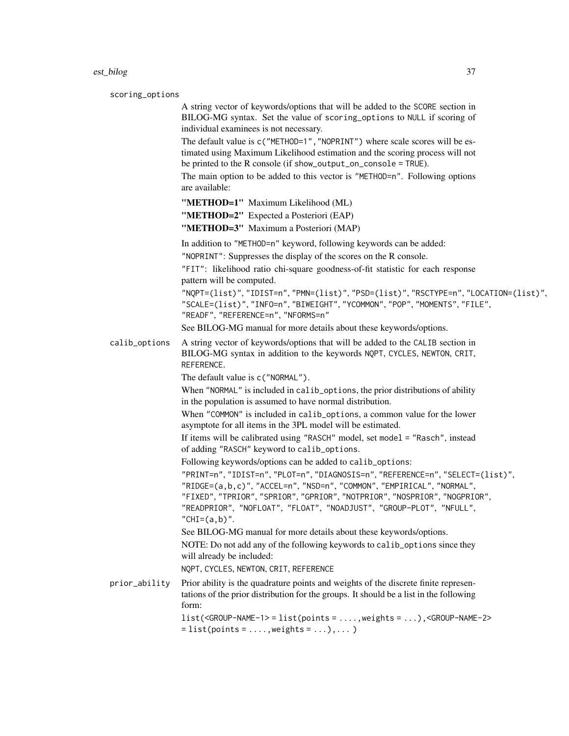**scoring_options**

A string vector of keywords/options that will be added to the `SCORE` section in BILOG-MG syntax. Set the value of `scoring_options` to `NULL` if scoring of individual examinees is not necessary.

The default value is `c("METHOD=1","NOPRINT")` where scale scores will be estimated using Maximum Likelihood estimation and the scoring process will not be printed to the R console (if `show_output_on_console = TRUE`).

The main option to be added to this vector is `"METHOD=n"`. Following options are available:

**"METHOD=1"** Maximum Likelihood (ML)

**"METHOD=2"** Expected a Posteriori (EAP)

**"METHOD=3"** Maximum a Posteriori (MAP)

In addition to `"METHOD=n"` keyword, following keywords can be added:

`"NOPRINT"`: Suppresses the display of the scores on the R console.

`"FIT"`: likelihood ratio chi-square goodness-of-fit statistic for each response pattern will be computed.

`"NQPT=(list)"`, `"IDIST=n"`, `"PMN=(list)"`, `"PSD=(list)"`, `"RSCTYPE=n"`, `"LOCATION=(list)"`, `"SCALE=(list)"`, `"INFO=n"`, `"BIWEIGHT"`, `"YCOMMON"`, `"POP"`, `"MOMENTS"`, `"FILE"`, `"READF"`, `"REFERENCE=n"`, `"NFORMS=n"`

See BILOG-MG manual for more details about these keywords/options.

**calib_options**

A string vector of keywords/options that will be added to the `CALIB` section in BILOG-MG syntax in addition to the keywords `NQPT`, `CYCLES`, `NEWTON`, `CRIT`, `REFERENCE`.

The default value is `c("NORMAL")`.

When `"NORMAL"` is included in `calib_options`, the prior distributions of ability in the population is assumed to have normal distribution.

When `"COMMON"` is included in `calib_options`, a common value for the lower asymptote for all items in the 3PL model will be estimated.

If items will be calibrated using `"RASCH"` model, set `model = "Rasch"`, instead of adding `"RASCH"` keyword to `calib_options`.

Following keywords/options can be added to `calib_options`:

`"PRINT=n"`, `"IDIST=n"`, `"PLOT=n"`, `"DIAGNOSIS=n"`, `"REFERENCE=n"`, `"SELECT=(list)"`, `"RIDGE=(a,b,c)"`, `"ACCEL=n"`, `"NSD=n"`, `"COMMON"`, `"EMPIRICAL"`, `"NORMAL"`, `"FIXED"`, `"TPRIOR"`, `"SPRIOR"`, `"GPRIOR"`, `"NOTPRIOR"`, `"NOSPRIOR"`, `"NOGPRIOR"`, `"READPRIOR"`, `"NOFLOAT"`, `"FLOAT"`, `"NOADJUST"`, `"GROUP-PLOT"`, `"NFULL"`, `"CHI=(a,b)"`.

See BILOG-MG manual for more details about these keywords/options.

NOTE: Do not add any of the following keywords to `calib_options` since they will already be included:

`NQPT`, `CYCLES`, `NEWTON`, `CRIT`, `REFERENCE`

**prior_ability**

Prior ability is the quadrature points and weights of the discrete finite representations of the prior distribution for the groups. It should be a list in the following form:

`list(<GROUP-NAME-1> = list(points = ....,weights = ...),<GROUP-NAME-2> = list(points = ....,weights = ...),... )`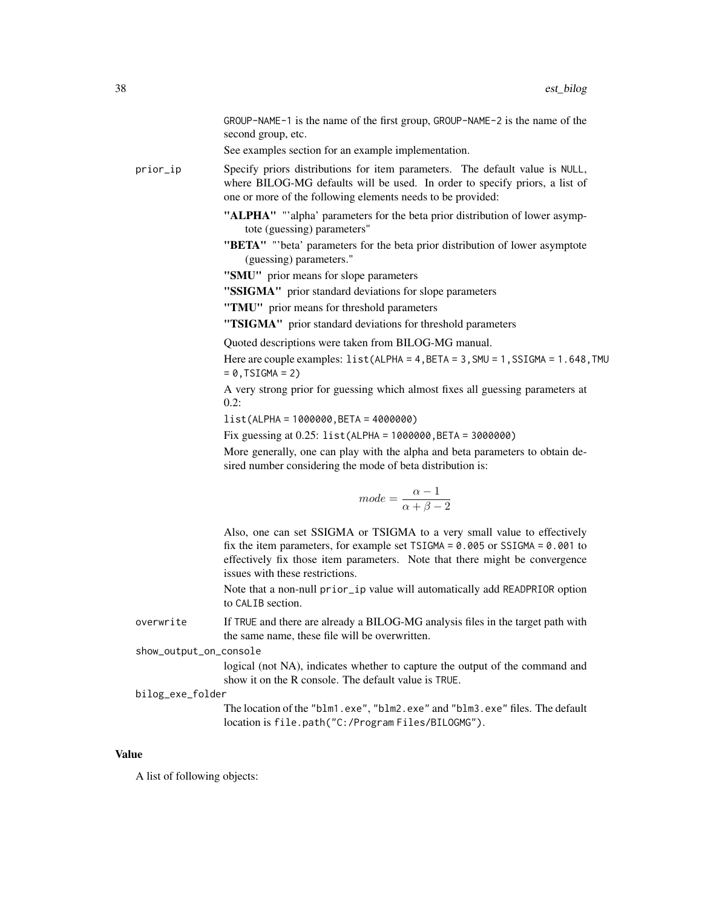GROUP-NAME-1 is the name of the first group, GROUP-NAME-2 is the name of the second group, etc.

See examples section for an example implementation.

**prior_ip** Specify priors distributions for item parameters. The default value is NULL, where BILOG-MG defaults will be used. In order to specify priors, a list of one or more of the following elements needs to be provided:

- **"ALPHA"** "'alpha' parameters for the beta prior distribution of lower asymptote (guessing) parameters"
- **"BETA"** "'beta' parameters for the beta prior distribution of lower asymptote (guessing) parameters."
- **"SMU"** prior means for slope parameters
- **"SSIGMA"** prior standard deviations for slope parameters
- **"TMU"** prior means for threshold parameters
- **"TSIGMA"** prior standard deviations for threshold parameters

Quoted descriptions were taken from BILOG-MG manual.

Here are couple examples: `list(ALPHA = 4,BETA = 3,SMU = 1,SSIGMA = 1.648,TMU = 0,TSIGMA = 2)`

A very strong prior for guessing which almost fixes all guessing parameters at 0.2:

`list(ALPHA = 1000000,BETA = 4000000)`

Fix guessing at 0.25: `list(ALPHA = 1000000,BETA = 3000000)`

More generally, one can play with the alpha and beta parameters to obtain desired number considering the mode of beta distribution is:

$$mode = \frac{\alpha - 1}{\alpha + \beta - 2}$$

Also, one can set SSIGMA or TSIGMA to a very small value to effectively fix the item parameters, for example set TSIGMA = 0.005 or SSIGMA = 0.001 to effectively fix those item parameters. Note that there might be convergence issues with these restrictions.

Note that a non-null prior_ip value will automatically add READPRIOR option to CALIB section.

**overwrite** If TRUE and there are already a BILOG-MG analysis files in the target path with the same name, these file will be overwritten.

**show_output_on_console** logical (not NA), indicates whether to capture the output of the command and show it on the R console. The default value is TRUE.

**bilog_exe_folder** The location of the "blm1.exe", "blm2.exe" and "blm3.exe" files. The default location is `file.path("C:/Program Files/BILOGMG")`.

## Value

A list of following objects: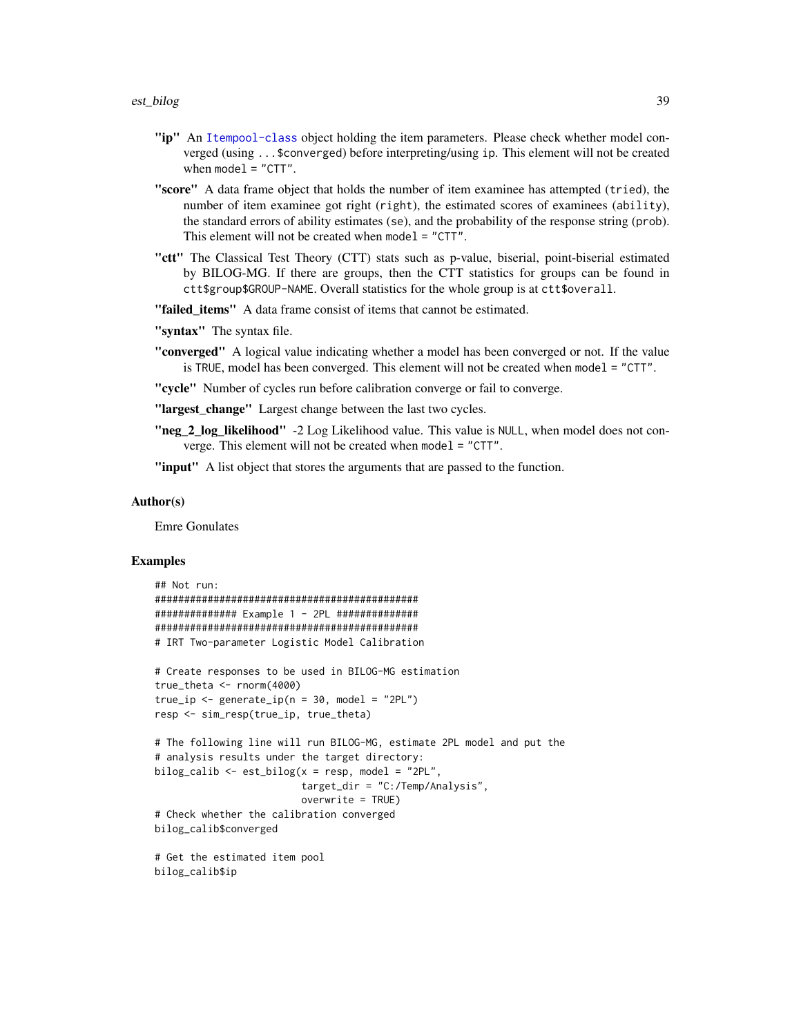**"ip"** An `Itempool-class` object holding the item parameters. Please check whether model converged (using `...$converged`) before interpreting/using `ip`. This element will not be created when `model = "CTT"`.

**"score"** A data frame object that holds the number of item examinee has attempted (`tried`), the number of item examinee got right (`right`), the estimated scores of examinees (`ability`), the standard errors of ability estimates (`se`), and the probability of the response string (`prob`). This element will not be created when `model = "CTT"`.

**"ctt"** The Classical Test Theory (CTT) stats such as p-value, biserial, point-biserial estimated by BILOG-MG. If there are groups, then the CTT statistics for groups can be found in `ctt$group$GROUP-NAME`. Overall statistics for the whole group is at `ctt$overall`.

**"failed_items"** A data frame consist of items that cannot be estimated.

**"syntax"** The syntax file.

**"converged"** A logical value indicating whether a model has been converged or not. If the value is `TRUE`, model has been converged. This element will not be created when `model = "CTT"`.

**"cycle"** Number of cycles run before calibration converge or fail to converge.

**"largest_change"** Largest change between the last two cycles.

**"neg_2_log_likelihood"** -2 Log Likelihood value. This value is `NULL`, when model does not converge. This element will not be created when `model = "CTT"`.

**"input"** A list object that stores the arguments that are passed to the function.

### Author(s)

Emre Gonulates

### Examples

```
## Not run:
###############################################
############## Example 1 - 2PL ##############
###############################################
# IRT Two-parameter Logistic Model Calibration

# Create responses to be used in BILOG-MG estimation
true_theta <- rnorm(4000)
true_ip <- generate_ip(n = 30, model = "2PL")
resp <- sim_resp(true_ip, true_theta)

# The following line will run BILOG-MG, estimate 2PL model and put the
# analysis results under the target directory:
bilog_calib <- est_bilog(x = resp, model = "2PL",
                         target_dir = "C:/Temp/Analysis",
                         overwrite = TRUE)
# Check whether the calibration converged
bilog_calib$converged

# Get the estimated item pool
bilog_calib$ip
```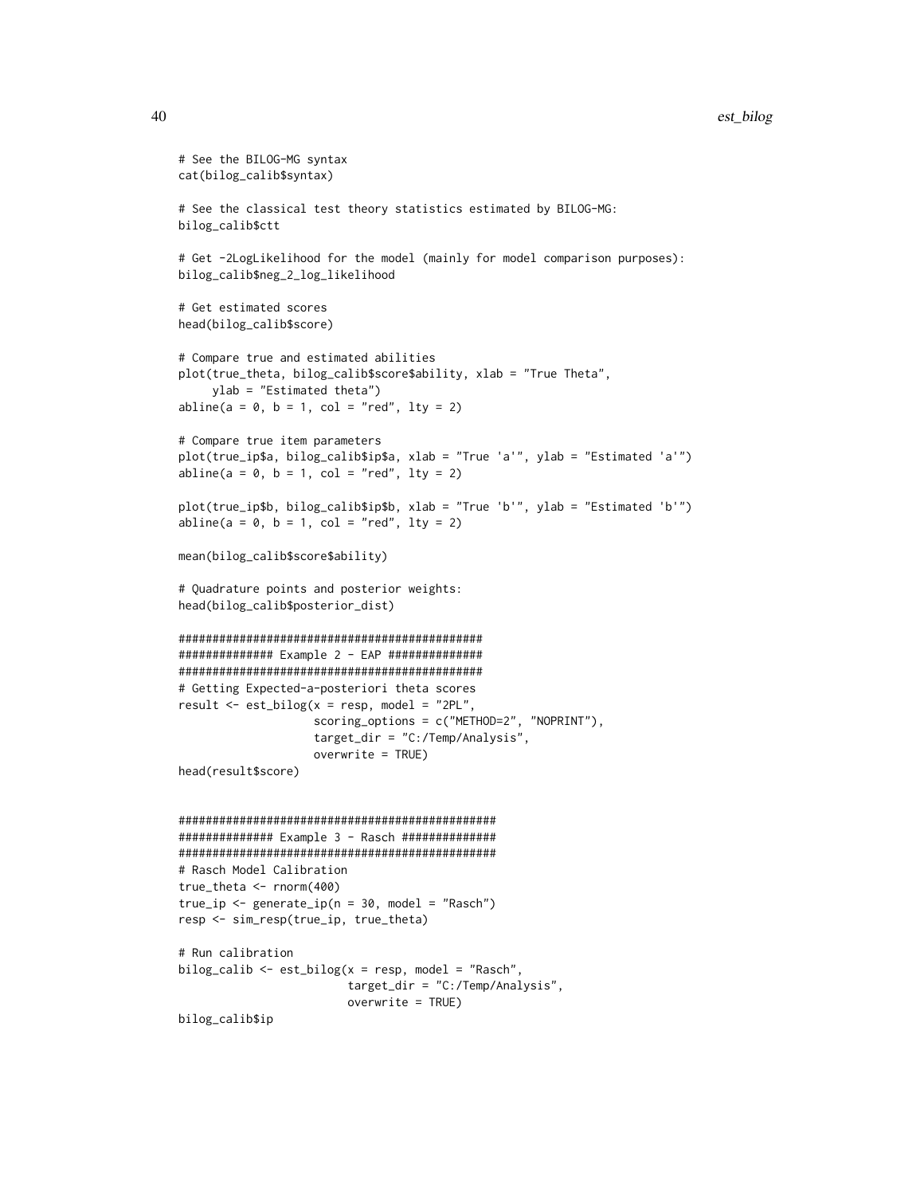```
# See the BILOG-MG syntax
cat(bilog_calib$syntax)

# See the classical test theory statistics estimated by BILOG-MG:
bilog_calib$ctt

# Get -2LogLikelihood for the model (mainly for model comparison purposes):
bilog_calib$neg_2_log_likelihood

# Get estimated scores
head(bilog_calib$score)

# Compare true and estimated abilities
plot(true_theta, bilog_calib$score$ability, xlab = "True Theta",
     ylab = "Estimated theta")
abline(a = 0, b = 1, col = "red", lty = 2)

# Compare true item parameters
plot(true_ip$a, bilog_calib$ip$a, xlab = "True 'a'", ylab = "Estimated 'a'")
abline(a = 0, b = 1, col = "red", lty = 2)

plot(true_ip$b, bilog_calib$ip$b, xlab = "True 'b'", ylab = "Estimated 'b'")
abline(a = 0, b = 1, col = "red", lty = 2)

mean(bilog_calib$score$ability)

# Quadrature points and posterior weights:
head(bilog_calib$posterior_dist)

##############################################
############## Example 2 - EAP ##############
##############################################
# Getting Expected-a-posteriori theta scores
result <- est_bilog(x = resp, model = "2PL",
                    scoring_options = c("METHOD=2", "NOPRINT"),
                    target_dir = "C:/Temp/Analysis",
                    overwrite = TRUE)
head(result$score)


###############################################
############## Example 3 - Rasch ##############
###############################################
# Rasch Model Calibration
true_theta <- rnorm(400)
true_ip <- generate_ip(n = 30, model = "Rasch")
resp <- sim_resp(true_ip, true_theta)

# Run calibration
bilog_calib <- est_bilog(x = resp, model = "Rasch",
                         target_dir = "C:/Temp/Analysis",
                         overwrite = TRUE)
bilog_calib$ip
```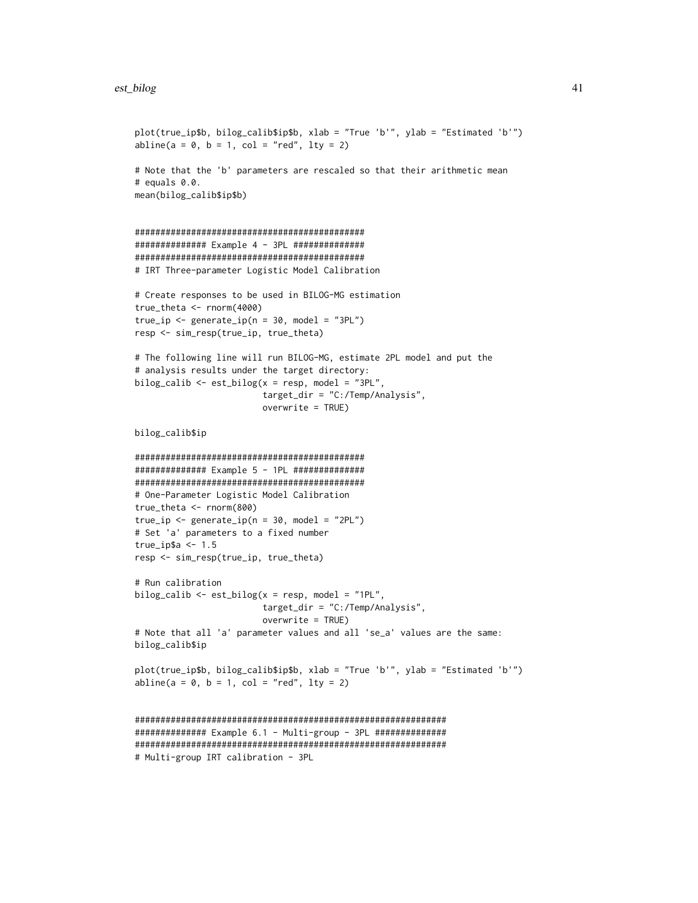```
plot(true_ip$b, bilog_calib$ip$b, xlab = "True 'b'", ylab = "Estimated 'b'")
abline(a = 0, b = 1, col = "red", lty = 2)

# Note that the 'b' parameters are rescaled so that their arithmetic mean
# equals 0.0.
mean(bilog_calib$ip$b)


###############################################
############## Example 4 - 3PL ##############
###############################################
# IRT Three-parameter Logistic Model Calibration

# Create responses to be used in BILOG-MG estimation
true_theta <- rnorm(4000)
true_ip <- generate_ip(n = 30, model = "3PL")
resp <- sim_resp(true_ip, true_theta)

# The following line will run BILOG-MG, estimate 2PL model and put the
# analysis results under the target directory:
bilog_calib <- est_bilog(x = resp, model = "3PL",
                         target_dir = "C:/Temp/Analysis",
                         overwrite = TRUE)

bilog_calib$ip

###############################################
############## Example 5 - 1PL ##############
###############################################
# One-Parameter Logistic Model Calibration
true_theta <- rnorm(800)
true_ip <- generate_ip(n = 30, model = "2PL")
# Set 'a' parameters to a fixed number
true_ip$a <- 1.5
resp <- sim_resp(true_ip, true_theta)

# Run calibration
bilog_calib <- est_bilog(x = resp, model = "1PL",
                         target_dir = "C:/Temp/Analysis",
                         overwrite = TRUE)
# Note that all 'a' parameter values and all 'se_a' values are the same:
bilog_calib$ip

plot(true_ip$b, bilog_calib$ip$b, xlab = "True 'b'", ylab = "Estimated 'b'")
abline(a = 0, b = 1, col = "red", lty = 2)


##############################################################
############## Example 6.1 - Multi-group - 3PL ##############
##############################################################
# Multi-group IRT calibration - 3PL
```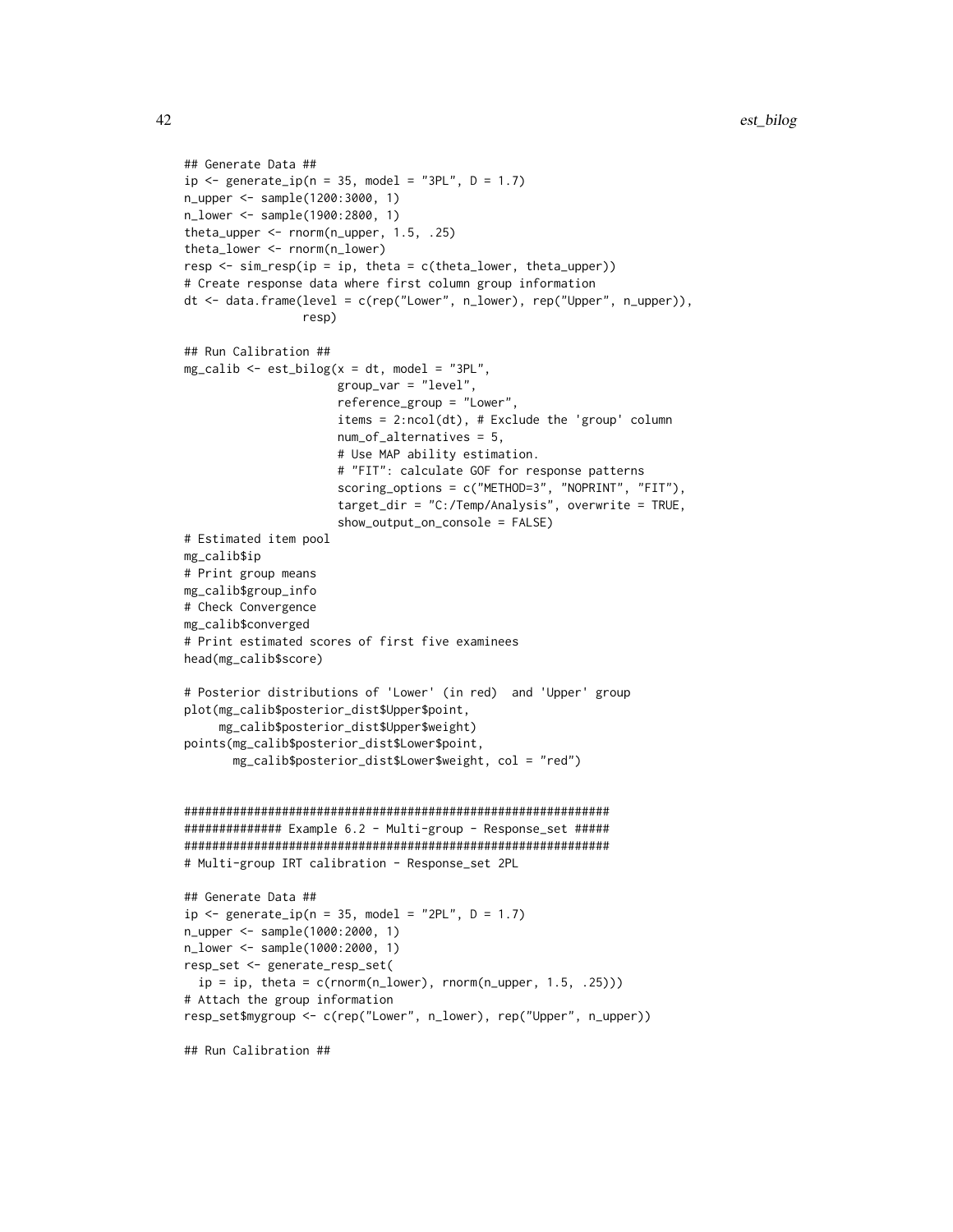```
## Generate Data ##
ip <- generate_ip(n = 35, model = "3PL", D = 1.7)
n_upper <- sample(1200:3000, 1)
n_lower <- sample(1900:2800, 1)
theta_upper <- rnorm(n_upper, 1.5, .25)
theta_lower <- rnorm(n_lower)
resp <- sim_resp(ip = ip, theta = c(theta_lower, theta_upper))
# Create response data where first column group information
dt <- data.frame(level = c(rep("Lower", n_lower), rep("Upper", n_upper)),
                 resp)

## Run Calibration ##
mg_calib <- est_bilog(x = dt, model = "3PL",
                      group_var = "level",
                      reference_group = "Lower",
                      items = 2:ncol(dt), # Exclude the 'group' column
                      num_of_alternatives = 5,
                      # Use MAP ability estimation.
                      # "FIT": calculate GOF for response patterns
                      scoring_options = c("METHOD=3", "NOPRINT", "FIT"),
                      target_dir = "C:/Temp/Analysis", overwrite = TRUE,
                      show_output_on_console = FALSE)
# Estimated item pool
mg_calib$ip
# Print group means
mg_calib$group_info
# Check Convergence
mg_calib$converged
# Print estimated scores of first five examinees
head(mg_calib$score)

# Posterior distributions of 'Lower' (in red)  and 'Upper' group
plot(mg_calib$posterior_dist$Upper$point,
     mg_calib$posterior_dist$Upper$weight)
points(mg_calib$posterior_dist$Lower$point,
       mg_calib$posterior_dist$Lower$weight, col = "red")


###############################################################
############## Example 6.2 - Multi-group - Response_set #####
###############################################################
# Multi-group IRT calibration - Response_set 2PL

## Generate Data ##
ip <- generate_ip(n = 35, model = "2PL", D = 1.7)
n_upper <- sample(1000:2000, 1)
n_lower <- sample(1000:2000, 1)
resp_set <- generate_resp_set(
  ip = ip, theta = c(rnorm(n_lower), rnorm(n_upper, 1.5, .25)))
# Attach the group information
resp_set$mygroup <- c(rep("Lower", n_lower), rep("Upper", n_upper))

## Run Calibration ##
```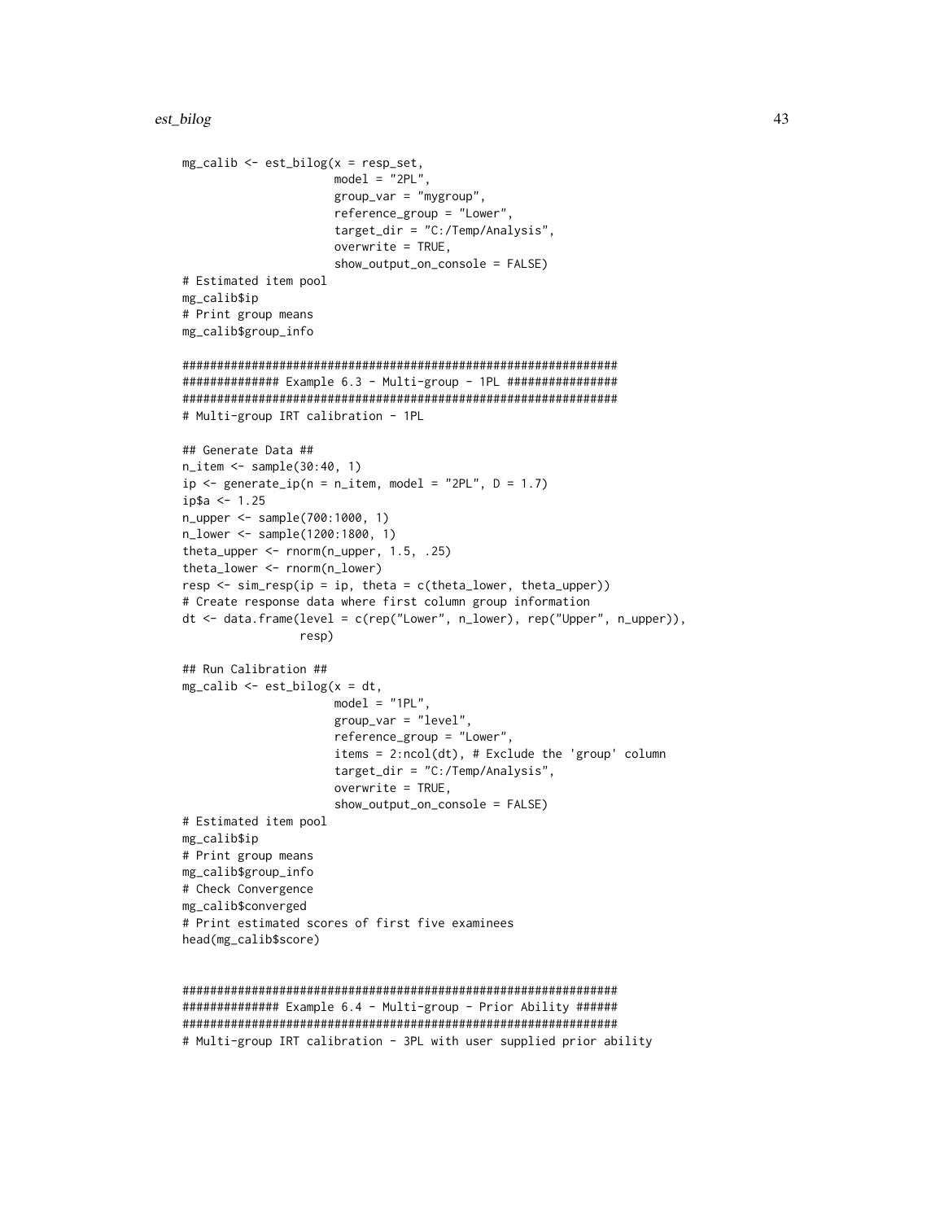```
mg_calib <- est_bilog(x = resp_set,
                      model = "2PL",
                      group_var = "mygroup",
                      reference_group = "Lower",
                      target_dir = "C:/Temp/Analysis",
                      overwrite = TRUE,
                      show_output_on_console = FALSE)
# Estimated item pool
mg_calib$ip
# Print group means
mg_calib$group_info

###############################################################
############## Example 6.3 - Multi-group - 1PL ################
###############################################################
# Multi-group IRT calibration - 1PL

## Generate Data ##
n_item <- sample(30:40, 1)
ip <- generate_ip(n = n_item, model = "2PL", D = 1.7)
ip$a <- 1.25
n_upper <- sample(700:1000, 1)
n_lower <- sample(1200:1800, 1)
theta_upper <- rnorm(n_upper, 1.5, .25)
theta_lower <- rnorm(n_lower)
resp <- sim_resp(ip = ip, theta = c(theta_lower, theta_upper))
# Create response data where first column group information
dt <- data.frame(level = c(rep("Lower", n_lower), rep("Upper", n_upper)),
                 resp)

## Run Calibration ##
mg_calib <- est_bilog(x = dt,
                      model = "1PL",
                      group_var = "level",
                      reference_group = "Lower",
                      items = 2:ncol(dt), # Exclude the 'group' column
                      target_dir = "C:/Temp/Analysis",
                      overwrite = TRUE,
                      show_output_on_console = FALSE)
# Estimated item pool
mg_calib$ip
# Print group means
mg_calib$group_info
# Check Convergence
mg_calib$converged
# Print estimated scores of first five examinees
head(mg_calib$score)


###############################################################
############## Example 6.4 - Multi-group - Prior Ability ######
###############################################################
# Multi-group IRT calibration - 3PL with user supplied prior ability
```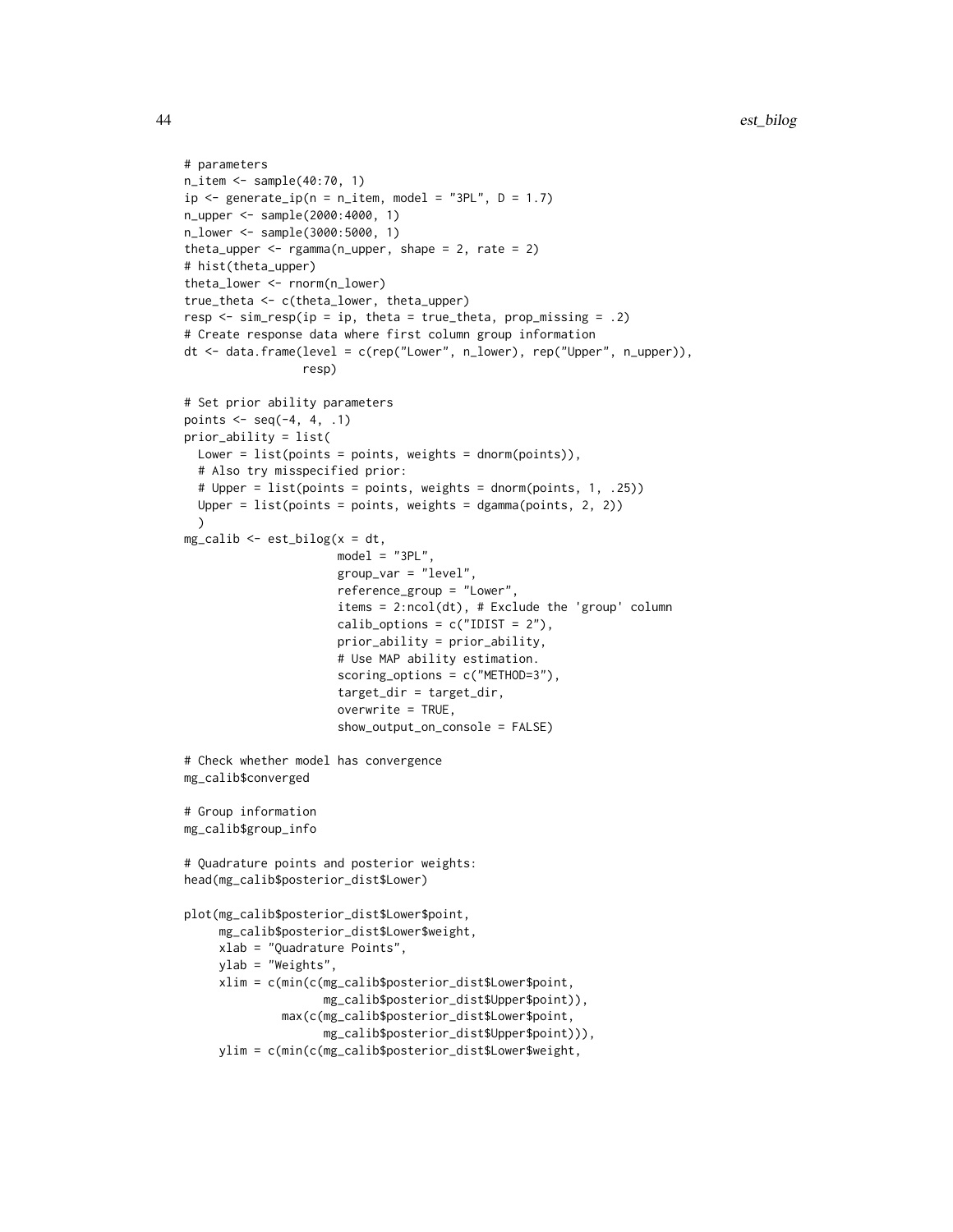```
# parameters
n_item <- sample(40:70, 1)
ip <- generate_ip(n = n_item, model = "3PL", D = 1.7)
n_upper <- sample(2000:4000, 1)
n_lower <- sample(3000:5000, 1)
theta_upper <- rgamma(n_upper, shape = 2, rate = 2)
# hist(theta_upper)
theta_lower <- rnorm(n_lower)
true_theta <- c(theta_lower, theta_upper)
resp <- sim_resp(ip = ip, theta = true_theta, prop_missing = .2)
# Create response data where first column group information
dt <- data.frame(level = c(rep("Lower", n_lower), rep("Upper", n_upper)),
                 resp)

# Set prior ability parameters
points <- seq(-4, 4, .1)
prior_ability = list(
  Lower = list(points = points, weights = dnorm(points)),
  # Also try misspecified prior:
  # Upper = list(points = points, weights = dnorm(points, 1, .25))
  Upper = list(points = points, weights = dgamma(points, 2, 2))
  )
mg_calib <- est_bilog(x = dt,
                      model = "3PL",
                      group_var = "level",
                      reference_group = "Lower",
                      items = 2:ncol(dt), # Exclude the 'group' column
                      calib_options = c("IDIST = 2"),
                      prior_ability = prior_ability,
                      # Use MAP ability estimation.
                      scoring_options = c("METHOD=3"),
                      target_dir = target_dir,
                      overwrite = TRUE,
                      show_output_on_console = FALSE)

# Check whether model has convergence
mg_calib$converged

# Group information
mg_calib$group_info

# Quadrature points and posterior weights:
head(mg_calib$posterior_dist$Lower)

plot(mg_calib$posterior_dist$Lower$point,
     mg_calib$posterior_dist$Lower$weight,
     xlab = "Quadrature Points",
     ylab = "Weights",
     xlim = c(min(c(mg_calib$posterior_dist$Lower$point,
                    mg_calib$posterior_dist$Upper$point)),
              max(c(mg_calib$posterior_dist$Lower$point,
                    mg_calib$posterior_dist$Upper$point))),
     ylim = c(min(c(mg_calib$posterior_dist$Lower$weight,
```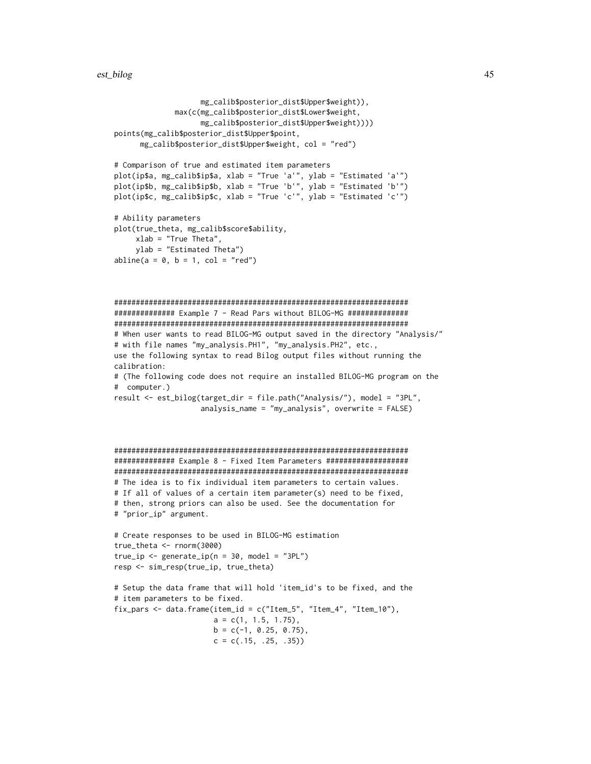```
                   mg_calib$posterior_dist$Upper$weight)),
             max(c(mg_calib$posterior_dist$Lower$weight,
                   mg_calib$posterior_dist$Upper$weight))))
points(mg_calib$posterior_dist$Upper$point,
       mg_calib$posterior_dist$Upper$weight, col = "red")

# Comparison of true and estimated item parameters
plot(ip$a, mg_calib$ip$a, xlab = "True 'a'", ylab = "Estimated 'a'")
plot(ip$b, mg_calib$ip$b, xlab = "True 'b'", ylab = "Estimated 'b'")
plot(ip$c, mg_calib$ip$c, xlab = "True 'c'", ylab = "Estimated 'c'")

# Ability parameters
plot(true_theta, mg_calib$score$ability,
     xlab = "True Theta",
     ylab = "Estimated Theta")
abline(a = 0, b = 1, col = "red")



#####################################################################
############## Example 7 - Read Pars without BILOG-MG ##############
#####################################################################
# When user wants to read BILOG-MG output saved in the directory "Analysis/"
# with file names "my_analysis.PH1", "my_analysis.PH2", etc.,
use the following syntax to read Bilog output files without running the
calibration:
# (The following code does not require an installed BILOG-MG program on the
#  computer.)
result <- est_bilog(target_dir = file.path("Analysis/"), model = "3PL",
                    analysis_name = "my_analysis", overwrite = FALSE)



#####################################################################
############## Example 8 - Fixed Item Parameters ###################
#####################################################################
# The idea is to fix individual item parameters to certain values.
# If all of values of a certain item parameter(s) need to be fixed,
# then, strong priors can also be used. See the documentation for
# "prior_ip" argument.

# Create responses to be used in BILOG-MG estimation
true_theta <- rnorm(3000)
true_ip <- generate_ip(n = 30, model = "3PL")
resp <- sim_resp(true_ip, true_theta)

# Setup the data frame that will hold 'item_id's to be fixed, and the
# item parameters to be fixed.
fix_pars <- data.frame(item_id = c("Item_5", "Item_4", "Item_10"),
                       a = c(1, 1.5, 1.75),
                       b = c(-1, 0.25, 0.75),
                       c = c(.15, .25, .35))
```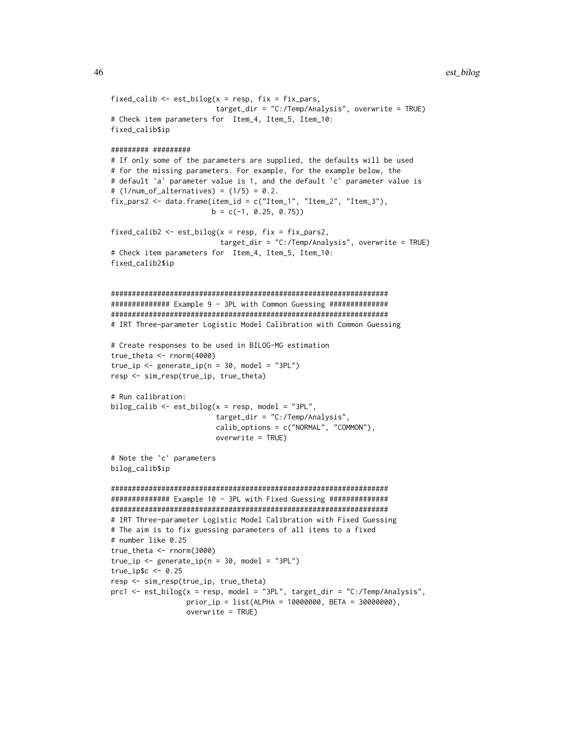```
fixed_calib <- est_bilog(x = resp, fix = fix_pars,
                         target_dir = "C:/Temp/Analysis", overwrite = TRUE)
# Check item parameters for  Item_4, Item_5, Item_10:
fixed_calib$ip

######### #########
# If only some of the parameters are supplied, the defaults will be used
# for the missing parameters. For example, for the example below, the
# default 'a' parameter value is 1, and the default 'c' parameter value is
# (1/num_of_alternatives) = (1/5) = 0.2.
fix_pars2 <- data.frame(item_id = c("Item_1", "Item_2", "Item_3"),
                        b = c(-1, 0.25, 0.75))

fixed_calib2 <- est_bilog(x = resp, fix = fix_pars2,
                          target_dir = "C:/Temp/Analysis", overwrite = TRUE)
# Check item parameters for  Item_4, Item_5, Item_10:
fixed_calib2$ip


###################################################################
############## Example 9 - 3PL with Common Guessing ##############
###################################################################
# IRT Three-parameter Logistic Model Calibration with Common Guessing

# Create responses to be used in BILOG-MG estimation
true_theta <- rnorm(4000)
true_ip <- generate_ip(n = 30, model = "3PL")
resp <- sim_resp(true_ip, true_theta)

# Run calibration:
bilog_calib <- est_bilog(x = resp, model = "3PL",
                         target_dir = "C:/Temp/Analysis",
                         calib_options = c("NORMAL", "COMMON"),
                         overwrite = TRUE)

# Note the 'c' parameters
bilog_calib$ip

###################################################################
############## Example 10 - 3PL with Fixed Guessing ##############
###################################################################
# IRT Three-parameter Logistic Model Calibration with Fixed Guessing
# The aim is to fix guessing parameters of all items to a fixed
# number like 0.25
true_theta <- rnorm(3000)
true_ip <- generate_ip(n = 30, model = "3PL")
true_ip$c <- 0.25
resp <- sim_resp(true_ip, true_theta)
prc1 <- est_bilog(x = resp, model = "3PL", target_dir = "C:/Temp/Analysis",
                  prior_ip = list(ALPHA = 10000000, BETA = 30000000),
                  overwrite = TRUE)
```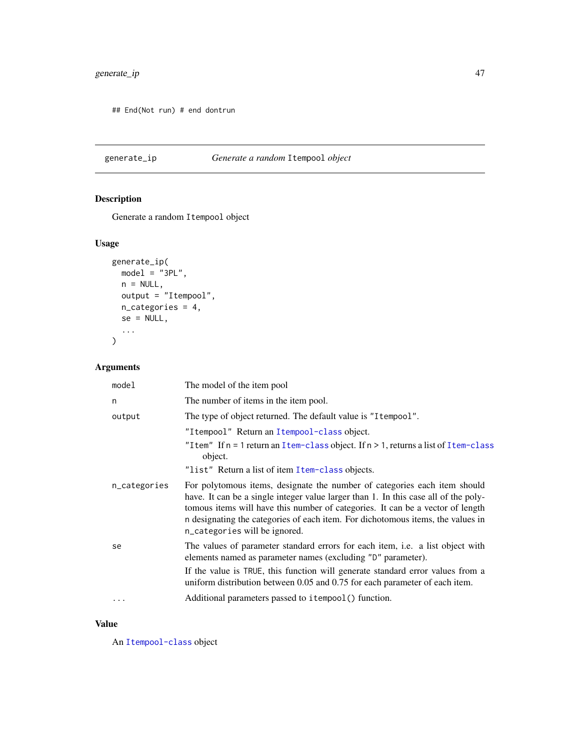```
## End(Not run) # end dontrun
```

---

## generate_ip — *Generate a random* `Itempool` *object*

### Description

Generate a random `Itempool` object

### Usage

```
generate_ip(
  model = "3PL",
  n = NULL,
  output = "Itempool",
  n_categories = 4,
  se = NULL,
  ...
)
```

### Arguments

| | |
|---|---|
| `model` | The model of the item pool |
| `n` | The number of items in the item pool. |
| `output` | The type of object returned. The default value is `"Itempool"`.<br>`"Itempool"` Return an `Itempool-class` object.<br>`"Item"` If `n = 1` return an `Item-class` object. If `n > 1`, returns a list of `Item-class` object.<br>`"list"` Return a list of item `Item-class` objects. |
| `n_categories` | For polytomous items, designate the number of categories each item should have. It can be a single integer value larger than 1. In this case all of the polytomous items will have this number of categories. It can be a vector of length `n` designating the categories of each item. For dichotomous items, the values in `n_categories` will be ignored. |
| `se` | The values of parameter standard errors for each item, i.e. a list object with elements named as parameter names (excluding `"D"` parameter).<br>If the value is `TRUE`, this function will generate standard error values from a uniform distribution between 0.05 and 0.75 for each parameter of each item. |
| `...` | Additional parameters passed to `itempool()` function. |

### Value

An `Itempool-class` object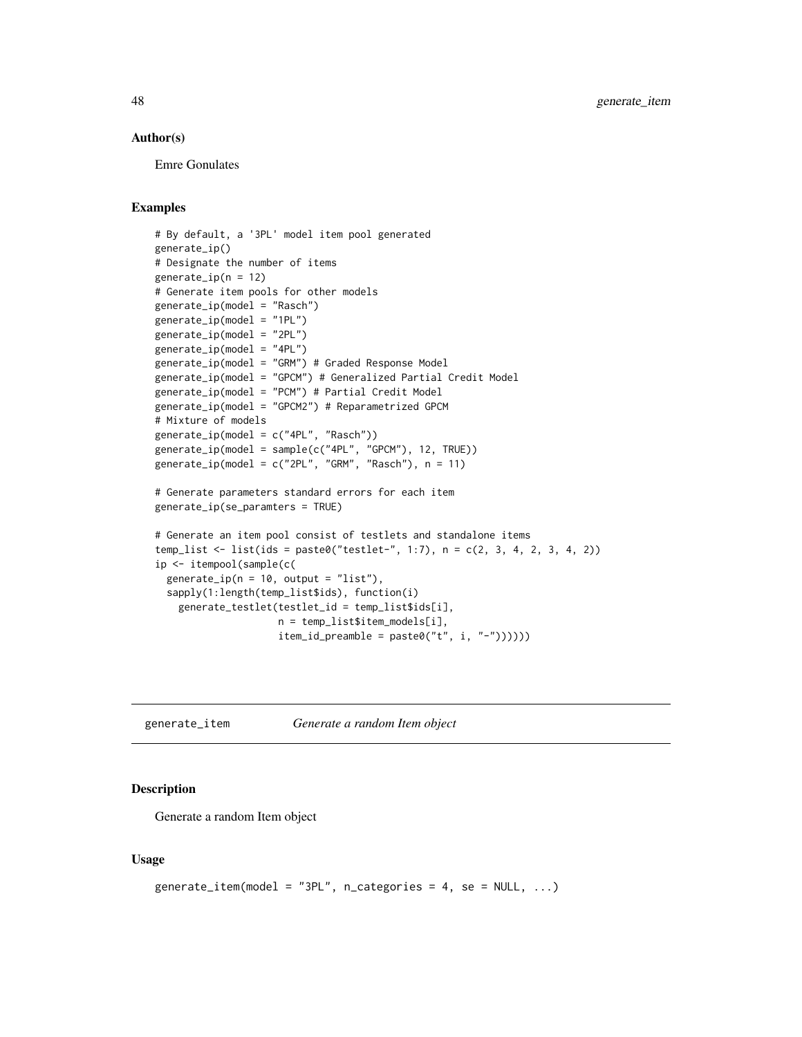## Author(s)

Emre Gonulates

## Examples

```
# By default, a '3PL' model item pool generated
generate_ip()
# Designate the number of items
generate_ip(n = 12)
# Generate item pools for other models
generate_ip(model = "Rasch")
generate_ip(model = "1PL")
generate_ip(model = "2PL")
generate_ip(model = "4PL")
generate_ip(model = "GRM") # Graded Response Model
generate_ip(model = "GPCM") # Generalized Partial Credit Model
generate_ip(model = "PCM") # Partial Credit Model
generate_ip(model = "GPCM2") # Reparametrized GPCM
# Mixture of models
generate_ip(model = c("4PL", "Rasch"))
generate_ip(model = sample(c("4PL", "GPCM"), 12, TRUE))
generate_ip(model = c("2PL", "GRM", "Rasch"), n = 11)

# Generate parameters standard errors for each item
generate_ip(se_paramters = TRUE)

# Generate an item pool consist of testlets and standalone items
temp_list <- list(ids = paste0("testlet-", 1:7), n = c(2, 3, 4, 2, 3, 4, 2))
ip <- itempool(sample(c(
  generate_ip(n = 10, output = "list"),
  sapply(1:length(temp_list$ids), function(i)
    generate_testlet(testlet_id = temp_list$ids[i],
                     n = temp_list$item_models[i],
                     item_id_preamble = paste0("t", i, "-"))))))
```

---

# generate_item    *Generate a random Item object*

## Description

Generate a random Item object

## Usage

```
generate_item(model = "3PL", n_categories = 4, se = NULL, ...)
```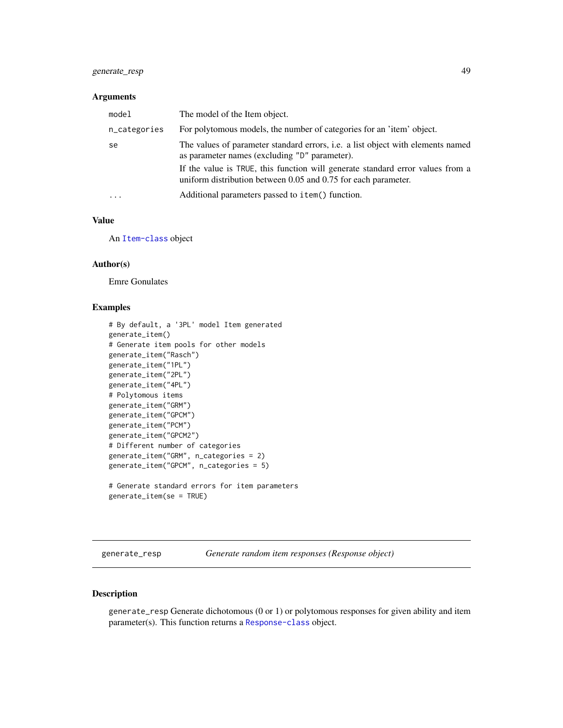### Arguments

| | |
|---|---|
| `model` | The model of the Item object. |
| `n_categories` | For polytomous models, the number of categories for an 'item' object. |
| `se` | The values of parameter standard errors, i.e. a list object with elements named as parameter names (excluding "D" parameter).<br>If the value is `TRUE`, this function will generate standard error values from a uniform distribution between 0.05 and 0.75 for each parameter. |
| `...` | Additional parameters passed to `item()` function. |

### Value

An `Item-class` object

### Author(s)

Emre Gonulates

### Examples

```
# By default, a '3PL' model Item generated
generate_item()
# Generate item pools for other models
generate_item("Rasch")
generate_item("1PL")
generate_item("2PL")
generate_item("4PL")
# Polytomous items
generate_item("GRM")
generate_item("GPCM")
generate_item("PCM")
generate_item("GPCM2")
# Different number of categories
generate_item("GRM", n_categories = 2)
generate_item("GPCM", n_categories = 5)

# Generate standard errors for item parameters
generate_item(se = TRUE)
```

---

## generate_resp — *Generate random item responses (Response object)*

### Description

`generate_resp` Generate dichotomous (0 or 1) or polytomous responses for given ability and item parameter(s). This function returns a `Response-class` object.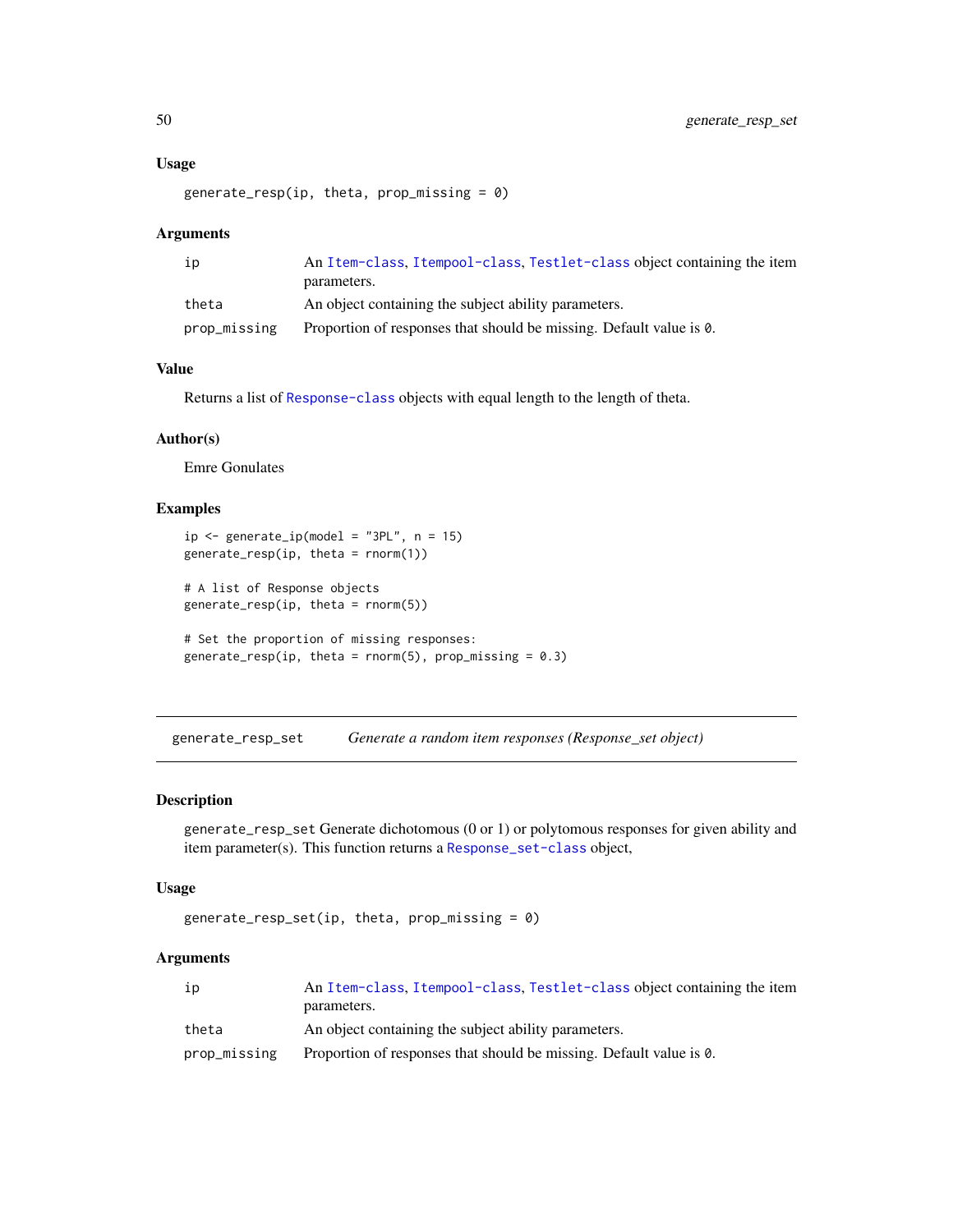### Usage

```
generate_resp(ip, theta, prop_missing = 0)
```

### Arguments

| | |
|---|---|
| ip | An Item-class, Itempool-class, Testlet-class object containing the item parameters. |
| theta | An object containing the subject ability parameters. |
| prop_missing | Proportion of responses that should be missing. Default value is 0. |

### Value

Returns a list of Response-class objects with equal length to the length of theta.

### Author(s)

Emre Gonulates

### Examples

```
ip <- generate_ip(model = "3PL", n = 15)
generate_resp(ip, theta = rnorm(1))

# A list of Response objects
generate_resp(ip, theta = rnorm(5))

# Set the proportion of missing responses:
generate_resp(ip, theta = rnorm(5), prop_missing = 0.3)
```

---

## generate_resp_set    *Generate a random item responses (Response_set object)*

---

### Description

generate_resp_set Generate dichotomous (0 or 1) or polytomous responses for given ability and item parameter(s). This function returns a Response_set-class object,

### Usage

```
generate_resp_set(ip, theta, prop_missing = 0)
```

### Arguments

| | |
|---|---|
| ip | An Item-class, Itempool-class, Testlet-class object containing the item parameters. |
| theta | An object containing the subject ability parameters. |
| prop_missing | Proportion of responses that should be missing. Default value is 0. |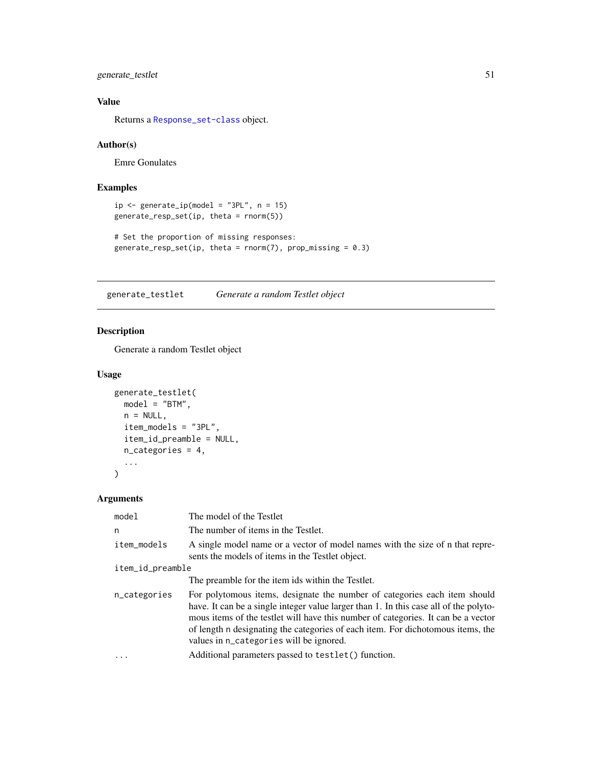## Value

Returns a `Response_set-class` object.

## Author(s)

Emre Gonulates

## Examples

```
ip <- generate_ip(model = "3PL", n = 15)
generate_resp_set(ip, theta = rnorm(5))

# Set the proportion of missing responses:
generate_resp_set(ip, theta = rnorm(7), prop_missing = 0.3)
```

---

# generate_testlet — *Generate a random Testlet object*

## Description

Generate a random Testlet object

## Usage

```
generate_testlet(
  model = "BTM",
  n = NULL,
  item_models = "3PL",
  item_id_preamble = NULL,
  n_categories = 4,
  ...
)
```

## Arguments

| Argument | Description |
|---|---|
| `model` | The model of the Testlet |
| `n` | The number of items in the Testlet. |
| `item_models` | A single model name or a vector of model names with the size of n that represents the models of items in the Testlet object. |
| `item_id_preamble` | The preamble for the item ids within the Testlet. |
| `n_categories` | For polytomous items, designate the number of categories each item should have. It can be a single integer value larger than 1. In this case all of the polytomous items of the testlet will have this number of categories. It can be a vector of length `n` designating the categories of each item. For dichotomous items, the values in `n_categories` will be ignored. |
| `...` | Additional parameters passed to `testlet()` function. |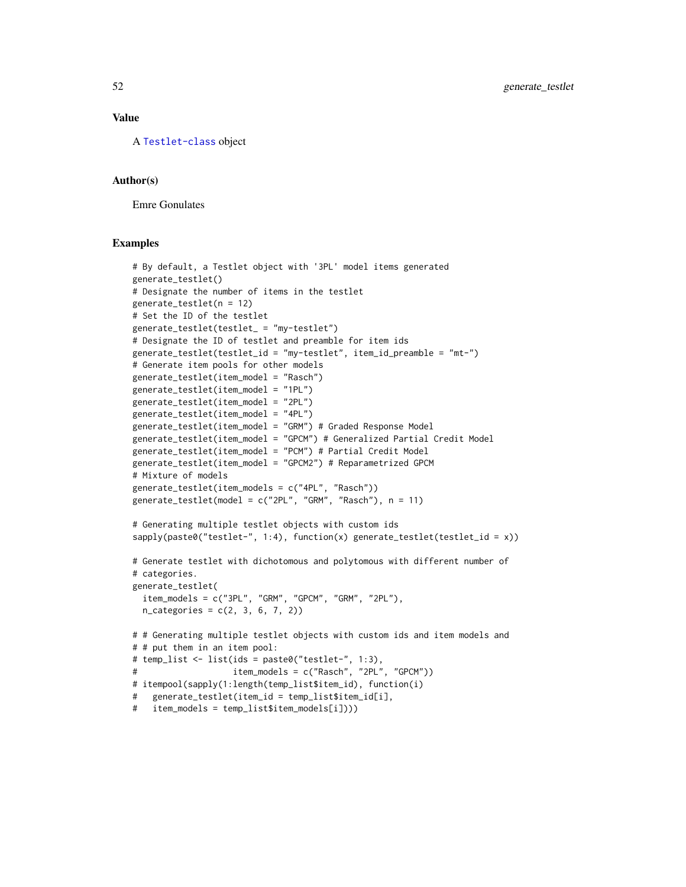## Value

A Testlet-class object

## Author(s)

Emre Gonulates

## Examples

```
# By default, a Testlet object with '3PL' model items generated
generate_testlet()
# Designate the number of items in the testlet
generate_testlet(n = 12)
# Set the ID of the testlet
generate_testlet(testlet_ = "my-testlet")
# Designate the ID of testlet and preamble for item ids
generate_testlet(testlet_id = "my-testlet", item_id_preamble = "mt-")
# Generate item pools for other models
generate_testlet(item_model = "Rasch")
generate_testlet(item_model = "1PL")
generate_testlet(item_model = "2PL")
generate_testlet(item_model = "4PL")
generate_testlet(item_model = "GRM") # Graded Response Model
generate_testlet(item_model = "GPCM") # Generalized Partial Credit Model
generate_testlet(item_model = "PCM") # Partial Credit Model
generate_testlet(item_model = "GPCM2") # Reparametrized GPCM
# Mixture of models
generate_testlet(item_models = c("4PL", "Rasch"))
generate_testlet(model = c("2PL", "GRM", "Rasch"), n = 11)

# Generating multiple testlet objects with custom ids
sapply(paste0("testlet-", 1:4), function(x) generate_testlet(testlet_id = x))

# Generate testlet with dichotomous and polytomous with different number of
# categories.
generate_testlet(
  item_models = c("3PL", "GRM", "GPCM", "GRM", "2PL"),
  n_categories = c(2, 3, 6, 7, 2))

# # Generating multiple testlet objects with custom ids and item models and
# # put them in an item pool:
# temp_list <- list(ids = paste0("testlet-", 1:3),
#                   item_models = c("Rasch", "2PL", "GPCM"))
# itempool(sapply(1:length(temp_list$item_id), function(i)
#   generate_testlet(item_id = temp_list$item_id[i],
#   item_models = temp_list$item_models[i])))
```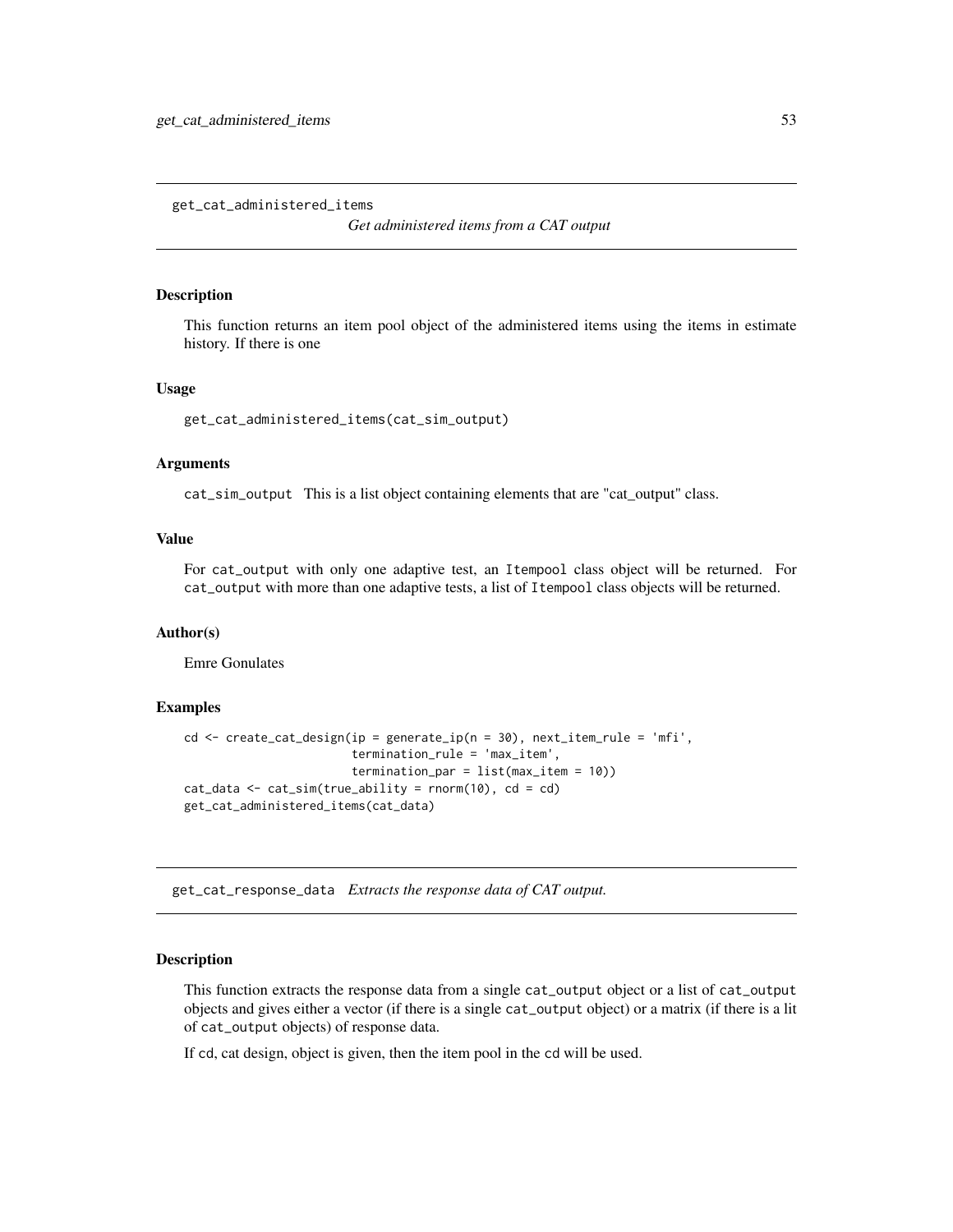## get_cat_administered_items

*Get administered items from a CAT output*

### Description

This function returns an item pool object of the administered items using the items in estimate history. If there is one

### Usage

```
get_cat_administered_items(cat_sim_output)
```

### Arguments

`cat_sim_output` This is a list object containing elements that are "cat_output" class.

### Value

For `cat_output` with only one adaptive test, an `Itempool` class object will be returned. For `cat_output` with more than one adaptive tests, a list of `Itempool` class objects will be returned.

### Author(s)

Emre Gonulates

### Examples

```
cd <- create_cat_design(ip = generate_ip(n = 30), next_item_rule = 'mfi',
                        termination_rule = 'max_item',
                        termination_par = list(max_item = 10))
cat_data <- cat_sim(true_ability = rnorm(10), cd = cd)
get_cat_administered_items(cat_data)
```

## get_cat_response_data

*Extracts the response data of CAT output.*

### Description

This function extracts the response data from a single `cat_output` object or a list of `cat_output` objects and gives either a vector (if there is a single `cat_output` object) or a matrix (if there is a lit of `cat_output` objects) of response data.

If `cd`, cat design, object is given, then the item pool in the `cd` will be used.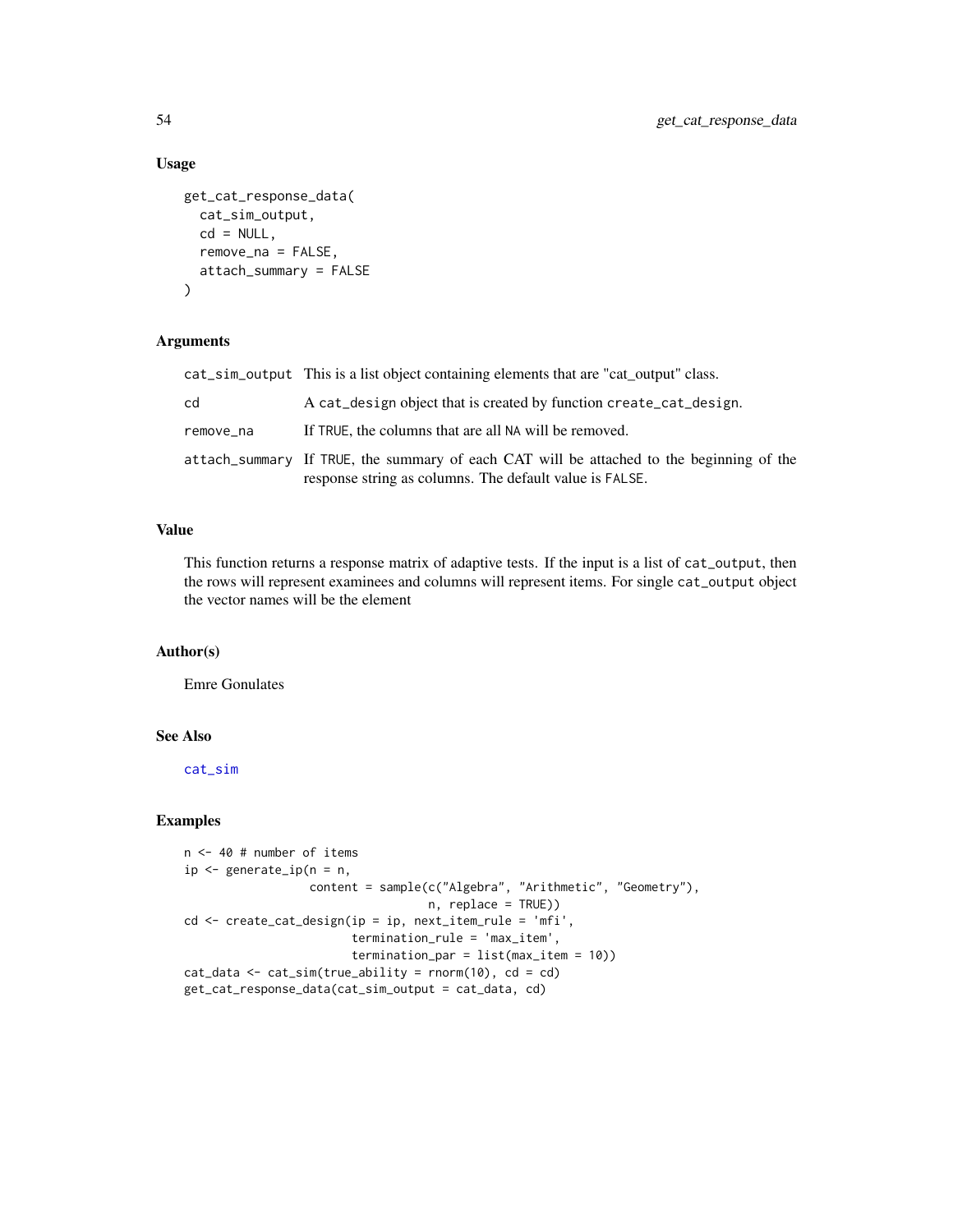## Usage

```
get_cat_response_data(
  cat_sim_output,
  cd = NULL,
  remove_na = FALSE,
  attach_summary = FALSE
)
```

## Arguments

| | |
|---|---|
| `cat_sim_output` | This is a list object containing elements that are "cat_output" class. |
| `cd` | A `cat_design` object that is created by function `create_cat_design`. |
| `remove_na` | If `TRUE`, the columns that are all `NA` will be removed. |
| `attach_summary` | If `TRUE`, the summary of each CAT will be attached to the beginning of the response string as columns. The default value is `FALSE`. |

## Value

This function returns a response matrix of adaptive tests. If the input is a list of `cat_output`, then the rows will represent examinees and columns will represent items. For single `cat_output` object the vector names will be the element

## Author(s)

Emre Gonulates

## See Also

`cat_sim`

## Examples

```
n <- 40 # number of items
ip <- generate_ip(n = n,
                  content = sample(c("Algebra", "Arithmetic", "Geometry"),
                                   n, replace = TRUE))
cd <- create_cat_design(ip = ip, next_item_rule = 'mfi',
                        termination_rule = 'max_item',
                        termination_par = list(max_item = 10))
cat_data <- cat_sim(true_ability = rnorm(10), cd = cd)
get_cat_response_data(cat_sim_output = cat_data, cd)
```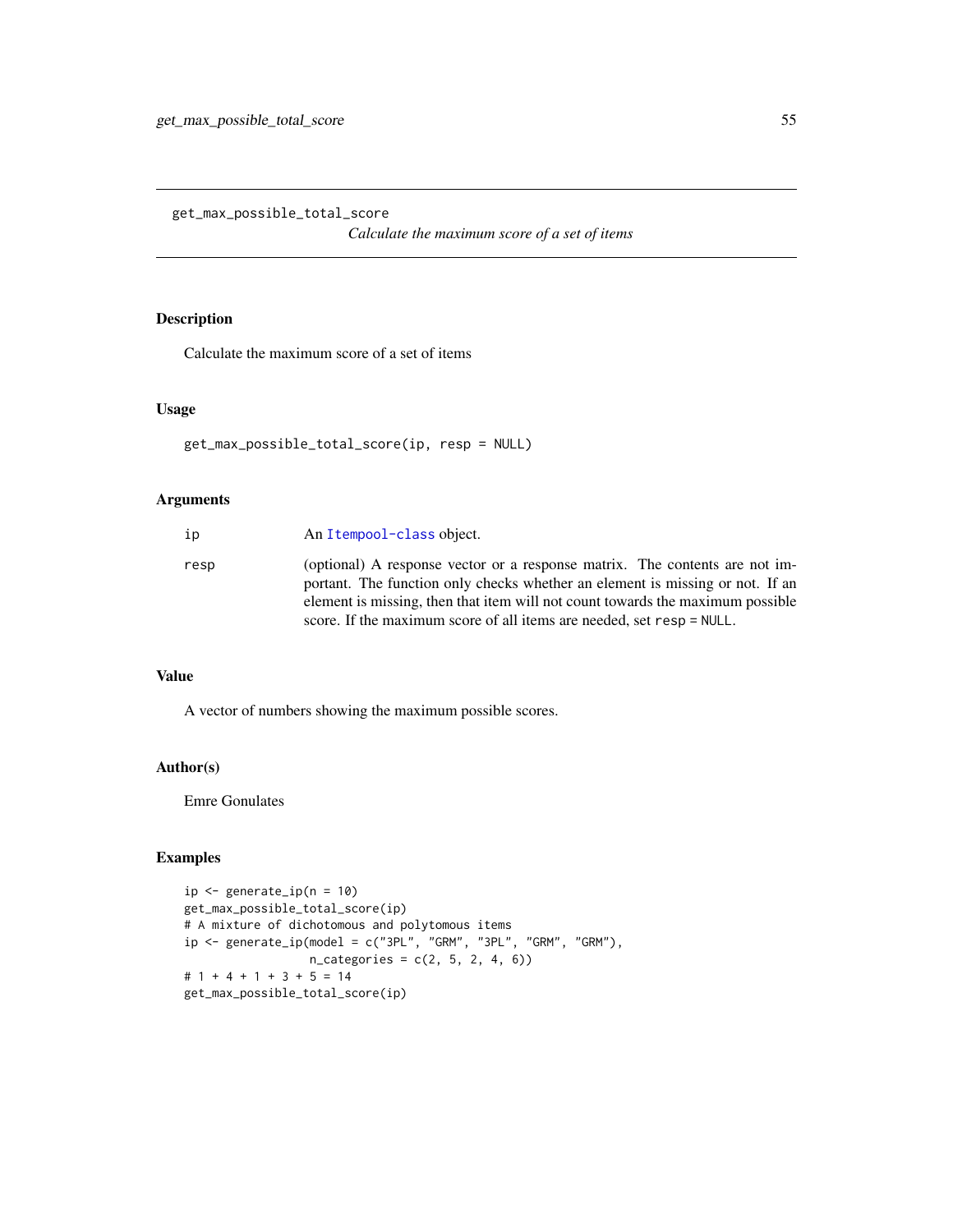get_max_possible_total_score

*Calculate the maximum score of a set of items*

## Description

Calculate the maximum score of a set of items

## Usage

```
get_max_possible_total_score(ip, resp = NULL)
```

## Arguments

| | |
|---|---|
| ip | An Itempool-class object. |
| resp | (optional) A response vector or a response matrix. The contents are not important. The function only checks whether an element is missing or not. If an element is missing, then that item will not count towards the maximum possible score. If the maximum score of all items are needed, set `resp = NULL`. |

## Value

A vector of numbers showing the maximum possible scores.

## Author(s)

Emre Gonulates

## Examples

```
ip <- generate_ip(n = 10)
get_max_possible_total_score(ip)
# A mixture of dichotomous and polytomous items
ip <- generate_ip(model = c("3PL", "GRM", "3PL", "GRM", "GRM"),
                  n_categories = c(2, 5, 2, 4, 6))
# 1 + 4 + 1 + 3 + 5 = 14
get_max_possible_total_score(ip)
```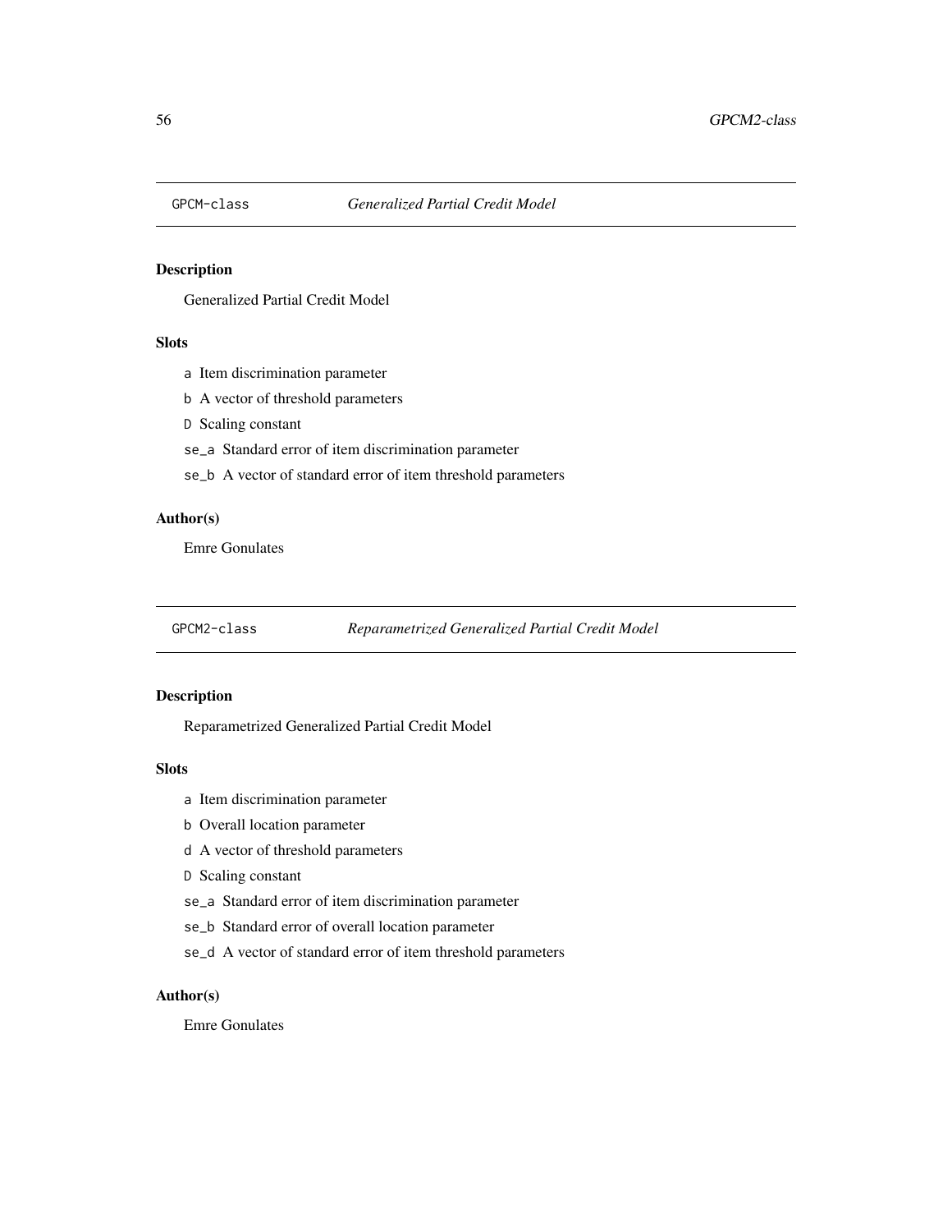## GPCM-class *Generalized Partial Credit Model*

### Description

Generalized Partial Credit Model

### Slots

- `a` Item discrimination parameter
- `b` A vector of threshold parameters
- `D` Scaling constant
- `se_a` Standard error of item discrimination parameter
- `se_b` A vector of standard error of item threshold parameters

### Author(s)

Emre Gonulates

## GPCM2-class *Reparametrized Generalized Partial Credit Model*

### Description

Reparametrized Generalized Partial Credit Model

### Slots

- `a` Item discrimination parameter
- `b` Overall location parameter
- `d` A vector of threshold parameters
- `D` Scaling constant
- `se_a` Standard error of item discrimination parameter
- `se_b` Standard error of overall location parameter
- `se_d` A vector of standard error of item threshold parameters

### Author(s)

Emre Gonulates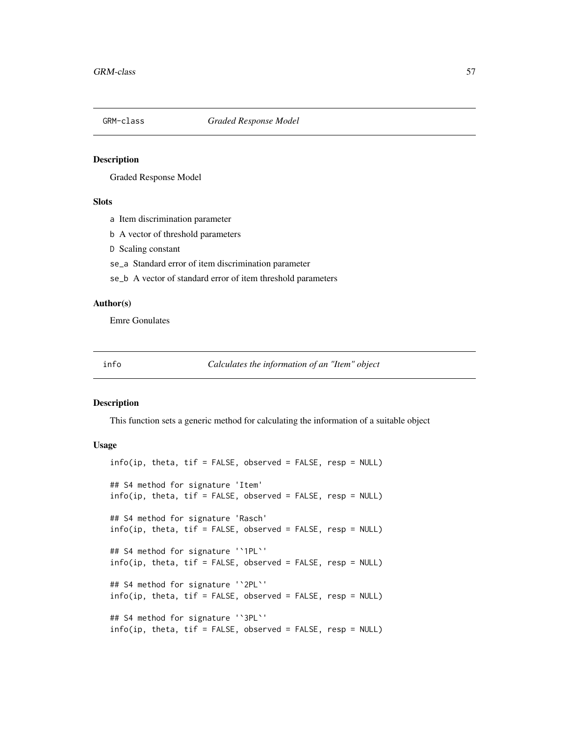# GRM-class *Graded Response Model*

## Description

Graded Response Model

## Slots

- `a` Item discrimination parameter
- `b` A vector of threshold parameters
- `D` Scaling constant
- `se_a` Standard error of item discrimination parameter
- `se_b` A vector of standard error of item threshold parameters

## Author(s)

Emre Gonulates

# info *Calculates the information of an "Item" object*

## Description

This function sets a generic method for calculating the information of a suitable object

## Usage

```
info(ip, theta, tif = FALSE, observed = FALSE, resp = NULL)

## S4 method for signature 'Item'
info(ip, theta, tif = FALSE, observed = FALSE, resp = NULL)

## S4 method for signature 'Rasch'
info(ip, theta, tif = FALSE, observed = FALSE, resp = NULL)

## S4 method for signature '`1PL`'
info(ip, theta, tif = FALSE, observed = FALSE, resp = NULL)

## S4 method for signature '`2PL`'
info(ip, theta, tif = FALSE, observed = FALSE, resp = NULL)

## S4 method for signature '`3PL`'
info(ip, theta, tif = FALSE, observed = FALSE, resp = NULL)
```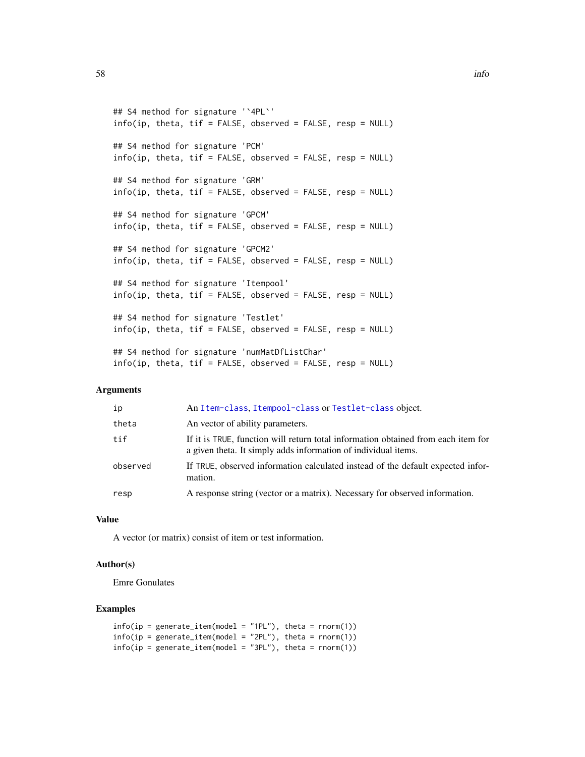```
## S4 method for signature '`4PL`'
info(ip, theta, tif = FALSE, observed = FALSE, resp = NULL)

## S4 method for signature 'PCM'
info(ip, theta, tif = FALSE, observed = FALSE, resp = NULL)

## S4 method for signature 'GRM'
info(ip, theta, tif = FALSE, observed = FALSE, resp = NULL)

## S4 method for signature 'GPCM'
info(ip, theta, tif = FALSE, observed = FALSE, resp = NULL)

## S4 method for signature 'GPCM2'
info(ip, theta, tif = FALSE, observed = FALSE, resp = NULL)

## S4 method for signature 'Itempool'
info(ip, theta, tif = FALSE, observed = FALSE, resp = NULL)

## S4 method for signature 'Testlet'
info(ip, theta, tif = FALSE, observed = FALSE, resp = NULL)

## S4 method for signature 'numMatDfListChar'
info(ip, theta, tif = FALSE, observed = FALSE, resp = NULL)
```

## Arguments

| | |
|---|---|
| `ip` | An `Item-class`, `Itempool-class` or `Testlet-class` object. |
| `theta` | An vector of ability parameters. |
| `tif` | If it is TRUE, function will return total information obtained from each item for a given theta. It simply adds information of individual items. |
| `observed` | If TRUE, observed information calculated instead of the default expected information. |
| `resp` | A response string (vector or a matrix). Necessary for observed information. |

## Value

A vector (or matrix) consist of item or test information.

## Author(s)

Emre Gonulates

## Examples

```
info(ip = generate_item(model = "1PL"), theta = rnorm(1))
info(ip = generate_item(model = "2PL"), theta = rnorm(1))
info(ip = generate_item(model = "3PL"), theta = rnorm(1))
```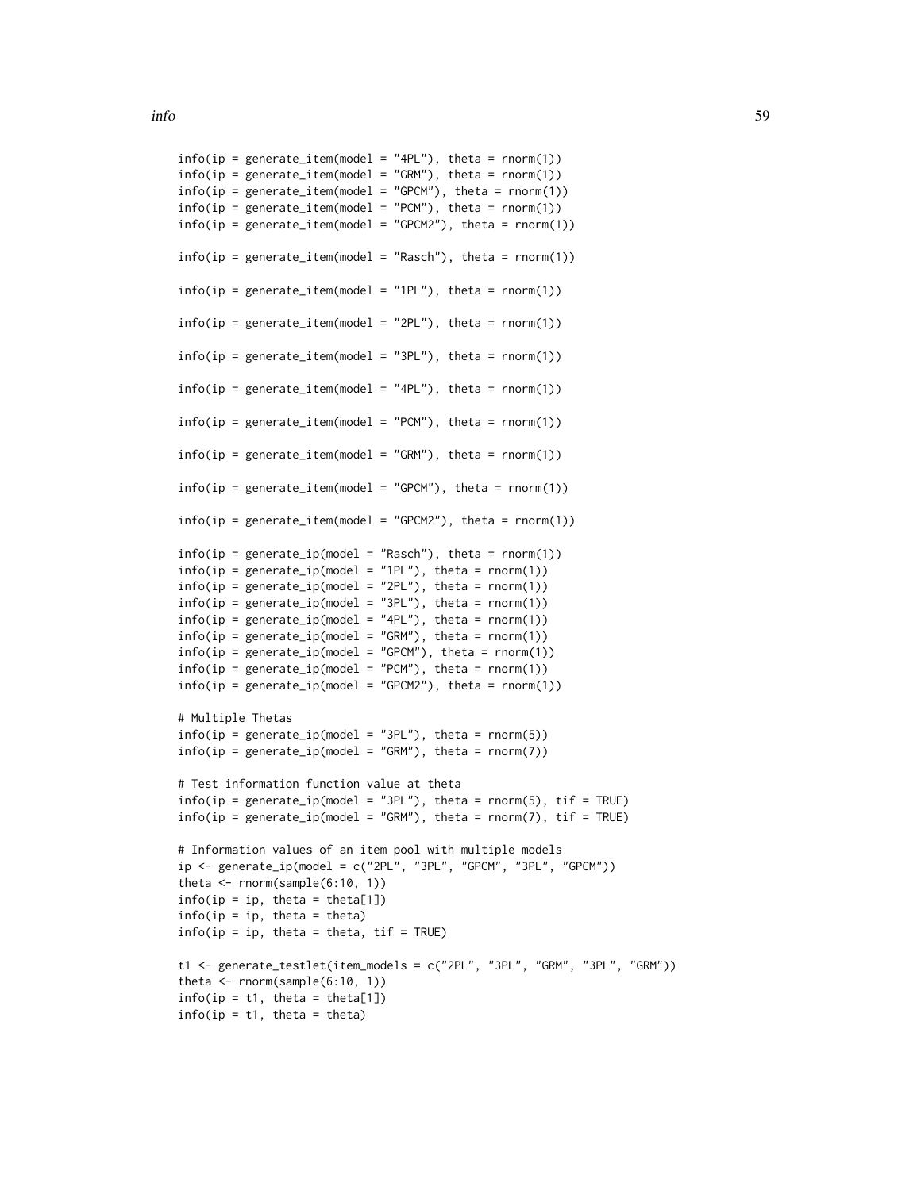```
info(ip = generate_item(model = "4PL"), theta = rnorm(1))
info(ip = generate_item(model = "GRM"), theta = rnorm(1))
info(ip = generate_item(model = "GPCM"), theta = rnorm(1))
info(ip = generate_item(model = "PCM"), theta = rnorm(1))
info(ip = generate_item(model = "GPCM2"), theta = rnorm(1))

info(ip = generate_item(model = "Rasch"), theta = rnorm(1))

info(ip = generate_item(model = "1PL"), theta = rnorm(1))

info(ip = generate_item(model = "2PL"), theta = rnorm(1))

info(ip = generate_item(model = "3PL"), theta = rnorm(1))

info(ip = generate_item(model = "4PL"), theta = rnorm(1))

info(ip = generate_item(model = "PCM"), theta = rnorm(1))

info(ip = generate_item(model = "GRM"), theta = rnorm(1))

info(ip = generate_item(model = "GPCM"), theta = rnorm(1))

info(ip = generate_item(model = "GPCM2"), theta = rnorm(1))

info(ip = generate_ip(model = "Rasch"), theta = rnorm(1))
info(ip = generate_ip(model = "1PL"), theta = rnorm(1))
info(ip = generate_ip(model = "2PL"), theta = rnorm(1))
info(ip = generate_ip(model = "3PL"), theta = rnorm(1))
info(ip = generate_ip(model = "4PL"), theta = rnorm(1))
info(ip = generate_ip(model = "GRM"), theta = rnorm(1))
info(ip = generate_ip(model = "GPCM"), theta = rnorm(1))
info(ip = generate_ip(model = "PCM"), theta = rnorm(1))
info(ip = generate_ip(model = "GPCM2"), theta = rnorm(1))

# Multiple Thetas
info(ip = generate_ip(model = "3PL"), theta = rnorm(5))
info(ip = generate_ip(model = "GRM"), theta = rnorm(7))

# Test information function value at theta
info(ip = generate_ip(model = "3PL"), theta = rnorm(5), tif = TRUE)
info(ip = generate_ip(model = "GRM"), theta = rnorm(7), tif = TRUE)

# Information values of an item pool with multiple models
ip <- generate_ip(model = c("2PL", "3PL", "GPCM", "3PL", "GPCM"))
theta <- rnorm(sample(6:10, 1))
info(ip = ip, theta = theta[1])
info(ip = ip, theta = theta)
info(ip = ip, theta = theta, tif = TRUE)

t1 <- generate_testlet(item_models = c("2PL", "3PL", "GRM", "3PL", "GRM"))
theta <- rnorm(sample(6:10, 1))
info(ip = t1, theta = theta[1])
info(ip = t1, theta = theta)
```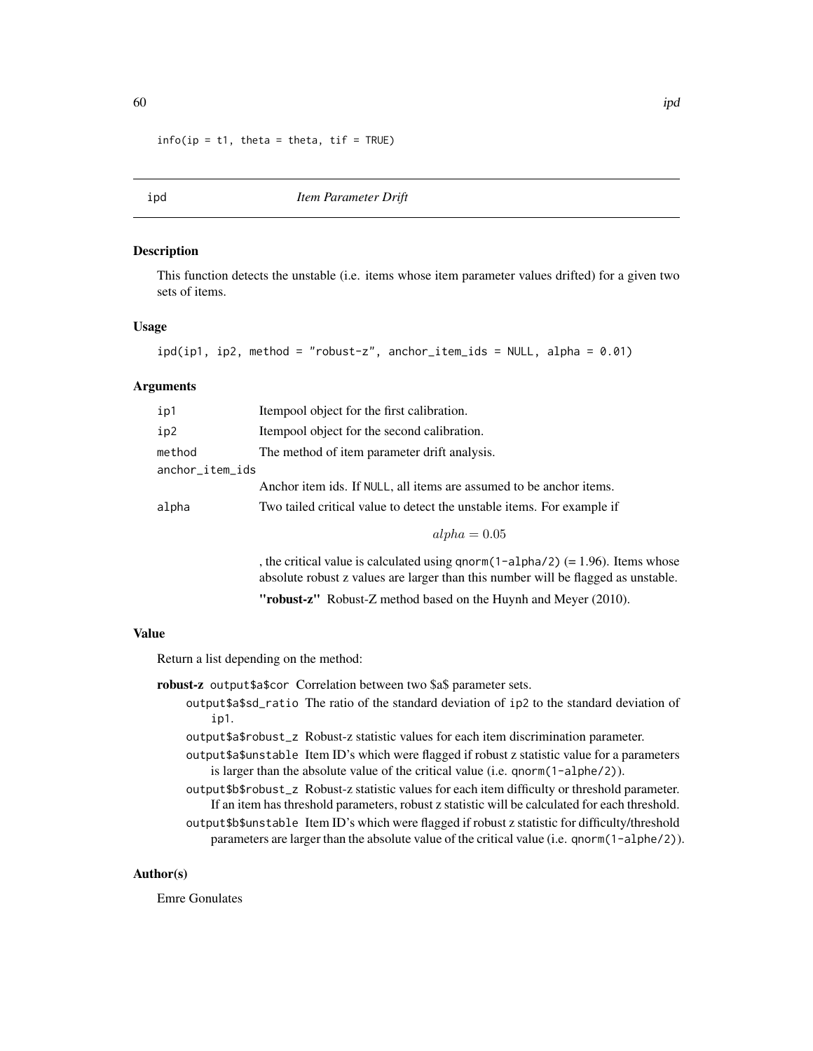```
info(ip = t1, theta = theta, tif = TRUE)
```

## ipd *Item Parameter Drift*

### Description

This function detects the unstable (i.e. items whose item parameter values drifted) for a given two sets of items.

### Usage

```
ipd(ip1, ip2, method = "robust-z", anchor_item_ids = NULL, alpha = 0.01)
```

### Arguments

| | |
|---|---|
| ip1 | Itempool object for the first calibration. |
| ip2 | Itempool object for the second calibration. |
| method | The method of item parameter drift analysis. |
| anchor_item_ids | Anchor item ids. If NULL, all items are assumed to be anchor items. |
| alpha | Two tailed critical value to detect the unstable items. For example if $$alpha = 0.05$$ , the critical value is calculated using qnorm(1-alpha/2) (= 1.96). Items whose absolute robust z values are larger than this number will be flagged as unstable. **"robust-z"** Robust-Z method based on the Huynh and Meyer (2010). |

### Value

Return a list depending on the method:

**robust-z** output$a$cor Correlation between two $a$ parameter sets.

- output$a$sd_ratio The ratio of the standard deviation of ip2 to the standard deviation of ip1.
- output$a$robust_z Robust-z statistic values for each item discrimination parameter.
- output$a$unstable Item ID's which were flagged if robust z statistic value for a parameters is larger than the absolute value of the critical value (i.e. qnorm(1-alphe/2)).
- output$b$robust_z Robust-z statistic values for each item difficulty or threshold parameter. If an item has threshold parameters, robust z statistic will be calculated for each threshold.
- output$b$unstable Item ID's which were flagged if robust z statistic for difficulty/threshold parameters are larger than the absolute value of the critical value (i.e. qnorm(1-alphe/2)).

### Author(s)

Emre Gonulates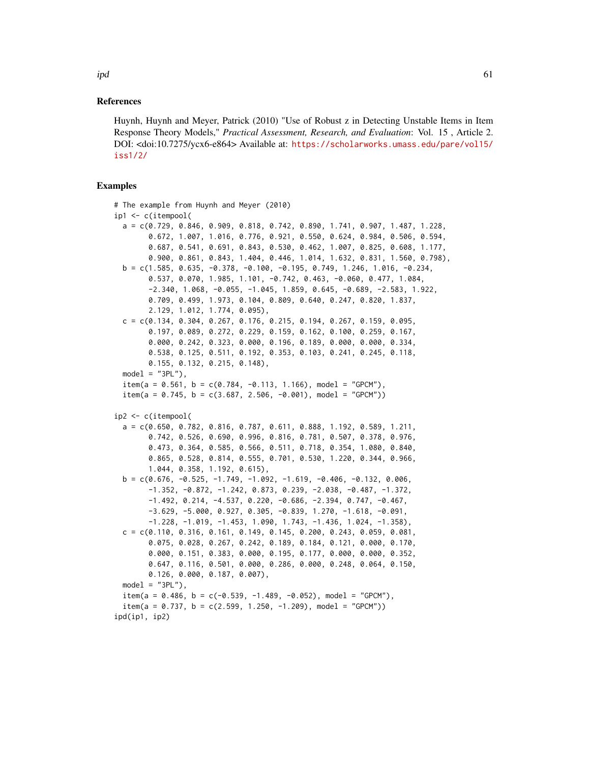## References

Huynh, Huynh and Meyer, Patrick (2010) "Use of Robust z in Detecting Unstable Items in Item Response Theory Models," *Practical Assessment, Research, and Evaluation*: Vol. 15 , Article 2. DOI: <doi:10.7275/ycx6-e864> Available at: https://scholarworks.umass.edu/pare/vol15/iss1/2/

## Examples

```
# The example from Huynh and Meyer (2010)
ip1 <- c(itempool(
  a = c(0.729, 0.846, 0.909, 0.818, 0.742, 0.890, 1.741, 0.907, 1.487, 1.228,
        0.672, 1.007, 1.016, 0.776, 0.921, 0.550, 0.624, 0.984, 0.506, 0.594,
        0.687, 0.541, 0.691, 0.843, 0.530, 0.462, 1.007, 0.825, 0.608, 1.177,
        0.900, 0.861, 0.843, 1.404, 0.446, 1.014, 1.632, 0.831, 1.560, 0.798),
  b = c(1.585, 0.635, -0.378, -0.100, -0.195, 0.749, 1.246, 1.016, -0.234,
        0.537, 0.070, 1.985, 1.101, -0.742, 0.463, -0.060, 0.477, 1.084,
        -2.340, 1.068, -0.055, -1.045, 1.859, 0.645, -0.689, -2.583, 1.922,
        0.709, 0.499, 1.973, 0.104, 0.809, 0.640, 0.247, 0.820, 1.837,
        2.129, 1.012, 1.774, 0.095),
  c = c(0.134, 0.304, 0.267, 0.176, 0.215, 0.194, 0.267, 0.159, 0.095,
        0.197, 0.089, 0.272, 0.229, 0.159, 0.162, 0.100, 0.259, 0.167,
        0.000, 0.242, 0.323, 0.000, 0.196, 0.189, 0.000, 0.000, 0.334,
        0.538, 0.125, 0.511, 0.192, 0.353, 0.103, 0.241, 0.245, 0.118,
        0.155, 0.132, 0.215, 0.148),
  model = "3PL"),
  item(a = 0.561, b = c(0.784, -0.113, 1.166), model = "GPCM"),
  item(a = 0.745, b = c(3.687, 2.506, -0.001), model = "GPCM"))

ip2 <- c(itempool(
  a = c(0.650, 0.782, 0.816, 0.787, 0.611, 0.888, 1.192, 0.589, 1.211,
        0.742, 0.526, 0.690, 0.996, 0.816, 0.781, 0.507, 0.378, 0.976,
        0.473, 0.364, 0.585, 0.566, 0.511, 0.718, 0.354, 1.080, 0.840,
        0.865, 0.528, 0.814, 0.555, 0.701, 0.530, 1.220, 0.344, 0.966,
        1.044, 0.358, 1.192, 0.615),
  b = c(0.676, -0.525, -1.749, -1.092, -1.619, -0.406, -0.132, 0.006,
        -1.352, -0.872, -1.242, 0.873, 0.239, -2.038, -0.487, -1.372,
        -1.492, 0.214, -4.537, 0.220, -0.686, -2.394, 0.747, -0.467,
        -3.629, -5.000, 0.927, 0.305, -0.839, 1.270, -1.618, -0.091,
        -1.228, -1.019, -1.453, 1.090, 1.743, -1.436, 1.024, -1.358),
  c = c(0.110, 0.316, 0.161, 0.149, 0.145, 0.200, 0.243, 0.059, 0.081,
        0.075, 0.028, 0.267, 0.242, 0.189, 0.184, 0.121, 0.000, 0.170,
        0.000, 0.151, 0.383, 0.000, 0.195, 0.177, 0.000, 0.000, 0.352,
        0.647, 0.116, 0.501, 0.000, 0.286, 0.000, 0.248, 0.064, 0.150,
        0.126, 0.000, 0.187, 0.007),
  model = "3PL"),
  item(a = 0.486, b = c(-0.539, -1.489, -0.052), model = "GPCM"),
  item(a = 0.737, b = c(2.599, 1.250, -1.209), model = "GPCM"))
ipd(ip1, ip2)
```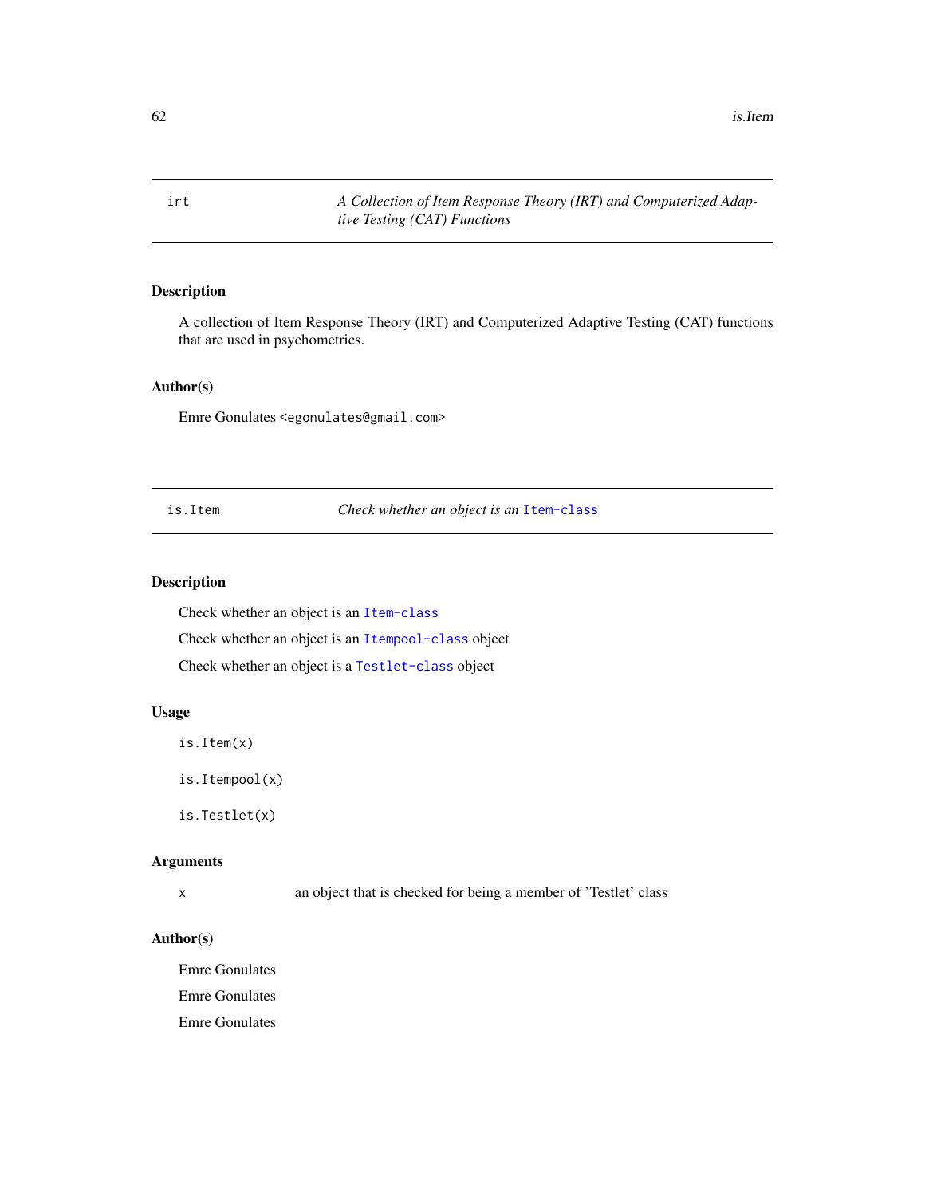## irt — *A Collection of Item Response Theory (IRT) and Computerized Adaptive Testing (CAT) Functions*

### Description

A collection of Item Response Theory (IRT) and Computerized Adaptive Testing (CAT) functions that are used in psychometrics.

### Author(s)

Emre Gonulates <egonulates@gmail.com>

## is.Item — *Check whether an object is an Item-class*

### Description

Check whether an object is an Item-class

Check whether an object is an Itempool-class object

Check whether an object is a Testlet-class object

### Usage

```
is.Item(x)

is.Itempool(x)

is.Testlet(x)
```

### Arguments

| | |
|---|---|
| x | an object that is checked for being a member of 'Testlet' class |

### Author(s)

Emre Gonulates

Emre Gonulates

Emre Gonulates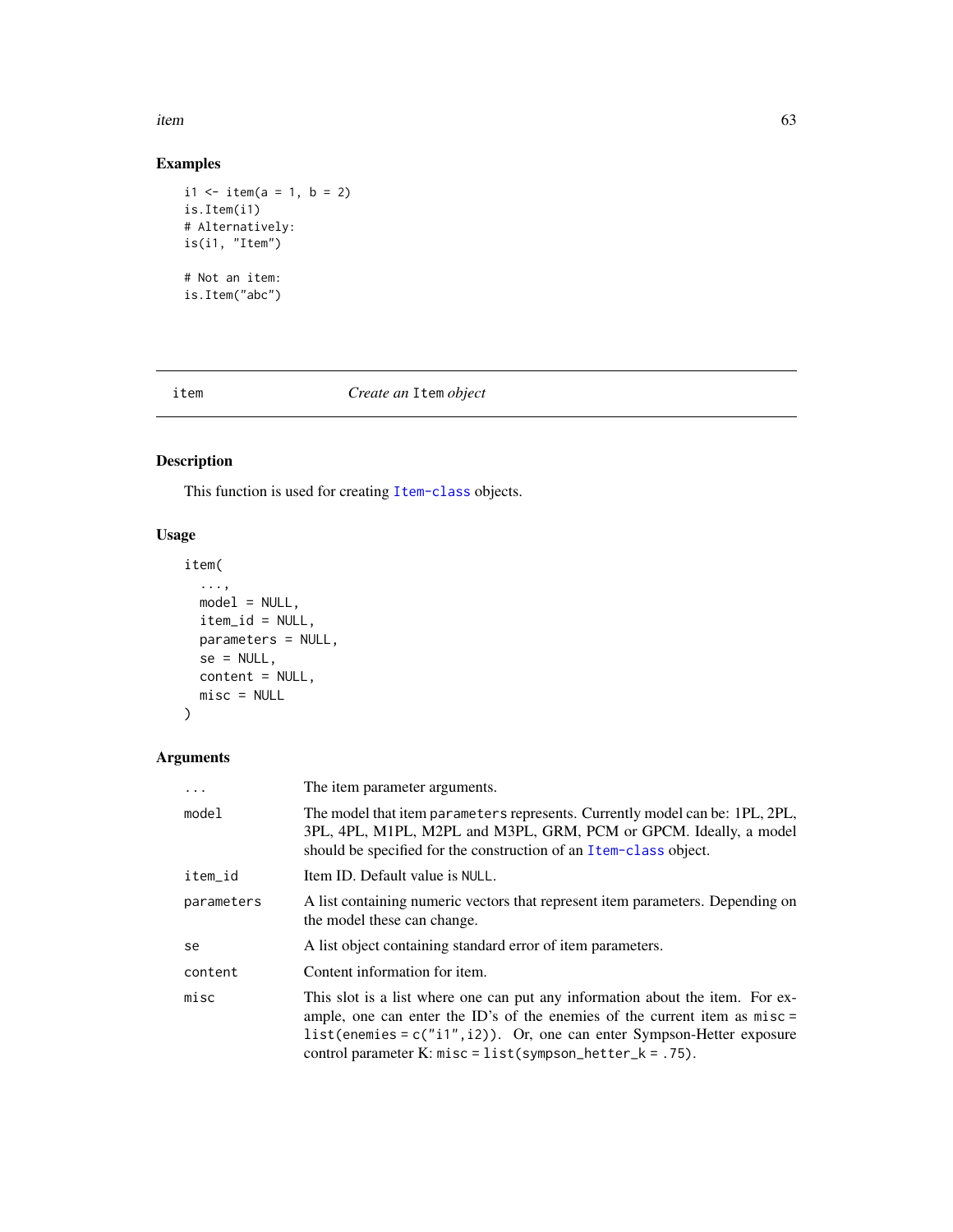## Examples

```
i1 <- item(a = 1, b = 2)
is.Item(i1)
# Alternatively:
is(i1, "Item")

# Not an item:
is.Item("abc")
```

---

# item — *Create an* `Item` *object*

---

## Description

This function is used for creating `Item-class` objects.

## Usage

```
item(
  ...,
  model = NULL,
  item_id = NULL,
  parameters = NULL,
  se = NULL,
  content = NULL,
  misc = NULL
)
```

## Arguments

| | |
|---|---|
| `...` | The item parameter arguments. |
| `model` | The model that item `parameters` represents. Currently model can be: 1PL, 2PL, 3PL, 4PL, M1PL, M2PL and M3PL, GRM, PCM or GPCM. Ideally, a model should be specified for the construction of an `Item-class` object. |
| `item_id` | Item ID. Default value is `NULL`. |
| `parameters` | A list containing numeric vectors that represent item parameters. Depending on the model these can change. |
| `se` | A list object containing standard error of item parameters. |
| `content` | Content information for item. |
| `misc` | This slot is a list where one can put any information about the item. For example, one can enter the ID's of the enemies of the current item as `misc = list(enemies = c("i1",i2))`. Or, one can enter Sympson-Hetter exposure control parameter K: `misc = list(sympson_hetter_k = .75)`. |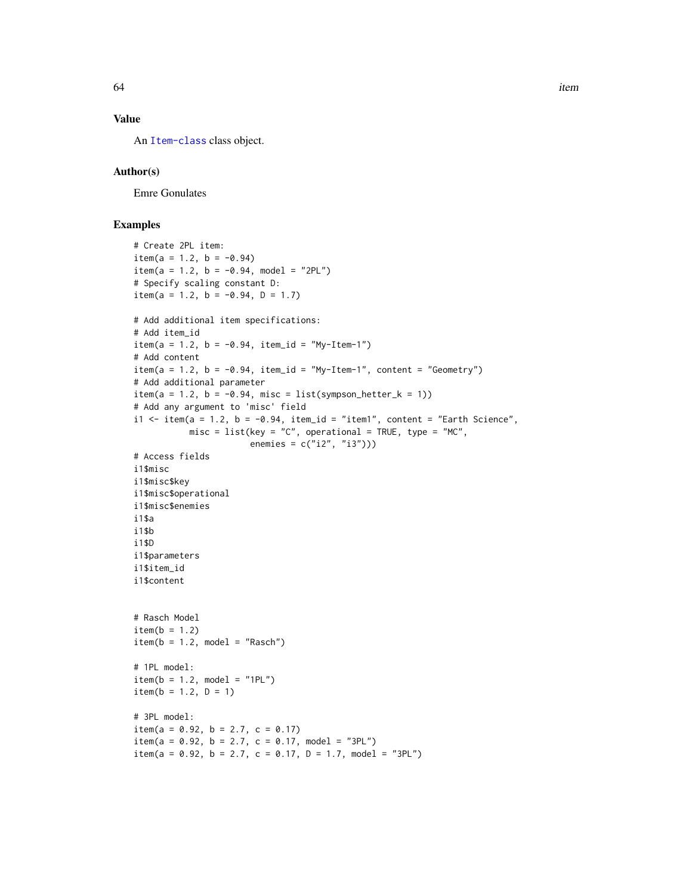## Value

An Item-class class object.

## Author(s)

Emre Gonulates

## Examples

```
# Create 2PL item:
item(a = 1.2, b = -0.94)
item(a = 1.2, b = -0.94, model = "2PL")
# Specify scaling constant D:
item(a = 1.2, b = -0.94, D = 1.7)

# Add additional item specifications:
# Add item_id
item(a = 1.2, b = -0.94, item_id = "My-Item-1")
# Add content
item(a = 1.2, b = -0.94, item_id = "My-Item-1", content = "Geometry")
# Add additional parameter
item(a = 1.2, b = -0.94, misc = list(sympson_hetter_k = 1))
# Add any argument to 'misc' field
i1 <- item(a = 1.2, b = -0.94, item_id = "item1", content = "Earth Science",
           misc = list(key = "C", operational = TRUE, type = "MC",
                       enemies = c("i2", "i3")))
# Access fields
i1$misc
i1$misc$key
i1$misc$operational
i1$misc$enemies
i1$a
i1$b
i1$D
i1$parameters
i1$item_id
i1$content


# Rasch Model
item(b = 1.2)
item(b = 1.2, model = "Rasch")

# 1PL model:
item(b = 1.2, model = "1PL")
item(b = 1.2, D = 1)

# 3PL model:
item(a = 0.92, b = 2.7, c = 0.17)
item(a = 0.92, b = 2.7, c = 0.17, model = "3PL")
item(a = 0.92, b = 2.7, c = 0.17, D = 1.7, model = "3PL")
```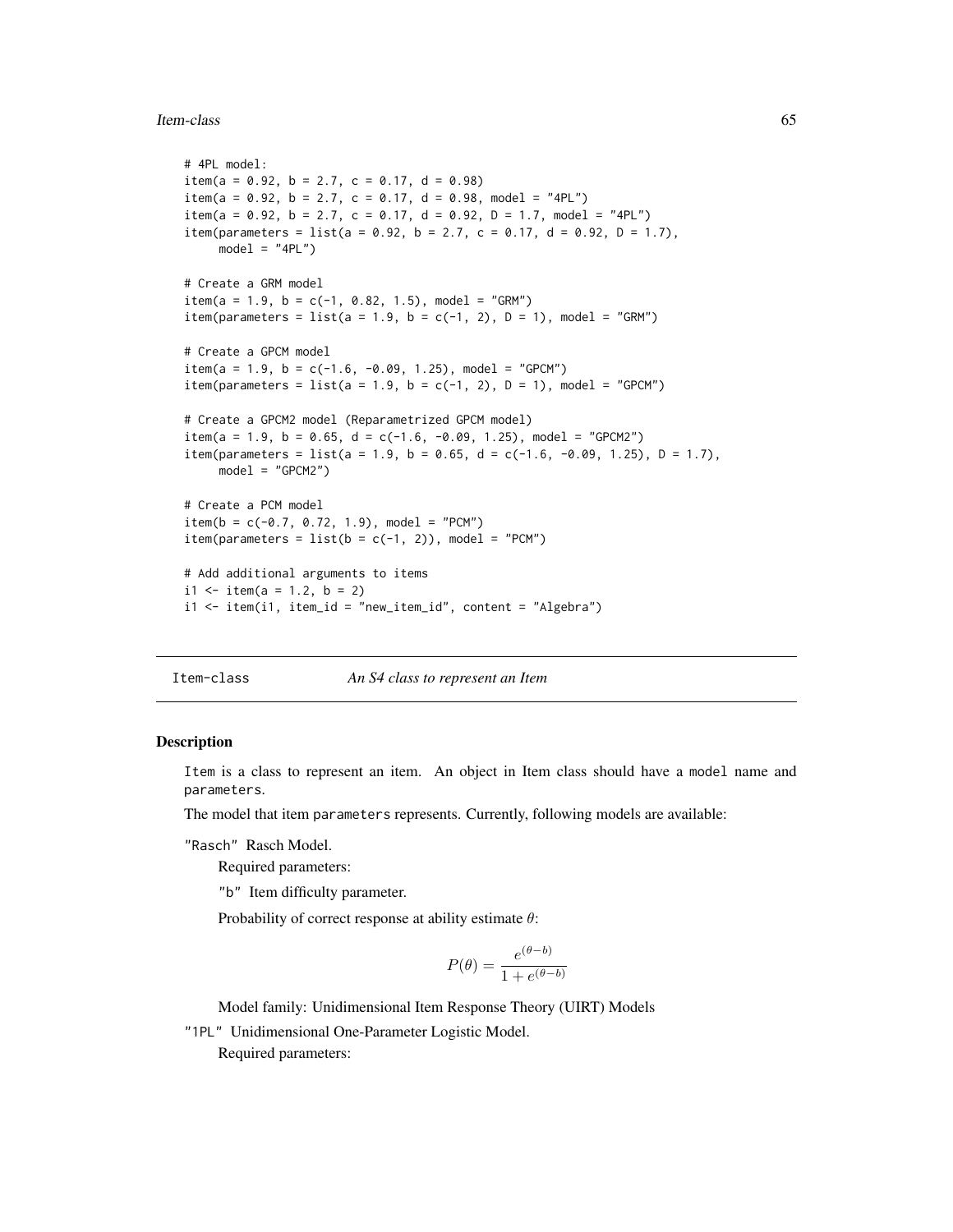```
# 4PL model:
item(a = 0.92, b = 2.7, c = 0.17, d = 0.98)
item(a = 0.92, b = 2.7, c = 0.17, d = 0.98, model = "4PL")
item(a = 0.92, b = 2.7, c = 0.17, d = 0.92, D = 1.7, model = "4PL")
item(parameters = list(a = 0.92, b = 2.7, c = 0.17, d = 0.92, D = 1.7),
     model = "4PL")

# Create a GRM model
item(a = 1.9, b = c(-1, 0.82, 1.5), model = "GRM")
item(parameters = list(a = 1.9, b = c(-1, 2), D = 1), model = "GRM")

# Create a GPCM model
item(a = 1.9, b = c(-1.6, -0.09, 1.25), model = "GPCM")
item(parameters = list(a = 1.9, b = c(-1, 2), D = 1), model = "GPCM")

# Create a GPCM2 model (Reparametrized GPCM model)
item(a = 1.9, b = 0.65, d = c(-1.6, -0.09, 1.25), model = "GPCM2")
item(parameters = list(a = 1.9, b = 0.65, d = c(-1.6, -0.09, 1.25), D = 1.7),
     model = "GPCM2")

# Create a PCM model
item(b = c(-0.7, 0.72, 1.9), model = "PCM")
item(parameters = list(b = c(-1, 2)), model = "PCM")

# Add additional arguments to items
i1 <- item(a = 1.2, b = 2)
i1 <- item(i1, item_id = "new_item_id", content = "Algebra")
```

## Item-class — *An S4 class to represent an Item*

### Description

Item is a class to represent an item. An object in Item class should have a model name and parameters.

The model that item parameters represents. Currently, following models are available:

"Rasch" Rasch Model.

Required parameters:

"b" Item difficulty parameter.

Probability of correct response at ability estimate $\theta$:

$$P(\theta) = \frac{e^{(\theta - b)}}{1 + e^{(\theta - b)}}$$

Model family: Unidimensional Item Response Theory (UIRT) Models

"1PL" Unidimensional One-Parameter Logistic Model.

Required parameters: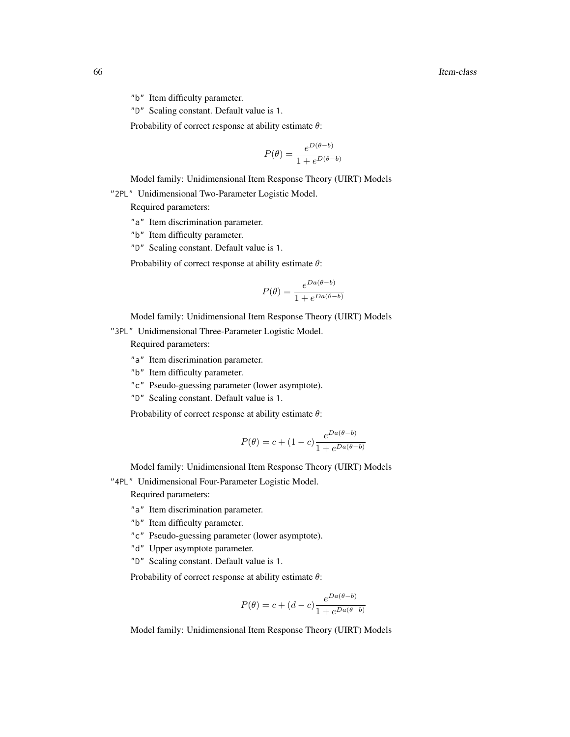"b" Item difficulty parameter.

"D" Scaling constant. Default value is 1.

Probability of correct response at ability estimate $\theta$:

$$P(\theta) = \frac{e^{D(\theta - b)}}{1 + e^{D(\theta - b)}}$$

Model family: Unidimensional Item Response Theory (UIRT) Models

"2PL" Unidimensional Two-Parameter Logistic Model.

Required parameters:

"a" Item discrimination parameter.

"b" Item difficulty parameter.

"D" Scaling constant. Default value is 1.

Probability of correct response at ability estimate $\theta$:

$$P(\theta) = \frac{e^{Da(\theta - b)}}{1 + e^{Da(\theta - b)}}$$

Model family: Unidimensional Item Response Theory (UIRT) Models

"3PL" Unidimensional Three-Parameter Logistic Model.

Required parameters:

"a" Item discrimination parameter.

"b" Item difficulty parameter.

"c" Pseudo-guessing parameter (lower asymptote).

"D" Scaling constant. Default value is 1.

Probability of correct response at ability estimate $\theta$:

$$P(\theta) = c + (1 - c)\frac{e^{Da(\theta - b)}}{1 + e^{Da(\theta - b)}}$$

Model family: Unidimensional Item Response Theory (UIRT) Models

"4PL" Unidimensional Four-Parameter Logistic Model.

Required parameters:

"a" Item discrimination parameter.

"b" Item difficulty parameter.

"c" Pseudo-guessing parameter (lower asymptote).

"d" Upper asymptote parameter.

"D" Scaling constant. Default value is 1.

Probability of correct response at ability estimate $\theta$:

$$P(\theta) = c + (d - c)\frac{e^{Da(\theta - b)}}{1 + e^{Da(\theta - b)}}$$

Model family: Unidimensional Item Response Theory (UIRT) Models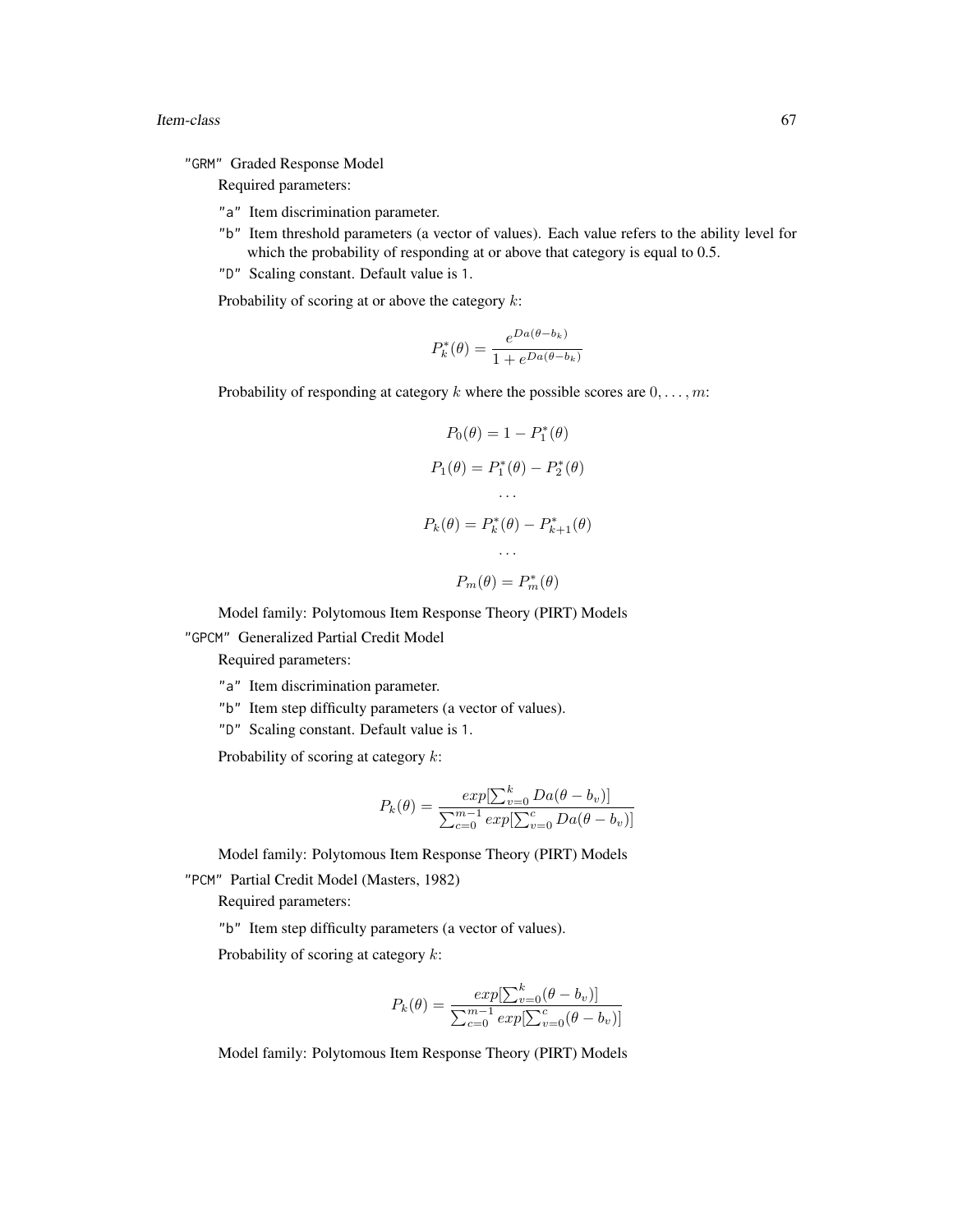"GRM" Graded Response Model

Required parameters:

"a" Item discrimination parameter.

"b" Item threshold parameters (a vector of values). Each value refers to the ability level for which the probability of responding at or above that category is equal to 0.5.

"D" Scaling constant. Default value is 1.

Probability of scoring at or above the category $k$:

$$P_k^*(\theta) = \frac{e^{Da(\theta - b_k)}}{1 + e^{Da(\theta - b_k)}}$$

Probability of responding at category $k$ where the possible scores are $0, \ldots, m$:

$$P_0(\theta) = 1 - P_1^*(\theta)$$

$$P_1(\theta) = P_1^*(\theta) - P_2^*(\theta)$$

$$\cdots$$

$$P_k(\theta) = P_k^*(\theta) - P_{k+1}^*(\theta)$$

$$\cdots$$

$$P_m(\theta) = P_m^*(\theta)$$

Model family: Polytomous Item Response Theory (PIRT) Models

"GPCM" Generalized Partial Credit Model

Required parameters:

"a" Item discrimination parameter.

"b" Item step difficulty parameters (a vector of values).

"D" Scaling constant. Default value is 1.

Probability of scoring at category $k$:

$$P_k(\theta) = \frac{exp[\sum_{v=0}^{k} Da(\theta - b_v)]}{\sum_{c=0}^{m-1} exp[\sum_{v=0}^{c} Da(\theta - b_v)]}$$

Model family: Polytomous Item Response Theory (PIRT) Models

"PCM" Partial Credit Model (Masters, 1982)

Required parameters:

"b" Item step difficulty parameters (a vector of values).

Probability of scoring at category $k$:

$$P_k(\theta) = \frac{exp[\sum_{v=0}^{k} (\theta - b_v)]}{\sum_{c=0}^{m-1} exp[\sum_{v=0}^{c} (\theta - b_v)]}$$

Model family: Polytomous Item Response Theory (PIRT) Models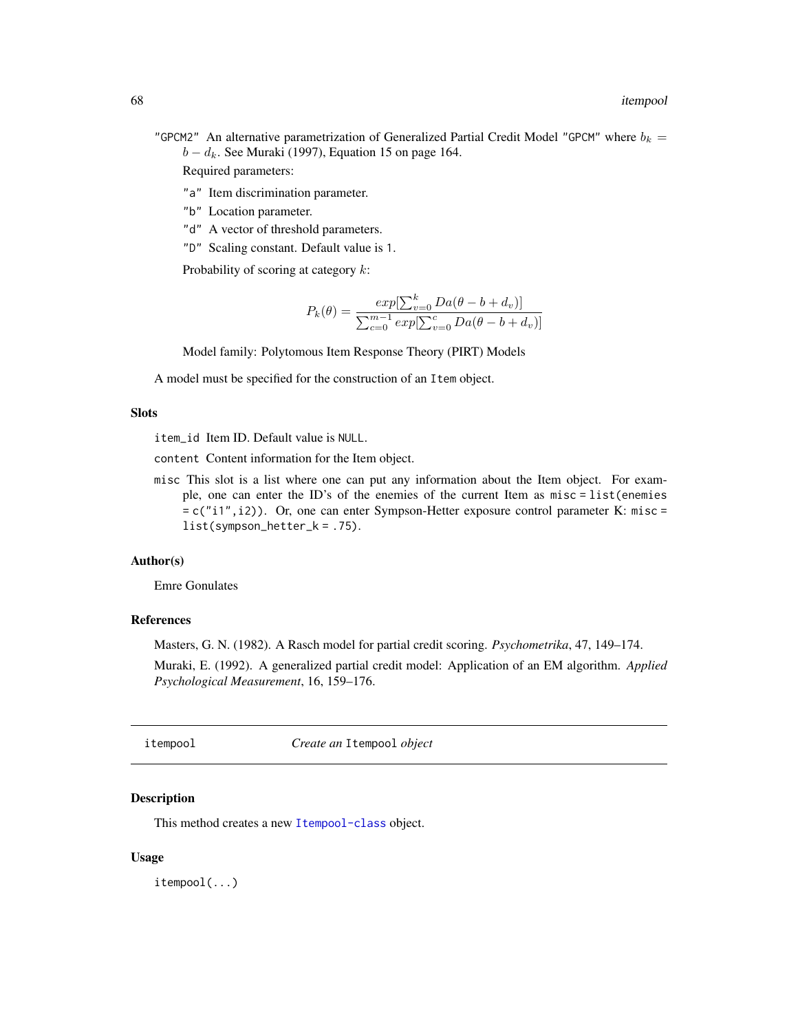"GPCM2" An alternative parametrization of Generalized Partial Credit Model "GPCM" where $b_k = b - d_k$. See Muraki (1997), Equation 15 on page 164.

Required parameters:

"a" Item discrimination parameter.

"b" Location parameter.

"d" A vector of threshold parameters.

"D" Scaling constant. Default value is 1.

Probability of scoring at category $k$:

$$P_k(\theta) = \frac{exp[\sum_{v=0}^{k} Da(\theta - b + d_v)]}{\sum_{c=0}^{m-1} exp[\sum_{v=0}^{c} Da(\theta - b + d_v)]}$$

Model family: Polytomous Item Response Theory (PIRT) Models

A model must be specified for the construction of an `Item` object.

### Slots

`item_id` Item ID. Default value is `NULL`.

`content` Content information for the Item object.

`misc` This slot is a list where one can put any information about the Item object. For example, one can enter the ID's of the enemies of the current Item as `misc = list(enemies = c("i1",i2))`. Or, one can enter Sympson-Hetter exposure control parameter K: `misc = list(sympson_hetter_k = .75)`.

### Author(s)

Emre Gonulates

### References

Masters, G. N. (1982). A Rasch model for partial credit scoring. *Psychometrika*, 47, 149–174.

Muraki, E. (1992). A generalized partial credit model: Application of an EM algorithm. *Applied Psychological Measurement*, 16, 159–176.

---

## itempool — *Create an* `Itempool` *object*

### Description

This method creates a new `Itempool-class` object.

### Usage

```
itempool(...)
```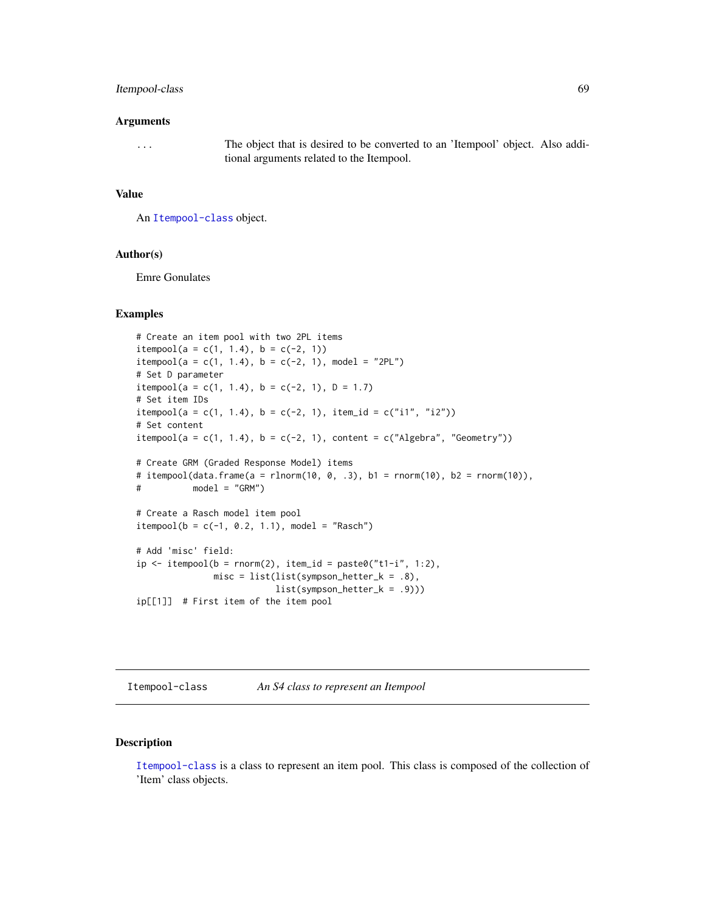### Arguments

| | |
|---|---|
| ... | The object that is desired to be converted to an 'Itempool' object. Also additional arguments related to the Itempool. |

### Value

An Itempool-class object.

### Author(s)

Emre Gonulates

### Examples

```
# Create an item pool with two 2PL items
itempool(a = c(1, 1.4), b = c(-2, 1))
itempool(a = c(1, 1.4), b = c(-2, 1), model = "2PL")
# Set D parameter
itempool(a = c(1, 1.4), b = c(-2, 1), D = 1.7)
# Set item IDs
itempool(a = c(1, 1.4), b = c(-2, 1), item_id = c("i1", "i2"))
# Set content
itempool(a = c(1, 1.4), b = c(-2, 1), content = c("Algebra", "Geometry"))

# Create GRM (Graded Response Model) items
# itempool(data.frame(a = rlnorm(10, 0, .3), b1 = rnorm(10), b2 = rnorm(10)),
#          model = "GRM")

# Create a Rasch model item pool
itempool(b = c(-1, 0.2, 1.1), model = "Rasch")

# Add 'misc' field:
ip <- itempool(b = rnorm(2), item_id = paste0("t1-i", 1:2),
               misc = list(list(sympson_hetter_k = .8),
                           list(sympson_hetter_k = .9)))
ip[[1]]  # First item of the item pool
```

## Itempool-class — *An S4 class to represent an Itempool*

### Description

Itempool-class is a class to represent an item pool. This class is composed of the collection of 'Item' class objects.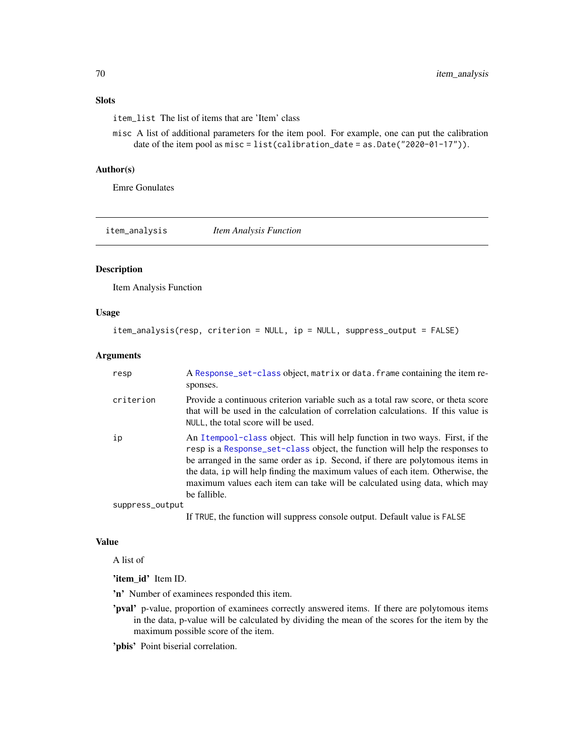### Slots

item_list The list of items that are 'Item' class

misc A list of additional parameters for the item pool. For example, one can put the calibration date of the item pool as `misc = list(calibration_date = as.Date("2020-01-17"))`.

### Author(s)

Emre Gonulates

---

## item_analysis *Item Analysis Function*

### Description

Item Analysis Function

### Usage

```
item_analysis(resp, criterion = NULL, ip = NULL, suppress_output = FALSE)
```

### Arguments

| | |
|---|---|
| resp | A Response_set-class object, matrix or data.frame containing the item responses. |
| criterion | Provide a continuous criterion variable such as a total raw score, or theta score that will be used in the calculation of correlation calculations. If this value is NULL, the total score will be used. |
| ip | An Itempool-class object. This will help function in two ways. First, if the resp is a Response_set-class object, the function will help the responses to be arranged in the same order as ip. Second, if there are polytomous items in the data, ip will help finding the maximum values of each item. Otherwise, the maximum values each item can take will be calculated using data, which may be fallible. |
| suppress_output | If TRUE, the function will suppress console output. Default value is FALSE |

### Value

A list of

**'item_id'** Item ID.

**'n'** Number of examinees responded this item.

**'pval'** p-value, proportion of examinees correctly answered items. If there are polytomous items in the data, p-value will be calculated by dividing the mean of the scores for the item by the maximum possible score of the item.

**'pbis'** Point biserial correlation.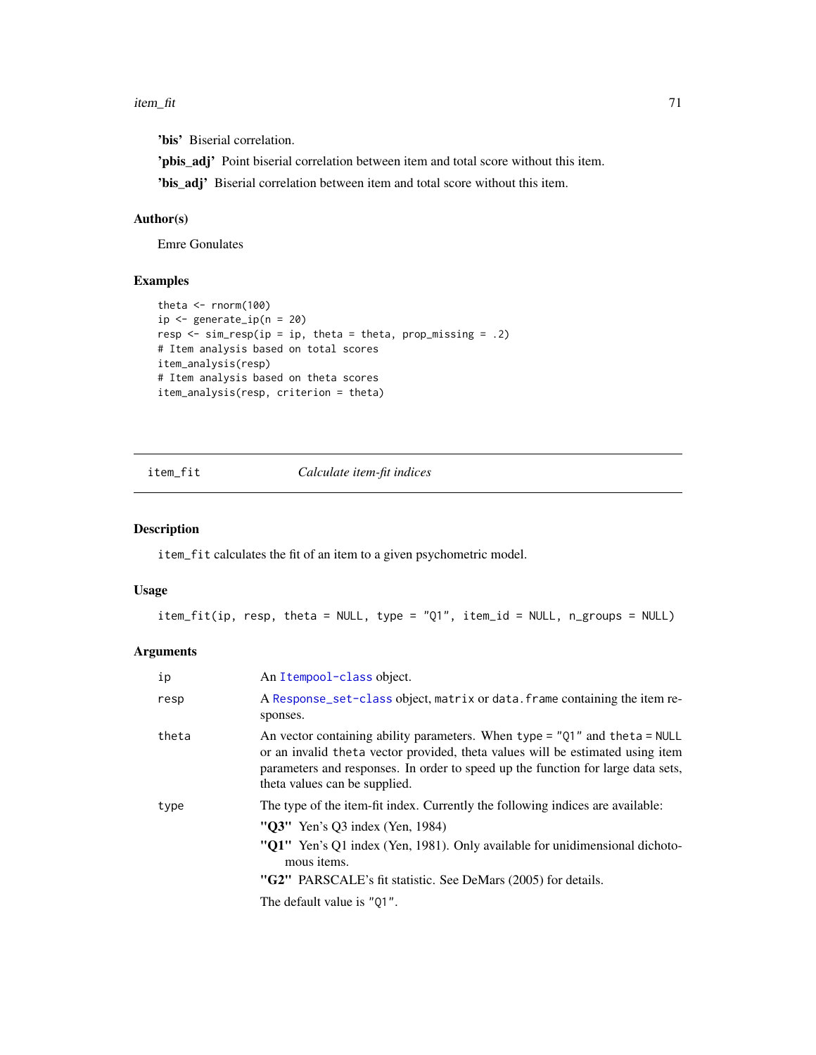**'bis'** Biserial correlation.

**'pbis_adj'** Point biserial correlation between item and total score without this item.

**'bis_adj'** Biserial correlation between item and total score without this item.

### Author(s)

Emre Gonulates

### Examples

```
theta <- rnorm(100)
ip <- generate_ip(n = 20)
resp <- sim_resp(ip = ip, theta = theta, prop_missing = .2)
# Item analysis based on total scores
item_analysis(resp)
# Item analysis based on theta scores
item_analysis(resp, criterion = theta)
```

---

## item_fit *Calculate item-fit indices*

---

### Description

`item_fit` calculates the fit of an item to a given psychometric model.

### Usage

```
item_fit(ip, resp, theta = NULL, type = "Q1", item_id = NULL, n_groups = NULL)
```

### Arguments

| | |
|---|---|
| `ip` | An `Itempool-class` object. |
| `resp` | A `Response_set-class` object, `matrix` or `data.frame` containing the item responses. |
| `theta` | An vector containing ability parameters. When `type = "Q1"` and `theta = NULL` or an invalid `theta` vector provided, theta values will be estimated using item parameters and responses. In order to speed up the function for large data sets, theta values can be supplied. |
| `type` | The type of the item-fit index. Currently the following indices are available:<br>**"Q3"** Yen's Q3 index (Yen, 1984)<br>**"Q1"** Yen's Q1 index (Yen, 1981). Only available for unidimensional dichotomous items.<br>**"G2"** PARSCALE's fit statistic. See DeMars (2005) for details.<br>The default value is `"Q1"`. |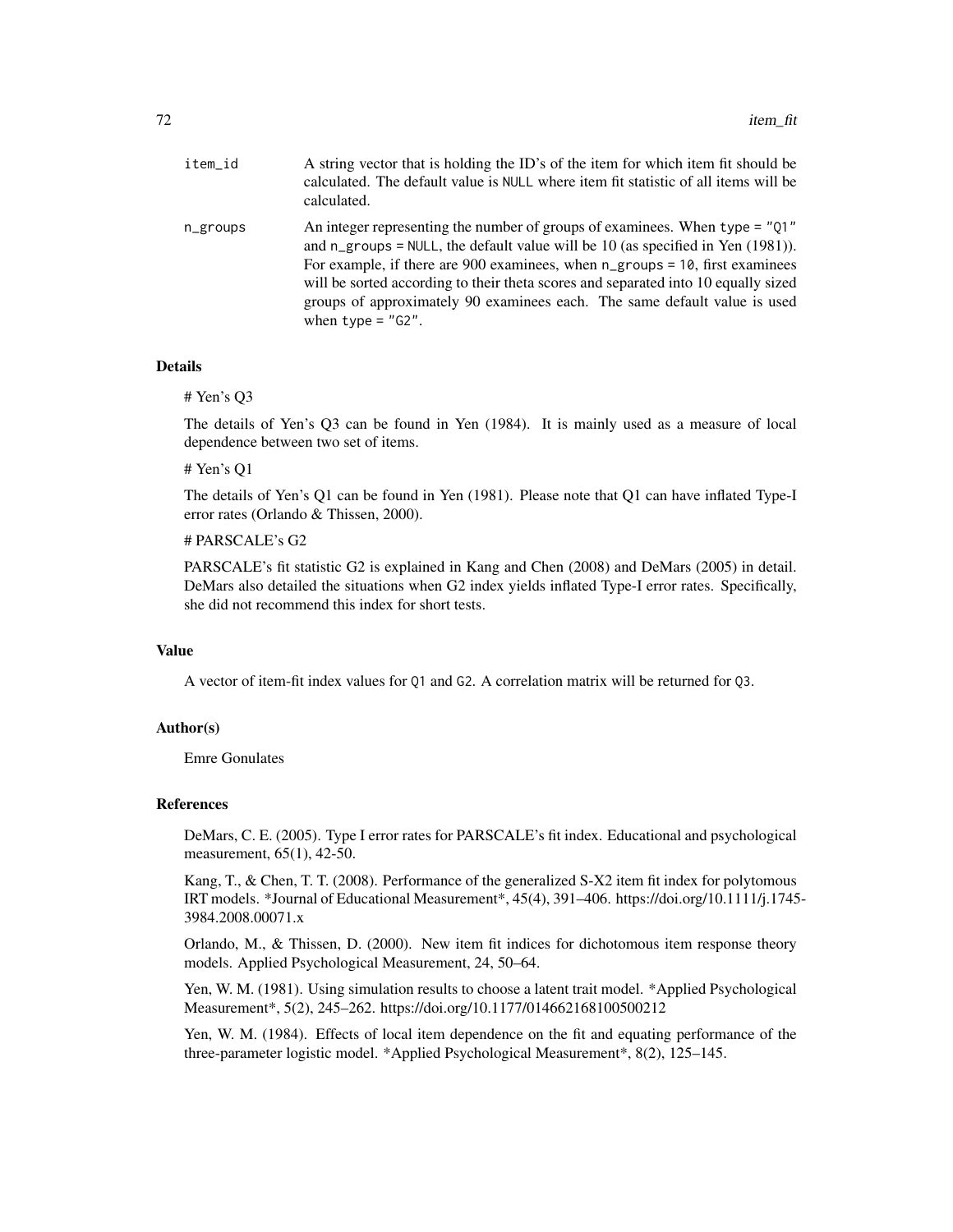item_id
: A string vector that is holding the ID's of the item for which item fit should be calculated. The default value is NULL where item fit statistic of all items will be calculated.

n_groups
: An integer representing the number of groups of examinees. When type = "Q1" and n_groups = NULL, the default value will be 10 (as specified in Yen (1981)). For example, if there are 900 examinees, when n_groups = 10, first examinees will be sorted according to their theta scores and separated into 10 equally sized groups of approximately 90 examinees each. The same default value is used when type = "G2".

### Details

# Yen's Q3

The details of Yen's Q3 can be found in Yen (1984). It is mainly used as a measure of local dependence between two set of items.

# Yen's Q1

The details of Yen's Q1 can be found in Yen (1981). Please note that Q1 can have inflated Type-I error rates (Orlando & Thissen, 2000).

# PARSCALE's G2

PARSCALE's fit statistic G2 is explained in Kang and Chen (2008) and DeMars (2005) in detail. DeMars also detailed the situations when G2 index yields inflated Type-I error rates. Specifically, she did not recommend this index for short tests.

### Value

A vector of item-fit index values for Q1 and G2. A correlation matrix will be returned for Q3.

### Author(s)

Emre Gonulates

### References

DeMars, C. E. (2005). Type I error rates for PARSCALE's fit index. Educational and psychological measurement, 65(1), 42-50.

Kang, T., & Chen, T. T. (2008). Performance of the generalized S-X2 item fit index for polytomous IRT models. *Journal of Educational Measurement*, 45(4), 391–406. https://doi.org/10.1111/j.1745-3984.2008.00071.x

Orlando, M., & Thissen, D. (2000). New item fit indices for dichotomous item response theory models. Applied Psychological Measurement, 24, 50–64.

Yen, W. M. (1981). Using simulation results to choose a latent trait model. *Applied Psychological Measurement*, 5(2), 245–262. https://doi.org/10.1177/014662168100500212

Yen, W. M. (1984). Effects of local item dependence on the fit and equating performance of the three-parameter logistic model. *Applied Psychological Measurement*, 8(2), 125–145.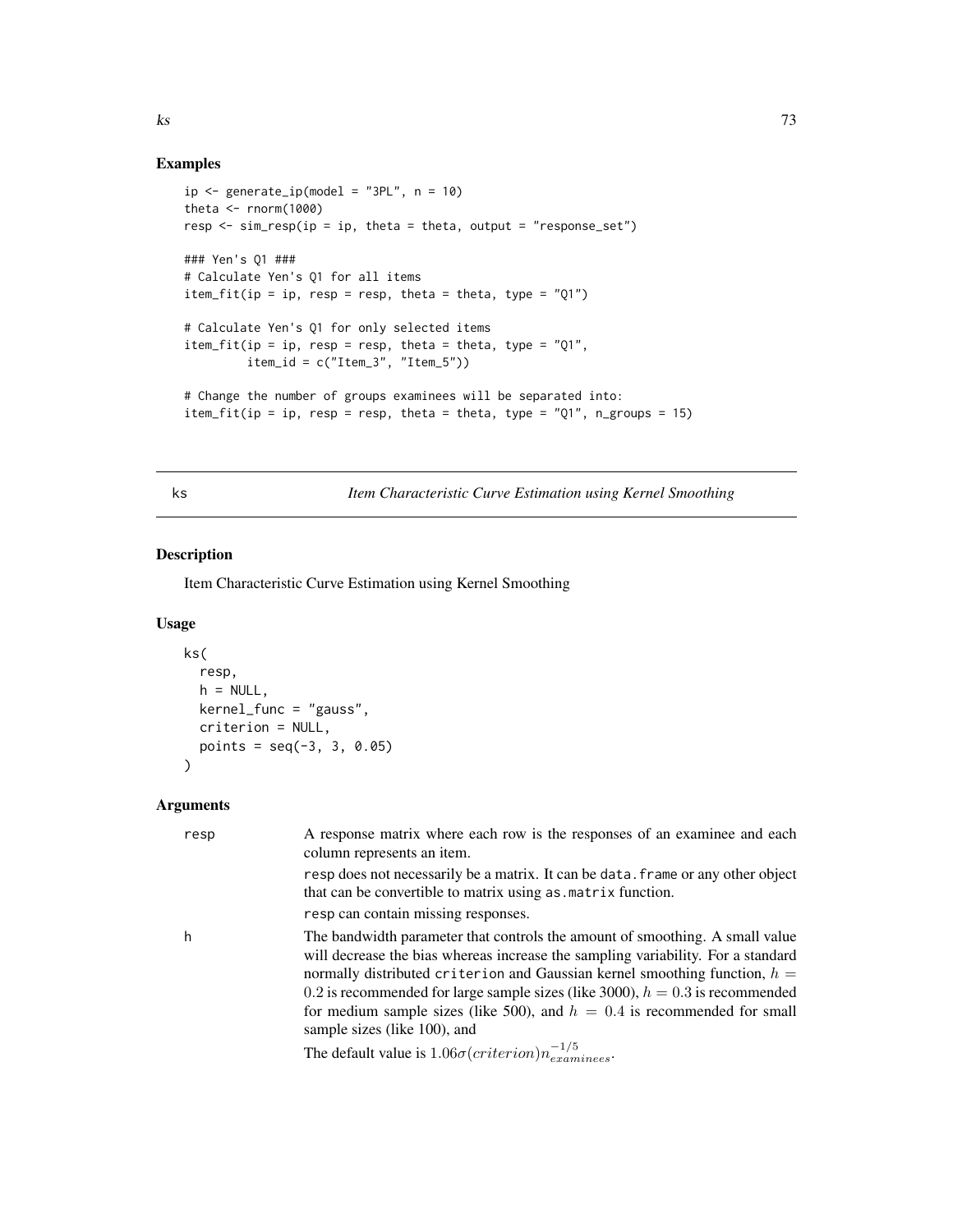## Examples

```
ip <- generate_ip(model = "3PL", n = 10)
theta <- rnorm(1000)
resp <- sim_resp(ip = ip, theta = theta, output = "response_set")

### Yen's Q1 ###
# Calculate Yen's Q1 for all items
item_fit(ip = ip, resp = resp, theta = theta, type = "Q1")

# Calculate Yen's Q1 for only selected items
item_fit(ip = ip, resp = resp, theta = theta, type = "Q1",
         item_id = c("Item_3", "Item_5"))

# Change the number of groups examinees will be separated into:
item_fit(ip = ip, resp = resp, theta = theta, type = "Q1", n_groups = 15)
```

# ks — *Item Characteristic Curve Estimation using Kernel Smoothing*

## Description

Item Characteristic Curve Estimation using Kernel Smoothing

## Usage

```
ks(
  resp,
  h = NULL,
  kernel_func = "gauss",
  criterion = NULL,
  points = seq(-3, 3, 0.05)
)
```

## Arguments

| | |
|---|---|
| `resp` | A response matrix where each row is the responses of an examinee and each column represents an item.<br>`resp` does not necessarily be a matrix. It can be `data.frame` or any other object that can be convertible to matrix using `as.matrix` function.<br>`resp` can contain missing responses. |
| `h` | The bandwidth parameter that controls the amount of smoothing. A small value will decrease the bias whereas increase the sampling variability. For a standard normally distributed `criterion` and Gaussian kernel smoothing function, $h = 0.2$ is recommended for large sample sizes (like 3000), $h = 0.3$ is recommended for medium sample sizes (like 500), and $h = 0.4$ is recommended for small sample sizes (like 100), and<br>The default value is $1.06\sigma(criterion)n_{examinees}^{-1/5}$. |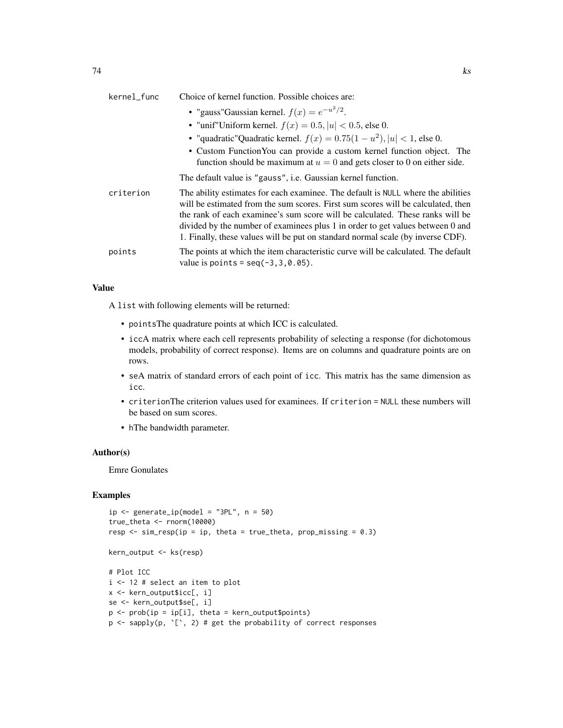kernel_func
: Choice of kernel function. Possible choices are:

- "gauss"Gaussian kernel. $f(x) = e^{-u^2/2}$.
- "unif"Uniform kernel. $f(x) = 0.5, |u| < 0.5$, else 0.
- "quadratic"Quadratic kernel. $f(x) = 0.75(1 - u^2), |u| < 1$, else 0.
- Custom FunctionYou can provide a custom kernel function object. The function should be maximum at $u = 0$ and gets closer to 0 on either side.

The default value is `"gauss"`, i.e. Gaussian kernel function.

criterion
: The ability estimates for each examinee. The default is `NULL` where the abilities will be estimated from the sum scores. First sum scores will be calculated, then the rank of each examinee's sum score will be calculated. These ranks will be divided by the number of examinees plus 1 in order to get values between 0 and 1. Finally, these values will be put on standard normal scale (by inverse CDF).

points
: The points at which the item characteristic curve will be calculated. The default value is `points = seq(-3,3,0.05)`.

### Value

A `list` with following elements will be returned:

- `points`The quadrature points at which ICC is calculated.
- `icc`A matrix where each cell represents probability of selecting a response (for dichotomous models, probability of correct response). Items are on columns and quadrature points are on rows.
- `se`A matrix of standard errors of each point of `icc`. This matrix has the same dimension as `icc`.
- `criterion`The criterion values used for examinees. If `criterion = NULL` these numbers will be based on sum scores.
- `h`The bandwidth parameter.

### Author(s)

Emre Gonulates

### Examples

```
ip <- generate_ip(model = "3PL", n = 50)
true_theta <- rnorm(10000)
resp <- sim_resp(ip = ip, theta = true_theta, prop_missing = 0.3)

kern_output <- ks(resp)

# Plot ICC
i <- 12 # select an item to plot
x <- kern_output$icc[, i]
se <- kern_output$se[, i]
p <- prob(ip = ip[i], theta = kern_output$points)
p <- sapply(p, `[`, 2) # get the probability of correct responses
```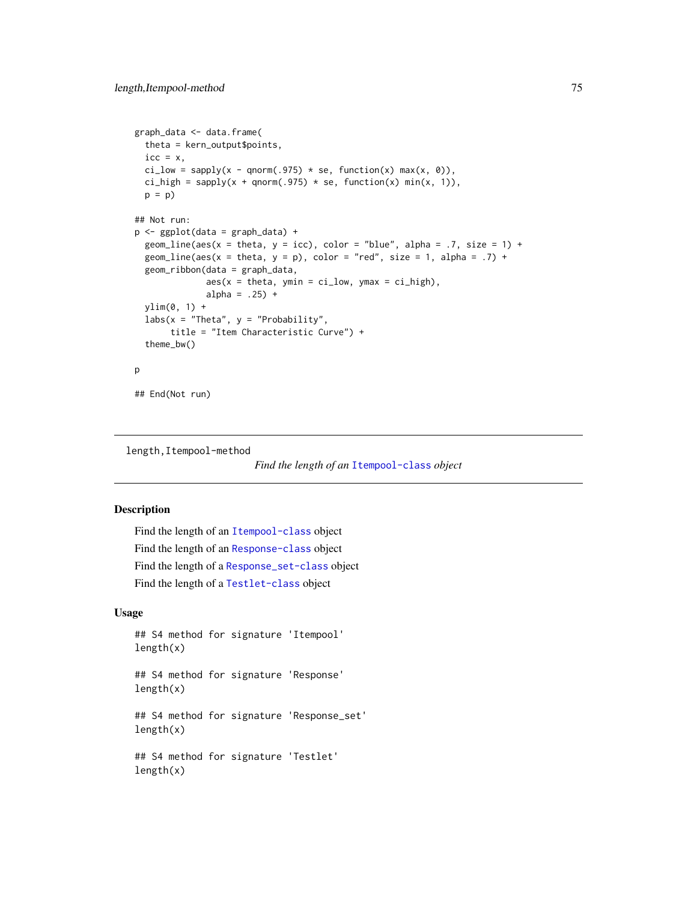```
graph_data <- data.frame(
  theta = kern_output$points,
  icc = x,
  ci_low = sapply(x - qnorm(.975) * se, function(x) max(x, 0)),
  ci_high = sapply(x + qnorm(.975) * se, function(x) min(x, 1)),
  p = p)

## Not run:
p <- ggplot(data = graph_data) +
  geom_line(aes(x = theta, y = icc), color = "blue", alpha = .7, size = 1) +
  geom_line(aes(x = theta, y = p), color = "red", size = 1, alpha = .7) +
  geom_ribbon(data = graph_data,
              aes(x = theta, ymin = ci_low, ymax = ci_high),
              alpha = .25) +
  ylim(0, 1) +
  labs(x = "Theta", y = "Probability",
       title = "Item Characteristic Curve") +
  theme_bw()

p

## End(Not run)
```

---

`length,Itempool-method` *Find the length of an* `Itempool-class` *object*

---

## Description

Find the length of an `Itempool-class` object

Find the length of an `Response-class` object

Find the length of a `Response_set-class` object

Find the length of a `Testlet-class` object

## Usage

```
## S4 method for signature 'Itempool'
length(x)

## S4 method for signature 'Response'
length(x)

## S4 method for signature 'Response_set'
length(x)

## S4 method for signature 'Testlet'
length(x)
```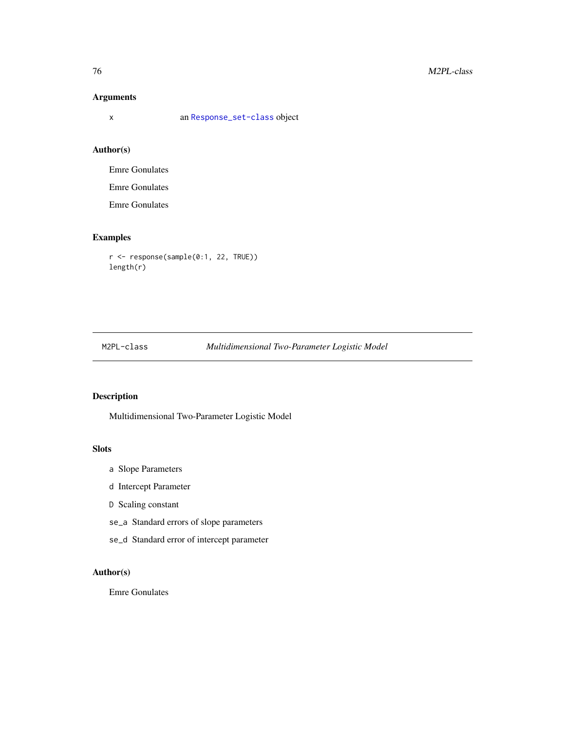## Arguments

x an Response_set-class object

## Author(s)

Emre Gonulates

Emre Gonulates

Emre Gonulates

## Examples

```
r <- response(sample(0:1, 22, TRUE))
length(r)
```

---

M2PL-class *Multidimensional Two-Parameter Logistic Model*

---

## Description

Multidimensional Two-Parameter Logistic Model

## Slots

- a Slope Parameters
- d Intercept Parameter
- D Scaling constant
- se_a Standard errors of slope parameters
- se_d Standard error of intercept parameter

## Author(s)

Emre Gonulates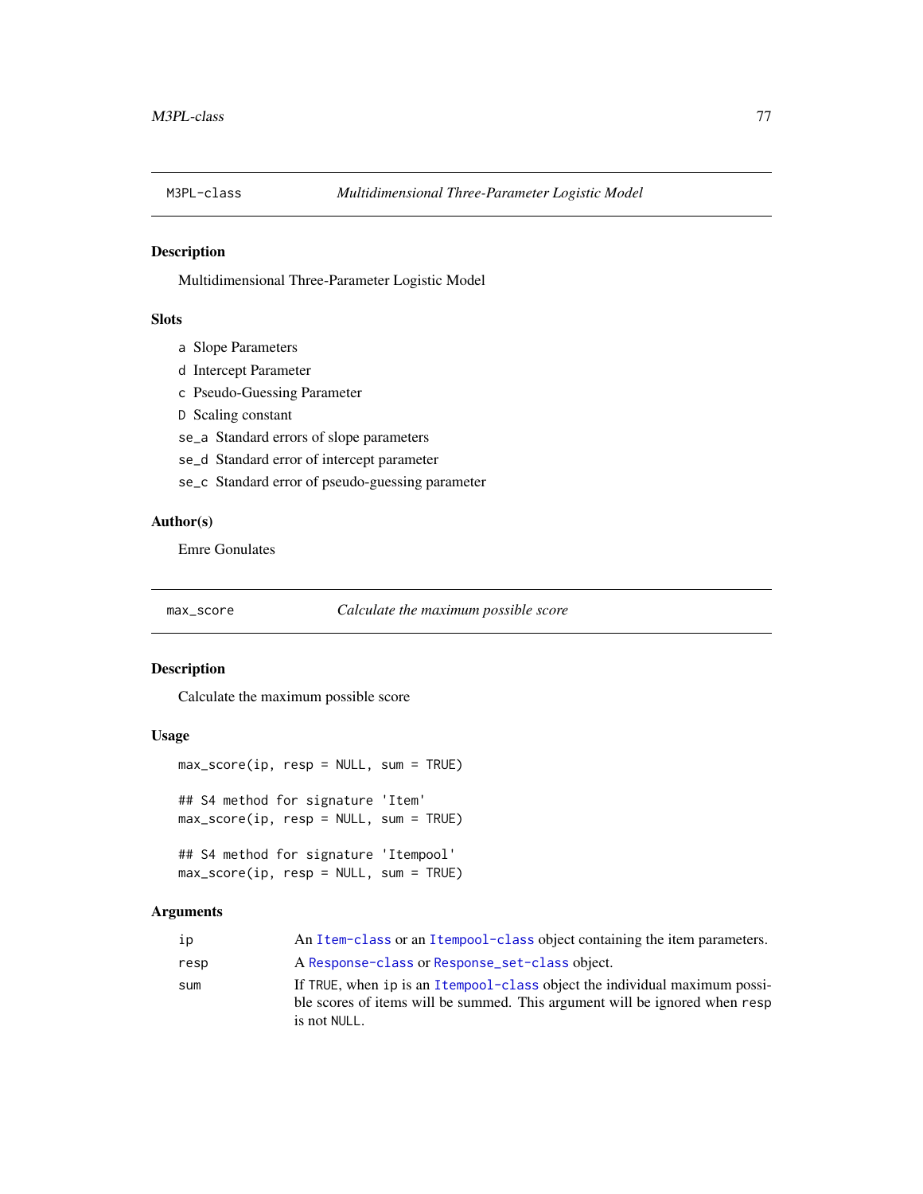## M3PL-class — *Multidimensional Three-Parameter Logistic Model*

### Description

Multidimensional Three-Parameter Logistic Model

### Slots

- `a` Slope Parameters
- `d` Intercept Parameter
- `c` Pseudo-Guessing Parameter
- `D` Scaling constant
- `se_a` Standard errors of slope parameters
- `se_d` Standard error of intercept parameter
- `se_c` Standard error of pseudo-guessing parameter

### Author(s)

Emre Gonulates

## max_score — *Calculate the maximum possible score*

### Description

Calculate the maximum possible score

### Usage

```
max_score(ip, resp = NULL, sum = TRUE)

## S4 method for signature 'Item'
max_score(ip, resp = NULL, sum = TRUE)

## S4 method for signature 'Itempool'
max_score(ip, resp = NULL, sum = TRUE)
```

### Arguments

| | |
|---|---|
| `ip` | An `Item-class` or an `Itempool-class` object containing the item parameters. |
| `resp` | A `Response-class` or `Response_set-class` object. |
| `sum` | If `TRUE`, when `ip` is an `Itempool-class` object the individual maximum possible scores of items will be summed. This argument will be ignored when `resp` is not `NULL`. |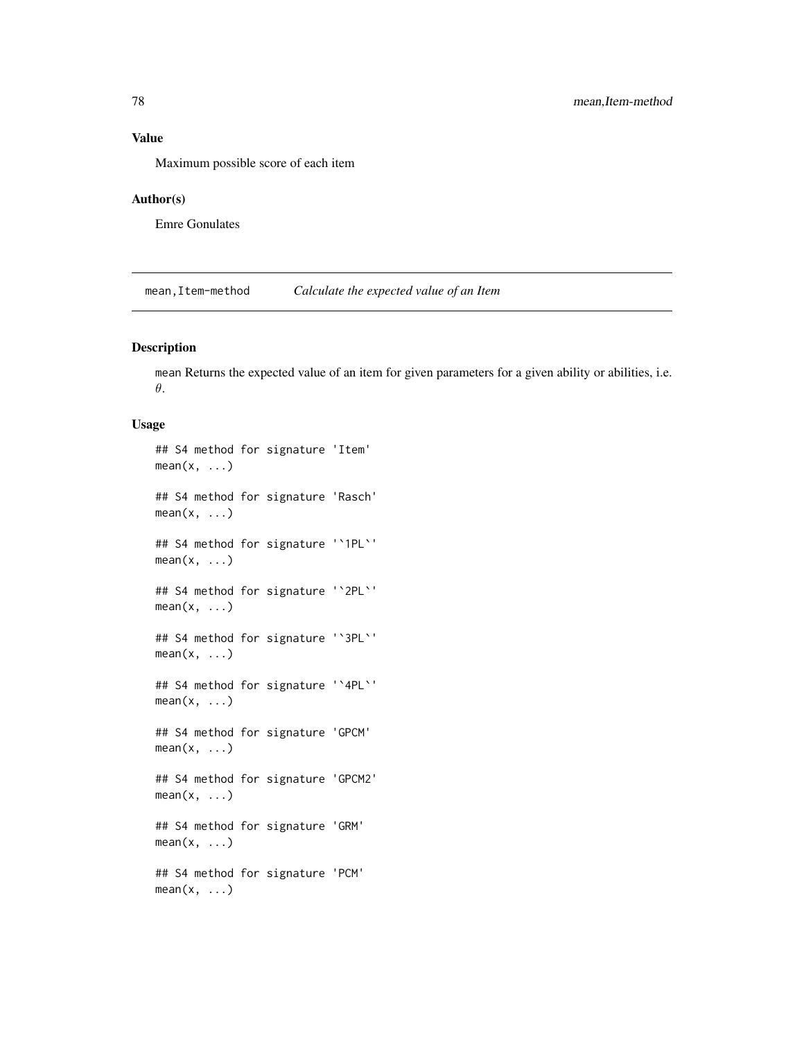## Value

Maximum possible score of each item

## Author(s)

Emre Gonulates

---

## mean,Item-method — *Calculate the expected value of an Item*

### Description

mean Returns the expected value of an item for given parameters for a given ability or abilities, i.e. $\theta$.

### Usage

```
## S4 method for signature 'Item'
mean(x, ...)

## S4 method for signature 'Rasch'
mean(x, ...)

## S4 method for signature '`1PL`'
mean(x, ...)

## S4 method for signature '`2PL`'
mean(x, ...)

## S4 method for signature '`3PL`'
mean(x, ...)

## S4 method for signature '`4PL`'
mean(x, ...)

## S4 method for signature 'GPCM'
mean(x, ...)

## S4 method for signature 'GPCM2'
mean(x, ...)

## S4 method for signature 'GRM'
mean(x, ...)

## S4 method for signature 'PCM'
mean(x, ...)
```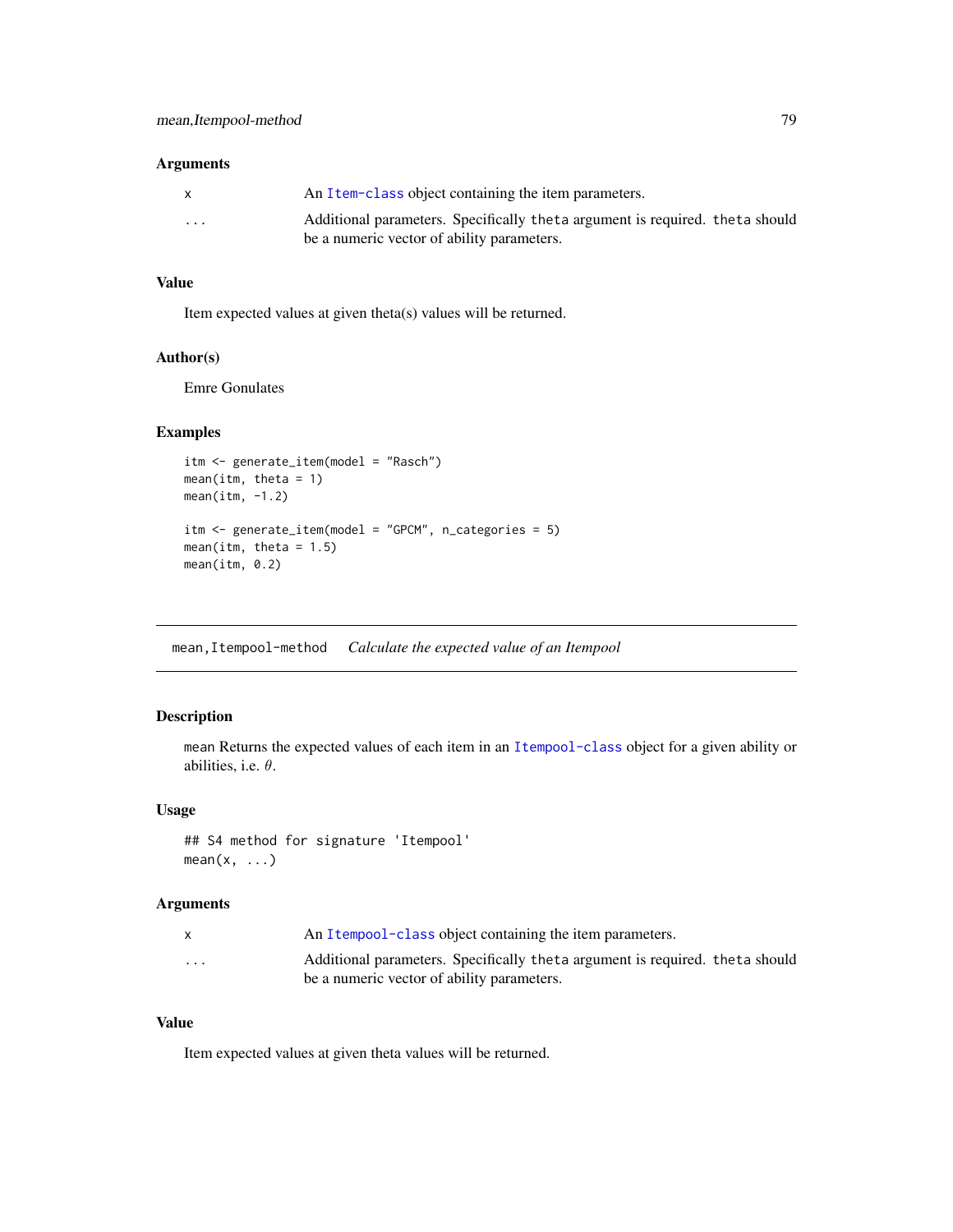### Arguments

| | |
|---|---|
| x | An Item-class object containing the item parameters. |
| ... | Additional parameters. Specifically theta argument is required. theta should be a numeric vector of ability parameters. |

### Value

Item expected values at given theta(s) values will be returned.

### Author(s)

Emre Gonulates

### Examples

```
itm <- generate_item(model = "Rasch")
mean(itm, theta = 1)
mean(itm, -1.2)

itm <- generate_item(model = "GPCM", n_categories = 5)
mean(itm, theta = 1.5)
mean(itm, 0.2)
```

---

## mean,Itempool-method *Calculate the expected value of an Itempool*

### Description

mean Returns the expected values of each item in an Itempool-class object for a given ability or abilities, i.e. $\theta$.

### Usage

```
## S4 method for signature 'Itempool'
mean(x, ...)
```

### Arguments

| | |
|---|---|
| x | An Itempool-class object containing the item parameters. |
| ... | Additional parameters. Specifically theta argument is required. theta should be a numeric vector of ability parameters. |

### Value

Item expected values at given theta values will be returned.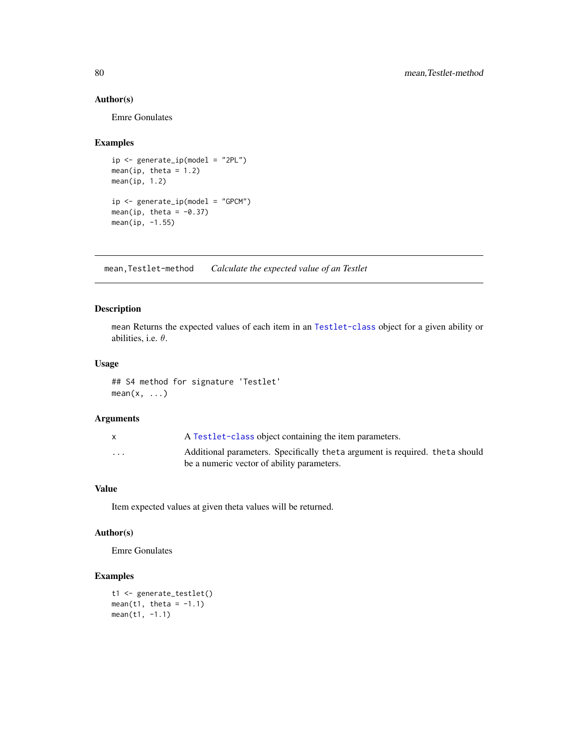### Author(s)

Emre Gonulates

### Examples

```
ip <- generate_ip(model = "2PL")
mean(ip, theta = 1.2)
mean(ip, 1.2)

ip <- generate_ip(model = "GPCM")
mean(ip, theta = -0.37)
mean(ip, -1.55)
```

---

## mean,Testlet-method    *Calculate the expected value of an Testlet*

---

### Description

mean Returns the expected values of each item in an Testlet-class object for a given ability or abilities, i.e. $\theta$.

### Usage

```
## S4 method for signature 'Testlet'
mean(x, ...)
```

### Arguments

| | |
|---|---|
| x | A Testlet-class object containing the item parameters. |
| ... | Additional parameters. Specifically theta argument is required. theta should be a numeric vector of ability parameters. |

### Value

Item expected values at given theta values will be returned.

### Author(s)

Emre Gonulates

### Examples

```
t1 <- generate_testlet()
mean(t1, theta = -1.1)
mean(t1, -1.1)
```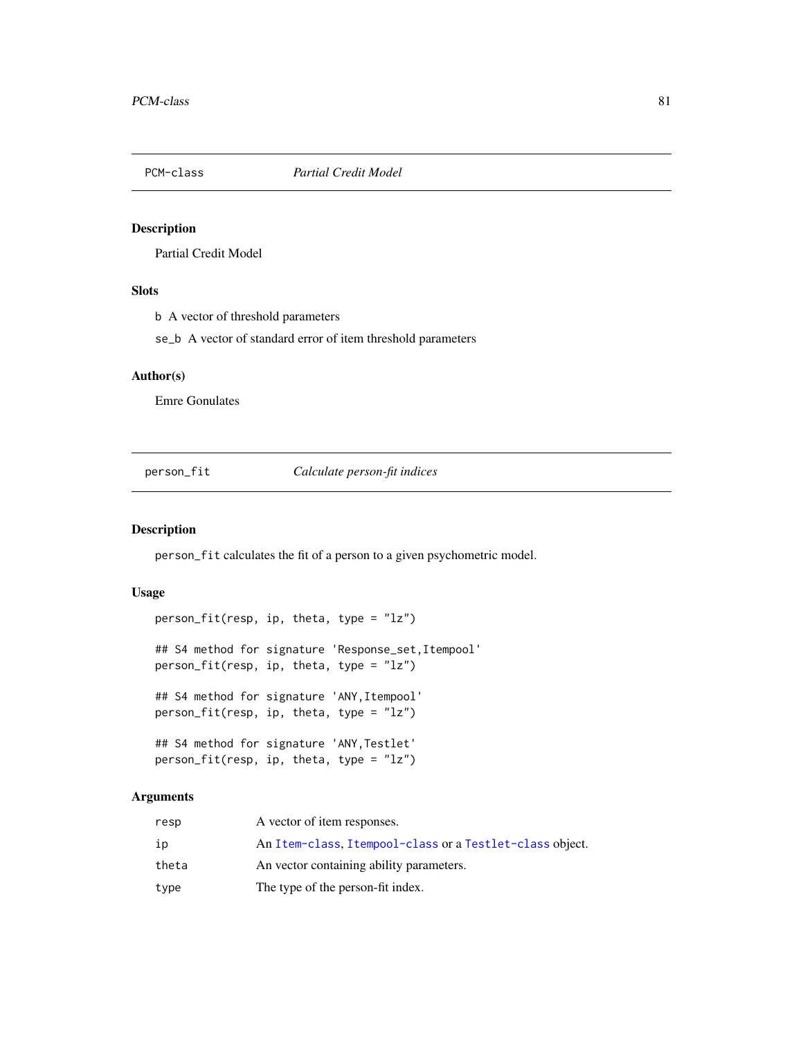## PCM-class *Partial Credit Model*

### Description

Partial Credit Model

### Slots

`b` A vector of threshold parameters

`se_b` A vector of standard error of item threshold parameters

### Author(s)

Emre Gonulates

## person_fit *Calculate person-fit indices*

### Description

`person_fit` calculates the fit of a person to a given psychometric model.

### Usage

```
person_fit(resp, ip, theta, type = "lz")

## S4 method for signature 'Response_set,Itempool'
person_fit(resp, ip, theta, type = "lz")

## S4 method for signature 'ANY,Itempool'
person_fit(resp, ip, theta, type = "lz")

## S4 method for signature 'ANY,Testlet'
person_fit(resp, ip, theta, type = "lz")
```

### Arguments

| | |
|---|---|
| resp | A vector of item responses. |
| ip | An `Item-class`, `Itempool-class` or a `Testlet-class` object. |
| theta | An vector containing ability parameters. |
| type | The type of the person-fit index. |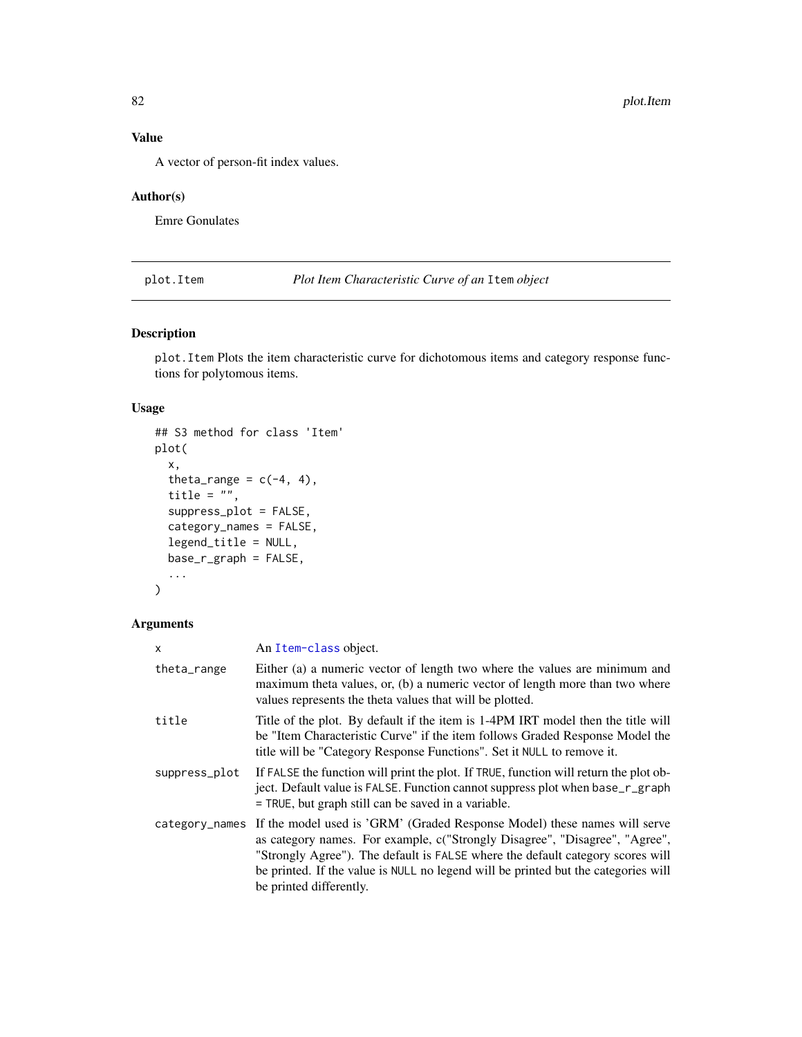### Value

A vector of person-fit index values.

### Author(s)

Emre Gonulates

## plot.Item — *Plot Item Characteristic Curve of an* `Item` *object*

### Description

`plot.Item` Plots the item characteristic curve for dichotomous items and category response functions for polytomous items.

### Usage

```
## S3 method for class 'Item'
plot(
  x,
  theta_range = c(-4, 4),
  title = "",
  suppress_plot = FALSE,
  category_names = FALSE,
  legend_title = NULL,
  base_r_graph = FALSE,
  ...
)
```

### Arguments

| | |
|---|---|
| `x` | An `Item-class` object. |
| `theta_range` | Either (a) a numeric vector of length two where the values are minimum and maximum theta values, or, (b) a numeric vector of length more than two where values represents the theta values that will be plotted. |
| `title` | Title of the plot. By default if the item is 1-4PM IRT model then the title will be "Item Characteristic Curve" if the item follows Graded Response Model the title will be "Category Response Functions". Set it `NULL` to remove it. |
| `suppress_plot` | If `FALSE` the function will print the plot. If `TRUE`, function will return the plot object. Default value is `FALSE`. Function cannot suppress plot when `base_r_graph = TRUE`, but graph still can be saved in a variable. |
| `category_names` | If the model used is 'GRM' (Graded Response Model) these names will serve as category names. For example, c("Strongly Disagree", "Disagree", "Agree", "Strongly Agree"). The default is `FALSE` where the default category scores will be printed. If the value is `NULL` no legend will be printed but the categories will be printed differently. |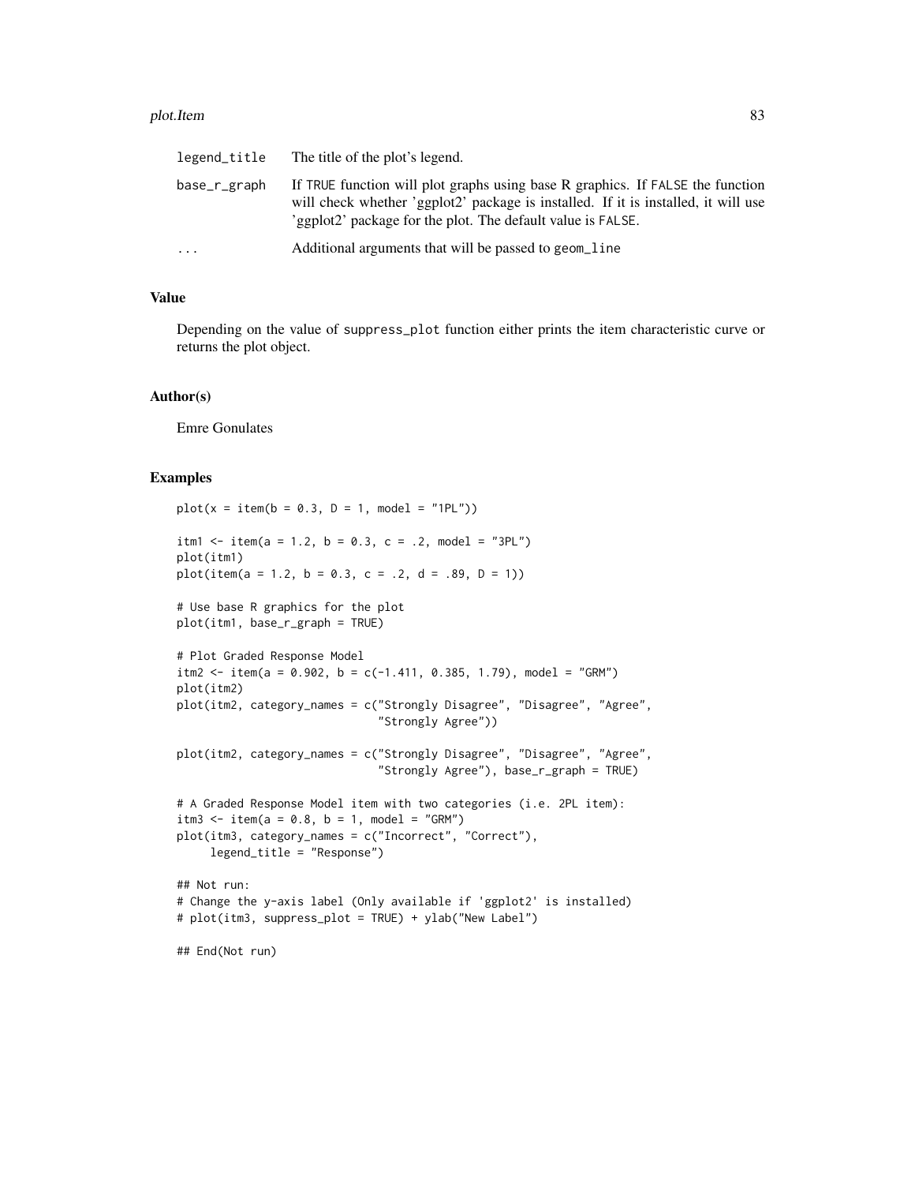| | |
|---|---|
| legend_title | The title of the plot's legend. |
| base_r_graph | If TRUE function will plot graphs using base R graphics. If FALSE the function will check whether 'ggplot2' package is installed. If it is installed, it will use 'ggplot2' package for the plot. The default value is FALSE. |
| ... | Additional arguments that will be passed to geom_line |

## Value

Depending on the value of suppress_plot function either prints the item characteristic curve or returns the plot object.

## Author(s)

Emre Gonulates

## Examples

```
plot(x = item(b = 0.3, D = 1, model = "1PL"))

itm1 <- item(a = 1.2, b = 0.3, c = .2, model = "3PL")
plot(itm1)
plot(item(a = 1.2, b = 0.3, c = .2, d = .89, D = 1))

# Use base R graphics for the plot
plot(itm1, base_r_graph = TRUE)

# Plot Graded Response Model
itm2 <- item(a = 0.902, b = c(-1.411, 0.385, 1.79), model = "GRM")
plot(itm2)
plot(itm2, category_names = c("Strongly Disagree", "Disagree", "Agree",
                              "Strongly Agree"))

plot(itm2, category_names = c("Strongly Disagree", "Disagree", "Agree",
                              "Strongly Agree"), base_r_graph = TRUE)

# A Graded Response Model item with two categories (i.e. 2PL item):
itm3 <- item(a = 0.8, b = 1, model = "GRM")
plot(itm3, category_names = c("Incorrect", "Correct"),
     legend_title = "Response")

## Not run:
# Change the y-axis label (Only available if 'ggplot2' is installed)
# plot(itm3, suppress_plot = TRUE) + ylab("New Label")

## End(Not run)
```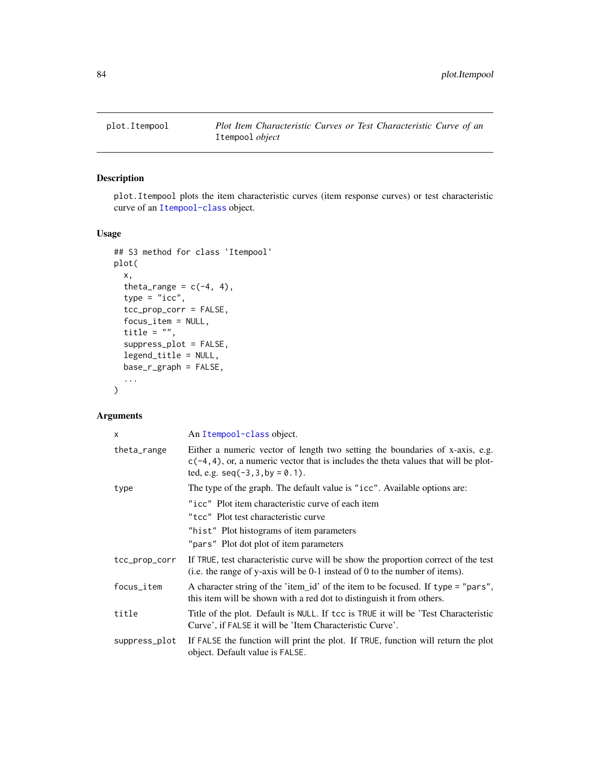plot.Itempool — *Plot Item Characteristic Curves or Test Characteristic Curve of an* `Itempool` *object*

## Description

`plot.Itempool` plots the item characteristic curves (item response curves) or test characteristic curve of an `Itempool-class` object.

## Usage

```
## S3 method for class 'Itempool'
plot(
  x,
  theta_range = c(-4, 4),
  type = "icc",
  tcc_prop_corr = FALSE,
  focus_item = NULL,
  title = "",
  suppress_plot = FALSE,
  legend_title = NULL,
  base_r_graph = FALSE,
  ...
)
```

## Arguments

| | |
|---|---|
| `x` | An `Itempool-class` object. |
| `theta_range` | Either a numeric vector of length two setting the boundaries of x-axis, e.g. `c(-4,4)`, or, a numeric vector that is includes the theta values that will be plotted, e.g. `seq(-3,3,by = 0.1)`. |
| `type` | The type of the graph. The default value is `"icc"`. Available options are:<br>`"icc"` Plot item characteristic curve of each item<br>`"tcc"` Plot test characteristic curve<br>`"hist"` Plot histograms of item parameters<br>`"pars"` Plot dot plot of item parameters |
| `tcc_prop_corr` | If `TRUE`, test characteristic curve will be show the proportion correct of the test (i.e. the range of y-axis will be 0-1 instead of 0 to the number of items). |
| `focus_item` | A character string of the 'item_id' of the item to be focused. If `type = "pars"`, this item will be shown with a red dot to distinguish it from others. |
| `title` | Title of the plot. Default is `NULL`. If `tcc` is `TRUE` it will be 'Test Characteristic Curve', if `FALSE` it will be 'Item Characteristic Curve'. |
| `suppress_plot` | If `FALSE` the function will print the plot. If `TRUE`, function will return the plot object. Default value is `FALSE`. |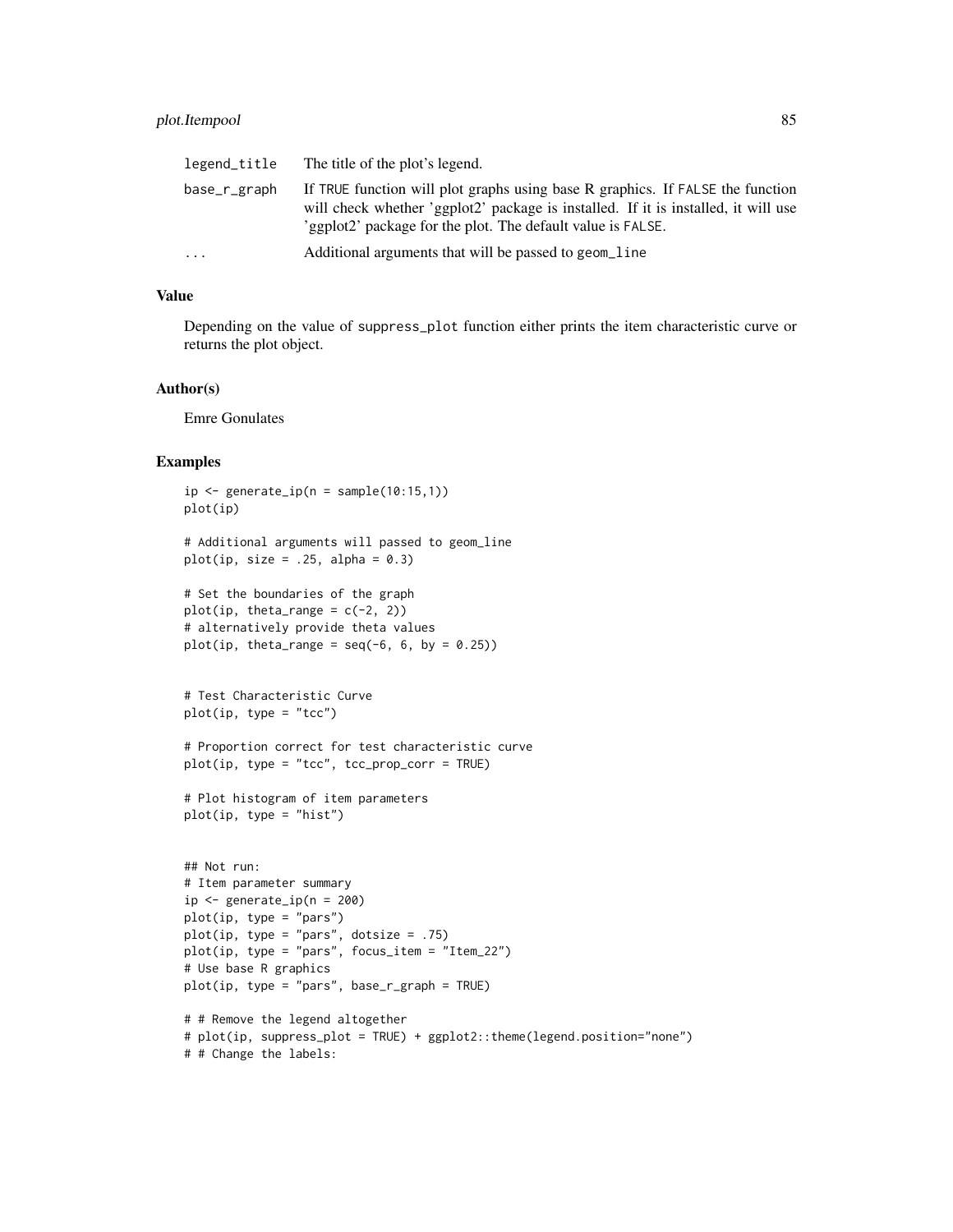| | |
|---|---|
| legend_title | The title of the plot's legend. |
| base_r_graph | If TRUE function will plot graphs using base R graphics. If FALSE the function will check whether 'ggplot2' package is installed. If it is installed, it will use 'ggplot2' package for the plot. The default value is FALSE. |
| ... | Additional arguments that will be passed to geom_line |

### Value

Depending on the value of suppress_plot function either prints the item characteristic curve or returns the plot object.

### Author(s)

Emre Gonulates

### Examples

```
ip <- generate_ip(n = sample(10:15,1))
plot(ip)

# Additional arguments will passed to geom_line
plot(ip, size = .25, alpha = 0.3)

# Set the boundaries of the graph
plot(ip, theta_range = c(-2, 2))
# alternatively provide theta values
plot(ip, theta_range = seq(-6, 6, by = 0.25))


# Test Characteristic Curve
plot(ip, type = "tcc")

# Proportion correct for test characteristic curve
plot(ip, type = "tcc", tcc_prop_corr = TRUE)

# Plot histogram of item parameters
plot(ip, type = "hist")


## Not run:
# Item parameter summary
ip <- generate_ip(n = 200)
plot(ip, type = "pars")
plot(ip, type = "pars", dotsize = .75)
plot(ip, type = "pars", focus_item = "Item_22")
# Use base R graphics
plot(ip, type = "pars", base_r_graph = TRUE)

# # Remove the legend altogether
# plot(ip, suppress_plot = TRUE) + ggplot2::theme(legend.position="none")
# # Change the labels:
```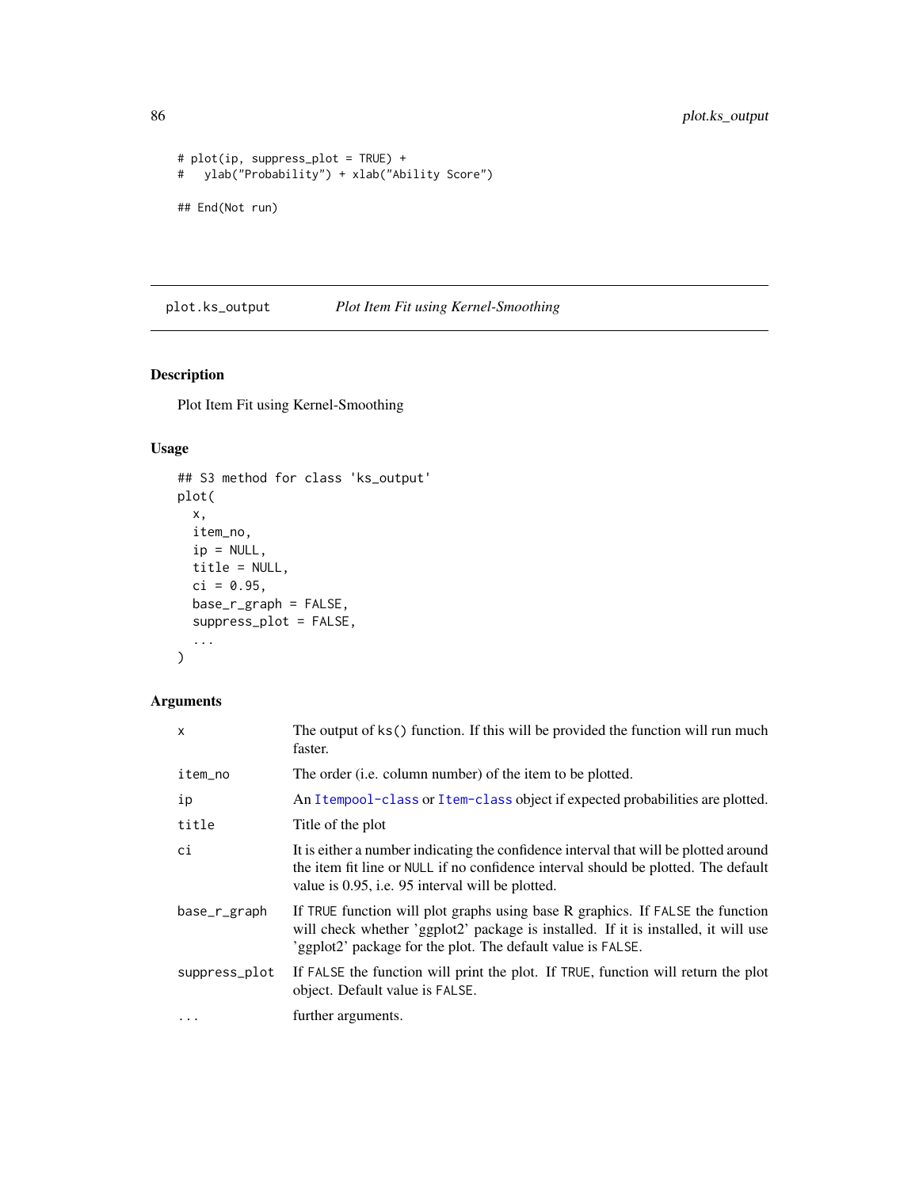```
# plot(ip, suppress_plot = TRUE) +
#   ylab("Probability") + xlab("Ability Score")

## End(Not run)
```

## plot.ks_output *Plot Item Fit using Kernel-Smoothing*

### Description

Plot Item Fit using Kernel-Smoothing

### Usage

```
## S3 method for class 'ks_output'
plot(
  x,
  item_no,
  ip = NULL,
  title = NULL,
  ci = 0.95,
  base_r_graph = FALSE,
  suppress_plot = FALSE,
  ...
)
```

### Arguments

| | |
|---|---|
| `x` | The output of `ks()` function. If this will be provided the function will run much faster. |
| `item_no` | The order (i.e. column number) of the item to be plotted. |
| `ip` | An `Itempool-class` or `Item-class` object if expected probabilities are plotted. |
| `title` | Title of the plot |
| `ci` | It is either a number indicating the confidence interval that will be plotted around the item fit line or `NULL` if no confidence interval should be plotted. The default value is 0.95, i.e. 95 interval will be plotted. |
| `base_r_graph` | If `TRUE` function will plot graphs using base R graphics. If `FALSE` the function will check whether 'ggplot2' package is installed. If it is installed, it will use 'ggplot2' package for the plot. The default value is `FALSE`. |
| `suppress_plot` | If `FALSE` the function will print the plot. If `TRUE`, function will return the plot object. Default value is `FALSE`. |
| `...` | further arguments. |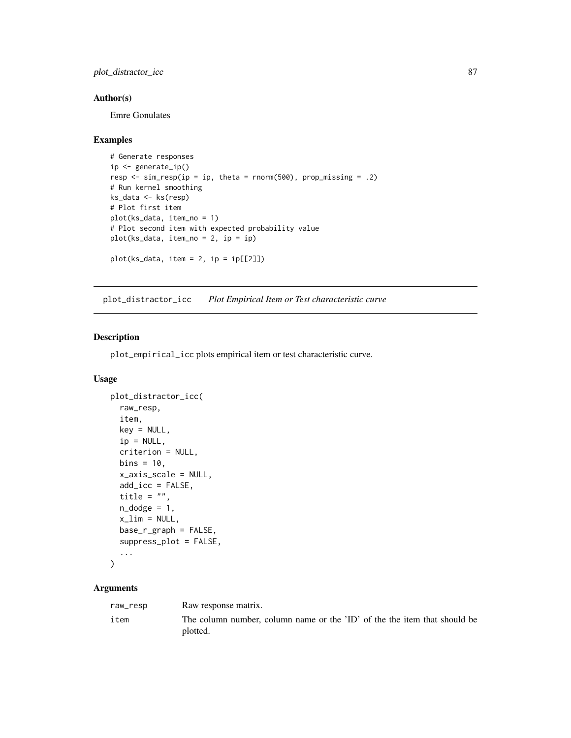## Author(s)

Emre Gonulates

## Examples

```
# Generate responses
ip <- generate_ip()
resp <- sim_resp(ip = ip, theta = rnorm(500), prop_missing = .2)
# Run kernel smoothing
ks_data <- ks(resp)
# Plot first item
plot(ks_data, item_no = 1)
# Plot second item with expected probability value
plot(ks_data, item_no = 2, ip = ip)

plot(ks_data, item = 2, ip = ip[[2]])
```

---

# plot_distractor_icc — *Plot Empirical Item or Test characteristic curve*

---

## Description

`plot_empirical_icc` plots empirical item or test characteristic curve.

## Usage

```
plot_distractor_icc(
  raw_resp,
  item,
  key = NULL,
  ip = NULL,
  criterion = NULL,
  bins = 10,
  x_axis_scale = NULL,
  add_icc = FALSE,
  title = "",
  n_dodge = 1,
  x_lim = NULL,
  base_r_graph = FALSE,
  suppress_plot = FALSE,
  ...
)
```

## Arguments

| | |
|---|---|
| raw_resp | Raw response matrix. |
| item | The column number, column name or the 'ID' of the the item that should be plotted. |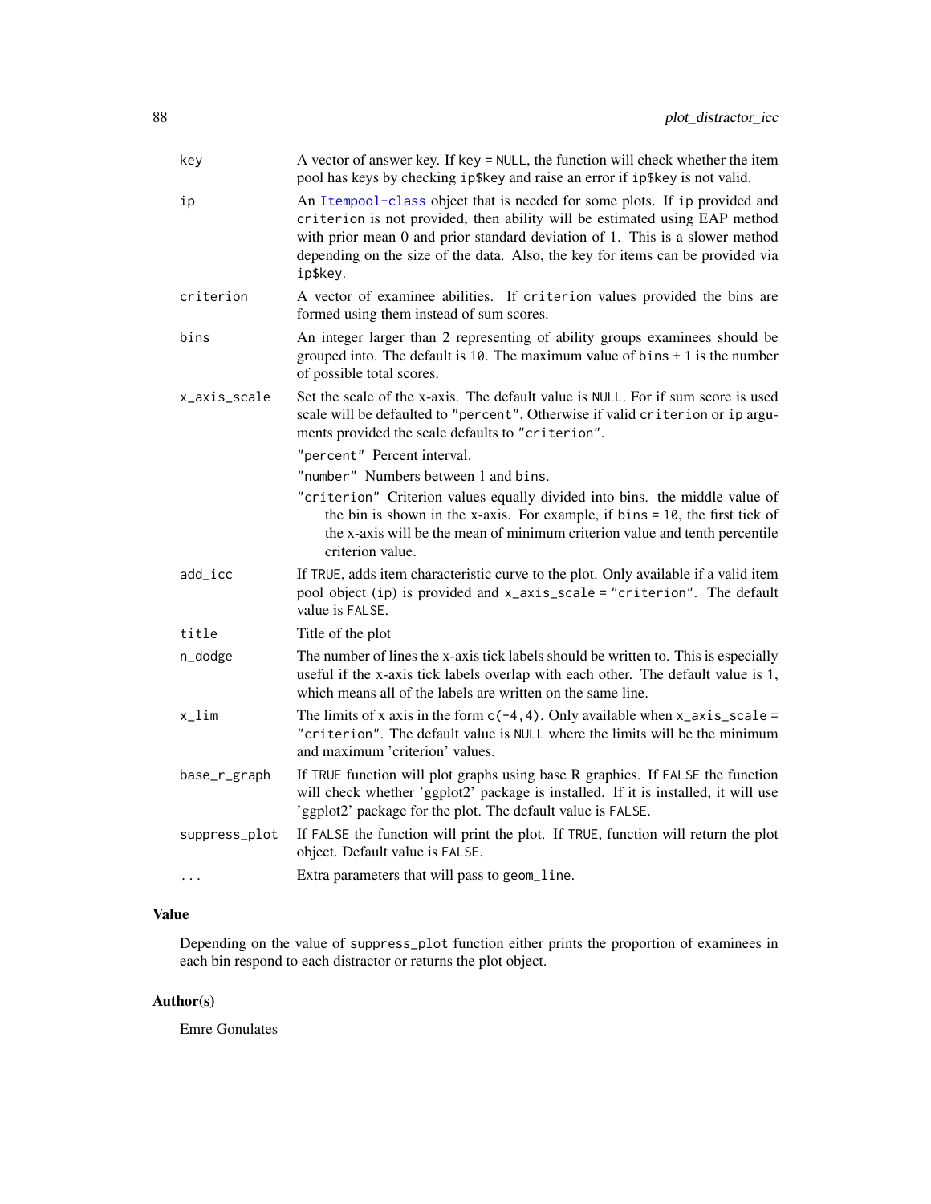| | |
|---|---|
| key | A vector of answer key. If key = NULL, the function will check whether the item pool has keys by checking ip$key and raise an error if ip$key is not valid. |
| ip | An Itempool-class object that is needed for some plots. If ip provided and criterion is not provided, then ability will be estimated using EAP method with prior mean 0 and prior standard deviation of 1. This is a slower method depending on the size of the data. Also, the key for items can be provided via ip$key. |
| criterion | A vector of examinee abilities. If criterion values provided the bins are formed using them instead of sum scores. |
| bins | An integer larger than 2 representing of ability groups examinees should be grouped into. The default is 10. The maximum value of bins + 1 is the number of possible total scores. |
| x_axis_scale | Set the scale of the x-axis. The default value is NULL. For if sum score is used scale will be defaulted to "percent", Otherwise if valid criterion or ip arguments provided the scale defaults to "criterion".<br>"percent" Percent interval.<br>"number" Numbers between 1 and bins.<br>"criterion" Criterion values equally divided into bins. the middle value of the bin is shown in the x-axis. For example, if bins = 10, the first tick of the x-axis will be the mean of minimum criterion value and tenth percentile criterion value. |
| add_icc | If TRUE, adds item characteristic curve to the plot. Only available if a valid item pool object (ip) is provided and x_axis_scale = "criterion". The default value is FALSE. |
| title | Title of the plot |
| n_dodge | The number of lines the x-axis tick labels should be written to. This is especially useful if the x-axis tick labels overlap with each other. The default value is 1, which means all of the labels are written on the same line. |
| x_lim | The limits of x axis in the form c(-4,4). Only available when x_axis_scale = "criterion". The default value is NULL where the limits will be the minimum and maximum 'criterion' values. |
| base_r_graph | If TRUE function will plot graphs using base R graphics. If FALSE the function will check whether 'ggplot2' package is installed. If it is installed, it will use 'ggplot2' package for the plot. The default value is FALSE. |
| suppress_plot | If FALSE the function will print the plot. If TRUE, function will return the plot object. Default value is FALSE. |
| ... | Extra parameters that will pass to geom_line. |

## Value

Depending on the value of suppress_plot function either prints the proportion of examinees in each bin respond to each distractor or returns the plot object.

## Author(s)

Emre Gonulates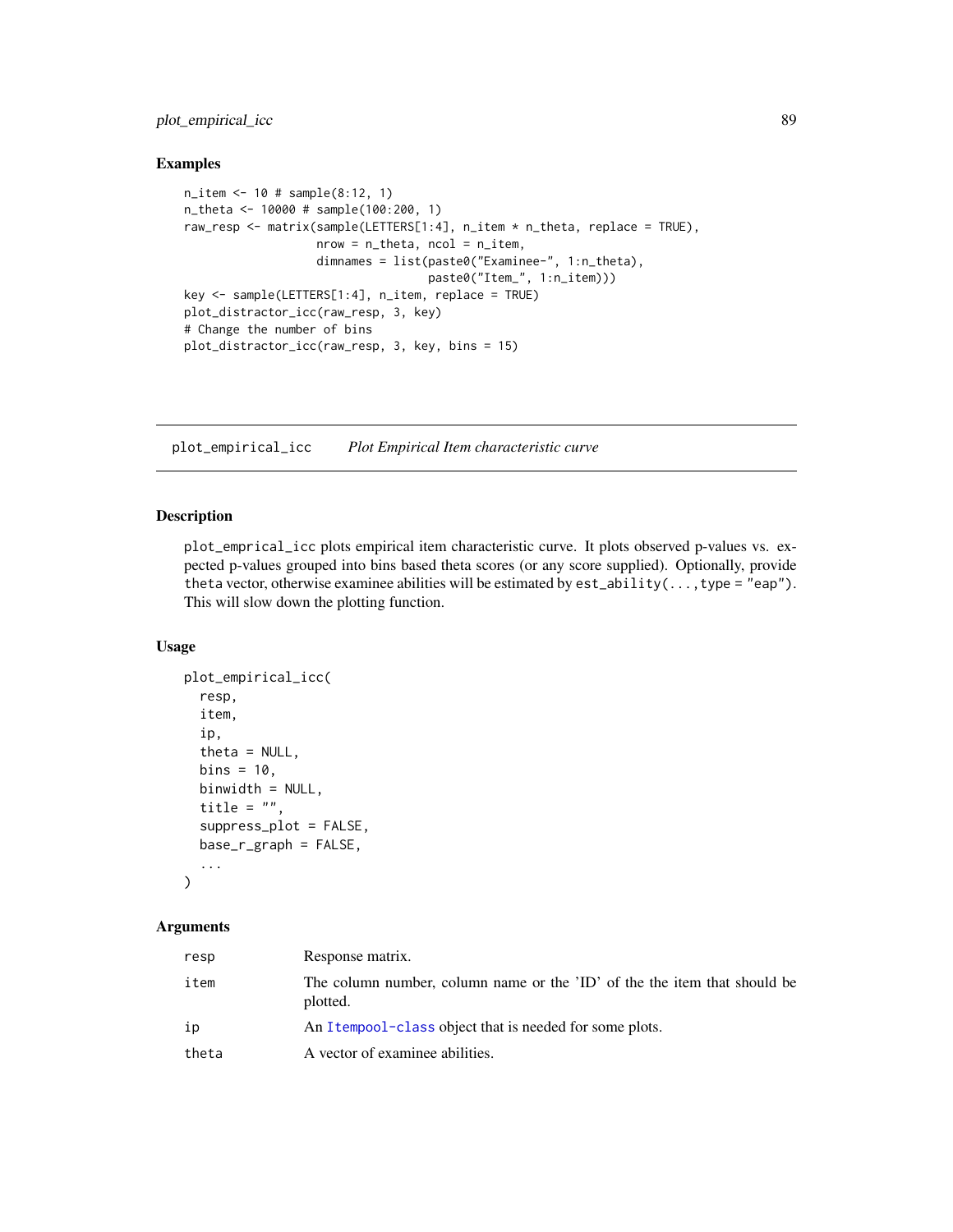## Examples

```
n_item <- 10 # sample(8:12, 1)
n_theta <- 10000 # sample(100:200, 1)
raw_resp <- matrix(sample(LETTERS[1:4], n_item * n_theta, replace = TRUE),
                   nrow = n_theta, ncol = n_item,
                   dimnames = list(paste0("Examinee-", 1:n_theta),
                                   paste0("Item_", 1:n_item)))
key <- sample(LETTERS[1:4], n_item, replace = TRUE)
plot_distractor_icc(raw_resp, 3, key)
# Change the number of bins
plot_distractor_icc(raw_resp, 3, key, bins = 15)
```

---

# plot_empirical_icc — *Plot Empirical Item characteristic curve*

---

## Description

`plot_emprical_icc` plots empirical item characteristic curve. It plots observed p-values vs. expected p-values grouped into bins based theta scores (or any score supplied). Optionally, provide `theta` vector, otherwise examinee abilities will be estimated by `est_ability(...,type = "eap")`. This will slow down the plotting function.

## Usage

```
plot_empirical_icc(
  resp,
  item,
  ip,
  theta = NULL,
  bins = 10,
  binwidth = NULL,
  title = "",
  suppress_plot = FALSE,
  base_r_graph = FALSE,
  ...
)
```

## Arguments

| | |
|---|---|
| `resp` | Response matrix. |
| `item` | The column number, column name or the 'ID' of the the item that should be plotted. |
| `ip` | An `Itempool-class` object that is needed for some plots. |
| `theta` | A vector of examinee abilities. |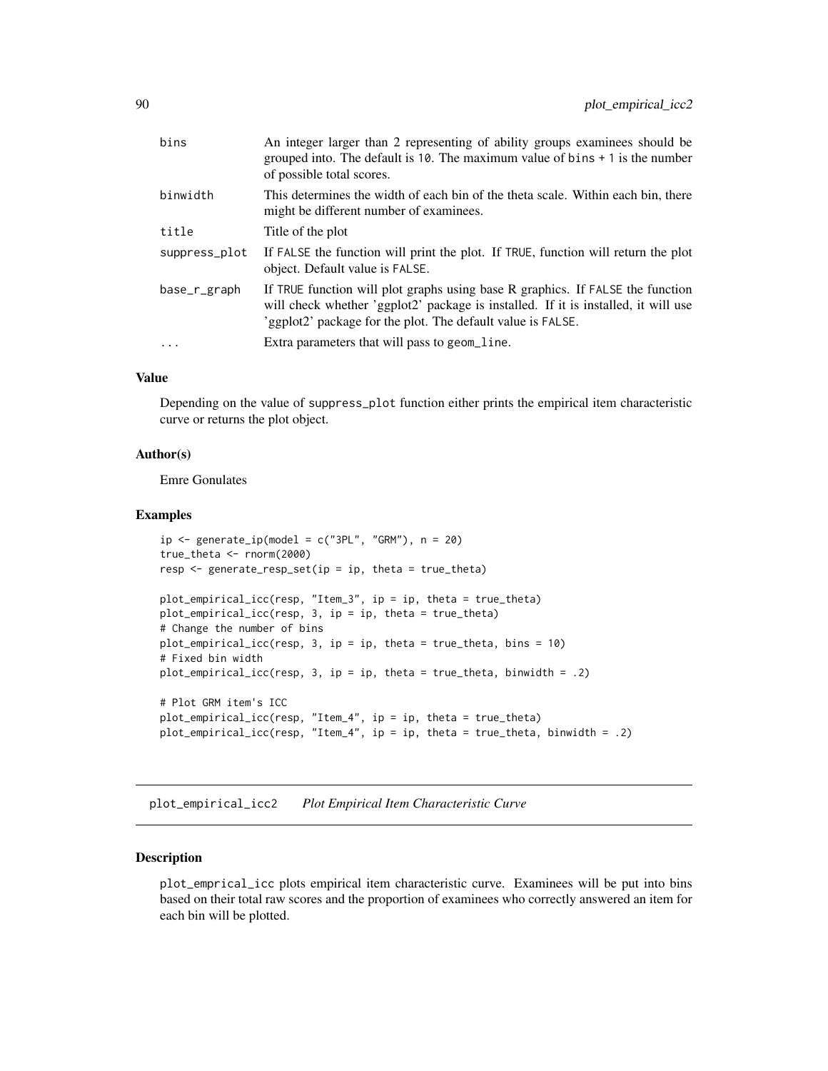| | |
|---|---|
| bins | An integer larger than 2 representing of ability groups examinees should be grouped into. The default is 10. The maximum value of bins + 1 is the number of possible total scores. |
| binwidth | This determines the width of each bin of the theta scale. Within each bin, there might be different number of examinees. |
| title | Title of the plot |
| suppress_plot | If FALSE the function will print the plot. If TRUE, function will return the plot object. Default value is FALSE. |
| base_r_graph | If TRUE function will plot graphs using base R graphics. If FALSE the function will check whether 'ggplot2' package is installed. If it is installed, it will use 'ggplot2' package for the plot. The default value is FALSE. |
| ... | Extra parameters that will pass to geom_line. |

### Value

Depending on the value of suppress_plot function either prints the empirical item characteristic curve or returns the plot object.

### Author(s)

Emre Gonulates

### Examples

```
ip <- generate_ip(model = c("3PL", "GRM"), n = 20)
true_theta <- rnorm(2000)
resp <- generate_resp_set(ip = ip, theta = true_theta)

plot_empirical_icc(resp, "Item_3", ip = ip, theta = true_theta)
plot_empirical_icc(resp, 3, ip = ip, theta = true_theta)
# Change the number of bins
plot_empirical_icc(resp, 3, ip = ip, theta = true_theta, bins = 10)
# Fixed bin width
plot_empirical_icc(resp, 3, ip = ip, theta = true_theta, binwidth = .2)

# Plot GRM item's ICC
plot_empirical_icc(resp, "Item_4", ip = ip, theta = true_theta)
plot_empirical_icc(resp, "Item_4", ip = ip, theta = true_theta, binwidth = .2)
```

---

## plot_empirical_icc2 *Plot Empirical Item Characteristic Curve*

---

### Description

plot_emprical_icc plots empirical item characteristic curve. Examinees will be put into bins based on their total raw scores and the proportion of examinees who correctly answered an item for each bin will be plotted.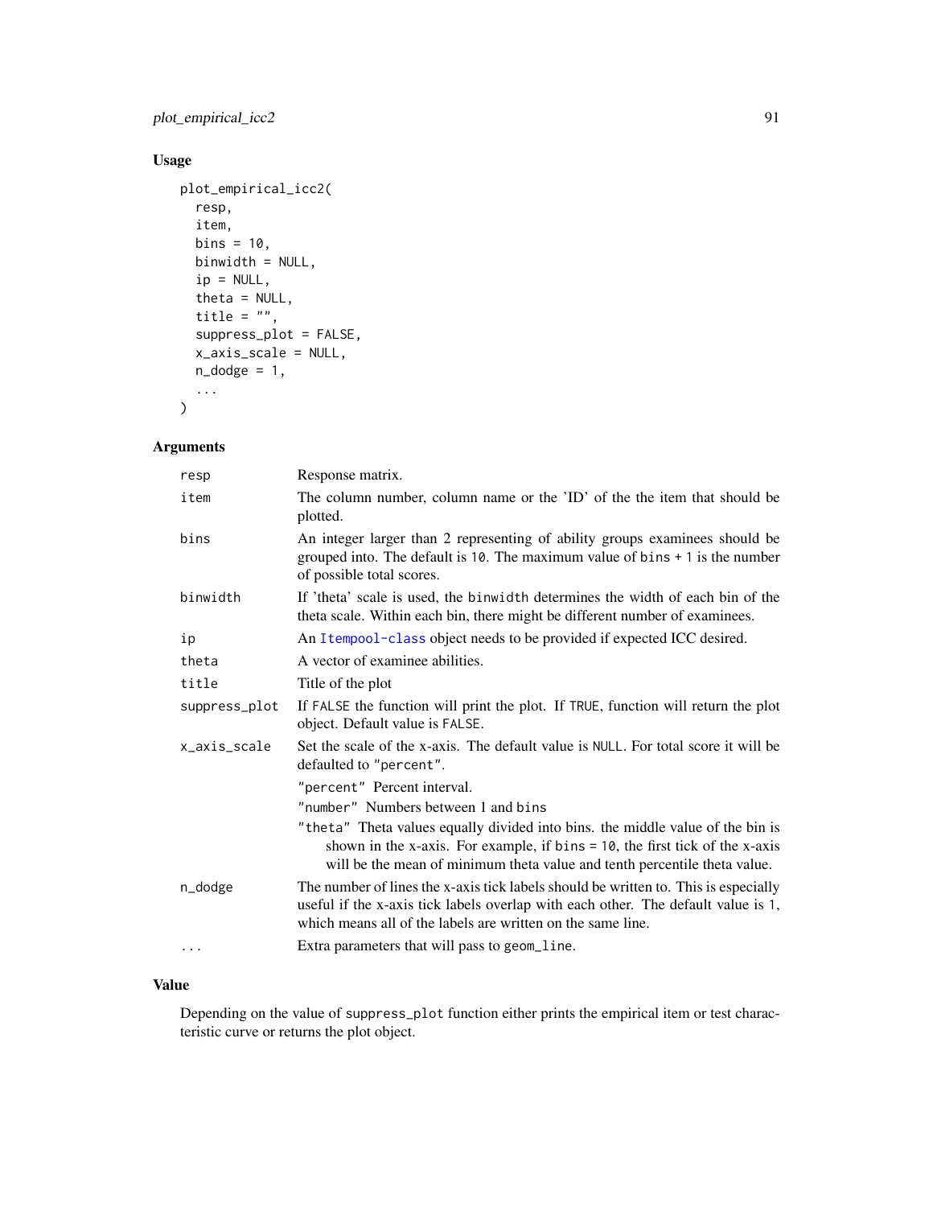## Usage

```
plot_empirical_icc2(
  resp,
  item,
  bins = 10,
  binwidth = NULL,
  ip = NULL,
  theta = NULL,
  title = "",
  suppress_plot = FALSE,
  x_axis_scale = NULL,
  n_dodge = 1,
  ...
)
```

## Arguments

| | |
|---|---|
| `resp` | Response matrix. |
| `item` | The column number, column name or the 'ID' of the the item that should be plotted. |
| `bins` | An integer larger than 2 representing of ability groups examinees should be grouped into. The default is `10`. The maximum value of `bins + 1` is the number of possible total scores. |
| `binwidth` | If 'theta' scale is used, the `binwidth` determines the width of each bin of the theta scale. Within each bin, there might be different number of examinees. |
| `ip` | An `Itempool-class` object needs to be provided if expected ICC desired. |
| `theta` | A vector of examinee abilities. |
| `title` | Title of the plot |
| `suppress_plot` | If `FALSE` the function will print the plot. If `TRUE`, function will return the plot object. Default value is `FALSE`. |
| `x_axis_scale` | Set the scale of the x-axis. The default value is `NULL`. For total score it will be defaulted to `"percent"`.<br>`"percent"` Percent interval.<br>`"number"` Numbers between 1 and `bins`<br>`"theta"` Theta values equally divided into bins. the middle value of the bin is shown in the x-axis. For example, if `bins = 10`, the first tick of the x-axis will be the mean of minimum theta value and tenth percentile theta value. |
| `n_dodge` | The number of lines the x-axis tick labels should be written to. This is especially useful if the x-axis tick labels overlap with each other. The default value is `1`, which means all of the labels are written on the same line. |
| `...` | Extra parameters that will pass to `geom_line`. |

## Value

Depending on the value of `suppress_plot` function either prints the empirical item or test characteristic curve or returns the plot object.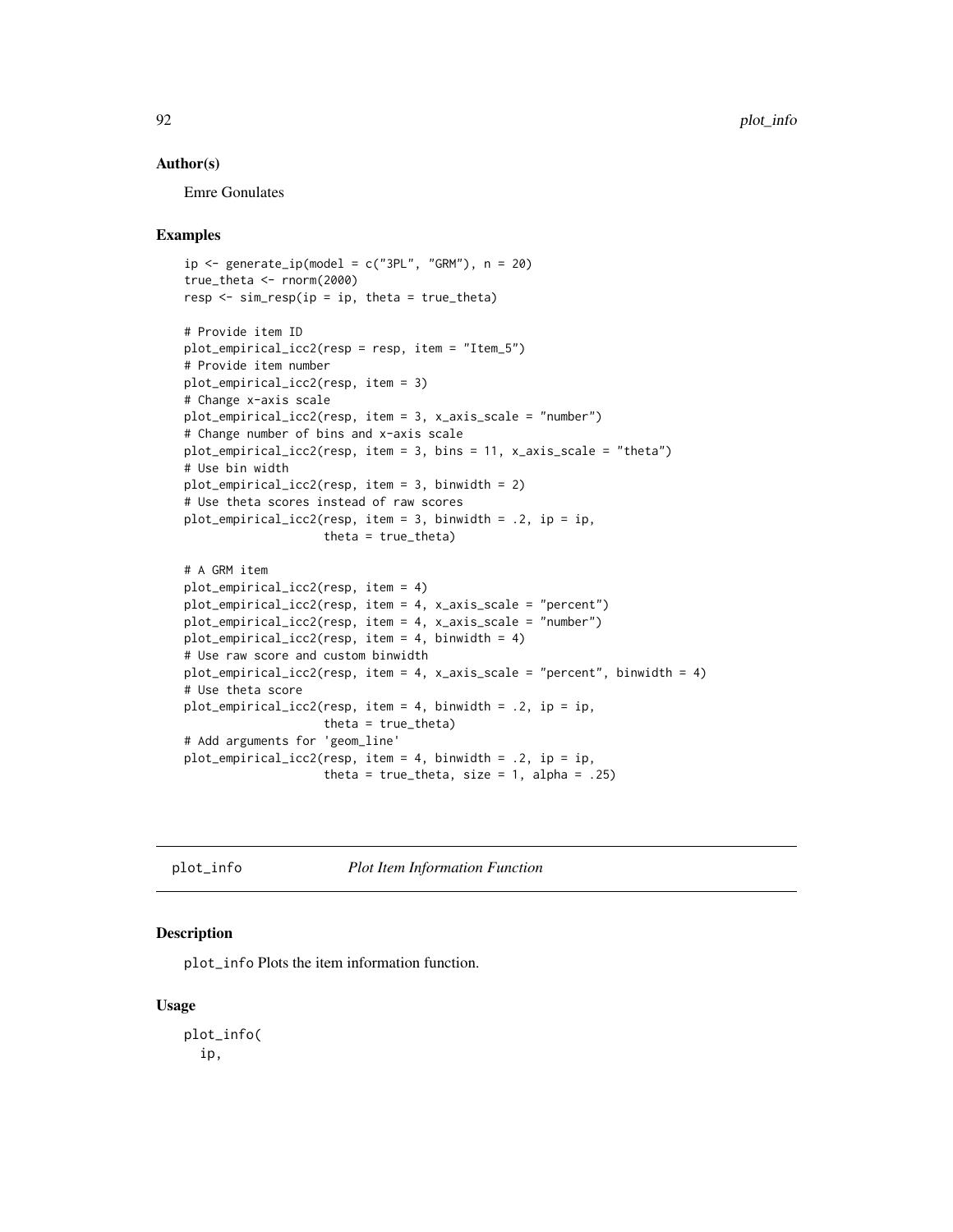## Author(s)

Emre Gonulates

## Examples

```
ip <- generate_ip(model = c("3PL", "GRM"), n = 20)
true_theta <- rnorm(2000)
resp <- sim_resp(ip = ip, theta = true_theta)

# Provide item ID
plot_empirical_icc2(resp = resp, item = "Item_5")
# Provide item number
plot_empirical_icc2(resp, item = 3)
# Change x-axis scale
plot_empirical_icc2(resp, item = 3, x_axis_scale = "number")
# Change number of bins and x-axis scale
plot_empirical_icc2(resp, item = 3, bins = 11, x_axis_scale = "theta")
# Use bin width
plot_empirical_icc2(resp, item = 3, binwidth = 2)
# Use theta scores instead of raw scores
plot_empirical_icc2(resp, item = 3, binwidth = .2, ip = ip,
                    theta = true_theta)

# A GRM item
plot_empirical_icc2(resp, item = 4)
plot_empirical_icc2(resp, item = 4, x_axis_scale = "percent")
plot_empirical_icc2(resp, item = 4, x_axis_scale = "number")
plot_empirical_icc2(resp, item = 4, binwidth = 4)
# Use raw score and custom binwidth
plot_empirical_icc2(resp, item = 4, x_axis_scale = "percent", binwidth = 4)
# Use theta score
plot_empirical_icc2(resp, item = 4, binwidth = .2, ip = ip,
                    theta = true_theta)
# Add arguments for 'geom_line'
plot_empirical_icc2(resp, item = 4, binwidth = .2, ip = ip,
                    theta = true_theta, size = 1, alpha = .25)
```

---

# plot_info *Plot Item Information Function*

## Description

plot_info Plots the item information function.

## Usage

```
plot_info(
  ip,
```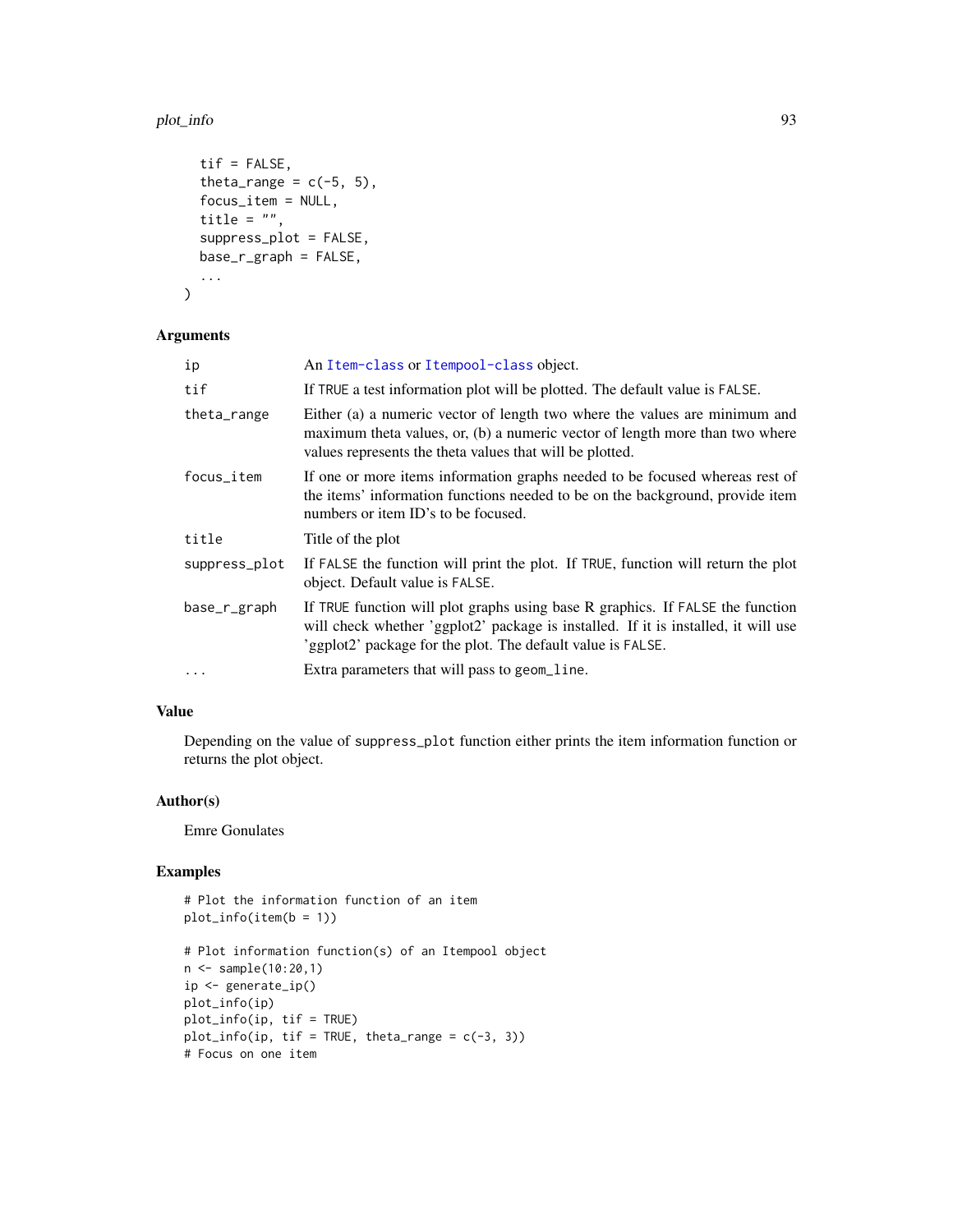```
  tif = FALSE,
  theta_range = c(-5, 5),
  focus_item = NULL,
  title = "",
  suppress_plot = FALSE,
  base_r_graph = FALSE,
  ...
)
```

### Arguments

| | |
|---|---|
| ip | An Item-class or Itempool-class object. |
| tif | If TRUE a test information plot will be plotted. The default value is FALSE. |
| theta_range | Either (a) a numeric vector of length two where the values are minimum and maximum theta values, or, (b) a numeric vector of length more than two where values represents the theta values that will be plotted. |
| focus_item | If one or more items information graphs needed to be focused whereas rest of the items' information functions needed to be on the background, provide item numbers or item ID's to be focused. |
| title | Title of the plot |
| suppress_plot | If FALSE the function will print the plot. If TRUE, function will return the plot object. Default value is FALSE. |
| base_r_graph | If TRUE function will plot graphs using base R graphics. If FALSE the function will check whether 'ggplot2' package is installed. If it is installed, it will use 'ggplot2' package for the plot. The default value is FALSE. |
| ... | Extra parameters that will pass to geom_line. |

### Value

Depending on the value of suppress_plot function either prints the item information function or returns the plot object.

### Author(s)

Emre Gonulates

### Examples

```
# Plot the information function of an item
plot_info(item(b = 1))

# Plot information function(s) of an Itempool object
n <- sample(10:20,1)
ip <- generate_ip()
plot_info(ip)
plot_info(ip, tif = TRUE)
plot_info(ip, tif = TRUE, theta_range = c(-3, 3))
# Focus on one item
```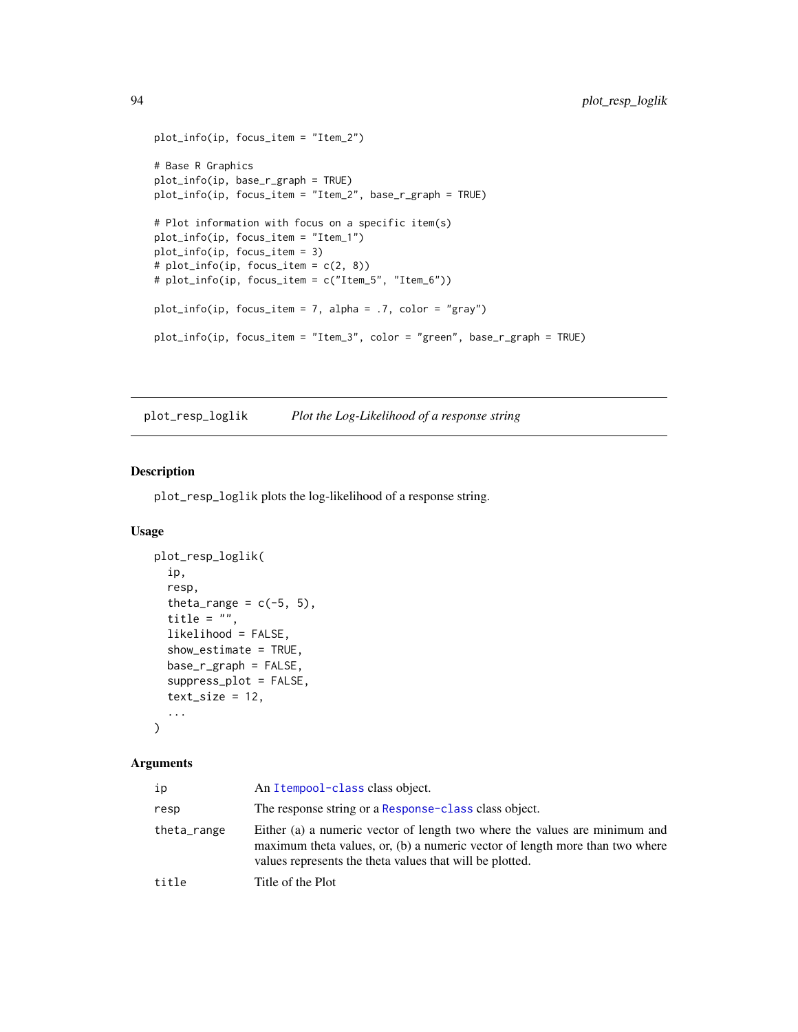```
plot_info(ip, focus_item = "Item_2")

# Base R Graphics
plot_info(ip, base_r_graph = TRUE)
plot_info(ip, focus_item = "Item_2", base_r_graph = TRUE)

# Plot information with focus on a specific item(s)
plot_info(ip, focus_item = "Item_1")
plot_info(ip, focus_item = 3)
# plot_info(ip, focus_item = c(2, 8))
# plot_info(ip, focus_item = c("Item_5", "Item_6"))

plot_info(ip, focus_item = 7, alpha = .7, color = "gray")

plot_info(ip, focus_item = "Item_3", color = "green", base_r_graph = TRUE)
```

---

## plot_resp_loglik    *Plot the Log-Likelihood of a response string*

### Description

plot_resp_loglik plots the log-likelihood of a response string.

### Usage

```
plot_resp_loglik(
  ip,
  resp,
  theta_range = c(-5, 5),
  title = "",
  likelihood = FALSE,
  show_estimate = TRUE,
  base_r_graph = FALSE,
  suppress_plot = FALSE,
  text_size = 12,
  ...
)
```

### Arguments

| | |
|---|---|
| ip | An Itempool-class class object. |
| resp | The response string or a Response-class class object. |
| theta_range | Either (a) a numeric vector of length two where the values are minimum and maximum theta values, or, (b) a numeric vector of length more than two where values represents the theta values that will be plotted. |
| title | Title of the Plot |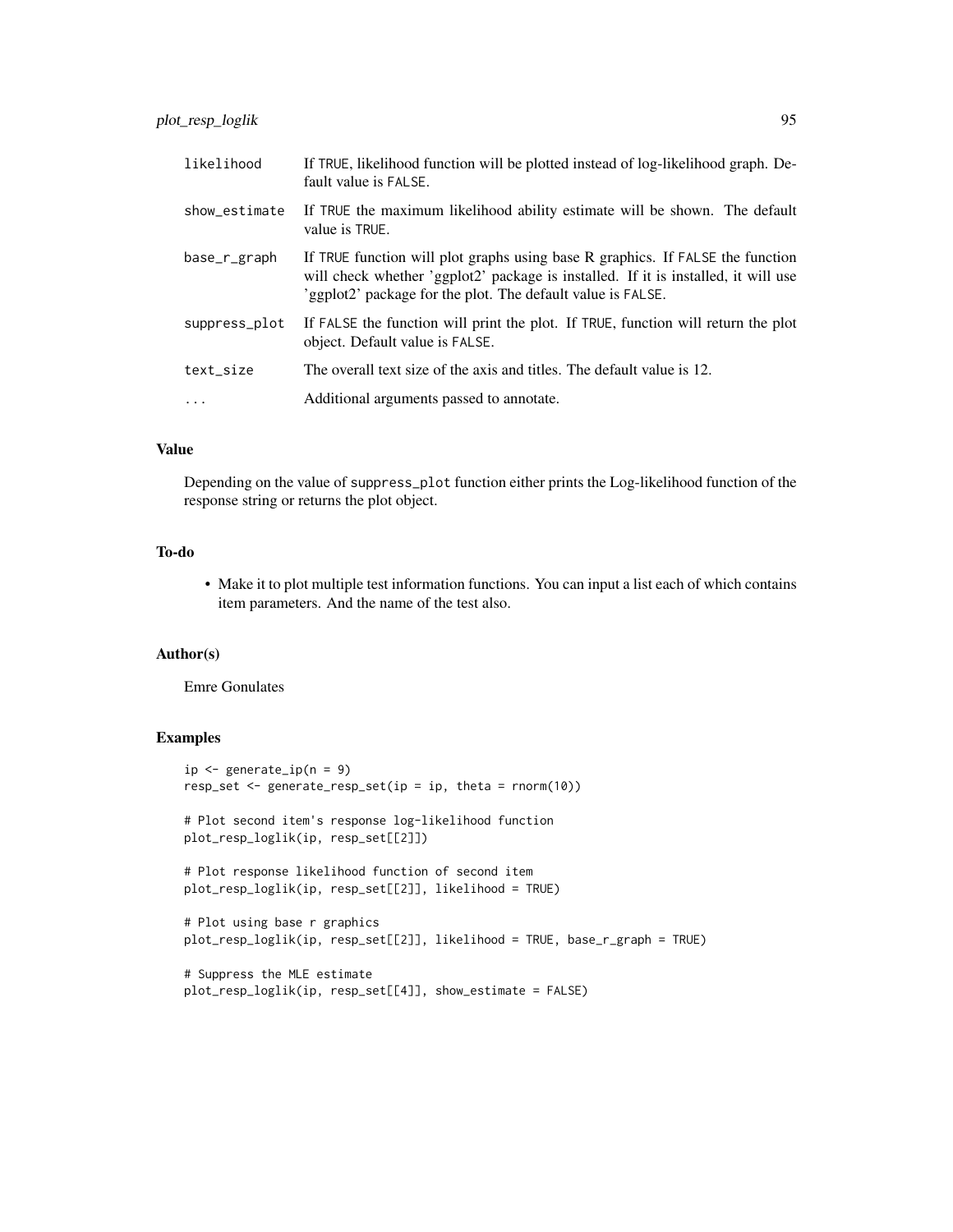| | |
|---|---|
| `likelihood` | If `TRUE`, likelihood function will be plotted instead of log-likelihood graph. Default value is `FALSE`. |
| `show_estimate` | If `TRUE` the maximum likelihood ability estimate will be shown. The default value is `TRUE`. |
| `base_r_graph` | If `TRUE` function will plot graphs using base R graphics. If `FALSE` the function will check whether 'ggplot2' package is installed. If it is installed, it will use 'ggplot2' package for the plot. The default value is `FALSE`. |
| `suppress_plot` | If `FALSE` the function will print the plot. If `TRUE`, function will return the plot object. Default value is `FALSE`. |
| `text_size` | The overall text size of the axis and titles. The default value is 12. |
| `...` | Additional arguments passed to annotate. |

## Value

Depending on the value of `suppress_plot` function either prints the Log-likelihood function of the response string or returns the plot object.

## To-do

- Make it to plot multiple test information functions. You can input a list each of which contains item parameters. And the name of the test also.

## Author(s)

Emre Gonulates

## Examples

```
ip <- generate_ip(n = 9)
resp_set <- generate_resp_set(ip = ip, theta = rnorm(10))

# Plot second item's response log-likelihood function
plot_resp_loglik(ip, resp_set[[2]])

# Plot response likelihood function of second item
plot_resp_loglik(ip, resp_set[[2]], likelihood = TRUE)

# Plot using base r graphics
plot_resp_loglik(ip, resp_set[[2]], likelihood = TRUE, base_r_graph = TRUE)

# Suppress the MLE estimate
plot_resp_loglik(ip, resp_set[[4]], show_estimate = FALSE)
```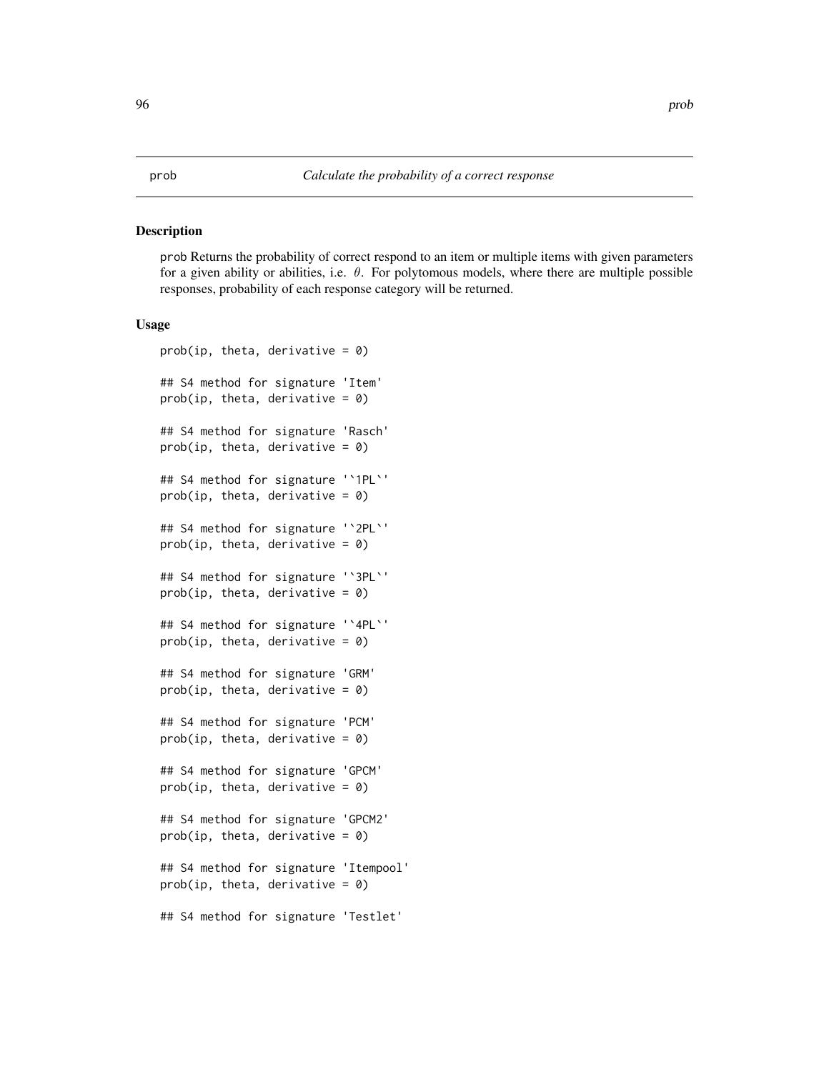prob *Calculate the probability of a correct response*

## Description

prob Returns the probability of correct respond to an item or multiple items with given parameters for a given ability or abilities, i.e. $\theta$. For polytomous models, where there are multiple possible responses, probability of each response category will be returned.

## Usage

```
prob(ip, theta, derivative = 0)

## S4 method for signature 'Item'
prob(ip, theta, derivative = 0)

## S4 method for signature 'Rasch'
prob(ip, theta, derivative = 0)

## S4 method for signature '`1PL`'
prob(ip, theta, derivative = 0)

## S4 method for signature '`2PL`'
prob(ip, theta, derivative = 0)

## S4 method for signature '`3PL`'
prob(ip, theta, derivative = 0)

## S4 method for signature '`4PL`'
prob(ip, theta, derivative = 0)

## S4 method for signature 'GRM'
prob(ip, theta, derivative = 0)

## S4 method for signature 'PCM'
prob(ip, theta, derivative = 0)

## S4 method for signature 'GPCM'
prob(ip, theta, derivative = 0)

## S4 method for signature 'GPCM2'
prob(ip, theta, derivative = 0)

## S4 method for signature 'Itempool'
prob(ip, theta, derivative = 0)

## S4 method for signature 'Testlet'
```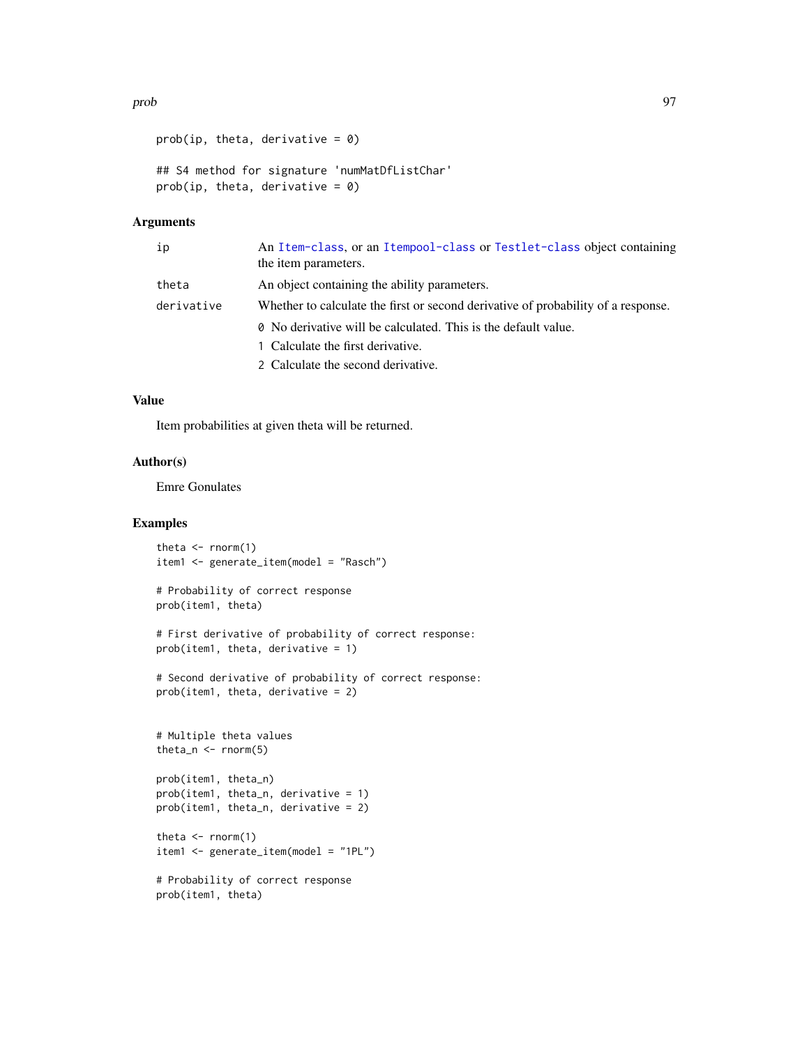```
prob(ip, theta, derivative = 0)

## S4 method for signature 'numMatDfListChar'
prob(ip, theta, derivative = 0)
```

### Arguments

| | |
|---|---|
| ip | An Item-class, or an Itempool-class or Testlet-class object containing the item parameters. |
| theta | An object containing the ability parameters. |
| derivative | Whether to calculate the first or second derivative of probability of a response.<br>0 No derivative will be calculated. This is the default value.<br>1 Calculate the first derivative.<br>2 Calculate the second derivative. |

### Value

Item probabilities at given theta will be returned.

### Author(s)

Emre Gonulates

### Examples

```
theta <- rnorm(1)
item1 <- generate_item(model = "Rasch")

# Probability of correct response
prob(item1, theta)

# First derivative of probability of correct response:
prob(item1, theta, derivative = 1)

# Second derivative of probability of correct response:
prob(item1, theta, derivative = 2)


# Multiple theta values
theta_n <- rnorm(5)

prob(item1, theta_n)
prob(item1, theta_n, derivative = 1)
prob(item1, theta_n, derivative = 2)

theta <- rnorm(1)
item1 <- generate_item(model = "1PL")

# Probability of correct response
prob(item1, theta)
```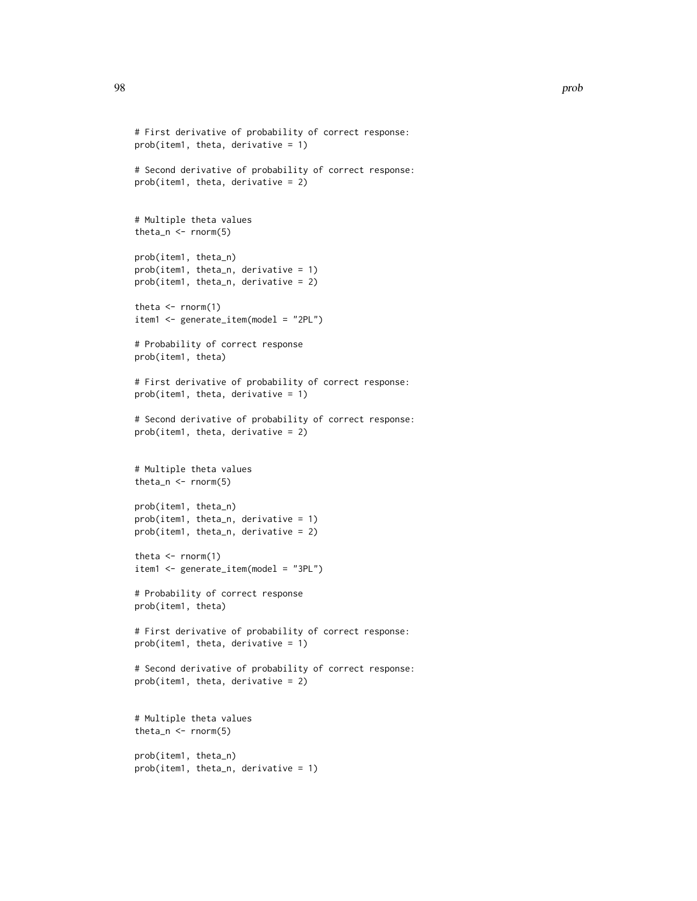```
# First derivative of probability of correct response:
prob(item1, theta, derivative = 1)

# Second derivative of probability of correct response:
prob(item1, theta, derivative = 2)


# Multiple theta values
theta_n <- rnorm(5)

prob(item1, theta_n)
prob(item1, theta_n, derivative = 1)
prob(item1, theta_n, derivative = 2)

theta <- rnorm(1)
item1 <- generate_item(model = "2PL")

# Probability of correct response
prob(item1, theta)

# First derivative of probability of correct response:
prob(item1, theta, derivative = 1)

# Second derivative of probability of correct response:
prob(item1, theta, derivative = 2)


# Multiple theta values
theta_n <- rnorm(5)

prob(item1, theta_n)
prob(item1, theta_n, derivative = 1)
prob(item1, theta_n, derivative = 2)

theta <- rnorm(1)
item1 <- generate_item(model = "3PL")

# Probability of correct response
prob(item1, theta)

# First derivative of probability of correct response:
prob(item1, theta, derivative = 1)

# Second derivative of probability of correct response:
prob(item1, theta, derivative = 2)


# Multiple theta values
theta_n <- rnorm(5)

prob(item1, theta_n)
prob(item1, theta_n, derivative = 1)
```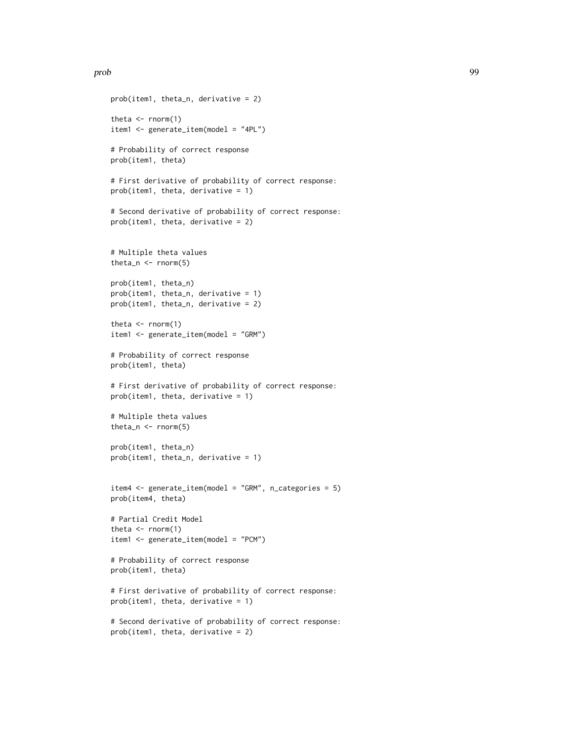```
prob(item1, theta_n, derivative = 2)

theta <- rnorm(1)
item1 <- generate_item(model = "4PL")

# Probability of correct response
prob(item1, theta)

# First derivative of probability of correct response:
prob(item1, theta, derivative = 1)

# Second derivative of probability of correct response:
prob(item1, theta, derivative = 2)


# Multiple theta values
theta_n <- rnorm(5)

prob(item1, theta_n)
prob(item1, theta_n, derivative = 1)
prob(item1, theta_n, derivative = 2)

theta <- rnorm(1)
item1 <- generate_item(model = "GRM")

# Probability of correct response
prob(item1, theta)

# First derivative of probability of correct response:
prob(item1, theta, derivative = 1)

# Multiple theta values
theta_n <- rnorm(5)

prob(item1, theta_n)
prob(item1, theta_n, derivative = 1)


item4 <- generate_item(model = "GRM", n_categories = 5)
prob(item4, theta)

# Partial Credit Model
theta <- rnorm(1)
item1 <- generate_item(model = "PCM")

# Probability of correct response
prob(item1, theta)

# First derivative of probability of correct response:
prob(item1, theta, derivative = 1)

# Second derivative of probability of correct response:
prob(item1, theta, derivative = 2)
```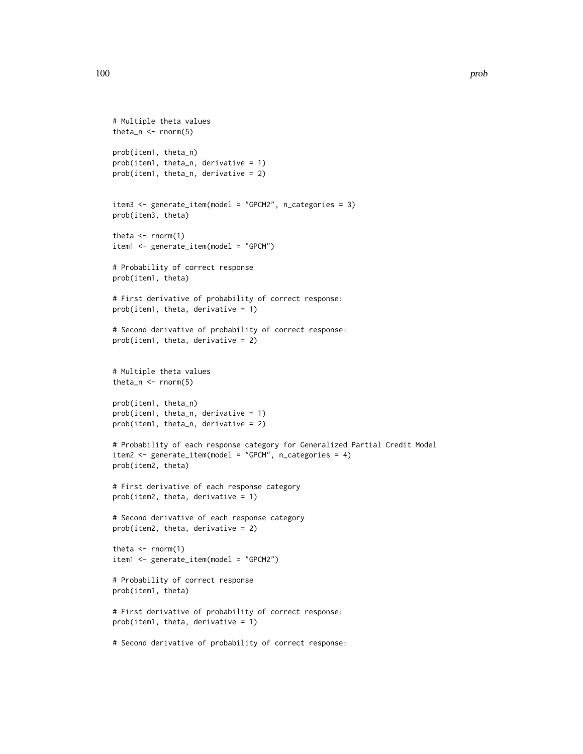```
# Multiple theta values
theta_n <- rnorm(5)

prob(item1, theta_n)
prob(item1, theta_n, derivative = 1)
prob(item1, theta_n, derivative = 2)


item3 <- generate_item(model = "GPCM2", n_categories = 3)
prob(item3, theta)

theta <- rnorm(1)
item1 <- generate_item(model = "GPCM")

# Probability of correct response
prob(item1, theta)

# First derivative of probability of correct response:
prob(item1, theta, derivative = 1)

# Second derivative of probability of correct response:
prob(item1, theta, derivative = 2)


# Multiple theta values
theta_n <- rnorm(5)

prob(item1, theta_n)
prob(item1, theta_n, derivative = 1)
prob(item1, theta_n, derivative = 2)

# Probability of each response category for Generalized Partial Credit Model
item2 <- generate_item(model = "GPCM", n_categories = 4)
prob(item2, theta)

# First derivative of each response category
prob(item2, theta, derivative = 1)

# Second derivative of each response category
prob(item2, theta, derivative = 2)

theta <- rnorm(1)
item1 <- generate_item(model = "GPCM2")

# Probability of correct response
prob(item1, theta)

# First derivative of probability of correct response:
prob(item1, theta, derivative = 1)

# Second derivative of probability of correct response:
```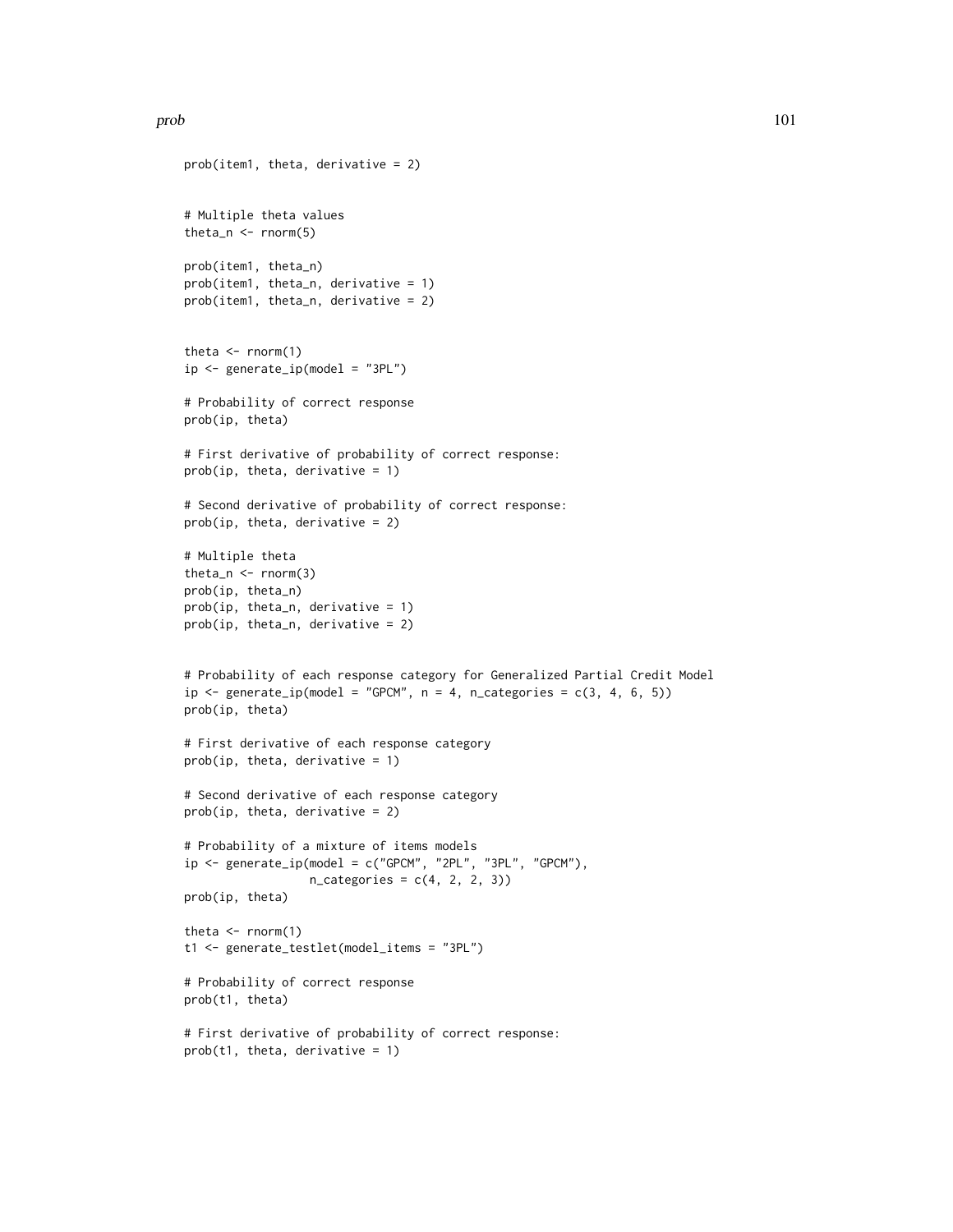```
prob(item1, theta, derivative = 2)


# Multiple theta values
theta_n <- rnorm(5)

prob(item1, theta_n)
prob(item1, theta_n, derivative = 1)
prob(item1, theta_n, derivative = 2)


theta <- rnorm(1)
ip <- generate_ip(model = "3PL")

# Probability of correct response
prob(ip, theta)

# First derivative of probability of correct response:
prob(ip, theta, derivative = 1)

# Second derivative of probability of correct response:
prob(ip, theta, derivative = 2)

# Multiple theta
theta_n <- rnorm(3)
prob(ip, theta_n)
prob(ip, theta_n, derivative = 1)
prob(ip, theta_n, derivative = 2)


# Probability of each response category for Generalized Partial Credit Model
ip <- generate_ip(model = "GPCM", n = 4, n_categories = c(3, 4, 6, 5))
prob(ip, theta)

# First derivative of each response category
prob(ip, theta, derivative = 1)

# Second derivative of each response category
prob(ip, theta, derivative = 2)

# Probability of a mixture of items models
ip <- generate_ip(model = c("GPCM", "2PL", "3PL", "GPCM"),
                  n_categories = c(4, 2, 2, 3))
prob(ip, theta)

theta <- rnorm(1)
t1 <- generate_testlet(model_items = "3PL")

# Probability of correct response
prob(t1, theta)

# First derivative of probability of correct response:
prob(t1, theta, derivative = 1)
```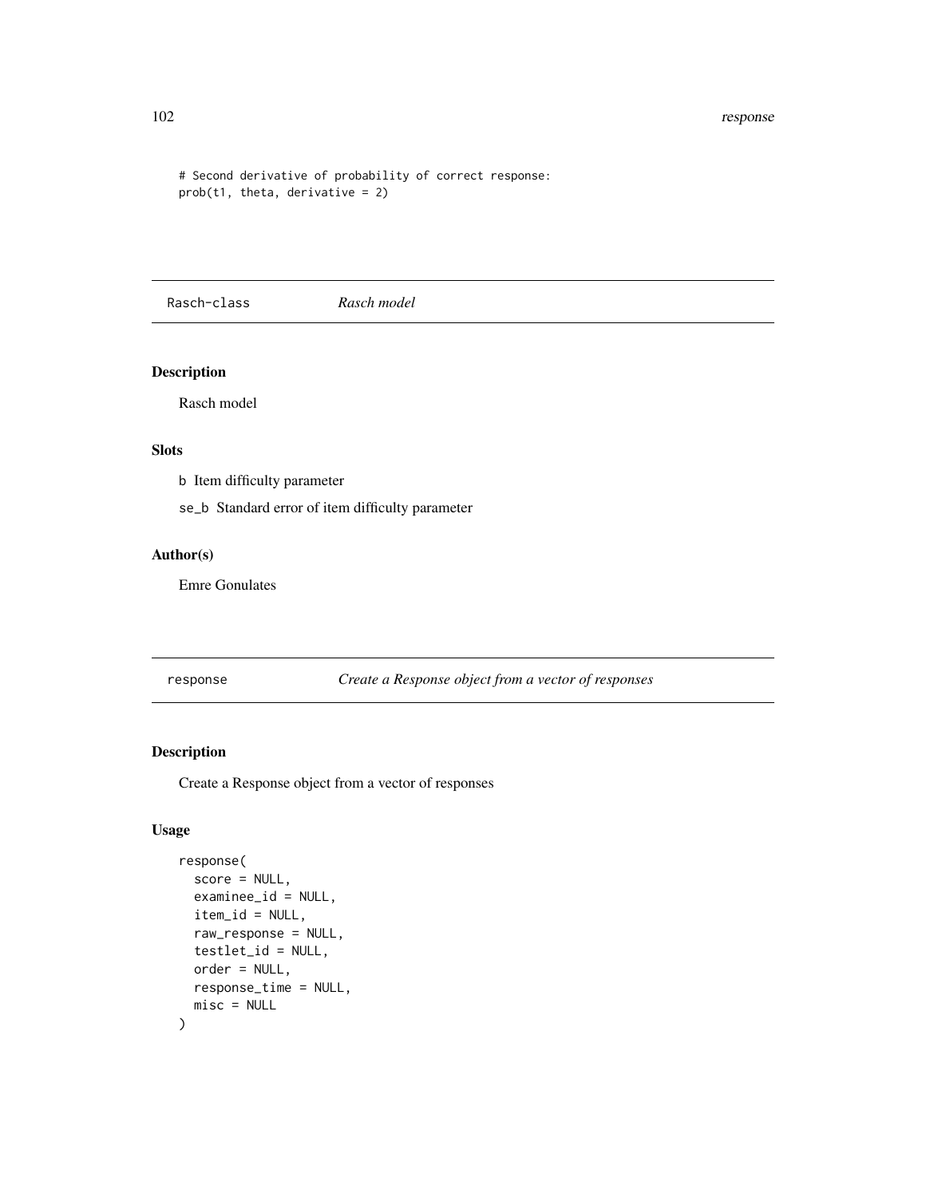```
# Second derivative of probability of correct response:
prob(t1, theta, derivative = 2)
```

## Rasch-class *Rasch model*

### Description

Rasch model

### Slots

b Item difficulty parameter

se_b Standard error of item difficulty parameter

### Author(s)

Emre Gonulates

## response *Create a Response object from a vector of responses*

### Description

Create a Response object from a vector of responses

### Usage

```
response(
  score = NULL,
  examinee_id = NULL,
  item_id = NULL,
  raw_response = NULL,
  testlet_id = NULL,
  order = NULL,
  response_time = NULL,
  misc = NULL
)
```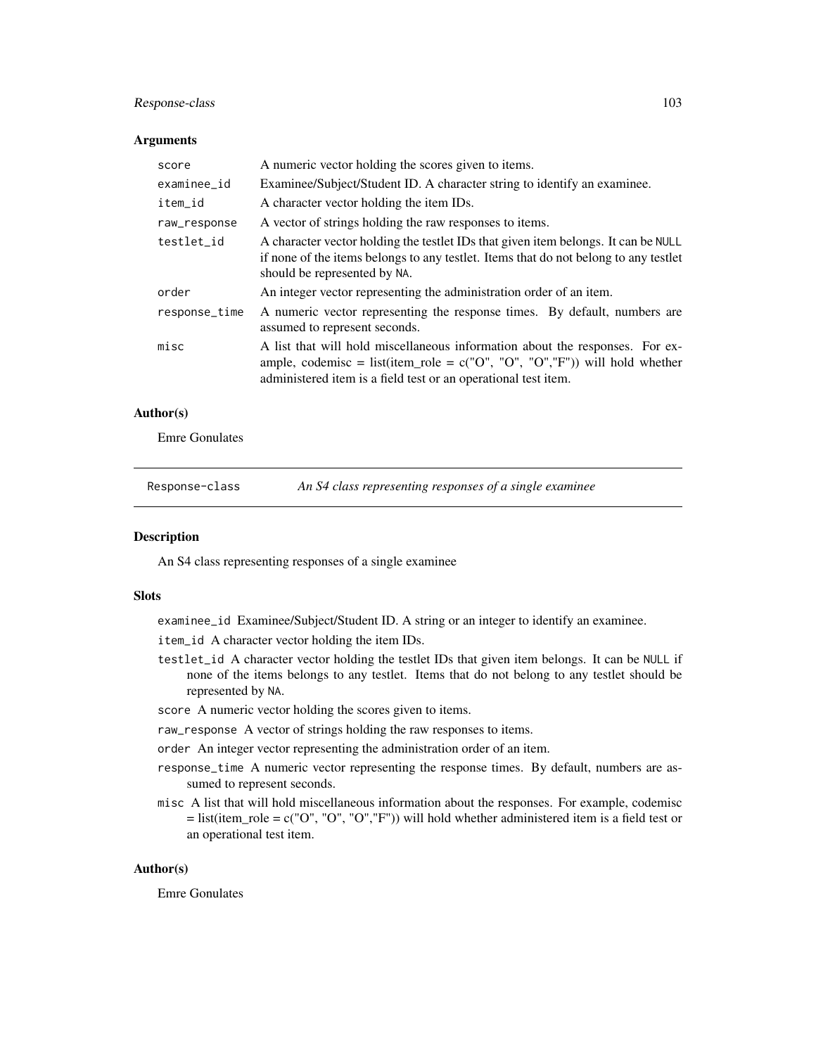## Arguments

| | |
|---|---|
| `score` | A numeric vector holding the scores given to items. |
| `examinee_id` | Examinee/Subject/Student ID. A character string to identify an examinee. |
| `item_id` | A character vector holding the item IDs. |
| `raw_response` | A vector of strings holding the raw responses to items. |
| `testlet_id` | A character vector holding the testlet IDs that given item belongs. It can be `NULL` if none of the items belongs to any testlet. Items that do not belong to any testlet should be represented by `NA`. |
| `order` | An integer vector representing the administration order of an item. |
| `response_time` | A numeric vector representing the response times. By default, numbers are assumed to represent seconds. |
| `misc` | A list that will hold miscellaneous information about the responses. For example, codemisc = list(item_role = c("O", "O", "O","F")) will hold whether administered item is a field test or an operational test item. |

## Author(s)

Emre Gonulates

---

# `Response-class` *An S4 class representing responses of a single examinee*

## Description

An S4 class representing responses of a single examinee

## Slots

- `examinee_id` Examinee/Subject/Student ID. A string or an integer to identify an examinee.
- `item_id` A character vector holding the item IDs.
- `testlet_id` A character vector holding the testlet IDs that given item belongs. It can be `NULL` if none of the items belongs to any testlet. Items that do not belong to any testlet should be represented by `NA`.
- `score` A numeric vector holding the scores given to items.
- `raw_response` A vector of strings holding the raw responses to items.
- `order` An integer vector representing the administration order of an item.
- `response_time` A numeric vector representing the response times. By default, numbers are assumed to represent seconds.
- `misc` A list that will hold miscellaneous information about the responses. For example, codemisc = list(item_role = c("O", "O", "O","F")) will hold whether administered item is a field test or an operational test item.

## Author(s)

Emre Gonulates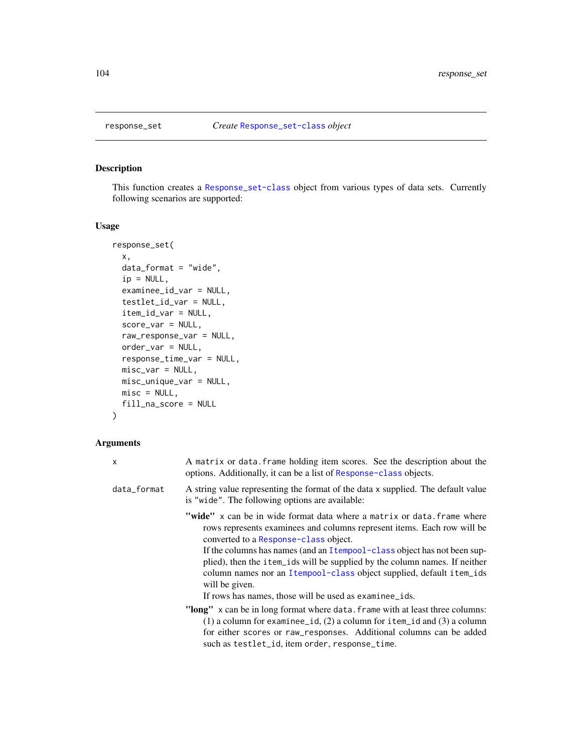## response_set — *Create* Response_set-class *object*

### Description

This function creates a Response_set-class object from various types of data sets. Currently following scenarios are supported:

### Usage

```
response_set(
  x,
  data_format = "wide",
  ip = NULL,
  examinee_id_var = NULL,
  testlet_id_var = NULL,
  item_id_var = NULL,
  score_var = NULL,
  raw_response_var = NULL,
  order_var = NULL,
  response_time_var = NULL,
  misc_var = NULL,
  misc_unique_var = NULL,
  misc = NULL,
  fill_na_score = NULL
)
```

### Arguments

`x` — A `matrix` or `data.frame` holding item scores. See the description about the options. Additionally, it can be a list of Response-class objects.

`data_format` — A string value representing the format of the data `x` supplied. The default value is `"wide"`. The following options are available:

- **"wide"** `x` can be in wide format data where a `matrix` or `data.frame` where rows represents examinees and columns represent items. Each row will be converted to a Response-class object.
  If the columns has names (and an Itempool-class object has not been supplied), then the `item_ids` will be supplied by the column names. If neither column names nor an Itempool-class object supplied, default `item_ids` will be given.
  If rows has names, those will be used as `examinee_ids`.
- **"long"** `x` can be in long format where `data.frame` with at least three columns: (1) a column for `examinee_id`, (2) a column for `item_id` and (3) a column for either `scores` or `raw_responses`. Additional columns can be added such as `testlet_id`, item `order`, `response_time`.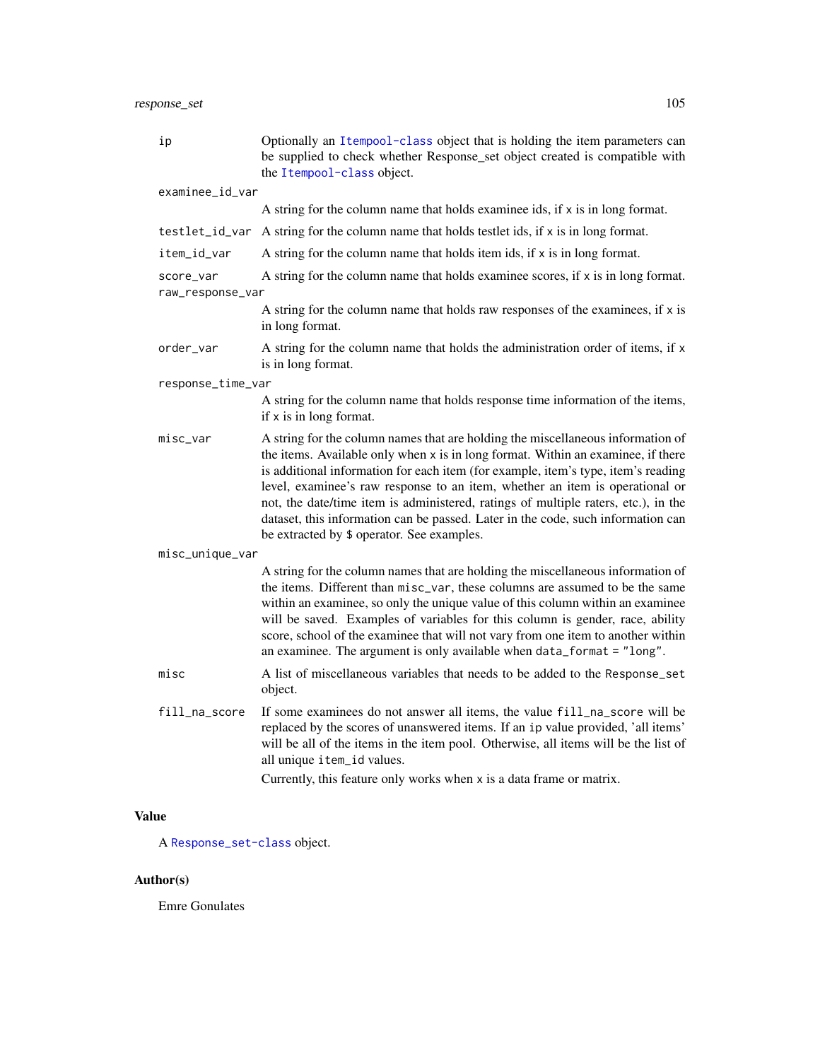| | |
|---|---|
| `ip` | Optionally an `Itempool-class` object that is holding the item parameters can be supplied to check whether Response_set object created is compatible with the `Itempool-class` object. |
| `examinee_id_var` | A string for the column name that holds examinee ids, if `x` is in long format. |
| `testlet_id_var` | A string for the column name that holds testlet ids, if `x` is in long format. |
| `item_id_var` | A string for the column name that holds item ids, if `x` is in long format. |
| `score_var` | A string for the column name that holds examinee scores, if `x` is in long format. |
| `raw_response_var` | A string for the column name that holds raw responses of the examinees, if `x` is in long format. |
| `order_var` | A string for the column name that holds the administration order of items, if `x` is in long format. |
| `response_time_var` | A string for the column name that holds response time information of the items, if `x` is in long format. |
| `misc_var` | A string for the column names that are holding the miscellaneous information of the items. Available only when `x` is in long format. Within an examinee, if there is additional information for each item (for example, item's type, item's reading level, examinee's raw response to an item, whether an item is operational or not, the date/time item is administered, ratings of multiple raters, etc.), in the dataset, this information can be passed. Later in the code, such information can be extracted by `$` operator. See examples. |
| `misc_unique_var` | A string for the column names that are holding the miscellaneous information of the items. Different than `misc_var`, these columns are assumed to be the same within an examinee, so only the unique value of this column within an examinee will be saved. Examples of variables for this column is gender, race, ability score, school of the examinee that will not vary from one item to another within an examinee. The argument is only available when `data_format = "long"`. |
| `misc` | A list of miscellaneous variables that needs to be added to the `Response_set` object. |
| `fill_na_score` | If some examinees do not answer all items, the value `fill_na_score` will be replaced by the scores of unanswered items. If an `ip` value provided, 'all items' will be all of the items in the item pool. Otherwise, all items will be the list of all unique `item_id` values. Currently, this feature only works when `x` is a data frame or matrix. |

## Value

A `Response_set-class` object.

## Author(s)

Emre Gonulates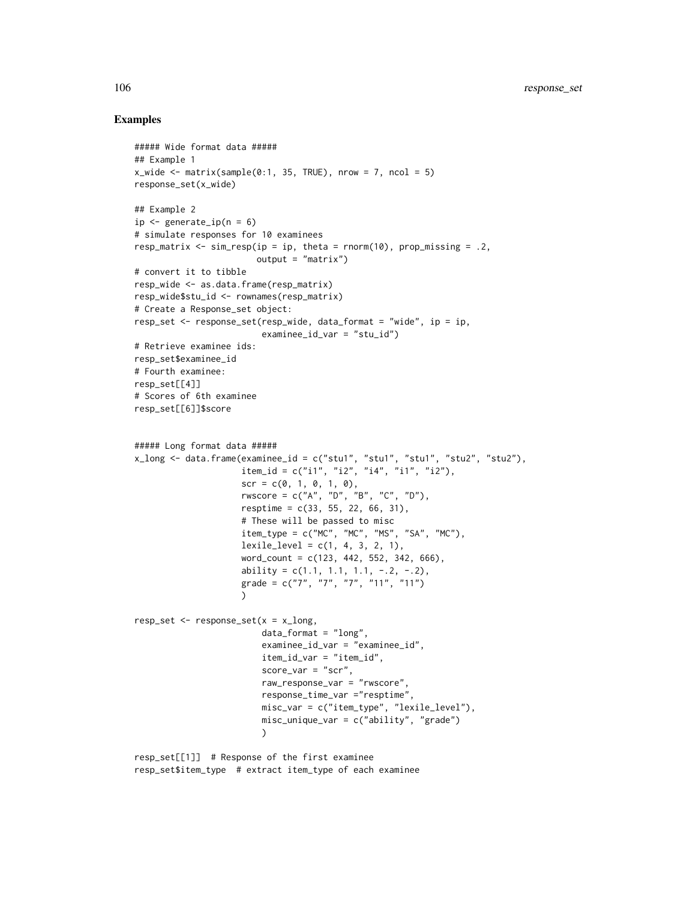## Examples

```
##### Wide format data #####
## Example 1
x_wide <- matrix(sample(0:1, 35, TRUE), nrow = 7, ncol = 5)
response_set(x_wide)

## Example 2
ip <- generate_ip(n = 6)
# simulate responses for 10 examinees
resp_matrix <- sim_resp(ip = ip, theta = rnorm(10), prop_missing = .2,
                        output = "matrix")
# convert it to tibble
resp_wide <- as.data.frame(resp_matrix)
resp_wide$stu_id <- rownames(resp_matrix)
# Create a Response_set object:
resp_set <- response_set(resp_wide, data_format = "wide", ip = ip,
                         examinee_id_var = "stu_id")
# Retrieve examinee ids:
resp_set$examinee_id
# Fourth examinee:
resp_set[[4]]
# Scores of 6th examinee
resp_set[[6]]$score


##### Long format data #####
x_long <- data.frame(examinee_id = c("stu1", "stu1", "stu1", "stu2", "stu2"),
                     item_id = c("i1", "i2", "i4", "i1", "i2"),
                     scr = c(0, 1, 0, 1, 0),
                     rwscore = c("A", "D", "B", "C", "D"),
                     resptime = c(33, 55, 22, 66, 31),
                     # These will be passed to misc
                     item_type = c("MC", "MC", "MS", "SA", "MC"),
                     lexile_level = c(1, 4, 3, 2, 1),
                     word_count = c(123, 442, 552, 342, 666),
                     ability = c(1.1, 1.1, 1.1, -.2, -.2),
                     grade = c("7", "7", "7", "11", "11")
                     )

resp_set <- response_set(x = x_long,
                         data_format = "long",
                         examinee_id_var = "examinee_id",
                         item_id_var = "item_id",
                         score_var = "scr",
                         raw_response_var = "rwscore",
                         response_time_var ="resptime",
                         misc_var = c("item_type", "lexile_level"),
                         misc_unique_var = c("ability", "grade")
                         )

resp_set[[1]]  # Response of the first examinee
resp_set$item_type  # extract item_type of each examinee
```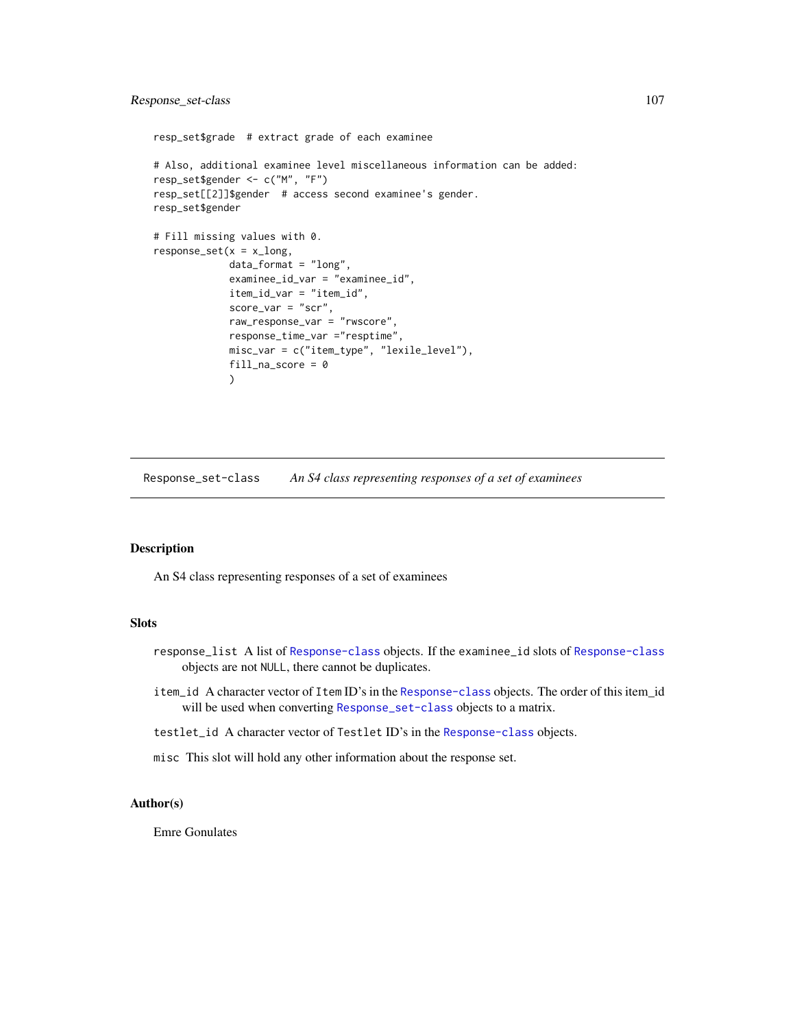```
resp_set$grade  # extract grade of each examinee

# Also, additional examinee level miscellaneous information can be added:
resp_set$gender <- c("M", "F")
resp_set[[2]]$gender  # access second examinee's gender.
resp_set$gender

# Fill missing values with 0.
response_set(x = x_long,
             data_format = "long",
             examinee_id_var = "examinee_id",
             item_id_var = "item_id",
             score_var = "scr",
             raw_response_var = "rwscore",
             response_time_var ="resptime",
             misc_var = c("item_type", "lexile_level"),
             fill_na_score = 0
             )
```

---

## Response_set-class    *An S4 class representing responses of a set of examinees*

---

### Description

An S4 class representing responses of a set of examinees

### Slots

- `response_list` A list of `Response-class` objects. If the `examinee_id` slots of `Response-class` objects are not `NULL`, there cannot be duplicates.
- `item_id` A character vector of `Item` ID's in the `Response-class` objects. The order of this item_id will be used when converting `Response_set-class` objects to a matrix.
- `testlet_id` A character vector of `Testlet` ID's in the `Response-class` objects.
- `misc` This slot will hold any other information about the response set.

### Author(s)

Emre Gonulates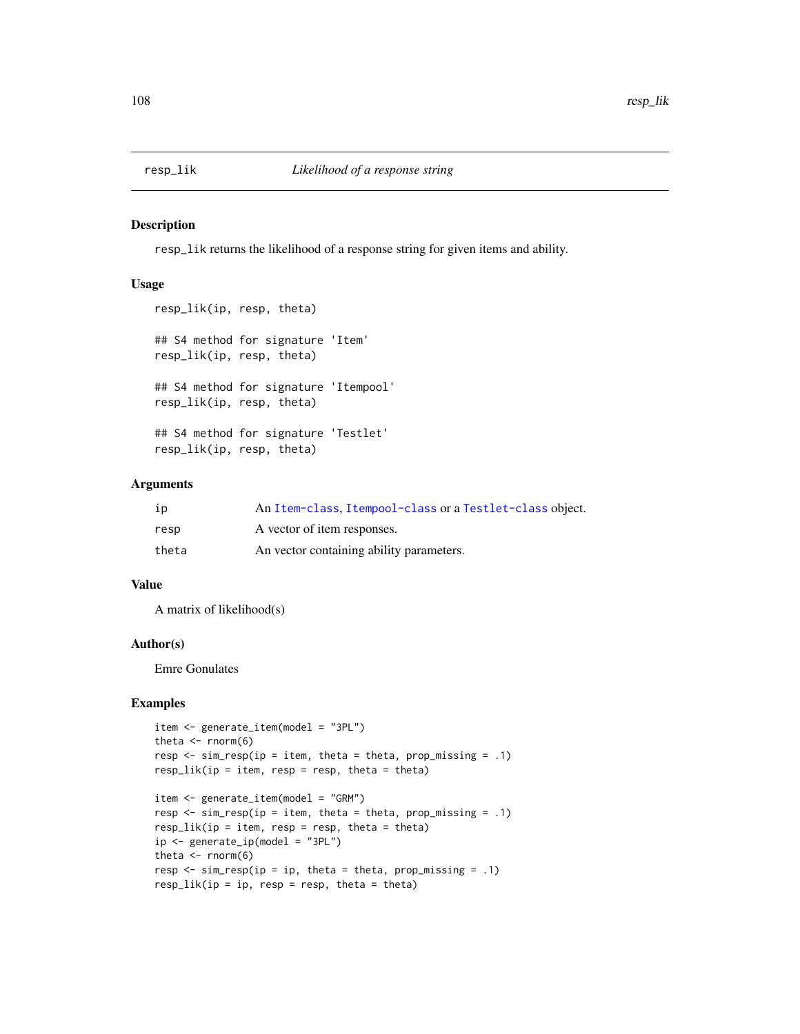# resp_lik *Likelihood of a response string*

## Description

resp_lik returns the likelihood of a response string for given items and ability.

## Usage

```
resp_lik(ip, resp, theta)

## S4 method for signature 'Item'
resp_lik(ip, resp, theta)

## S4 method for signature 'Itempool'
resp_lik(ip, resp, theta)

## S4 method for signature 'Testlet'
resp_lik(ip, resp, theta)
```

## Arguments

| | |
|---|---|
| ip | An Item-class, Itempool-class or a Testlet-class object. |
| resp | A vector of item responses. |
| theta | An vector containing ability parameters. |

## Value

A matrix of likelihood(s)

## Author(s)

Emre Gonulates

## Examples

```
item <- generate_item(model = "3PL")
theta <- rnorm(6)
resp <- sim_resp(ip = item, theta = theta, prop_missing = .1)
resp_lik(ip = item, resp = resp, theta = theta)

item <- generate_item(model = "GRM")
resp <- sim_resp(ip = item, theta = theta, prop_missing = .1)
resp_lik(ip = item, resp = resp, theta = theta)
ip <- generate_ip(model = "3PL")
theta <- rnorm(6)
resp <- sim_resp(ip = ip, theta = theta, prop_missing = .1)
resp_lik(ip = ip, resp = resp, theta = theta)
```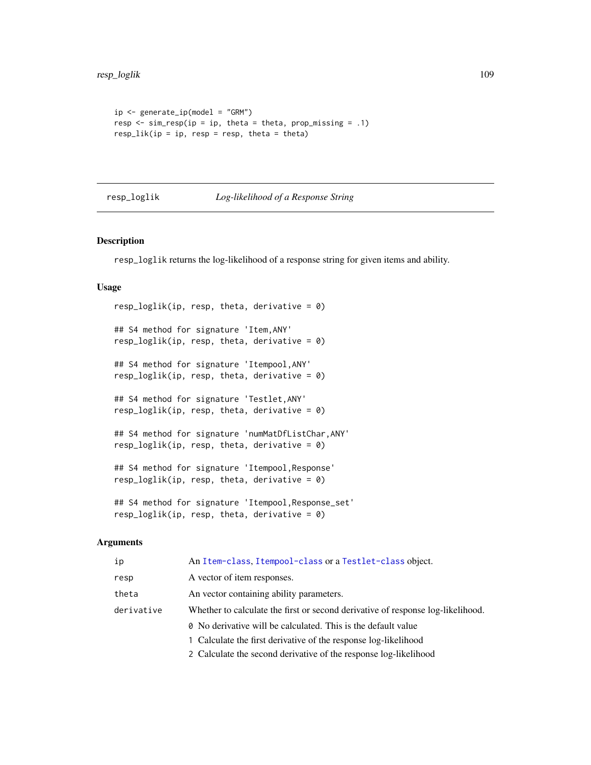```
ip <- generate_ip(model = "GRM")
resp <- sim_resp(ip = ip, theta = theta, prop_missing = .1)
resp_lik(ip = ip, resp = resp, theta = theta)
```

---

## resp_loglik *Log-likelihood of a Response String*

### Description

`resp_loglik` returns the log-likelihood of a response string for given items and ability.

### Usage

```
resp_loglik(ip, resp, theta, derivative = 0)

## S4 method for signature 'Item,ANY'
resp_loglik(ip, resp, theta, derivative = 0)

## S4 method for signature 'Itempool,ANY'
resp_loglik(ip, resp, theta, derivative = 0)

## S4 method for signature 'Testlet,ANY'
resp_loglik(ip, resp, theta, derivative = 0)

## S4 method for signature 'numMatDfListChar,ANY'
resp_loglik(ip, resp, theta, derivative = 0)

## S4 method for signature 'Itempool,Response'
resp_loglik(ip, resp, theta, derivative = 0)

## S4 method for signature 'Itempool,Response_set'
resp_loglik(ip, resp, theta, derivative = 0)
```

### Arguments

| | |
|---|---|
| `ip` | An `Item-class`, `Itempool-class` or a `Testlet-class` object. |
| `resp` | A vector of item responses. |
| `theta` | An vector containing ability parameters. |
| `derivative` | Whether to calculate the first or second derivative of response log-likelihood.<br>`0` No derivative will be calculated. This is the default value<br>`1` Calculate the first derivative of the response log-likelihood<br>`2` Calculate the second derivative of the response log-likelihood |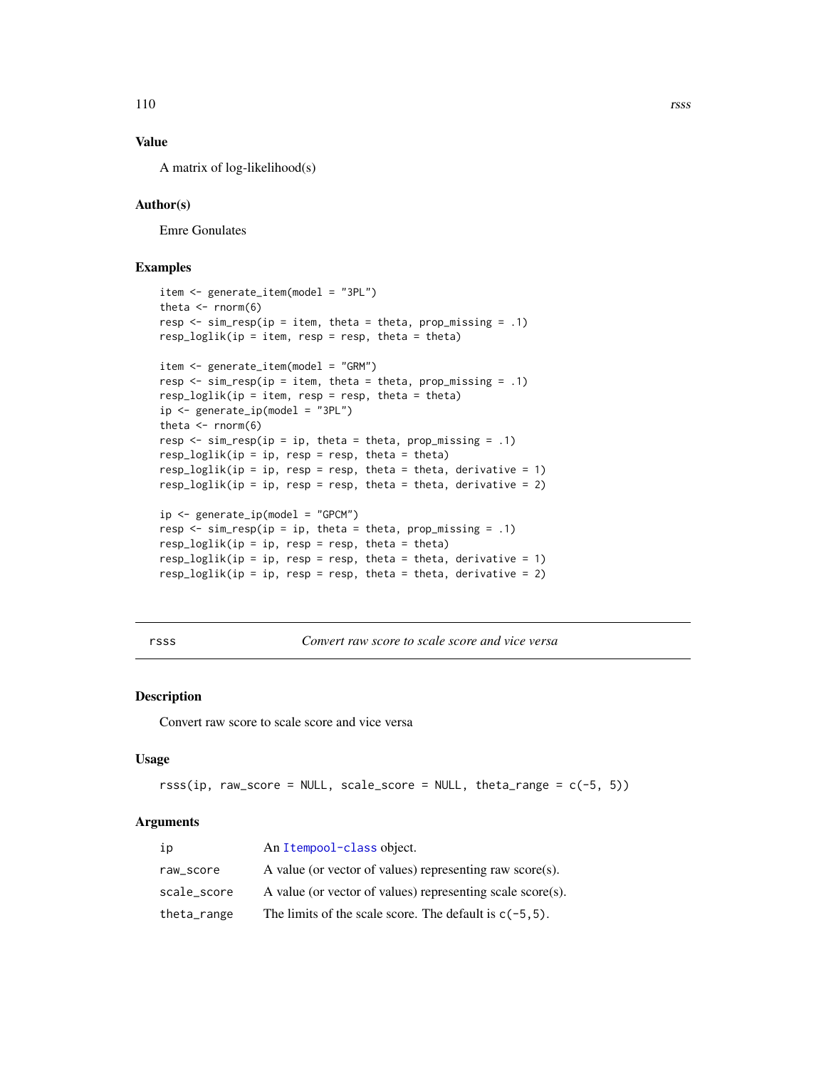## Value

A matrix of log-likelihood(s)

## Author(s)

Emre Gonulates

## Examples

```
item <- generate_item(model = "3PL")
theta <- rnorm(6)
resp <- sim_resp(ip = item, theta = theta, prop_missing = .1)
resp_loglik(ip = item, resp = resp, theta = theta)

item <- generate_item(model = "GRM")
resp <- sim_resp(ip = item, theta = theta, prop_missing = .1)
resp_loglik(ip = item, resp = resp, theta = theta)
ip <- generate_ip(model = "3PL")
theta <- rnorm(6)
resp <- sim_resp(ip = ip, theta = theta, prop_missing = .1)
resp_loglik(ip = ip, resp = resp, theta = theta)
resp_loglik(ip = ip, resp = resp, theta = theta, derivative = 1)
resp_loglik(ip = ip, resp = resp, theta = theta, derivative = 2)

ip <- generate_ip(model = "GPCM")
resp <- sim_resp(ip = ip, theta = theta, prop_missing = .1)
resp_loglik(ip = ip, resp = resp, theta = theta)
resp_loglik(ip = ip, resp = resp, theta = theta, derivative = 1)
resp_loglik(ip = ip, resp = resp, theta = theta, derivative = 2)
```

---

# rsss — *Convert raw score to scale score and vice versa*

## Description

Convert raw score to scale score and vice versa

## Usage

```
rsss(ip, raw_score = NULL, scale_score = NULL, theta_range = c(-5, 5))
```

## Arguments

| | |
|---|---|
| ip | An Itempool-class object. |
| raw_score | A value (or vector of values) representing raw score(s). |
| scale_score | A value (or vector of values) representing scale score(s). |
| theta_range | The limits of the scale score. The default is c(-5,5). |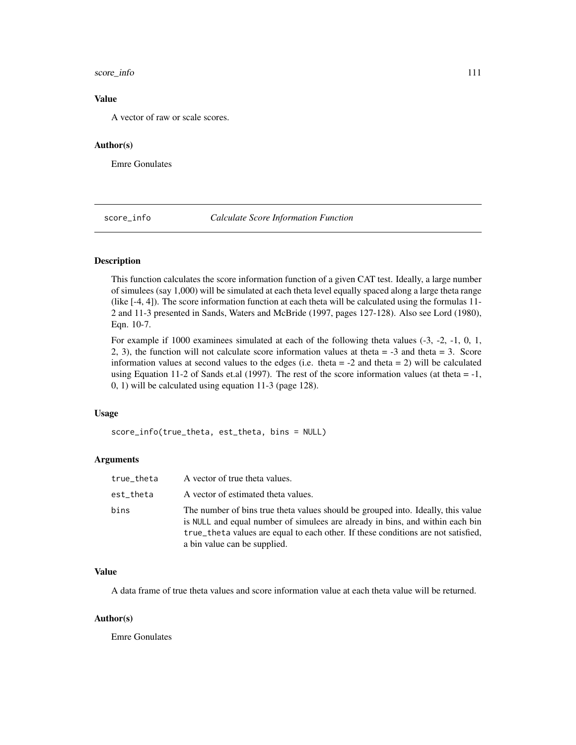### Value

A vector of raw or scale scores.

### Author(s)

Emre Gonulates

---

## score_info — *Calculate Score Information Function*

### Description

This function calculates the score information function of a given CAT test. Ideally, a large number of simulees (say 1,000) will be simulated at each theta level equally spaced along a large theta range (like [-4, 4]). The score information function at each theta will be calculated using the formulas 11-2 and 11-3 presented in Sands, Waters and McBride (1997, pages 127-128). Also see Lord (1980), Eqn. 10-7.

For example if 1000 examinees simulated at each of the following theta values (-3, -2, -1, 0, 1, 2, 3), the function will not calculate score information values at theta = -3 and theta = 3. Score information values at second values to the edges (i.e. theta = -2 and theta = 2) will be calculated using Equation 11-2 of Sands et.al (1997). The rest of the score information values (at theta = -1, 0, 1) will be calculated using equation 11-3 (page 128).

### Usage

```
score_info(true_theta, est_theta, bins = NULL)
```

### Arguments

| | |
|---|---|
| `true_theta` | A vector of true theta values. |
| `est_theta` | A vector of estimated theta values. |
| `bins` | The number of bins true theta values should be grouped into. Ideally, this value is `NULL` and equal number of simulees are already in bins, and within each bin `true_theta` values are equal to each other. If these conditions are not satisfied, a bin value can be supplied. |

### Value

A data frame of true theta values and score information value at each theta value will be returned.

### Author(s)

Emre Gonulates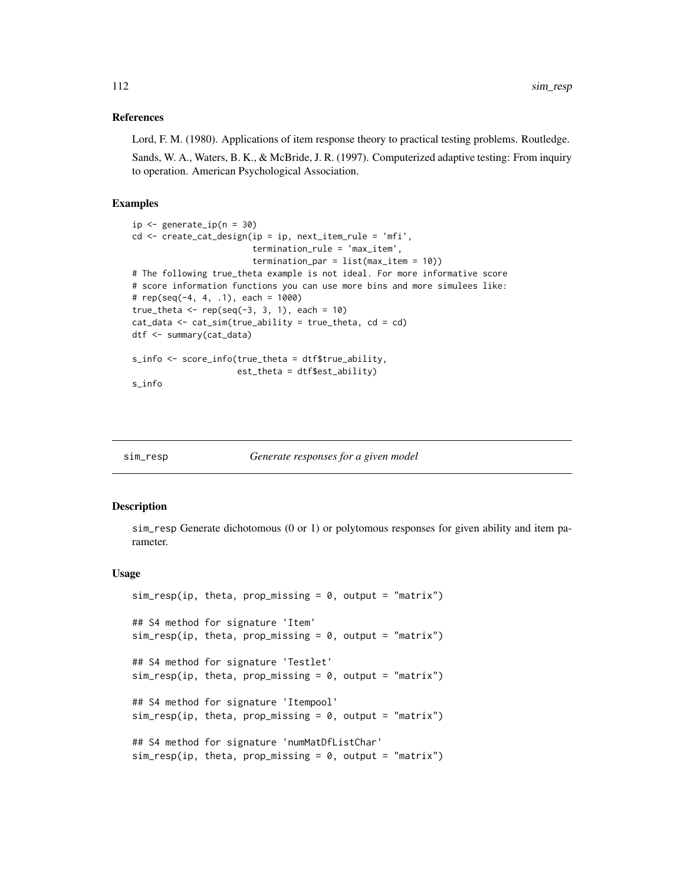### References

Lord, F. M. (1980). Applications of item response theory to practical testing problems. Routledge.

Sands, W. A., Waters, B. K., & McBride, J. R. (1997). Computerized adaptive testing: From inquiry to operation. American Psychological Association.

### Examples

```
ip <- generate_ip(n = 30)
cd <- create_cat_design(ip = ip, next_item_rule = 'mfi',
                        termination_rule = 'max_item',
                        termination_par = list(max_item = 10))
# The following true_theta example is not ideal. For more informative score
# score information functions you can use more bins and more simulees like:
# rep(seq(-4, 4, .1), each = 1000)
true_theta <- rep(seq(-3, 3, 1), each = 10)
cat_data <- cat_sim(true_ability = true_theta, cd = cd)
dtf <- summary(cat_data)

s_info <- score_info(true_theta = dtf$true_ability,
                     est_theta = dtf$est_ability)
s_info
```

---

## sim_resp *Generate responses for a given model*

### Description

sim_resp Generate dichotomous (0 or 1) or polytomous responses for given ability and item parameter.

### Usage

```
sim_resp(ip, theta, prop_missing = 0, output = "matrix")

## S4 method for signature 'Item'
sim_resp(ip, theta, prop_missing = 0, output = "matrix")

## S4 method for signature 'Testlet'
sim_resp(ip, theta, prop_missing = 0, output = "matrix")

## S4 method for signature 'Itempool'
sim_resp(ip, theta, prop_missing = 0, output = "matrix")

## S4 method for signature 'numMatDfListChar'
sim_resp(ip, theta, prop_missing = 0, output = "matrix")
```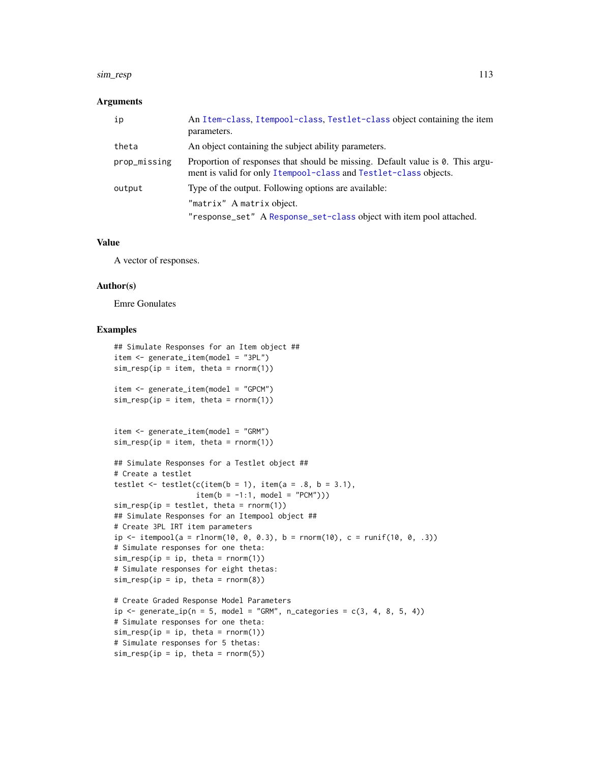### Arguments

| | |
|---|---|
| ip | An Item-class, Itempool-class, Testlet-class object containing the item parameters. |
| theta | An object containing the subject ability parameters. |
| prop_missing | Proportion of responses that should be missing. Default value is 0. This argument is valid for only Itempool-class and Testlet-class objects. |
| output | Type of the output. Following options are available:<br>"matrix" A matrix object.<br>"response_set" A Response_set-class object with item pool attached. |

### Value

A vector of responses.

### Author(s)

Emre Gonulates

### Examples

```
## Simulate Responses for an Item object ##
item <- generate_item(model = "3PL")
sim_resp(ip = item, theta = rnorm(1))

item <- generate_item(model = "GPCM")
sim_resp(ip = item, theta = rnorm(1))


item <- generate_item(model = "GRM")
sim_resp(ip = item, theta = rnorm(1))

## Simulate Responses for a Testlet object ##
# Create a testlet
testlet <- testlet(c(item(b = 1), item(a = .8, b = 3.1),
                   item(b = -1:1, model = "PCM")))
sim_resp(ip = testlet, theta = rnorm(1))
## Simulate Responses for an Itempool object ##
# Create 3PL IRT item parameters
ip <- itempool(a = rlnorm(10, 0, 0.3), b = rnorm(10), c = runif(10, 0, .3))
# Simulate responses for one theta:
sim_resp(ip = ip, theta = rnorm(1))
# Simulate responses for eight thetas:
sim_resp(ip = ip, theta = rnorm(8))

# Create Graded Response Model Parameters
ip <- generate_ip(n = 5, model = "GRM", n_categories = c(3, 4, 8, 5, 4))
# Simulate responses for one theta:
sim_resp(ip = ip, theta = rnorm(1))
# Simulate responses for 5 thetas:
sim_resp(ip = ip, theta = rnorm(5))
```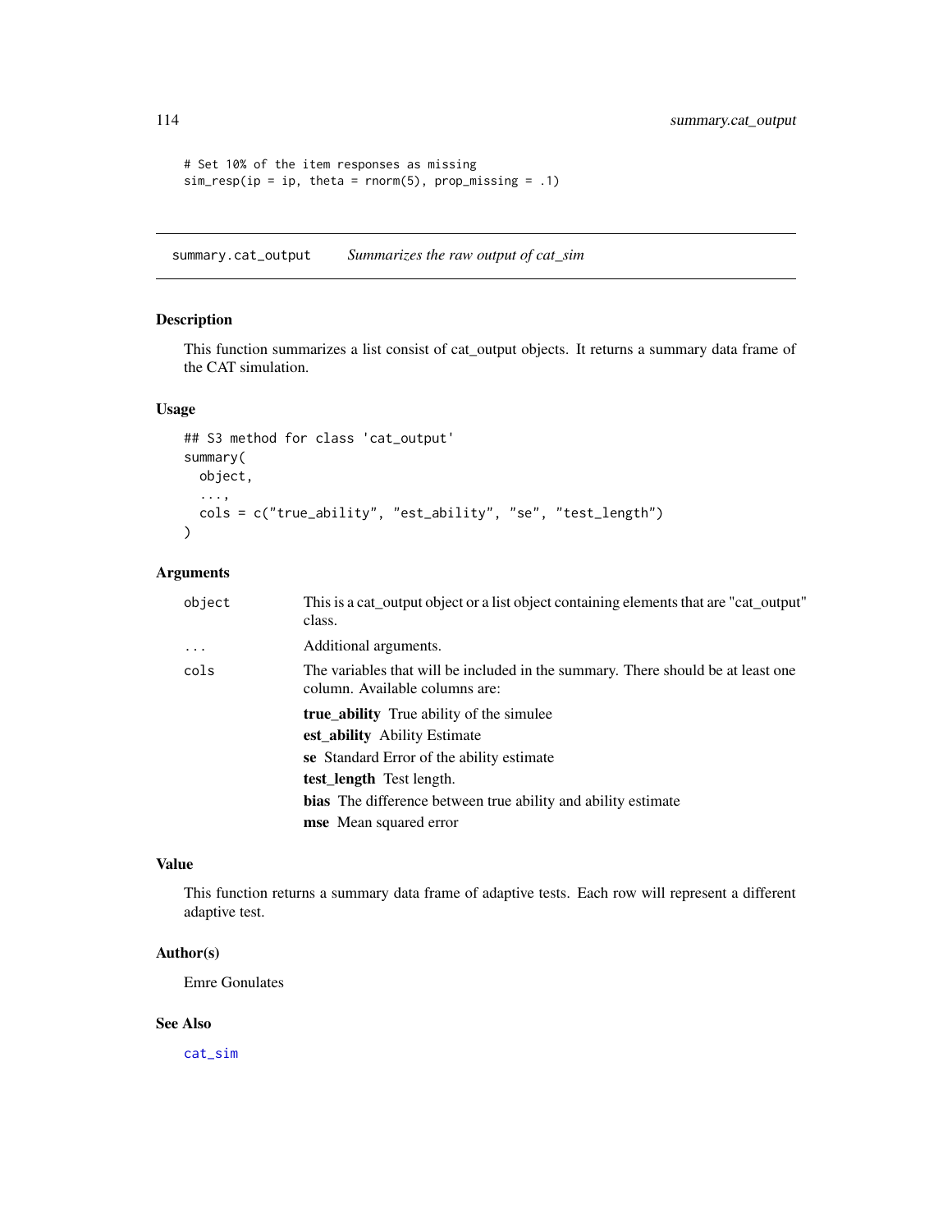```
# Set 10% of the item responses as missing
sim_resp(ip = ip, theta = rnorm(5), prop_missing = .1)
```

## summary.cat_output *Summarizes the raw output of cat_sim*

### Description

This function summarizes a list consist of cat_output objects. It returns a summary data frame of the CAT simulation.

### Usage

```
## S3 method for class 'cat_output'
summary(
  object,
  ...,
  cols = c("true_ability", "est_ability", "se", "test_length")
)
```

### Arguments

| | |
|---|---|
| `object` | This is a cat_output object or a list object containing elements that are "cat_output" class. |
| `...` | Additional arguments. |
| `cols` | The variables that will be included in the summary. There should be at least one column. Available columns are:<br>**true_ability** True ability of the simulee<br>**est_ability** Ability Estimate<br>**se** Standard Error of the ability estimate<br>**test_length** Test length.<br>**bias** The difference between true ability and ability estimate<br>**mse** Mean squared error |

### Value

This function returns a summary data frame of adaptive tests. Each row will represent a different adaptive test.

### Author(s)

Emre Gonulates

### See Also

cat_sim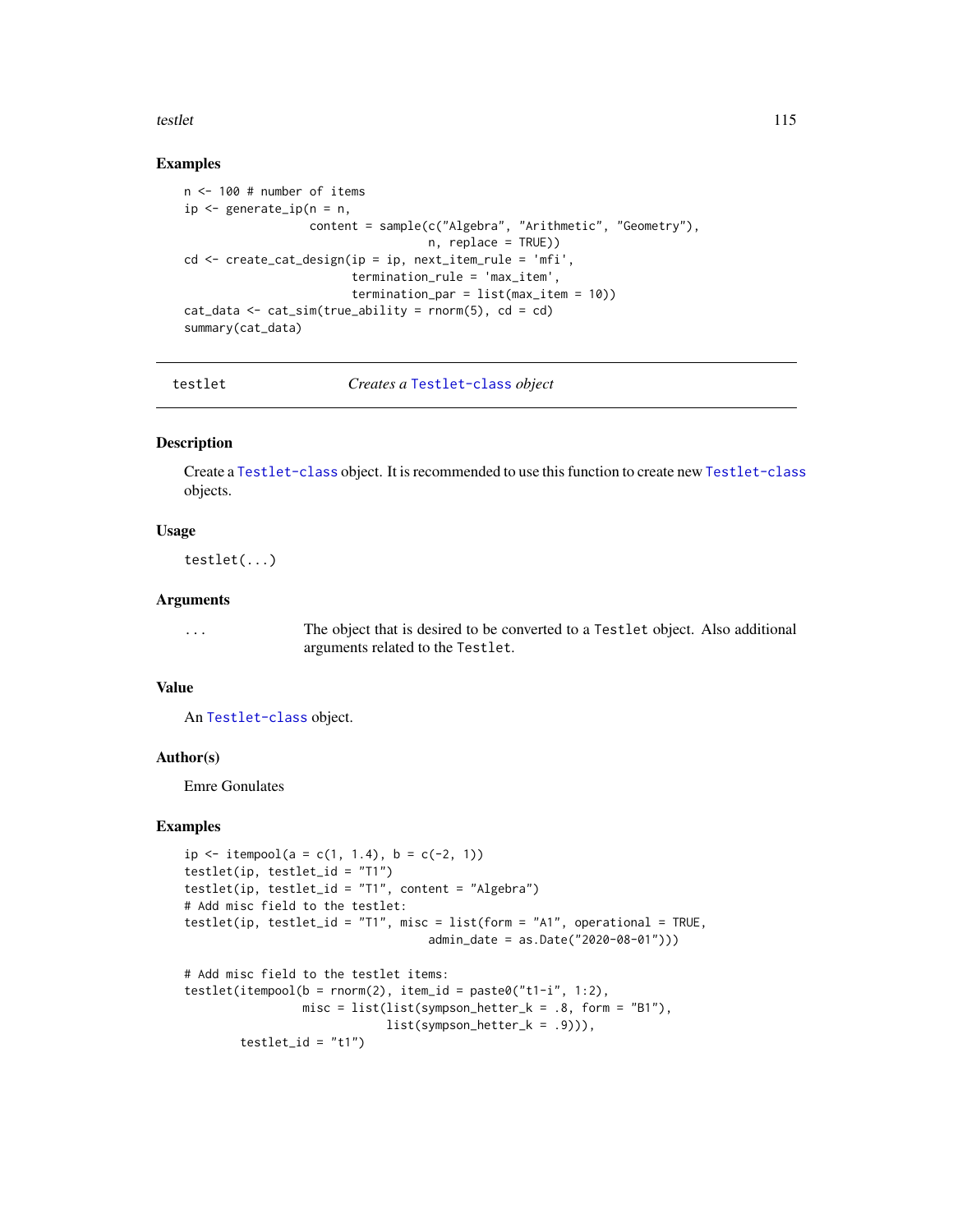### Examples

```
n <- 100 # number of items
ip <- generate_ip(n = n,
                  content = sample(c("Algebra", "Arithmetic", "Geometry"),
                                   n, replace = TRUE))
cd <- create_cat_design(ip = ip, next_item_rule = 'mfi',
                        termination_rule = 'max_item',
                        termination_par = list(max_item = 10))
cat_data <- cat_sim(true_ability = rnorm(5), cd = cd)
summary(cat_data)
```

---

## testlet — *Creates a* `Testlet-class` *object*

### Description

Create a `Testlet-class` object. It is recommended to use this function to create new `Testlet-class` objects.

### Usage

```
testlet(...)
```

### Arguments

| | |
|---|---|
| `...` | The object that is desired to be converted to a `Testlet` object. Also additional arguments related to the `Testlet`. |

### Value

An `Testlet-class` object.

### Author(s)

Emre Gonulates

### Examples

```
ip <- itempool(a = c(1, 1.4), b = c(-2, 1))
testlet(ip, testlet_id = "T1")
testlet(ip, testlet_id = "T1", content = "Algebra")
# Add misc field to the testlet:
testlet(ip, testlet_id = "T1", misc = list(form = "A1", operational = TRUE,
                                   admin_date = as.Date("2020-08-01")))

# Add misc field to the testlet items:
testlet(itempool(b = rnorm(2), item_id = paste0("t1-i", 1:2),
                 misc = list(list(sympson_hetter_k = .8, form = "B1"),
                             list(sympson_hetter_k = .9))),
        testlet_id = "t1")
```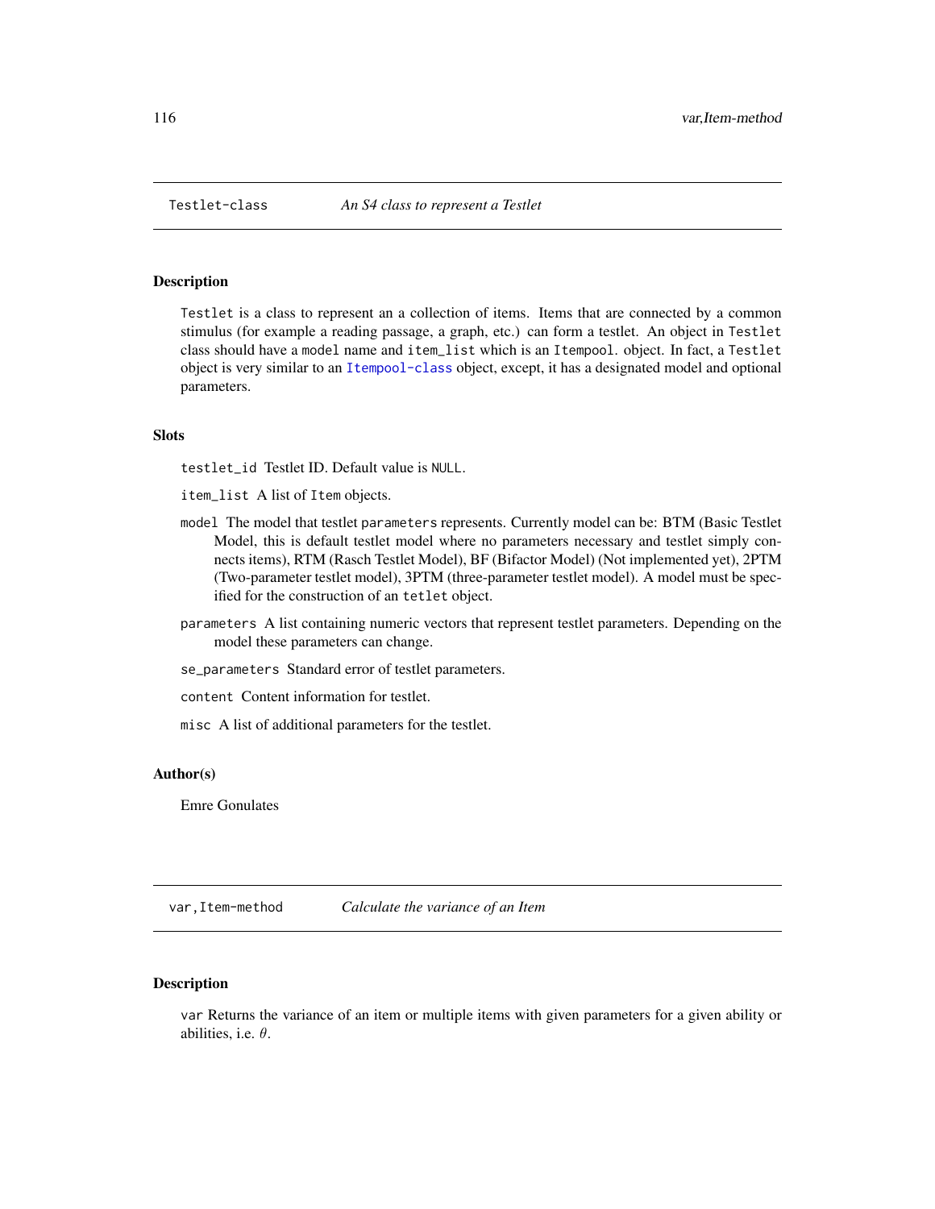## Testlet-class *An S4 class to represent a Testlet*

### Description

`Testlet` is a class to represent an a collection of items. Items that are connected by a common stimulus (for example a reading passage, a graph, etc.) can form a testlet. An object in `Testlet` class should have a `model` name and `item_list` which is an `Itempool`. object. In fact, a `Testlet` object is very similar to an `Itempool-class` object, except, it has a designated model and optional parameters.

### Slots

`testlet_id` Testlet ID. Default value is `NULL`.

`item_list` A list of `Item` objects.

`model` The model that testlet `parameters` represents. Currently model can be: BTM (Basic Testlet Model, this is default testlet model where no parameters necessary and testlet simply connects items), RTM (Rasch Testlet Model), BF (Bifactor Model) (Not implemented yet), 2PTM (Two-parameter testlet model), 3PTM (three-parameter testlet model). A model must be specified for the construction of an `tetlet` object.

`parameters` A list containing numeric vectors that represent testlet parameters. Depending on the model these parameters can change.

`se_parameters` Standard error of testlet parameters.

`content` Content information for testlet.

`misc` A list of additional parameters for the testlet.

### Author(s)

Emre Gonulates

## var,Item-method *Calculate the variance of an Item*

### Description

`var` Returns the variance of an item or multiple items with given parameters for a given ability or abilities, i.e. $\theta$.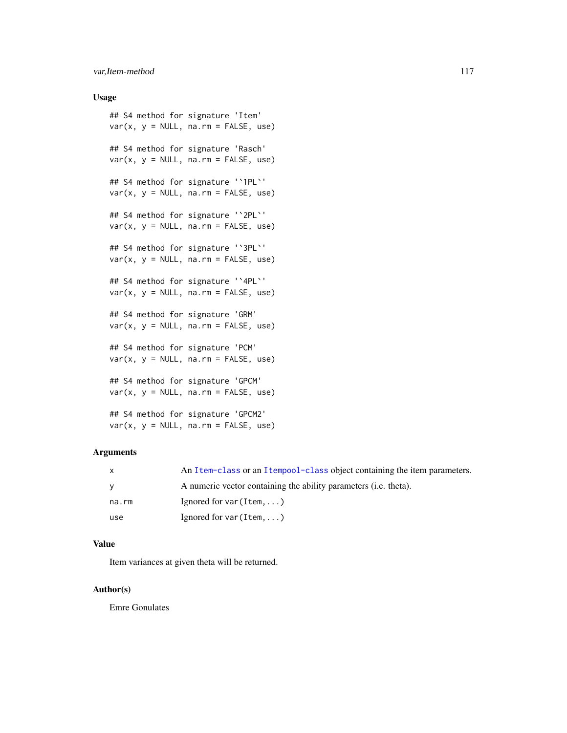## Usage

```
## S4 method for signature 'Item'
var(x, y = NULL, na.rm = FALSE, use)

## S4 method for signature 'Rasch'
var(x, y = NULL, na.rm = FALSE, use)

## S4 method for signature '`1PL`'
var(x, y = NULL, na.rm = FALSE, use)

## S4 method for signature '`2PL`'
var(x, y = NULL, na.rm = FALSE, use)

## S4 method for signature '`3PL`'
var(x, y = NULL, na.rm = FALSE, use)

## S4 method for signature '`4PL`'
var(x, y = NULL, na.rm = FALSE, use)

## S4 method for signature 'GRM'
var(x, y = NULL, na.rm = FALSE, use)

## S4 method for signature 'PCM'
var(x, y = NULL, na.rm = FALSE, use)

## S4 method for signature 'GPCM'
var(x, y = NULL, na.rm = FALSE, use)

## S4 method for signature 'GPCM2'
var(x, y = NULL, na.rm = FALSE, use)
```

## Arguments

| | |
|---|---|
| `x` | An `Item-class` or an `Itempool-class` object containing the item parameters. |
| `y` | A numeric vector containing the ability parameters (i.e. theta). |
| `na.rm` | Ignored for `var(Item,...)` |
| `use` | Ignored for `var(Item,...)` |

## Value

Item variances at given theta will be returned.

## Author(s)

Emre Gonulates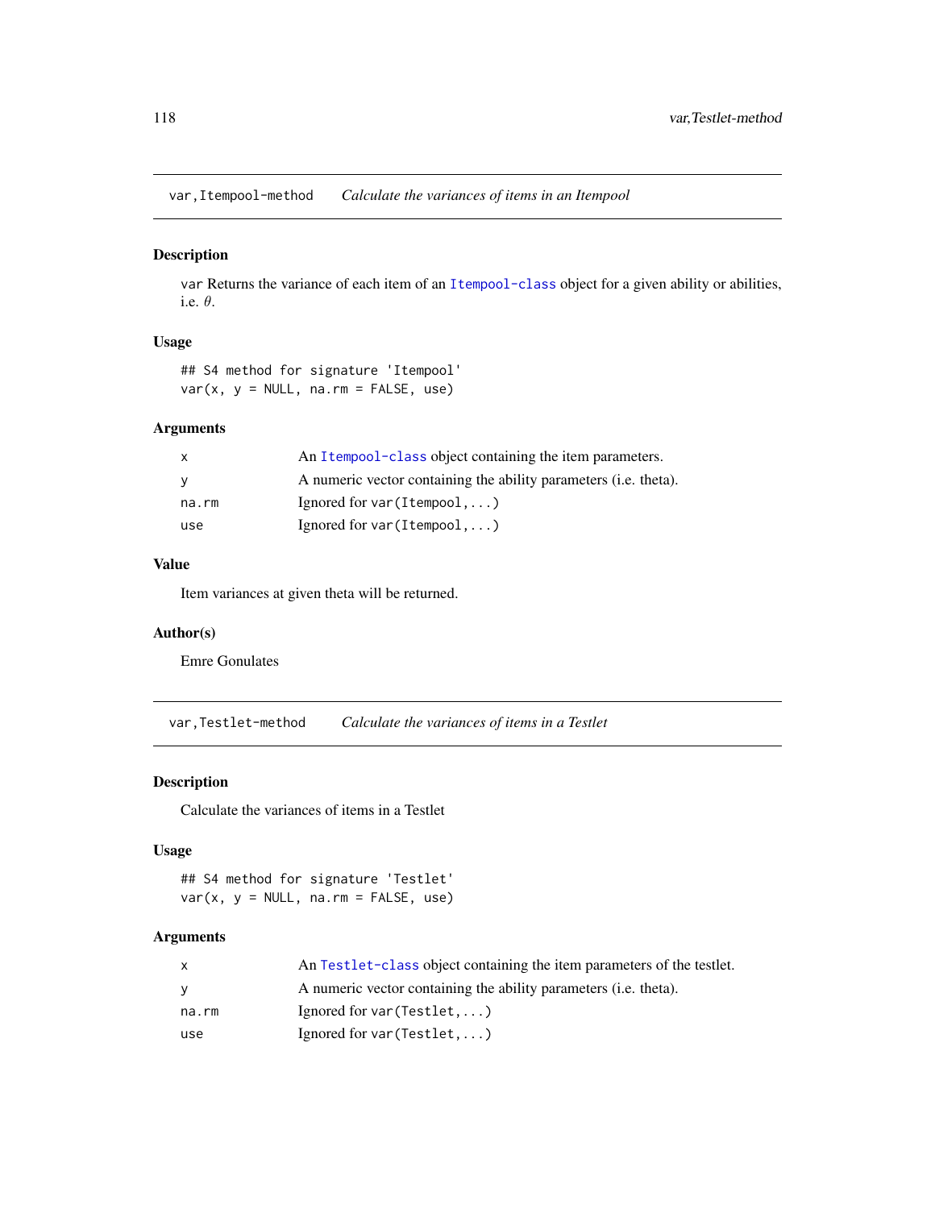## var,Itempool-method *Calculate the variances of items in an Itempool*

### Description

`var` Returns the variance of each item of an `Itempool-class` object for a given ability or abilities, i.e. $\theta$.

### Usage

```
## S4 method for signature 'Itempool'
var(x, y = NULL, na.rm = FALSE, use)
```

### Arguments

| | |
|---|---|
| `x` | An `Itempool-class` object containing the item parameters. |
| `y` | A numeric vector containing the ability parameters (i.e. theta). |
| `na.rm` | Ignored for `var(Itempool,...)` |
| `use` | Ignored for `var(Itempool,...)` |

### Value

Item variances at given theta will be returned.

### Author(s)

Emre Gonulates

## var,Testlet-method *Calculate the variances of items in a Testlet*

### Description

Calculate the variances of items in a Testlet

### Usage

```
## S4 method for signature 'Testlet'
var(x, y = NULL, na.rm = FALSE, use)
```

### Arguments

| | |
|---|---|
| `x` | An `Testlet-class` object containing the item parameters of the testlet. |
| `y` | A numeric vector containing the ability parameters (i.e. theta). |
| `na.rm` | Ignored for `var(Testlet,...)` |
| `use` | Ignored for `var(Testlet,...)` |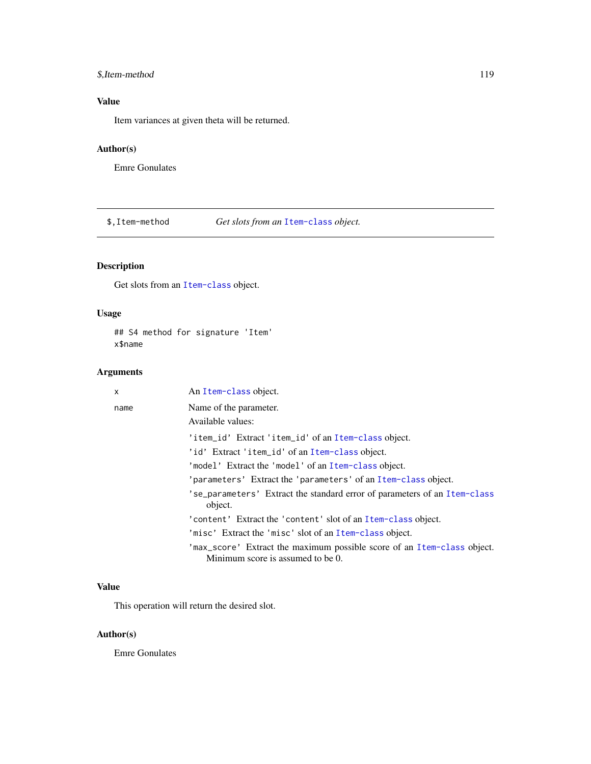## Value

Item variances at given theta will be returned.

## Author(s)

Emre Gonulates

---

`$,Item-method` *Get slots from an `Item-class` object.*

---

## Description

Get slots from an `Item-class` object.

## Usage

```
## S4 method for signature 'Item'
x$name
```

## Arguments

- `x` An `Item-class` object.
- `name` Name of the parameter.

  Available values:

  - `'item_id'` Extract `'item_id'` of an `Item-class` object.
  - `'id'` Extract `'item_id'` of an `Item-class` object.
  - `'model'` Extract the `'model'` of an `Item-class` object.
  - `'parameters'` Extract the `'parameters'` of an `Item-class` object.
  - `'se_parameters'` Extract the standard error of parameters of an `Item-class` object.
  - `'content'` Extract the `'content'` slot of an `Item-class` object.
  - `'misc'` Extract the `'misc'` slot of an `Item-class` object.
  - `'max_score'` Extract the maximum possible score of an `Item-class` object. Minimum score is assumed to be 0.

## Value

This operation will return the desired slot.

## Author(s)

Emre Gonulates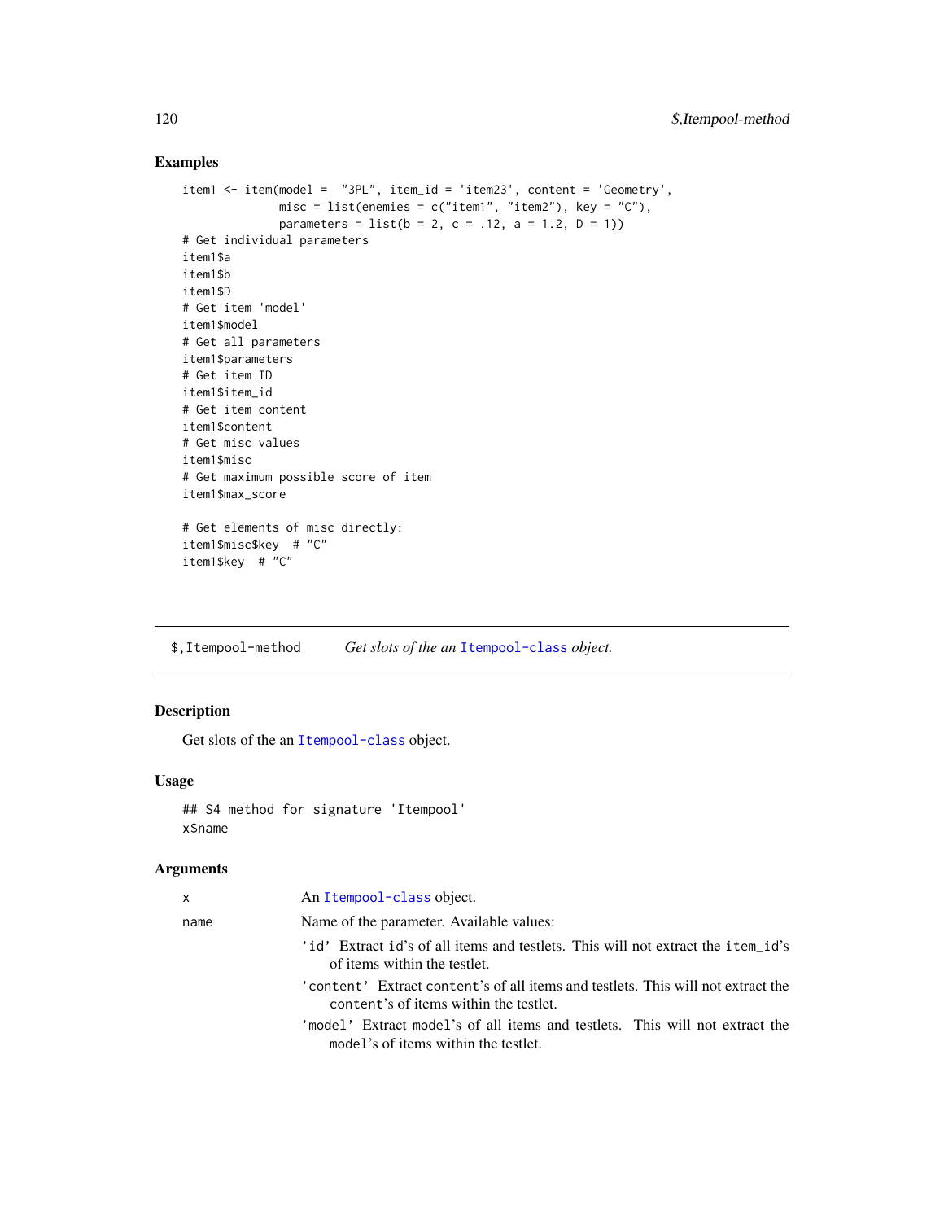## Examples

```
item1 <- item(model =  "3PL", item_id = 'item23', content = 'Geometry',
              misc = list(enemies = c("item1", "item2"), key = "C"),
              parameters = list(b = 2, c = .12, a = 1.2, D = 1))
# Get individual parameters
item1$a
item1$b
item1$D
# Get item 'model'
item1$model
# Get all parameters
item1$parameters
# Get item ID
item1$item_id
# Get item content
item1$content
# Get misc values
item1$misc
# Get maximum possible score of item
item1$max_score

# Get elements of misc directly:
item1$misc$key  # "C"
item1$key  # "C"
```

---

`$,Itempool-method` *Get slots of the an `Itempool-class` object.*

---

## Description

Get slots of the an `Itempool-class` object.

## Usage

```
## S4 method for signature 'Itempool'
x$name
```

## Arguments

| | |
|---|---|
| x | An `Itempool-class` object. |
| name | Name of the parameter. Available values:<br>`'id'` Extract `id`'s of all items and testlets. This will not extract the `item_id`'s of items within the testlet.<br>`'content'` Extract `content`'s of all items and testlets. This will not extract the `content`'s of items within the testlet.<br>`'model'` Extract `model`'s of all items and testlets. This will not extract the `model`'s of items within the testlet. |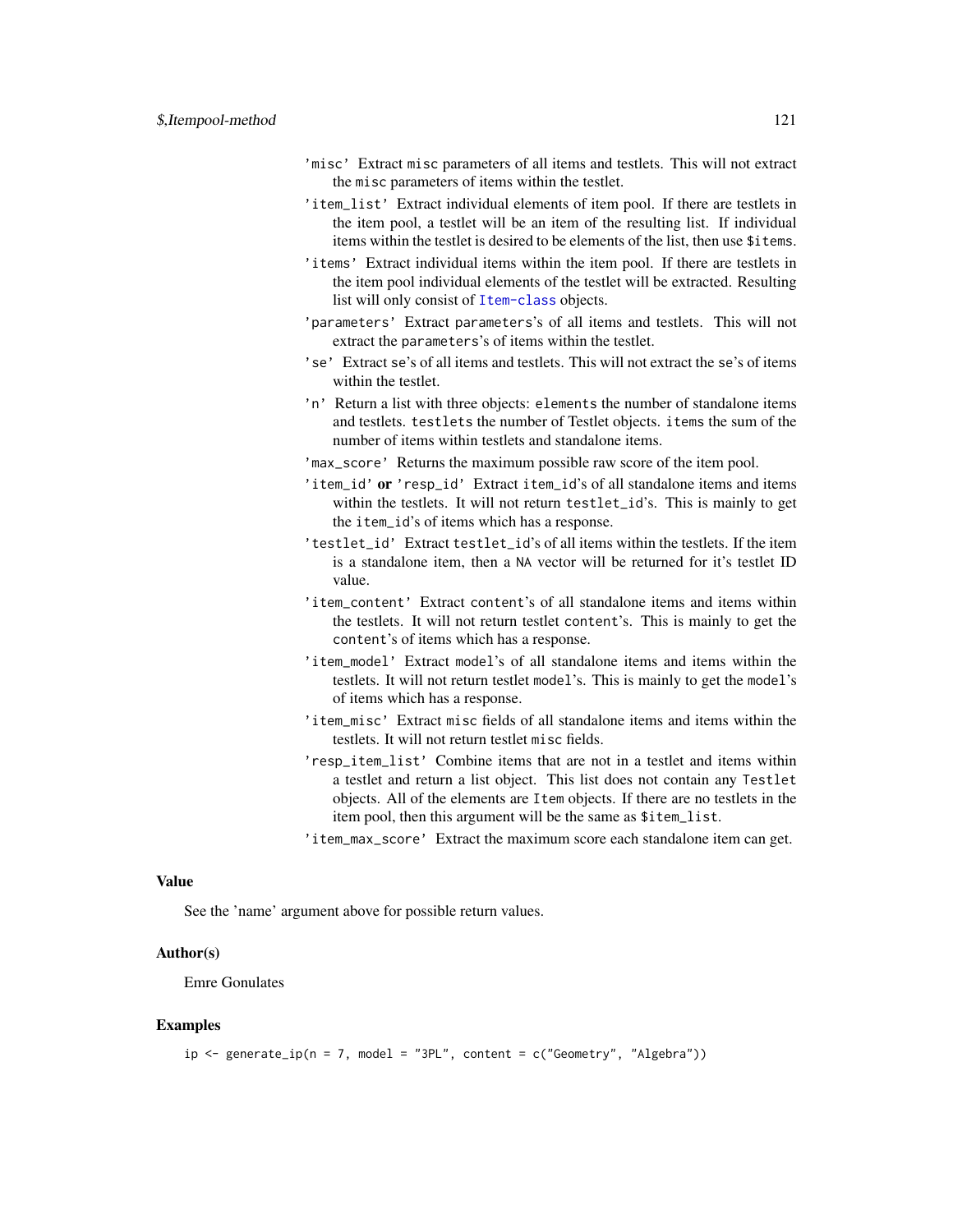- `'misc'` Extract `misc` parameters of all items and testlets. This will not extract the `misc` parameters of items within the testlet.
- `'item_list'` Extract individual elements of item pool. If there are testlets in the item pool, a testlet will be an item of the resulting list. If individual items within the testlet is desired to be elements of the list, then use `$items`.
- `'items'` Extract individual items within the item pool. If there are testlets in the item pool individual elements of the testlet will be extracted. Resulting list will only consist of `Item-class` objects.
- `'parameters'` Extract `parameters`'s of all items and testlets. This will not extract the `parameters`'s of items within the testlet.
- `'se'` Extract `se`'s of all items and testlets. This will not extract the `se`'s of items within the testlet.
- `'n'` Return a list with three objects: `elements` the number of standalone items and testlets. `testlets` the number of Testlet objects. `items` the sum of the number of items within testlets and standalone items.
- `'max_score'` Returns the maximum possible raw score of the item pool.
- `'item_id'` **or** `'resp_id'` Extract `item_id`'s of all standalone items and items within the testlets. It will not return `testlet_id`'s. This is mainly to get the `item_id`'s of items which has a response.
- `'testlet_id'` Extract `testlet_id`'s of all items within the testlets. If the item is a standalone item, then a `NA` vector will be returned for it's testlet ID value.
- `'item_content'` Extract `content`'s of all standalone items and items within the testlets. It will not return testlet `content`'s. This is mainly to get the `content`'s of items which has a response.
- `'item_model'` Extract `model`'s of all standalone items and items within the testlets. It will not return testlet `model`'s. This is mainly to get the `model`'s of items which has a response.
- `'item_misc'` Extract `misc` fields of all standalone items and items within the testlets. It will not return testlet `misc` fields.
- `'resp_item_list'` Combine items that are not in a testlet and items within a testlet and return a list object. This list does not contain any `Testlet` objects. All of the elements are `Item` objects. If there are no testlets in the item pool, then this argument will be the same as `$item_list`.
- `'item_max_score'` Extract the maximum score each standalone item can get.

## Value

See the 'name' argument above for possible return values.

## Author(s)

Emre Gonulates

## Examples

```
ip <- generate_ip(n = 7, model = "3PL", content = c("Geometry", "Algebra"))
```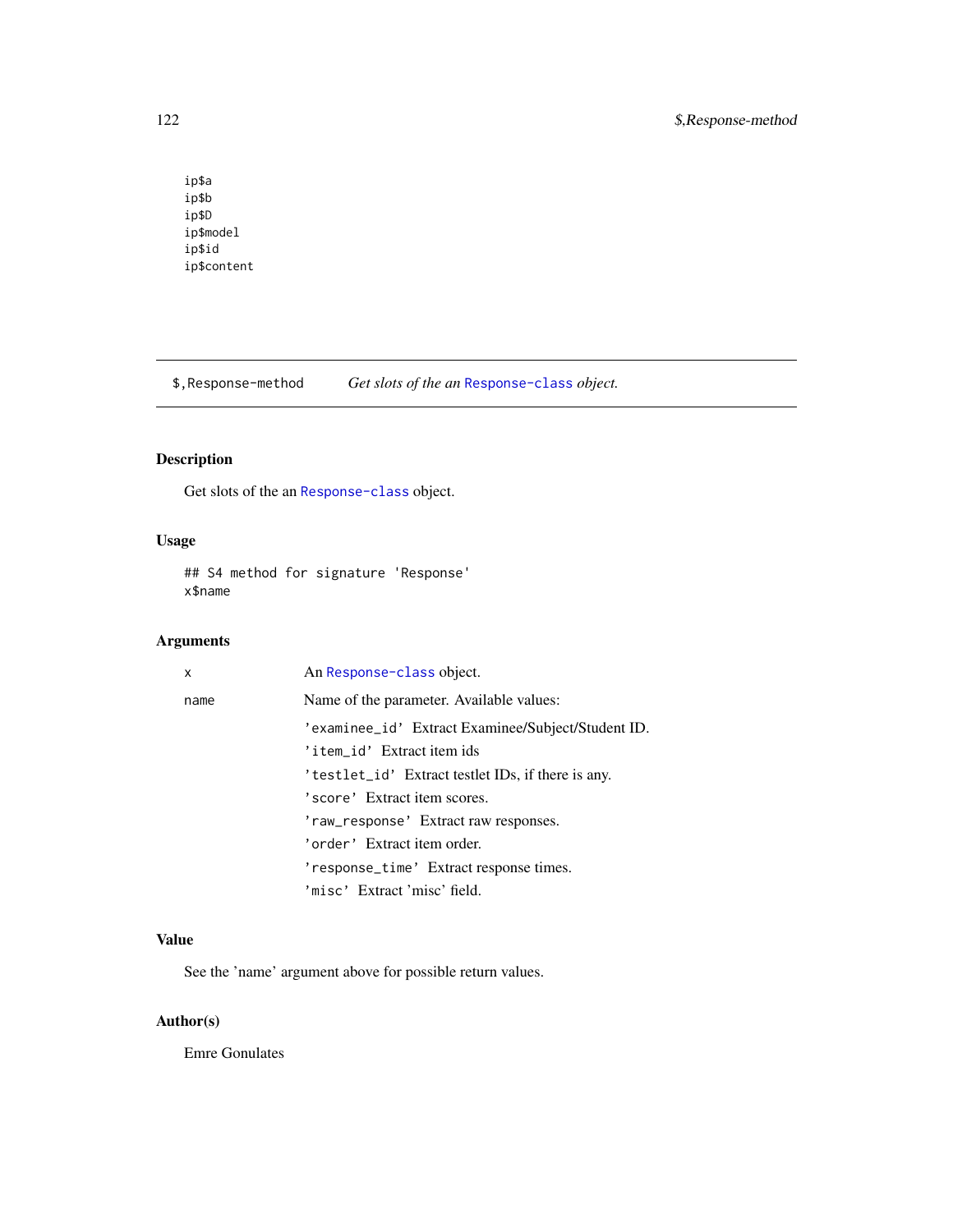```
ip$a
ip$b
ip$D
ip$model
ip$id
ip$content
```

---

`$,Response-method` *Get slots of the an* `Response-class` *object.*

---

### Description

Get slots of the an `Response-class` object.

### Usage

```
## S4 method for signature 'Response'
x$name
```

### Arguments

| | |
|---|---|
| `x` | An `Response-class` object. |
| `name` | Name of the parameter. Available values: |
| | `'examinee_id'` Extract Examinee/Subject/Student ID. |
| | `'item_id'` Extract item ids |
| | `'testlet_id'` Extract testlet IDs, if there is any. |
| | `'score'` Extract item scores. |
| | `'raw_response'` Extract raw responses. |
| | `'order'` Extract item order. |
| | `'response_time'` Extract response times. |
| | `'misc'` Extract 'misc' field. |

### Value

See the 'name' argument above for possible return values.

### Author(s)

Emre Gonulates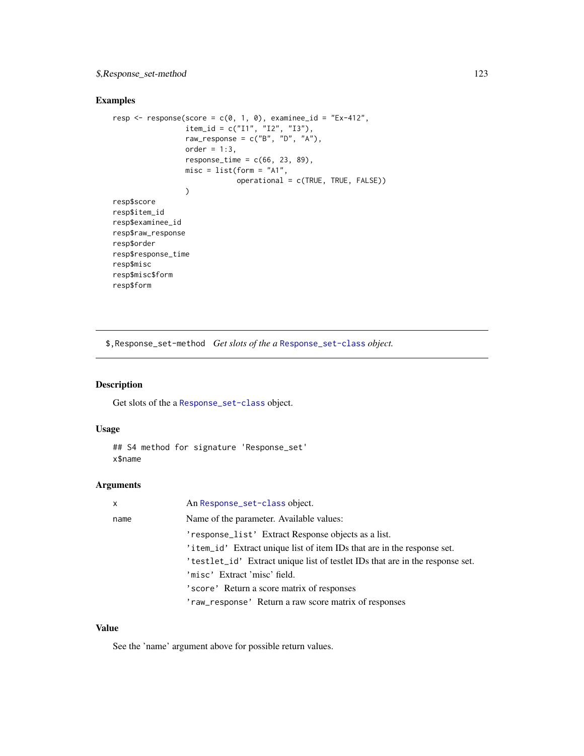## Examples

```
resp <- response(score = c(0, 1, 0), examinee_id = "Ex-412",
                 item_id = c("I1", "I2", "I3"),
                 raw_response = c("B", "D", "A"),
                 order = 1:3,
                 response_time = c(66, 23, 89),
                 misc = list(form = "A1",
                             operational = c(TRUE, TRUE, FALSE))
                 )
resp$score
resp$item_id
resp$examinee_id
resp$raw_response
resp$order
resp$response_time
resp$misc
resp$misc$form
resp$form
```

---

`$,Response_set-method` *Get slots of the a* `Response_set-class` *object.*

---

## Description

Get slots of the a `Response_set-class` object.

## Usage

```
## S4 method for signature 'Response_set'
x$name
```

## Arguments

| | |
|---|---|
| x | An `Response_set-class` object. |
| name | Name of the parameter. Available values:<br>`'response_list'` Extract Response objects as a list.<br>`'item_id'` Extract unique list of item IDs that are in the response set.<br>`'testlet_id'` Extract unique list of testlet IDs that are in the response set.<br>`'misc'` Extract 'misc' field.<br>`'score'` Return a score matrix of responses<br>`'raw_response'` Return a raw score matrix of responses |

## Value

See the 'name' argument above for possible return values.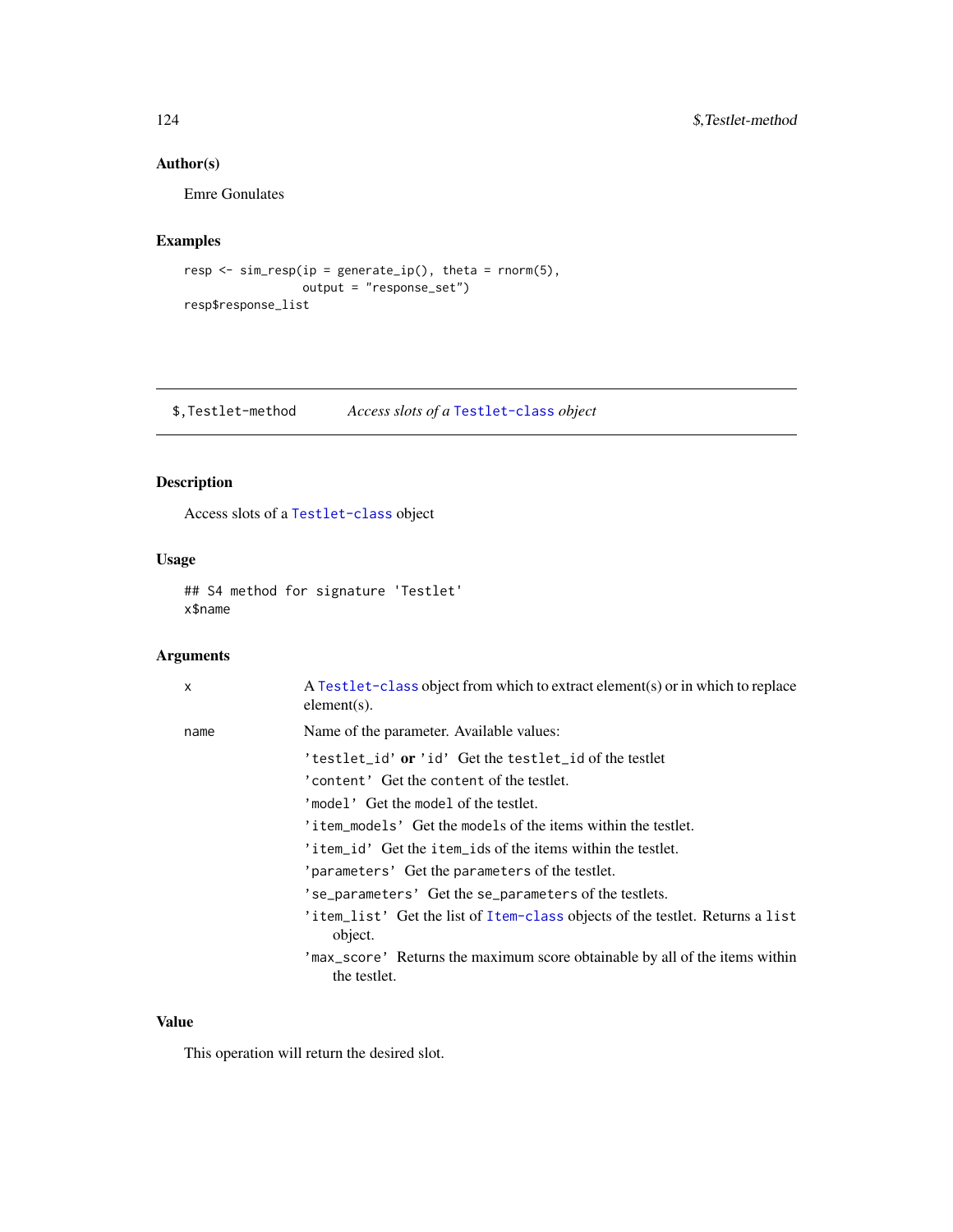### Author(s)

Emre Gonulates

### Examples

```
resp <- sim_resp(ip = generate_ip(), theta = rnorm(5),
                 output = "response_set")
resp$response_list
```

---

## $,Testlet-method — *Access slots of a* `Testlet-class` *object*

---

### Description

Access slots of a `Testlet-class` object

### Usage

```
## S4 method for signature 'Testlet'
x$name
```

### Arguments

x — A `Testlet-class` object from which to extract element(s) or in which to replace element(s).

name — Name of the parameter. Available values:

- `'testlet_id'` **or** `'id'` Get the `testlet_id` of the testlet
- `'content'` Get the `content` of the testlet.
- `'model'` Get the `model` of the testlet.
- `'item_models'` Get the `models` of the items within the testlet.
- `'item_id'` Get the `item_ids` of the items within the testlet.
- `'parameters'` Get the `parameters` of the testlet.
- `'se_parameters'` Get the `se_parameters` of the testlets.
- `'item_list'` Get the list of `Item-class` objects of the testlet. Returns a `list` object.
- `'max_score'` Returns the maximum score obtainable by all of the items within the testlet.

### Value

This operation will return the desired slot.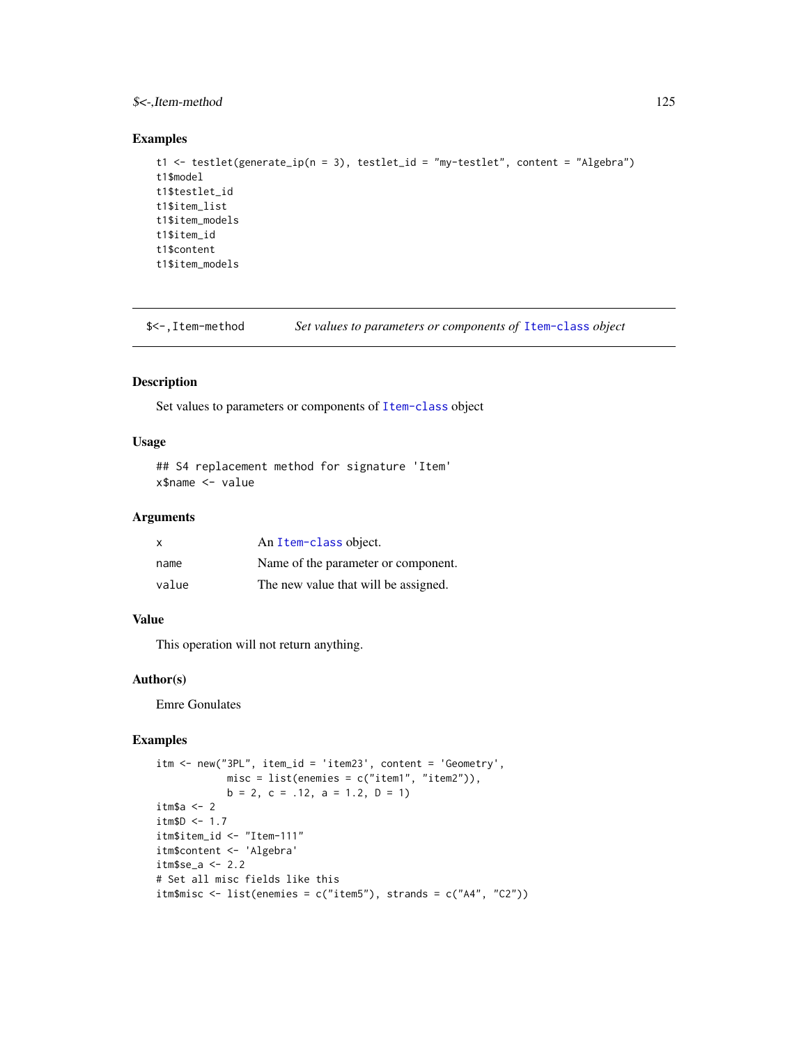## Examples

```
t1 <- testlet(generate_ip(n = 3), testlet_id = "my-testlet", content = "Algebra")
t1$model
t1$testlet_id
t1$item_list
t1$item_models
t1$item_id
t1$content
t1$item_models
```

---

`$<-,Item-method` *Set values to parameters or components of* `Item-class` *object*

---

## Description

Set values to parameters or components of `Item-class` object

## Usage

```
## S4 replacement method for signature 'Item'
x$name <- value
```

## Arguments

| | |
|---|---|
| x | An `Item-class` object. |
| name | Name of the parameter or component. |
| value | The new value that will be assigned. |

## Value

This operation will not return anything.

## Author(s)

Emre Gonulates

## Examples

```
itm <- new("3PL", item_id = 'item23', content = 'Geometry',
           misc = list(enemies = c("item1", "item2")),
           b = 2, c = .12, a = 1.2, D = 1)
itm$a <- 2
itm$D <- 1.7
itm$item_id <- "Item-111"
itm$content <- 'Algebra'
itm$se_a <- 2.2
# Set all misc fields like this
itm$misc <- list(enemies = c("item5"), strands = c("A4", "C2"))
```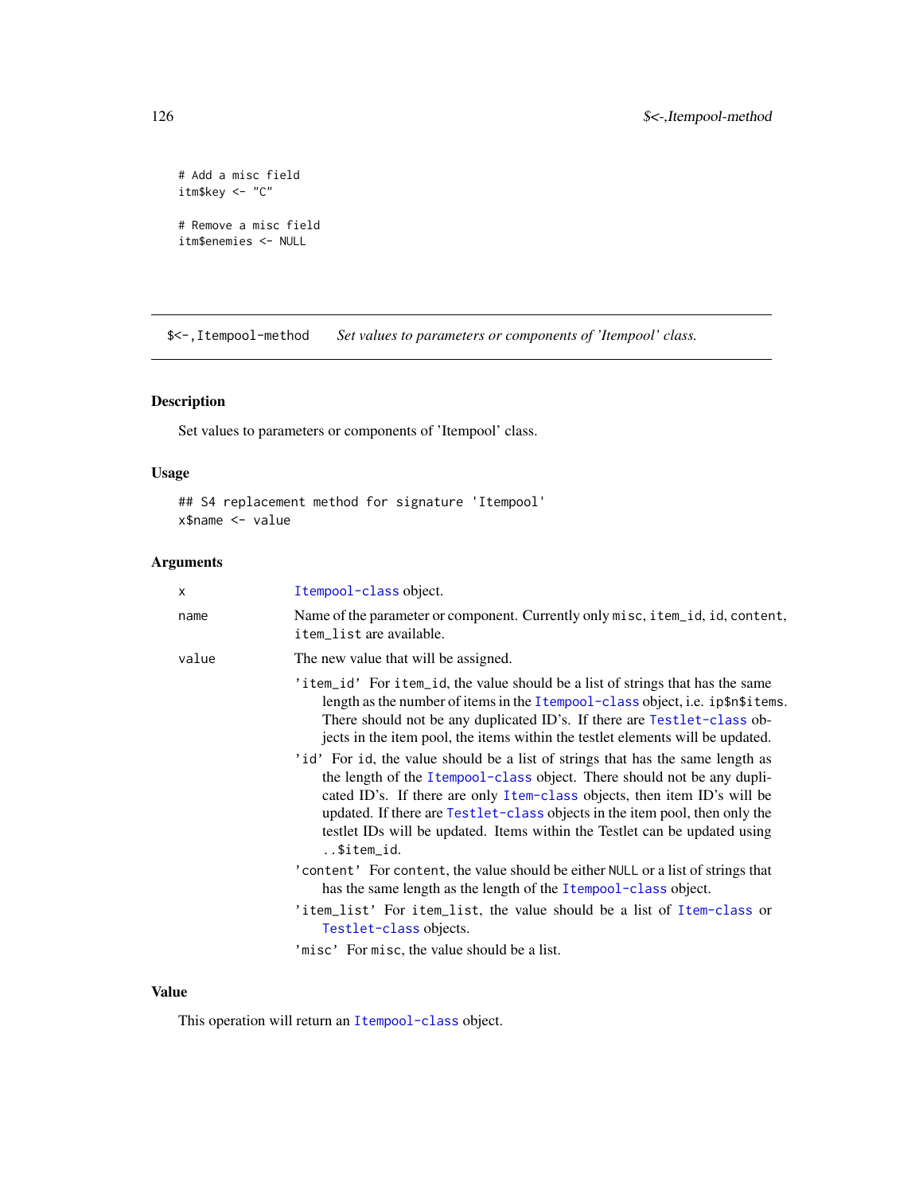```
# Add a misc field
itm$key <- "C"

# Remove a misc field
itm$enemies <- NULL
```

---

## `$<-,Itempool-method` *Set values to parameters or components of 'Itempool' class.*

---

### Description

Set values to parameters or components of 'Itempool' class.

### Usage

```
## S4 replacement method for signature 'Itempool'
x$name <- value
```

### Arguments

- `x` — `Itempool-class` object.
- `name` — Name of the parameter or component. Currently only `misc`, `item_id`, `id`, `content`, `item_list` are available.
- `value` — The new value that will be assigned.
  - `'item_id'` For `item_id`, the value should be a list of strings that has the same length as the number of items in the `Itempool-class` object, i.e. `ip$n$items`. There should not be any duplicated ID's. If there are `Testlet-class` objects in the item pool, the items within the testlet elements will be updated.
  - `'id'` For `id`, the value should be a list of strings that has the same length as the length of the `Itempool-class` object. There should not be any duplicated ID's. If there are only `Item-class` objects, then item ID's will be updated. If there are `Testlet-class` objects in the item pool, then only the testlet IDs will be updated. Items within the Testlet can be updated using `..$item_id`.
  - `'content'` For `content`, the value should be either `NULL` or a list of strings that has the same length as the length of the `Itempool-class` object.
  - `'item_list'` For `item_list`, the value should be a list of `Item-class` or `Testlet-class` objects.
  - `'misc'` For `misc`, the value should be a list.

### Value

This operation will return an `Itempool-class` object.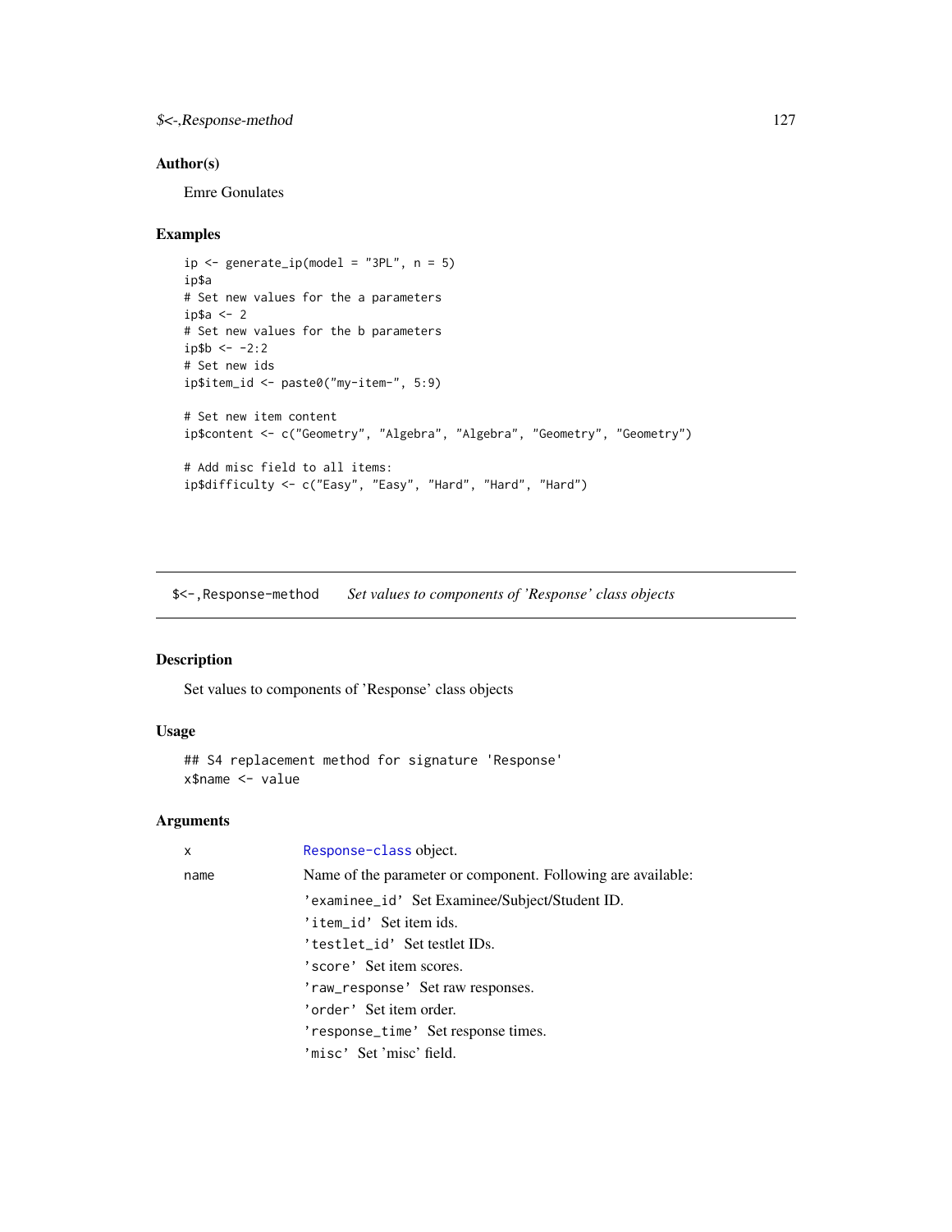## Author(s)

Emre Gonulates

## Examples

```
ip <- generate_ip(model = "3PL", n = 5)
ip$a
# Set new values for the a parameters
ip$a <- 2
# Set new values for the b parameters
ip$b <- -2:2
# Set new ids
ip$item_id <- paste0("my-item-", 5:9)

# Set new item content
ip$content <- c("Geometry", "Algebra", "Algebra", "Geometry", "Geometry")

# Add misc field to all items:
ip$difficulty <- c("Easy", "Easy", "Hard", "Hard", "Hard")
```

---

`$<-,Response-method` *Set values to components of 'Response' class objects*

---

## Description

Set values to components of 'Response' class objects

## Usage

```
## S4 replacement method for signature 'Response'
x$name <- value
```

## Arguments

| | |
|---|---|
| x | `Response-class` object. |
| name | Name of the parameter or component. Following are available:<br>`'examinee_id'` Set Examinee/Subject/Student ID.<br>`'item_id'` Set item ids.<br>`'testlet_id'` Set testlet IDs.<br>`'score'` Set item scores.<br>`'raw_response'` Set raw responses.<br>`'order'` Set item order.<br>`'response_time'` Set response times.<br>`'misc'` Set 'misc' field. |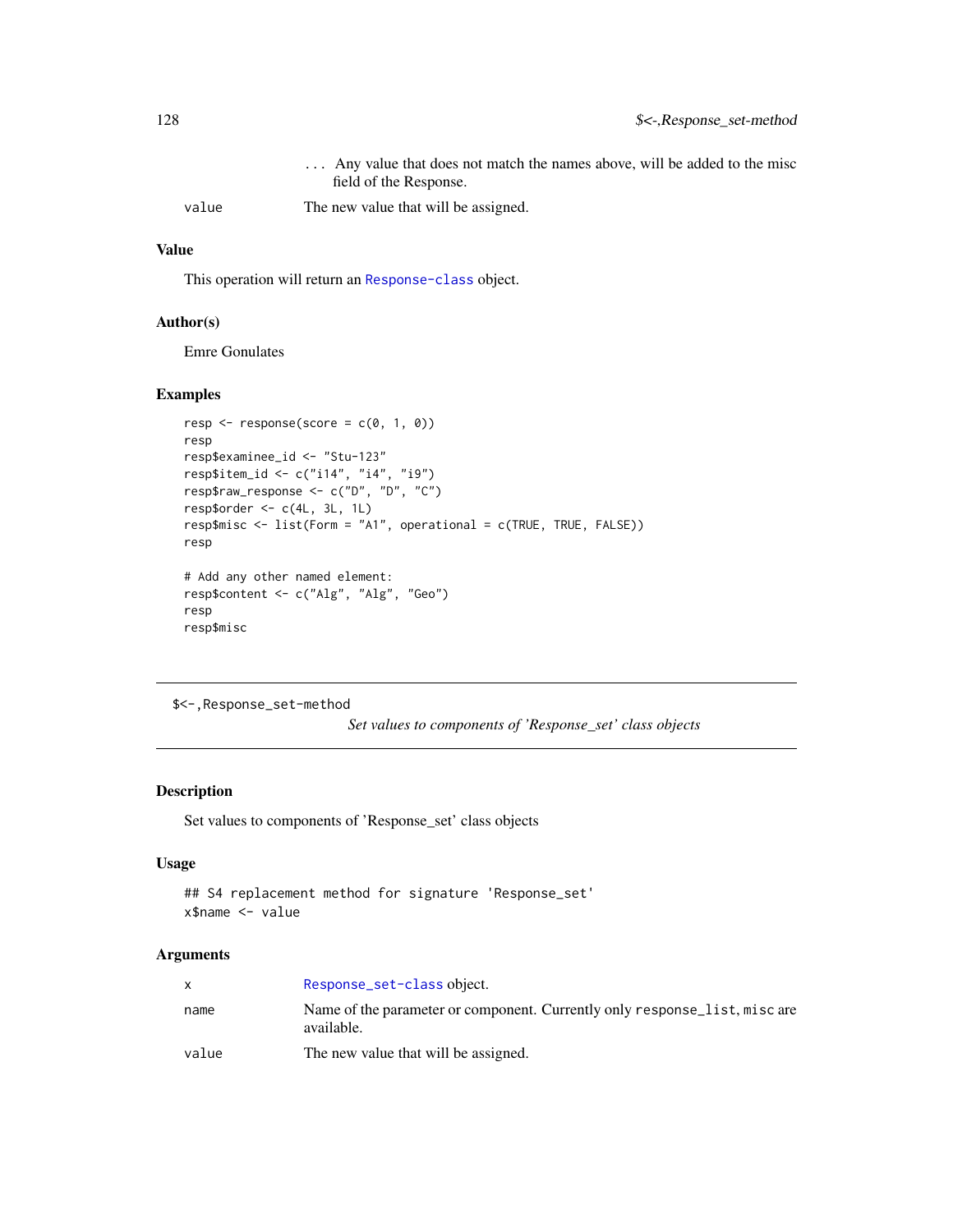| | |
|---|---|
| | ... Any value that does not match the names above, will be added to the misc field of the Response. |
| value | The new value that will be assigned. |

### Value

This operation will return an Response-class object.

### Author(s)

Emre Gonulates

### Examples

```
resp <- response(score = c(0, 1, 0))
resp
resp$examinee_id <- "Stu-123"
resp$item_id <- c("i14", "i4", "i9")
resp$raw_response <- c("D", "D", "C")
resp$order <- c(4L, 3L, 1L)
resp$misc <- list(Form = "A1", operational = c(TRUE, TRUE, FALSE))
resp

# Add any other named element:
resp$content <- c("Alg", "Alg", "Geo")
resp
resp$misc
```

---

## $<-,Response_set-method

*Set values to components of 'Response_set' class objects*

---

### Description

Set values to components of 'Response_set' class objects

### Usage

```
## S4 replacement method for signature 'Response_set'
x$name <- value
```

### Arguments

| | |
|---|---|
| x | Response_set-class object. |
| name | Name of the parameter or component. Currently only `response_list`, `misc` are available. |
| value | The new value that will be assigned. |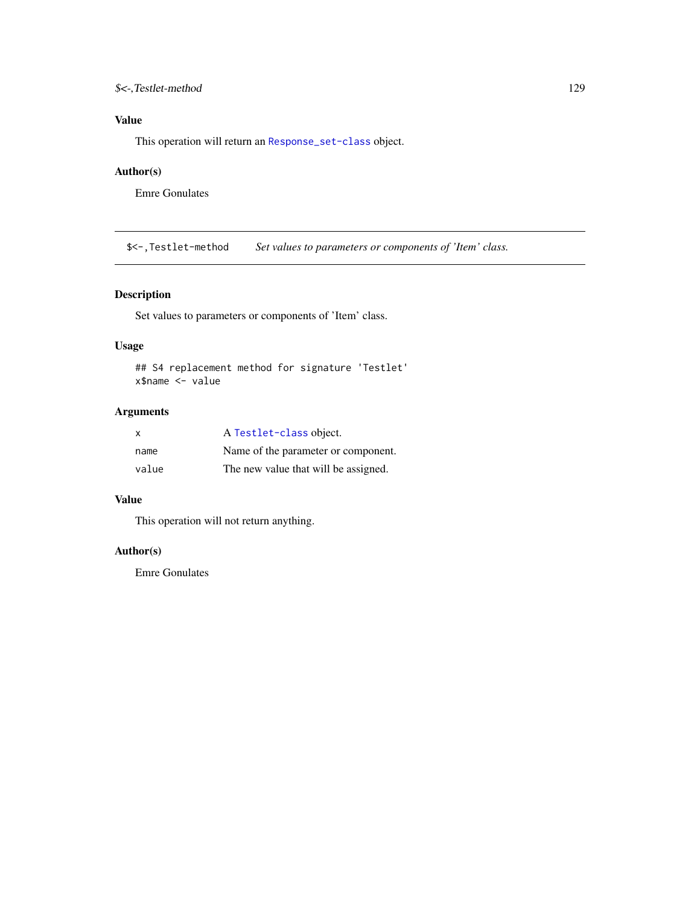### Value

This operation will return an `Response_set-class` object.

### Author(s)

Emre Gonulates

---

## `$<-,Testlet-method` *Set values to parameters or components of 'Item' class.*

---

### Description

Set values to parameters or components of 'Item' class.

### Usage

```
## S4 replacement method for signature 'Testlet'
x$name <- value
```

### Arguments

| | |
|---|---|
| `x` | A `Testlet-class` object. |
| `name` | Name of the parameter or component. |
| `value` | The new value that will be assigned. |

### Value

This operation will not return anything.

### Author(s)

Emre Gonulates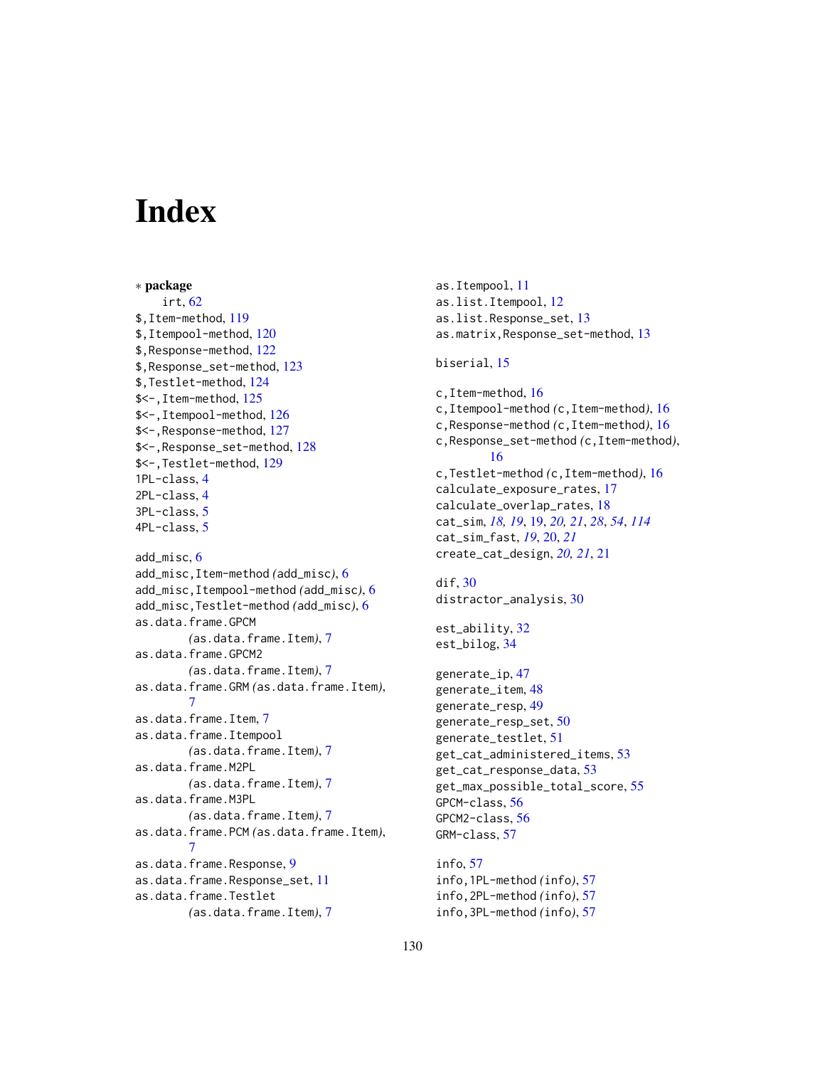# Index

∗ **package**
    irt, 62

$,Item-method, 119
$,Itempool-method, 120
$,Response-method, 122
$,Response_set-method, 123
$,Testlet-method, 124
$<-,Item-method, 125
$<-,Itempool-method, 126
$<-,Response-method, 127
$<-,Response_set-method, 128
$<-,Testlet-method, 129
1PL-class, 4
2PL-class, 4
3PL-class, 5
4PL-class, 5

add_misc, 6
add_misc,Item-method *(*add_misc*)*, 6
add_misc,Itempool-method *(*add_misc*)*, 6
add_misc,Testlet-method *(*add_misc*)*, 6
as.data.frame.GPCM *(*as.data.frame.Item*)*, 7
as.data.frame.GPCM2 *(*as.data.frame.Item*)*, 7
as.data.frame.GRM *(*as.data.frame.Item*)*, 7
as.data.frame.Item, 7
as.data.frame.Itempool *(*as.data.frame.Item*)*, 7
as.data.frame.M2PL *(*as.data.frame.Item*)*, 7
as.data.frame.M3PL *(*as.data.frame.Item*)*, 7
as.data.frame.PCM *(*as.data.frame.Item*)*, 7
as.data.frame.Response, 9
as.data.frame.Response_set, 11
as.data.frame.Testlet *(*as.data.frame.Item*)*, 7

as.Itempool, 11
as.list.Itempool, 12
as.list.Response_set, 13
as.matrix,Response_set-method, 13

biserial, 15

c,Item-method, 16
c,Itempool-method *(*c,Item-method*)*, 16
c,Response-method *(*c,Item-method*)*, 16
c,Response_set-method *(*c,Item-method*)*, 16
c,Testlet-method *(*c,Item-method*)*, 16
calculate_exposure_rates, 17
calculate_overlap_rates, 18
cat_sim, *18, 19*, 19, *20, 21*, *28*, *54*, *114*
cat_sim_fast, *19*, 20, *21*
create_cat_design, *20, 21*, 21

dif, 30
distractor_analysis, 30

est_ability, 32
est_bilog, 34

generate_ip, 47
generate_item, 48
generate_resp, 49
generate_resp_set, 50
generate_testlet, 51
get_cat_administered_items, 53
get_cat_response_data, 53
get_max_possible_total_score, 55
GPCM-class, 56
GPCM2-class, 56
GRM-class, 57

info, 57
info,1PL-method *(*info*)*, 57
info,2PL-method *(*info*)*, 57
info,3PL-method *(*info*)*, 57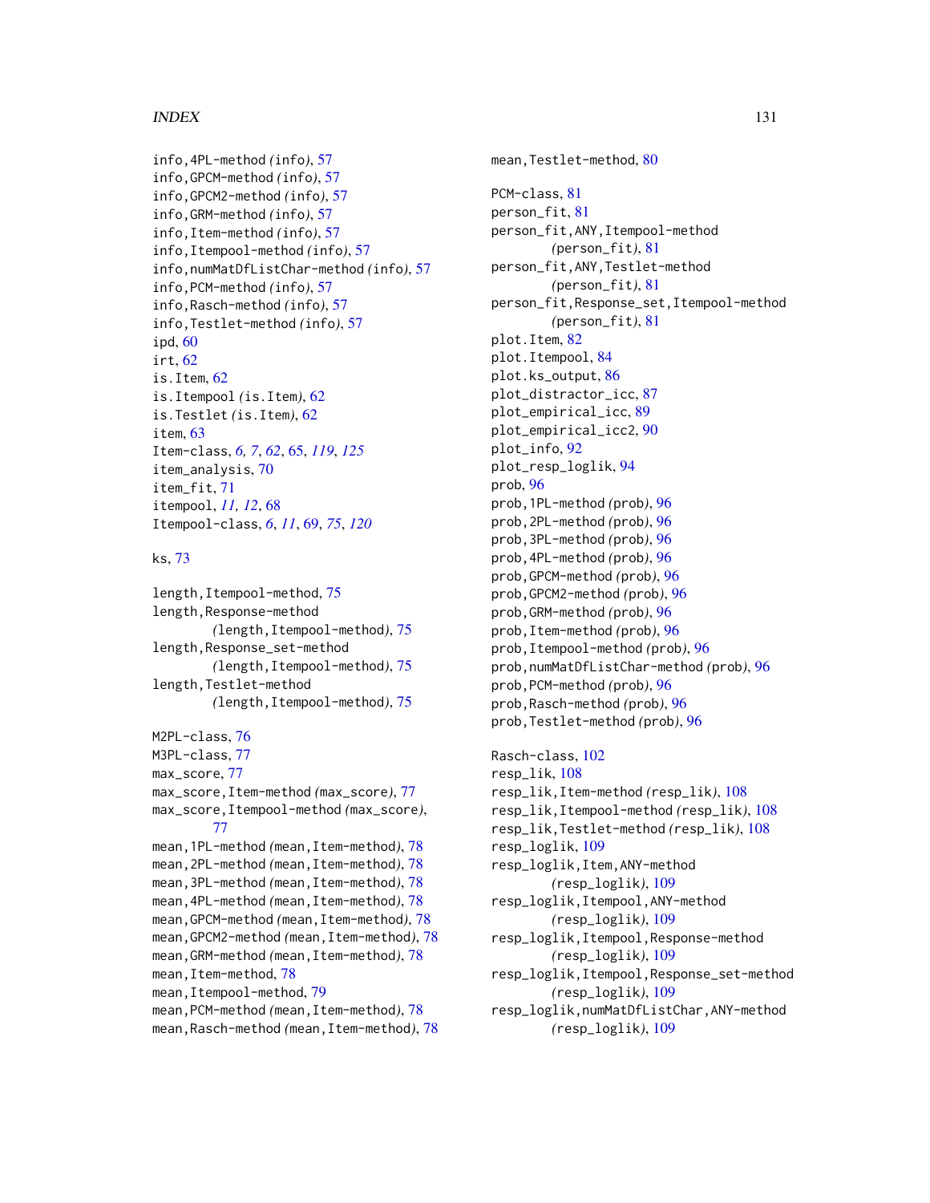info,4PL-method *(info)*, 57
info,GPCM-method *(info)*, 57
info,GPCM2-method *(info)*, 57
info,GRM-method *(info)*, 57
info,Item-method *(info)*, 57
info,Itempool-method *(info)*, 57
info,numMatDfListChar-method *(info)*, 57
info,PCM-method *(info)*, 57
info,Rasch-method *(info)*, 57
info,Testlet-method *(info)*, 57
ipd, 60
irt, 62
is.Item, 62
is.Itempool *(is.Item)*, 62
is.Testlet *(is.Item)*, 62
item, 63
Item-class, *6, 7*, *62*, 65, *119*, *125*
item_analysis, 70
item_fit, 71
itempool, *11, 12*, 68
Itempool-class, *6*, *11*, 69, *75*, *120*

ks, 73

length,Itempool-method, 75
length,Response-method
    *(length,Itempool-method)*, 75
length,Response_set-method
    *(length,Itempool-method)*, 75
length,Testlet-method
    *(length,Itempool-method)*, 75

M2PL-class, 76
M3PL-class, 77
max_score, 77
max_score,Item-method *(max_score)*, 77
max_score,Itempool-method *(max_score)*,
    77
mean,1PL-method *(mean,Item-method)*, 78
mean,2PL-method *(mean,Item-method)*, 78
mean,3PL-method *(mean,Item-method)*, 78
mean,4PL-method *(mean,Item-method)*, 78
mean,GPCM-method *(mean,Item-method)*, 78
mean,GPCM2-method *(mean,Item-method)*, 78
mean,GRM-method *(mean,Item-method)*, 78
mean,Item-method, 78
mean,Itempool-method, 79
mean,PCM-method *(mean,Item-method)*, 78
mean,Rasch-method *(mean,Item-method)*, 78
mean,Testlet-method, 80

PCM-class, 81
person_fit, 81
person_fit,ANY,Itempool-method
    *(person_fit)*, 81
person_fit,ANY,Testlet-method
    *(person_fit)*, 81
person_fit,Response_set,Itempool-method
    *(person_fit)*, 81
plot.Item, 82
plot.Itempool, 84
plot.ks_output, 86
plot_distractor_icc, 87
plot_empirical_icc, 89
plot_empirical_icc2, 90
plot_info, 92
plot_resp_loglik, 94
prob, 96
prob,1PL-method *(prob)*, 96
prob,2PL-method *(prob)*, 96
prob,3PL-method *(prob)*, 96
prob,4PL-method *(prob)*, 96
prob,GPCM-method *(prob)*, 96
prob,GPCM2-method *(prob)*, 96
prob,GRM-method *(prob)*, 96
prob,Item-method *(prob)*, 96
prob,Itempool-method *(prob)*, 96
prob,numMatDfListChar-method *(prob)*, 96
prob,PCM-method *(prob)*, 96
prob,Rasch-method *(prob)*, 96
prob,Testlet-method *(prob)*, 96

Rasch-class, 102
resp_lik, 108
resp_lik,Item-method *(resp_lik)*, 108
resp_lik,Itempool-method *(resp_lik)*, 108
resp_lik,Testlet-method *(resp_lik)*, 108
resp_loglik, 109
resp_loglik,Item,ANY-method
    *(resp_loglik)*, 109
resp_loglik,Itempool,ANY-method
    *(resp_loglik)*, 109
resp_loglik,Itempool,Response-method
    *(resp_loglik)*, 109
resp_loglik,Itempool,Response_set-method
    *(resp_loglik)*, 109
resp_loglik,numMatDfListChar,ANY-method
    *(resp_loglik)*, 109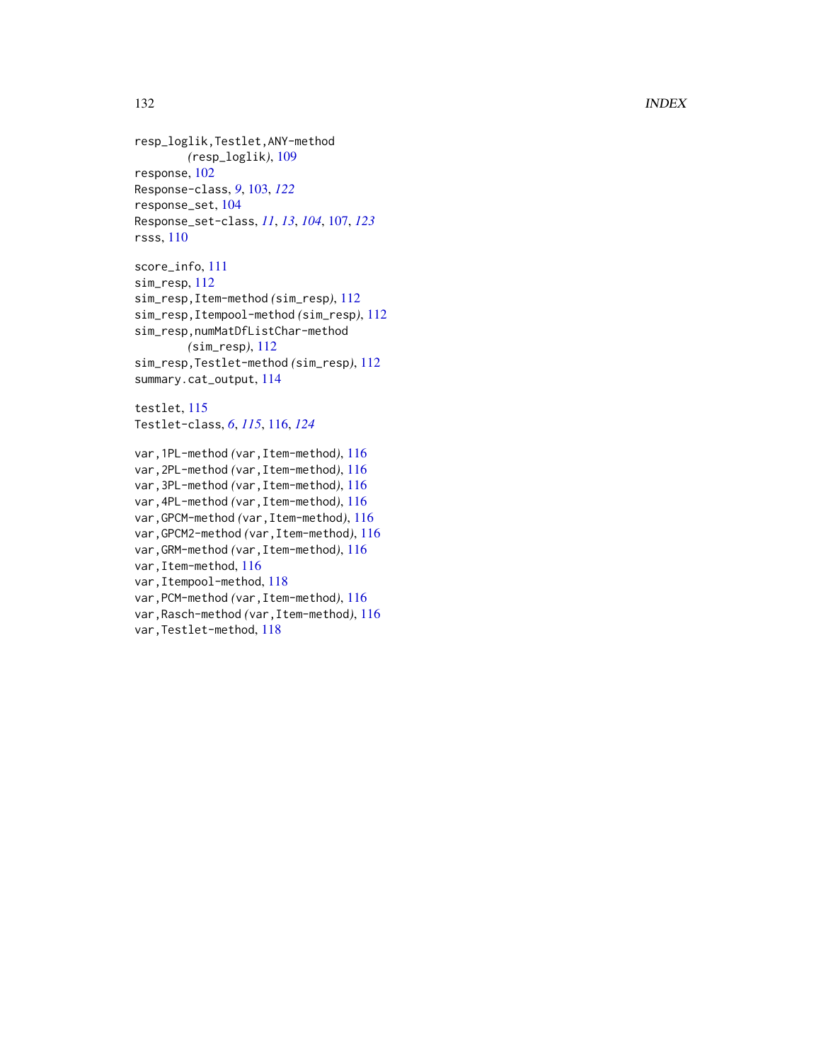resp_loglik,Testlet,ANY-method
        (resp_loglik), 109
response, 102
Response-class, *9*, 103, *122*
response_set, 104
Response_set-class, *11*, *13*, *104*, 107, *123*
rsss, 110

score_info, 111
sim_resp, 112
sim_resp,Item-method (sim_resp), 112
sim_resp,Itempool-method (sim_resp), 112
sim_resp,numMatDfListChar-method
        (sim_resp), 112
sim_resp,Testlet-method (sim_resp), 112
summary.cat_output, 114

testlet, 115
Testlet-class, *6*, *115*, 116, *124*

var,1PL-method (var,Item-method), 116
var,2PL-method (var,Item-method), 116
var,3PL-method (var,Item-method), 116
var,4PL-method (var,Item-method), 116
var,GPCM-method (var,Item-method), 116
var,GPCM2-method (var,Item-method), 116
var,GRM-method (var,Item-method), 116
var,Item-method, 116
var,Itempool-method, 118
var,PCM-method (var,Item-method), 116
var,Rasch-method (var,Item-method), 116
var,Testlet-method, 118